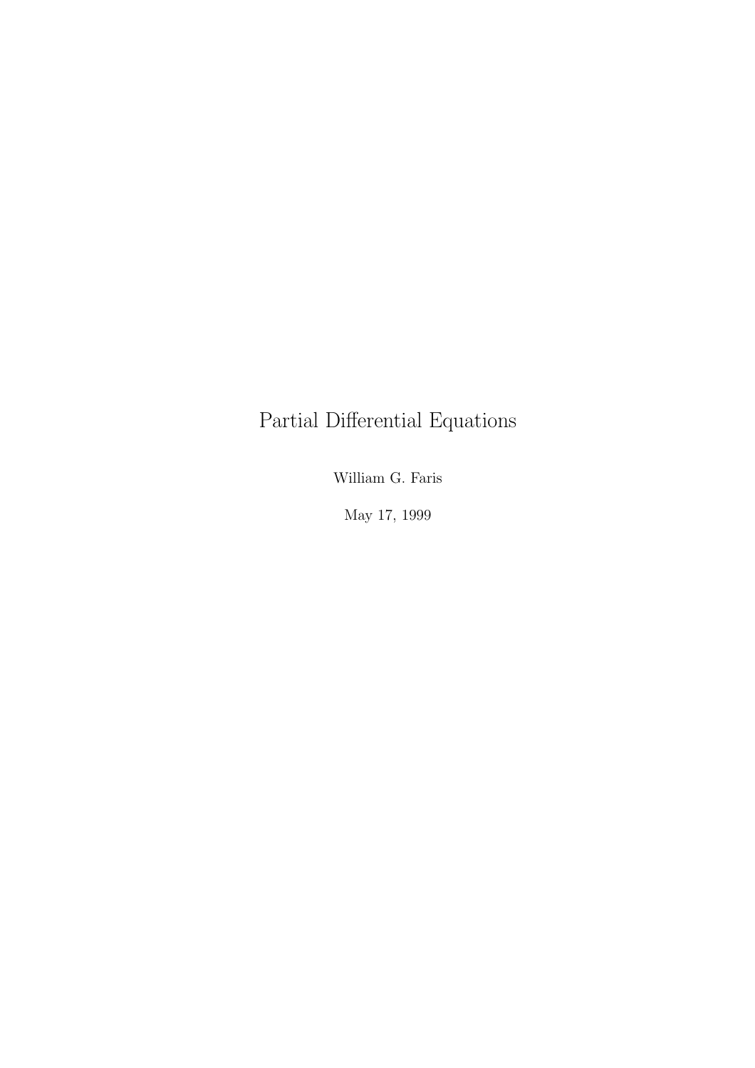# Partial Differential Equations

William G. Faris

May 17, 1999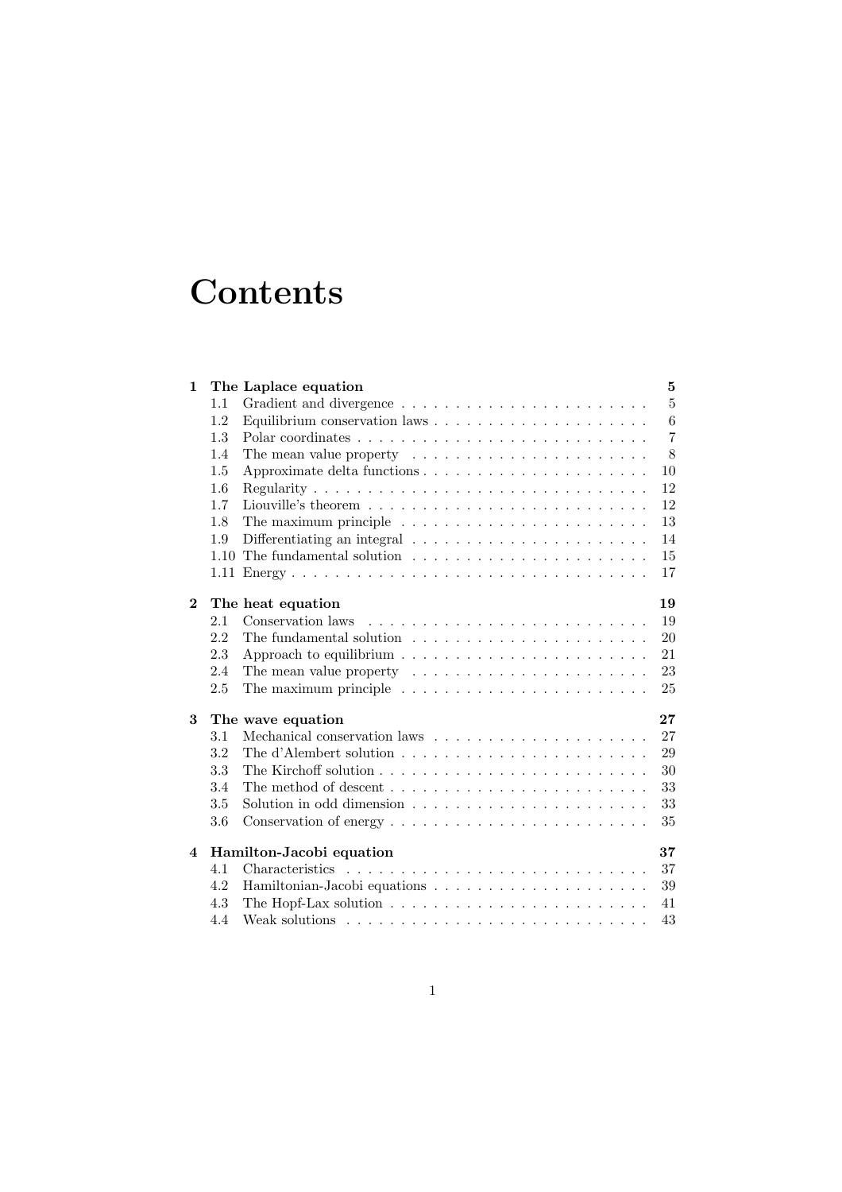# Contents

**1 The Laplace equation** **5**

- 1.1 Gradient and divergence . . . . . . . . . . . . . . . . . . . . . . . . 5
- 1.2 Equilibrium conservation laws . . . . . . . . . . . . . . . . . . . . . 6
- 1.3 Polar coordinates . . . . . . . . . . . . . . . . . . . . . . . . . . . 7
- 1.4 The mean value property . . . . . . . . . . . . . . . . . . . . . . . 8
- 1.5 Approximate delta functions . . . . . . . . . . . . . . . . . . . . . 10
- 1.6 Regularity . . . . . . . . . . . . . . . . . . . . . . . . . . . . . . . 12
- 1.7 Liouville's theorem . . . . . . . . . . . . . . . . . . . . . . . . . . 12
- 1.8 The maximum principle . . . . . . . . . . . . . . . . . . . . . . . . 13
- 1.9 Differentiating an integral . . . . . . . . . . . . . . . . . . . . . . 14
- 1.10 The fundamental solution . . . . . . . . . . . . . . . . . . . . . . 15
- 1.11 Energy . . . . . . . . . . . . . . . . . . . . . . . . . . . . . . . . . 17

**2 The heat equation** **19**

- 2.1 Conservation laws . . . . . . . . . . . . . . . . . . . . . . . . . . 19
- 2.2 The fundamental solution . . . . . . . . . . . . . . . . . . . . . . . 20
- 2.3 Approach to equilibrium . . . . . . . . . . . . . . . . . . . . . . . . 21
- 2.4 The mean value property . . . . . . . . . . . . . . . . . . . . . . . 23
- 2.5 The maximum principle . . . . . . . . . . . . . . . . . . . . . . . . 25

**3 The wave equation** **27**

- 3.1 Mechanical conservation laws . . . . . . . . . . . . . . . . . . . . . 27
- 3.2 The d'Alembert solution . . . . . . . . . . . . . . . . . . . . . . . . 29
- 3.3 The Kirchoff solution . . . . . . . . . . . . . . . . . . . . . . . . . 30
- 3.4 The method of descent . . . . . . . . . . . . . . . . . . . . . . . . 33
- 3.5 Solution in odd dimension . . . . . . . . . . . . . . . . . . . . . . . 33
- 3.6 Conservation of energy . . . . . . . . . . . . . . . . . . . . . . . . . 35

**4 Hamilton-Jacobi equation** **37**

- 4.1 Characteristics . . . . . . . . . . . . . . . . . . . . . . . . . . . . 37
- 4.2 Hamiltonian-Jacobi equations . . . . . . . . . . . . . . . . . . . . . 39
- 4.3 The Hopf-Lax solution . . . . . . . . . . . . . . . . . . . . . . . . . 41
- 4.4 Weak solutions . . . . . . . . . . . . . . . . . . . . . . . . . . . . 43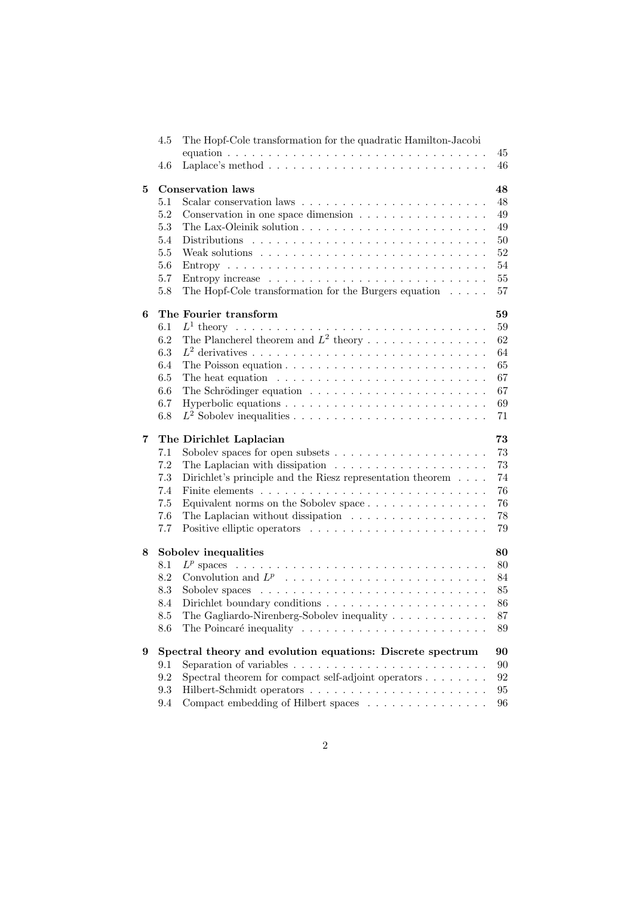- 4.5 The Hopf-Cole transformation for the quadratic Hamilton-Jacobi equation . . . . . 45
- 4.6 Laplace's method . . . . . 46

**5 Conservation laws** **48**
- 5.1 Scalar conservation laws . . . . . 48
- 5.2 Conservation in one space dimension . . . . . 49
- 5.3 The Lax-Oleinik solution . . . . . 49
- 5.4 Distributions . . . . . 50
- 5.5 Weak solutions . . . . . 52
- 5.6 Entropy . . . . . 54
- 5.7 Entropy increase . . . . . 55
- 5.8 The Hopf-Cole transformation for the Burgers equation . . . . . 57

**6 The Fourier transform** **59**
- 6.1 $L^1$ theory . . . . . 59
- 6.2 The Plancherel theorem and $L^2$ theory . . . . . 62
- 6.3 $L^2$ derivatives . . . . . 64
- 6.4 The Poisson equation . . . . . 65
- 6.5 The heat equation . . . . . 67
- 6.6 The Schrödinger equation . . . . . 67
- 6.7 Hyperbolic equations . . . . . 69
- 6.8 $L^2$ Sobolev inequalities . . . . . 71

**7 The Dirichlet Laplacian** **73**
- 7.1 Sobolev spaces for open subsets . . . . . 73
- 7.2 The Laplacian with dissipation . . . . . 73
- 7.3 Dirichlet's principle and the Riesz representation theorem . . . . . 74
- 7.4 Finite elements . . . . . 76
- 7.5 Equivalent norms on the Sobolev space . . . . . 76
- 7.6 The Laplacian without dissipation . . . . . 78
- 7.7 Positive elliptic operators . . . . . 79

**8 Sobolev inequalities** **80**
- 8.1 $L^p$ spaces . . . . . 80
- 8.2 Convolution and $L^p$ . . . . . 84
- 8.3 Sobolev spaces . . . . . 85
- 8.4 Dirichlet boundary conditions . . . . . 86
- 8.5 The Gagliardo-Nirenberg-Sobolev inequality . . . . . 87
- 8.6 The Poincaré inequality . . . . . 89

**9 Spectral theory and evolution equations: Discrete spectrum** **90**
- 9.1 Separation of variables . . . . . 90
- 9.2 Spectral theorem for compact self-adjoint operators . . . . . 92
- 9.3 Hilbert-Schmidt operators . . . . . 95
- 9.4 Compact embedding of Hilbert spaces . . . . . 96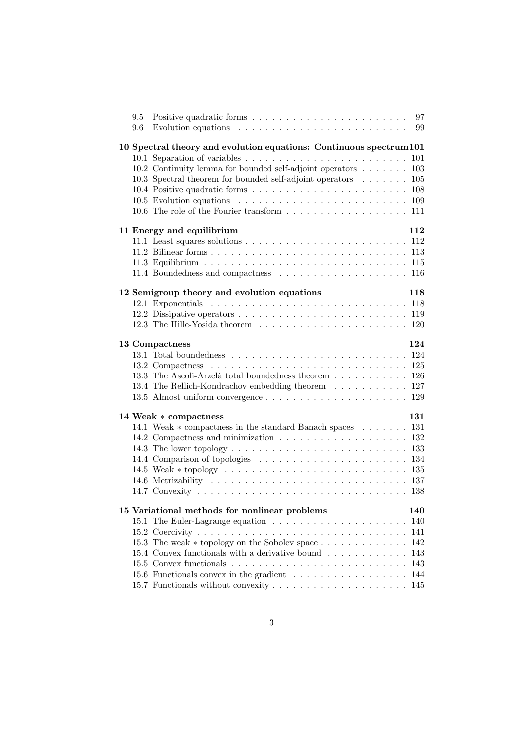- 9.5 Positive quadratic forms . . . . . . . . . . . . . . . . . . . . . . . 97
- 9.6 Evolution equations . . . . . . . . . . . . . . . . . . . . . . . . 99

**10 Spectral theory and evolution equations: Continuous spectrum 101**

- 10.1 Separation of variables . . . . . . . . . . . . . . . . . . . . . . . 101
- 10.2 Continuity lemma for bounded self-adjoint operators . . . . . . . 103
- 10.3 Spectral theorem for bounded self-adjoint operators . . . . . . . 105
- 10.4 Positive quadratic forms . . . . . . . . . . . . . . . . . . . . . . 108
- 10.5 Evolution equations . . . . . . . . . . . . . . . . . . . . . . . . 109
- 10.6 The role of the Fourier transform . . . . . . . . . . . . . . . . . 111

**11 Energy and equilibrium 112**

- 11.1 Least squares solutions . . . . . . . . . . . . . . . . . . . . . . . 112
- 11.2 Bilinear forms . . . . . . . . . . . . . . . . . . . . . . . . . . . . 113
- 11.3 Equilibrium . . . . . . . . . . . . . . . . . . . . . . . . . . . . . 115
- 11.4 Boundedness and compactness . . . . . . . . . . . . . . . . . . . 116

**12 Semigroup theory and evolution equations 118**

- 12.1 Exponentials . . . . . . . . . . . . . . . . . . . . . . . . . . . . 118
- 12.2 Dissipative operators . . . . . . . . . . . . . . . . . . . . . . . . 119
- 12.3 The Hille-Yosida theorem . . . . . . . . . . . . . . . . . . . . . 120

**13 Compactness 124**

- 13.1 Total boundedness . . . . . . . . . . . . . . . . . . . . . . . . . 124
- 13.2 Compactness . . . . . . . . . . . . . . . . . . . . . . . . . . . . 125
- 13.3 The Ascoli-Arzelà total boundedness theorem . . . . . . . . . . 126
- 13.4 The Rellich-Kondrachov embedding theorem . . . . . . . . . . . 127
- 13.5 Almost uniform convergence . . . . . . . . . . . . . . . . . . . . 129

**14 Weak $*$ compactness 131**

- 14.1 Weak $*$ compactness in the standard Banach spaces . . . . . . . 131
- 14.2 Compactness and minimization . . . . . . . . . . . . . . . . . . 132
- 14.3 The lower topology . . . . . . . . . . . . . . . . . . . . . . . . . 133
- 14.4 Comparison of topologies . . . . . . . . . . . . . . . . . . . . . 134
- 14.5 Weak $*$ topology . . . . . . . . . . . . . . . . . . . . . . . . . . 135
- 14.6 Metrizability . . . . . . . . . . . . . . . . . . . . . . . . . . . . 137
- 14.7 Convexity . . . . . . . . . . . . . . . . . . . . . . . . . . . . . . 138

**15 Variational methods for nonlinear problems 140**

- 15.1 The Euler-Lagrange equation . . . . . . . . . . . . . . . . . . . 140
- 15.2 Coercivity . . . . . . . . . . . . . . . . . . . . . . . . . . . . . . 141
- 15.3 The weak $*$ topology on the Sobolev space . . . . . . . . . . . . 142
- 15.4 Convex functionals with a derivative bound . . . . . . . . . . . . 143
- 15.5 Convex functionals . . . . . . . . . . . . . . . . . . . . . . . . . 143
- 15.6 Functionals convex in the gradient . . . . . . . . . . . . . . . . . 144
- 15.7 Functionals without convexity . . . . . . . . . . . . . . . . . . . 145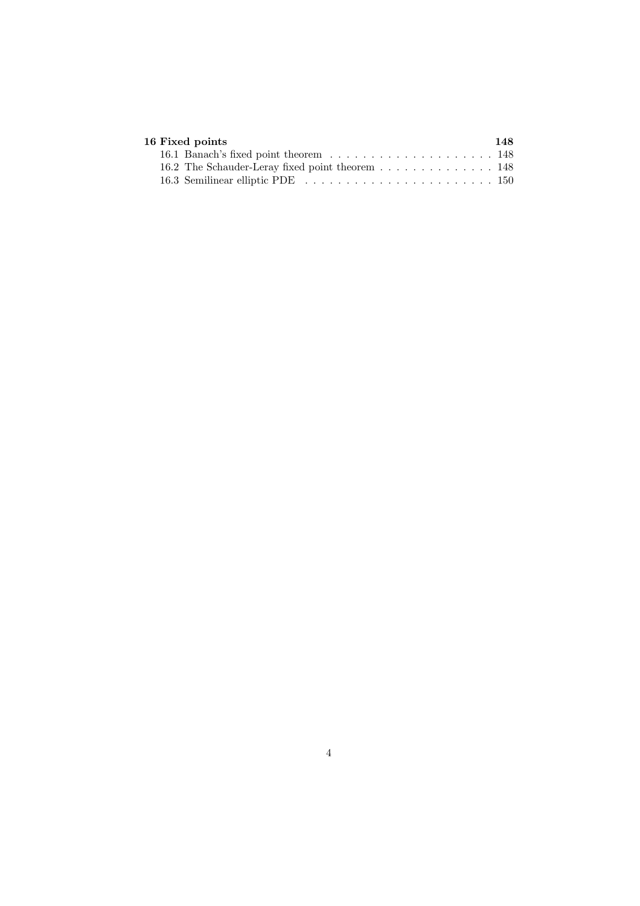**16 Fixed points** **148**

- 16.1 Banach's fixed point theorem . . . . . . . . . . . . . . . . . . . . 148
- 16.2 The Schauder-Leray fixed point theorem . . . . . . . . . . . . . . 148
- 16.3 Semilinear elliptic PDE . . . . . . . . . . . . . . . . . . . . . . . . 150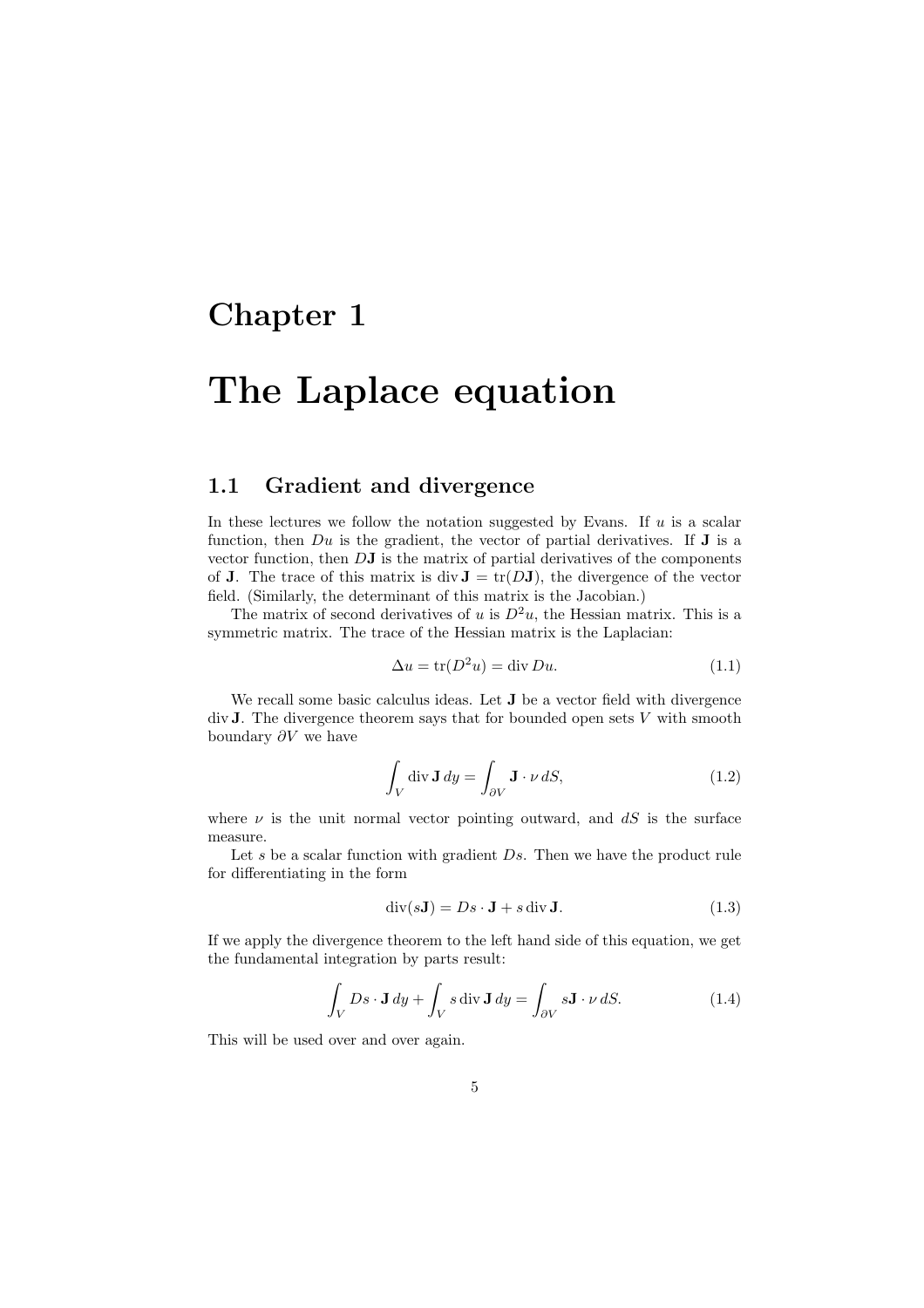# Chapter 1

# The Laplace equation

## 1.1 Gradient and divergence

In these lectures we follow the notation suggested by Evans. If $u$ is a scalar function, then $Du$ is the gradient, the vector of partial derivatives. If $\mathbf{J}$ is a vector function, then $D\mathbf{J}$ is the matrix of partial derivatives of the components of $\mathbf{J}$. The trace of this matrix is $\operatorname{div}\mathbf{J} = \operatorname{tr}(D\mathbf{J})$, the divergence of the vector field. (Similarly, the determinant of this matrix is the Jacobian.)

The matrix of second derivatives of $u$ is $D^2u$, the Hessian matrix. This is a symmetric matrix. The trace of the Hessian matrix is the Laplacian:

$$\Delta u = \operatorname{tr}(D^2 u) = \operatorname{div} Du. \tag{1.1}$$

We recall some basic calculus ideas. Let $\mathbf{J}$ be a vector field with divergence $\operatorname{div}\mathbf{J}$. The divergence theorem says that for bounded open sets $V$ with smooth boundary $\partial V$ we have

$$\int_V \operatorname{div}\mathbf{J}\, dy = \int_{\partial V} \mathbf{J}\cdot\nu\, dS, \tag{1.2}$$

where $\nu$ is the unit normal vector pointing outward, and $dS$ is the surface measure.

Let $s$ be a scalar function with gradient $Ds$. Then we have the product rule for differentiating in the form

$$\operatorname{div}(s\mathbf{J}) = Ds\cdot\mathbf{J} + s\operatorname{div}\mathbf{J}. \tag{1.3}$$

If we apply the divergence theorem to the left hand side of this equation, we get the fundamental integration by parts result:

$$\int_V Ds\cdot\mathbf{J}\, dy + \int_V s\operatorname{div}\mathbf{J}\, dy = \int_{\partial V} s\mathbf{J}\cdot\nu\, dS. \tag{1.4}$$

This will be used over and over again.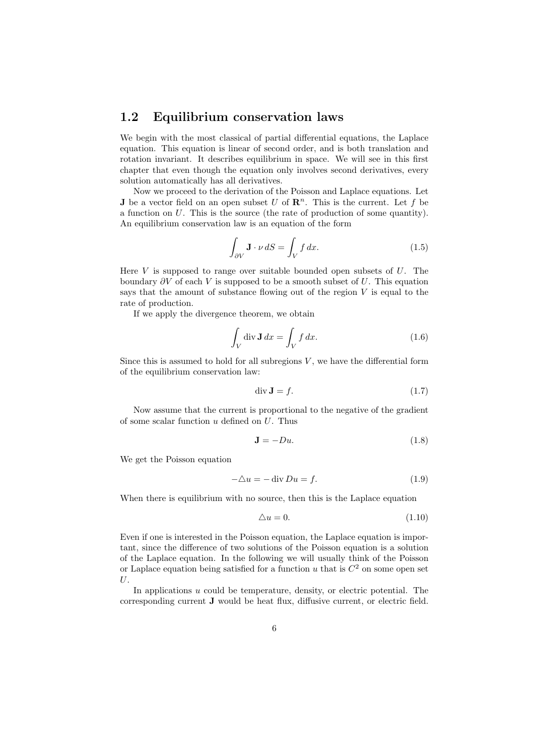## 1.2 Equilibrium conservation laws

We begin with the most classical of partial differential equations, the Laplace equation. This equation is linear of second order, and is both translation and rotation invariant. It describes equilibrium in space. We will see in this first chapter that even though the equation only involves second derivatives, every solution automatically has all derivatives.

Now we proceed to the derivation of the Poisson and Laplace equations. Let $\mathbf{J}$ be a vector field on an open subset $U$ of $\mathbf{R}^n$. This is the current. Let $f$ be a function on $U$. This is the source (the rate of production of some quantity). An equilibrium conservation law is an equation of the form

$$\int_{\partial V} \mathbf{J} \cdot \nu \, dS = \int_V f \, dx. \tag{1.5}$$

Here $V$ is supposed to range over suitable bounded open subsets of $U$. The boundary $\partial V$ of each $V$ is supposed to be a smooth subset of $U$. This equation says that the amount of substance flowing out of the region $V$ is equal to the rate of production.

If we apply the divergence theorem, we obtain

$$\int_V \operatorname{div} \mathbf{J} \, dx = \int_V f \, dx. \tag{1.6}$$

Since this is assumed to hold for all subregions $V$, we have the differential form of the equilibrium conservation law:

$$\operatorname{div} \mathbf{J} = f. \tag{1.7}$$

Now assume that the current is proportional to the negative of the gradient of some scalar function $u$ defined on $U$. Thus

$$\mathbf{J} = -Du. \tag{1.8}$$

We get the Poisson equation

$$-\triangle u = -\operatorname{div} Du = f. \tag{1.9}$$

When there is equilibrium with no source, then this is the Laplace equation

$$\triangle u = 0. \tag{1.10}$$

Even if one is interested in the Poisson equation, the Laplace equation is important, since the difference of two solutions of the Poisson equation is a solution of the Laplace equation. In the following we will usually think of the Poisson or Laplace equation being satisfied for a function $u$ that is $C^2$ on some open set $U$.

In applications $u$ could be temperature, density, or electric potential. The corresponding current $\mathbf{J}$ would be heat flux, diffusive current, or electric field.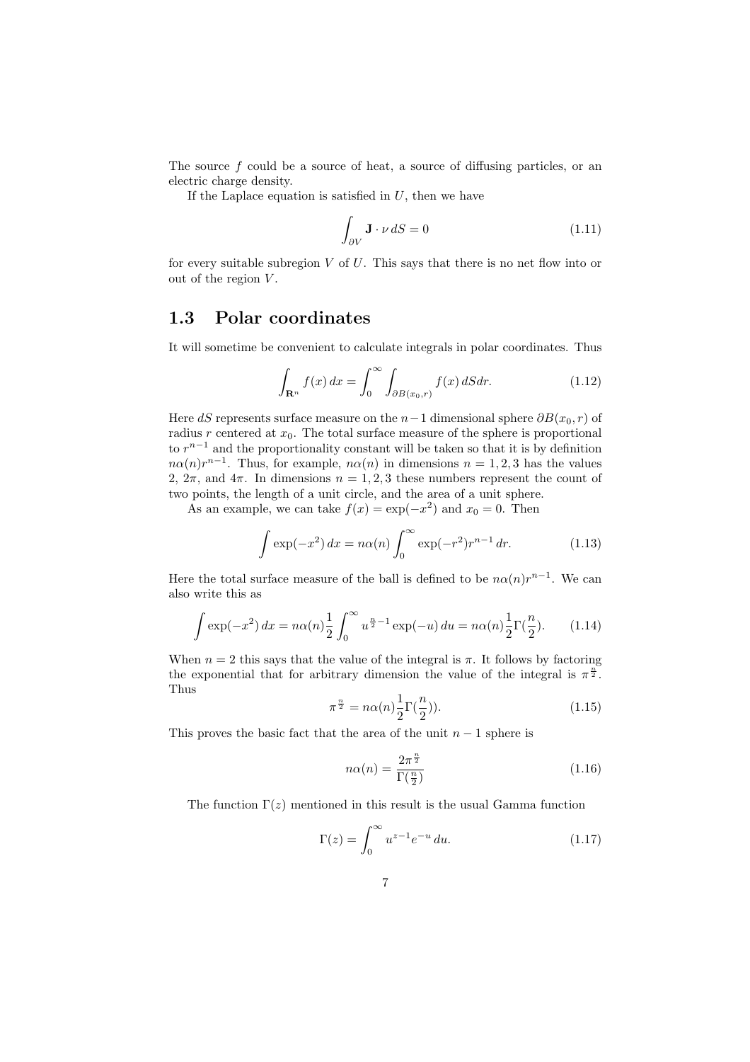The source $f$ could be a source of heat, a source of diffusing particles, or an electric charge density.

If the Laplace equation is satisfied in $U$, then we have

$$\int_{\partial V} \mathbf{J} \cdot \nu \, dS = 0 \tag{1.11}$$

for every suitable subregion $V$ of $U$. This says that there is no net flow into or out of the region $V$.

## 1.3 Polar coordinates

It will sometime be convenient to calculate integrals in polar coordinates. Thus

$$\int_{\mathbf{R}^n} f(x) \, dx = \int_0^\infty \int_{\partial B(x_0, r)} f(x) \, dS dr. \tag{1.12}$$

Here $dS$ represents surface measure on the $n-1$ dimensional sphere $\partial B(x_0, r)$ of radius $r$ centered at $x_0$. The total surface measure of the sphere is proportional to $r^{n-1}$ and the proportionality constant will be taken so that it is by definition $n\alpha(n)r^{n-1}$. Thus, for example, $n\alpha(n)$ in dimensions $n = 1, 2, 3$ has the values $2$, $2\pi$, and $4\pi$. In dimensions $n = 1, 2, 3$ these numbers represent the count of two points, the length of a unit circle, and the area of a unit sphere.

As an example, we can take $f(x) = \exp(-x^2)$ and $x_0 = 0$. Then

$$\int \exp(-x^2) \, dx = n\alpha(n) \int_0^\infty \exp(-r^2) r^{n-1} \, dr. \tag{1.13}$$

Here the total surface measure of the ball is defined to be $n\alpha(n)r^{n-1}$. We can also write this as

$$\int \exp(-x^2) \, dx = n\alpha(n) \frac{1}{2} \int_0^\infty u^{\frac{n}{2}-1} \exp(-u) \, du = n\alpha(n) \frac{1}{2} \Gamma(\frac{n}{2}). \tag{1.14}$$

When $n = 2$ this says that the value of the integral is $\pi$. It follows by factoring the exponential that for arbitrary dimension the value of the integral is $\pi^{\frac{n}{2}}$. Thus

$$\pi^{\frac{n}{2}} = n\alpha(n) \frac{1}{2} \Gamma(\frac{n}{2})). \tag{1.15}$$

This proves the basic fact that the area of the unit $n-1$ sphere is

$$n\alpha(n) = \frac{2\pi^{\frac{n}{2}}}{\Gamma(\frac{n}{2})} \tag{1.16}$$

The function $\Gamma(z)$ mentioned in this result is the usual Gamma function

$$\Gamma(z) = \int_0^\infty u^{z-1} e^{-u} \, du. \tag{1.17}$$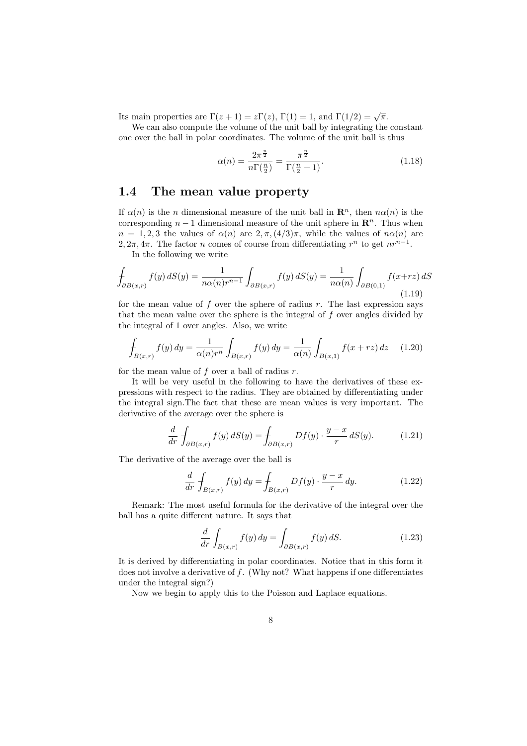Its main properties are $\Gamma(z+1) = z\Gamma(z)$, $\Gamma(1) = 1$, and $\Gamma(1/2) = \sqrt{\pi}$.

We can also compute the volume of the unit ball by integrating the constant one over the ball in polar coordinates. The volume of the unit ball is thus

$$\alpha(n) = \frac{2\pi^{\frac{n}{2}}}{n\Gamma(\frac{n}{2})} = \frac{\pi^{\frac{n}{2}}}{\Gamma(\frac{n}{2}+1)}. \tag{1.18}$$

## 1.4 The mean value property

If $\alpha(n)$ is the $n$ dimensional measure of the unit ball in $\mathbf{R}^n$, then $n\alpha(n)$ is the corresponding $n-1$ dimensional measure of the unit sphere in $\mathbf{R}^n$. Thus when $n = 1, 2, 3$ the values of $\alpha(n)$ are $2, \pi, (4/3)\pi$, while the values of $n\alpha(n)$ are $2, 2\pi, 4\pi$. The factor $n$ comes of course from differentiating $r^n$ to get $nr^{n-1}$.

In the following we write

$$⨍_{\partial B(x,r)} f(y)\, dS(y) = \frac{1}{n\alpha(n)r^{n-1}} \int_{\partial B(x,r)} f(y)\, dS(y) = \frac{1}{n\alpha(n)} \int_{\partial B(0,1)} f(x+rz)\, dS \tag{1.19}$$

for the mean value of $f$ over the sphere of radius $r$. The last expression says that the mean value over the sphere is the integral of $f$ over angles divided by the integral of 1 over angles. Also, we write

$$⨍_{B(x,r)} f(y)\, dy = \frac{1}{\alpha(n)r^n} \int_{B(x,r)} f(y)\, dy = \frac{1}{\alpha(n)} \int_{B(x,1)} f(x+rz)\, dz \tag{1.20}$$

for the mean value of $f$ over a ball of radius $r$.

It will be very useful in the following to have the derivatives of these expressions with respect to the radius. They are obtained by differentiating under the integral sign.The fact that these are mean values is very important. The derivative of the average over the sphere is

$$\frac{d}{dr} ⨍_{\partial B(x,r)} f(y)\, dS(y) = ⨍_{\partial B(x,r)} Df(y) \cdot \frac{y-x}{r}\, dS(y). \tag{1.21}$$

The derivative of the average over the ball is

$$\frac{d}{dr} ⨍_{B(x,r)} f(y)\, dy = ⨍_{B(x,r)} Df(y) \cdot \frac{y-x}{r}\, dy. \tag{1.22}$$

Remark: The most useful formula for the derivative of the integral over the ball has a quite different nature. It says that

$$\frac{d}{dr} \int_{B(x,r)} f(y)\, dy = \int_{\partial B(x,r)} f(y)\, dS. \tag{1.23}$$

It is derived by differentiating in polar coordinates. Notice that in this form it does not involve a derivative of $f$. (Why not? What happens if one differentiates under the integral sign?)

Now we begin to apply this to the Poisson and Laplace equations.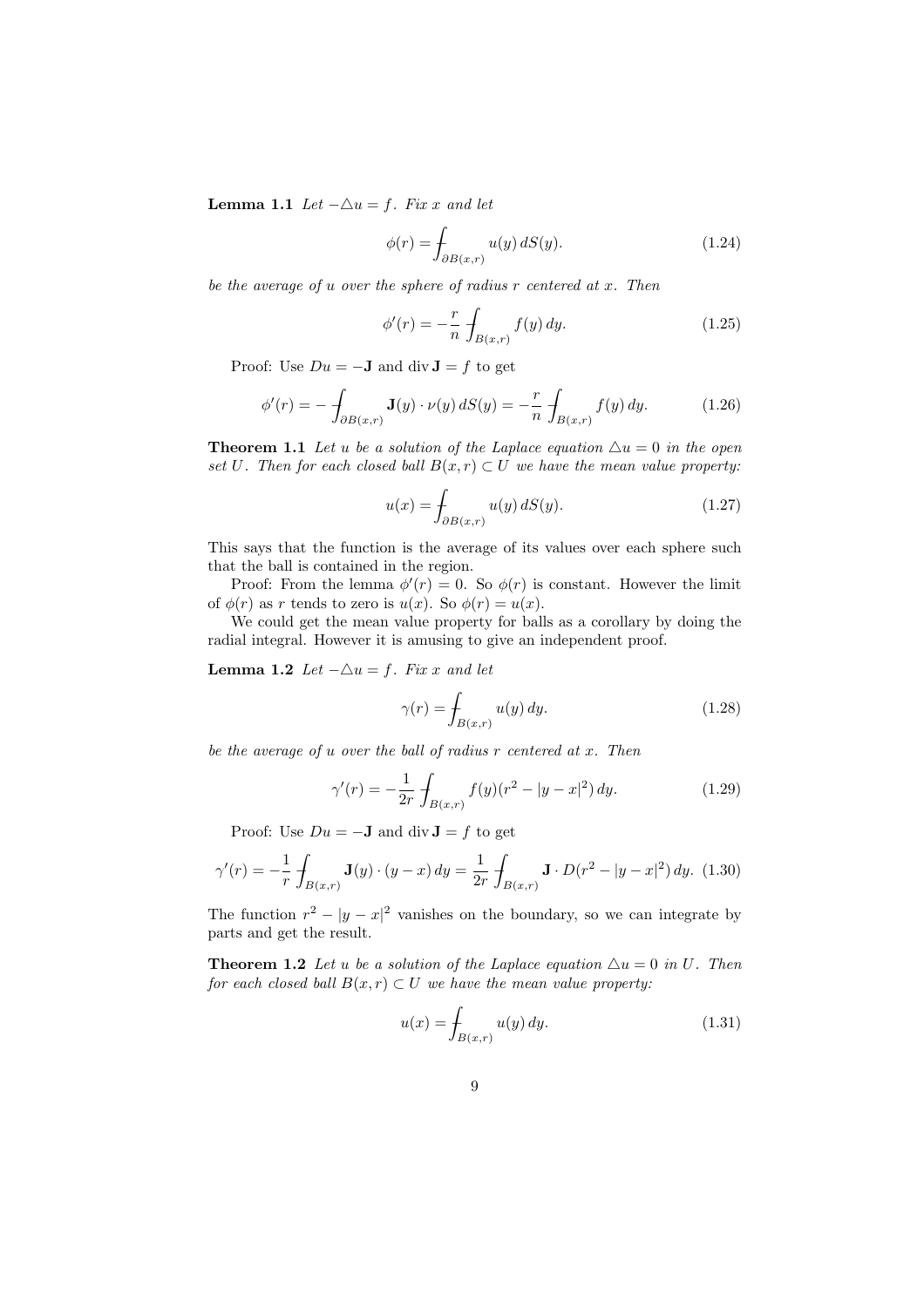**Lemma 1.1** *Let $-\triangle u = f$. Fix $x$ and let*

$$\phi(r) = \fint_{\partial B(x,r)} u(y)\, dS(y). \tag{1.24}$$

*be the average of $u$ over the sphere of radius $r$ centered at $x$. Then*

$$\phi'(r) = -\frac{r}{n} \fint_{B(x,r)} f(y)\, dy. \tag{1.25}$$

Proof: Use $Du = -\mathbf{J}$ and $\operatorname{div} \mathbf{J} = f$ to get

$$\phi'(r) = -\fint_{\partial B(x,r)} \mathbf{J}(y) \cdot \nu(y)\, dS(y) = -\frac{r}{n} \fint_{B(x,r)} f(y)\, dy. \tag{1.26}$$

**Theorem 1.1** *Let $u$ be a solution of the Laplace equation $\triangle u = 0$ in the open set $U$. Then for each closed ball $B(x,r) \subset U$ we have the mean value property:*

$$u(x) = \fint_{\partial B(x,r)} u(y)\, dS(y). \tag{1.27}$$

This says that the function is the average of its values over each sphere such that the ball is contained in the region.

Proof: From the lemma $\phi'(r) = 0$. So $\phi(r)$ is constant. However the limit of $\phi(r)$ as $r$ tends to zero is $u(x)$. So $\phi(r) = u(x)$.

We could get the mean value property for balls as a corollary by doing the radial integral. However it is amusing to give an independent proof.

**Lemma 1.2** *Let $-\triangle u = f$. Fix $x$ and let*

$$\gamma(r) = \fint_{B(x,r)} u(y)\, dy. \tag{1.28}$$

*be the average of $u$ over the ball of radius $r$ centered at $x$. Then*

$$\gamma'(r) = -\frac{1}{2r} \fint_{B(x,r)} f(y)(r^2 - |y-x|^2)\, dy. \tag{1.29}$$

Proof: Use $Du = -\mathbf{J}$ and $\operatorname{div} \mathbf{J} = f$ to get

$$\gamma'(r) = -\frac{1}{r} \fint_{B(x,r)} \mathbf{J}(y) \cdot (y-x)\, dy = \frac{1}{2r} \fint_{B(x,r)} \mathbf{J} \cdot D(r^2 - |y-x|^2)\, dy. \tag{1.30}$$

The function $r^2 - |y-x|^2$ vanishes on the boundary, so we can integrate by parts and get the result.

**Theorem 1.2** *Let $u$ be a solution of the Laplace equation $\triangle u = 0$ in $U$. Then for each closed ball $B(x,r) \subset U$ we have the mean value property:*

$$u(x) = \fint_{B(x,r)} u(y)\, dy. \tag{1.31}$$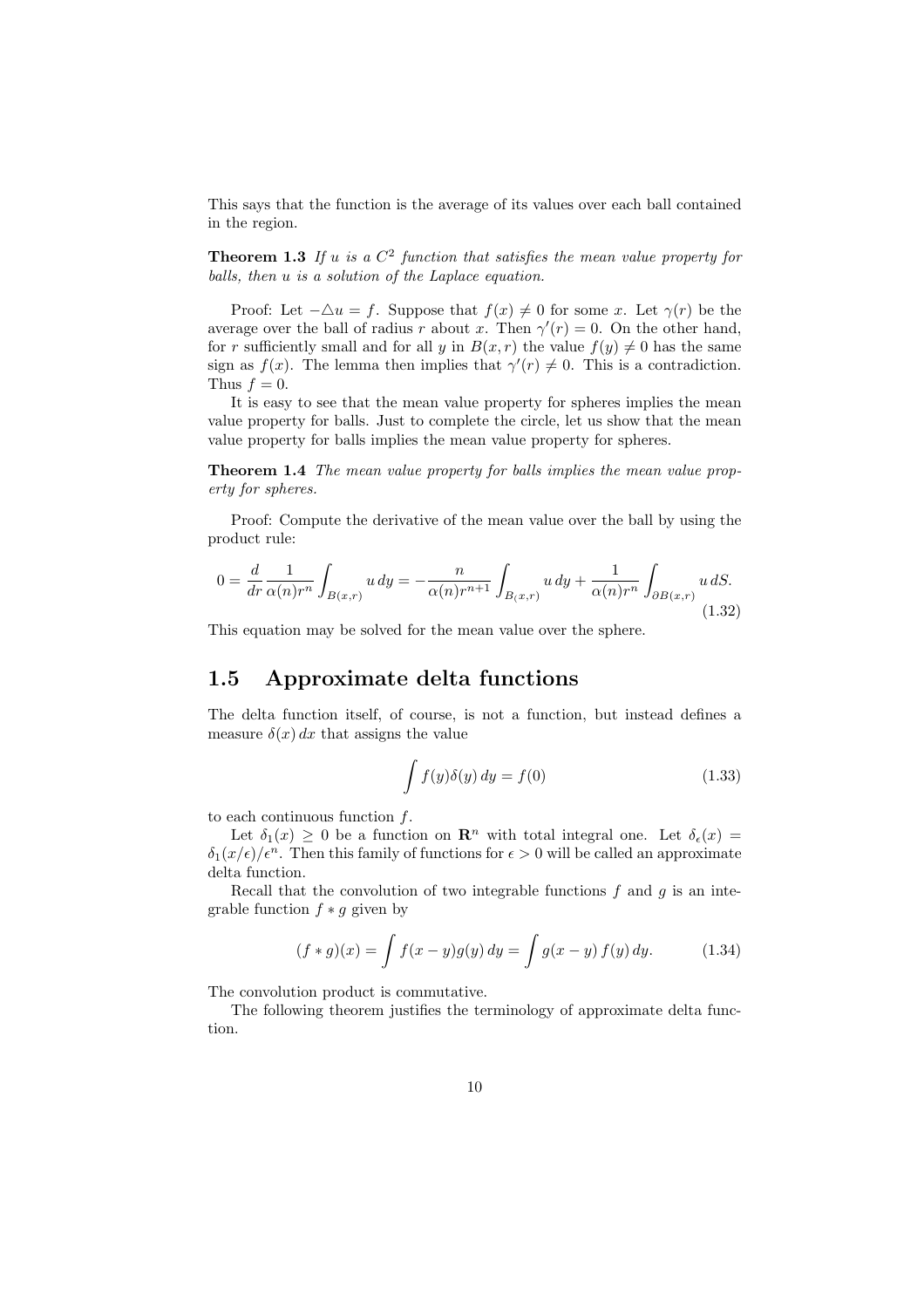This says that the function is the average of its values over each ball contained in the region.

**Theorem 1.3** *If $u$ is a $C^2$ function that satisfies the mean value property for balls, then $u$ is a solution of the Laplace equation.*

Proof: Let $-\triangle u = f$. Suppose that $f(x) \neq 0$ for some $x$. Let $\gamma(r)$ be the average over the ball of radius $r$ about $x$. Then $\gamma'(r) = 0$. On the other hand, for $r$ sufficiently small and for all $y$ in $B(x,r)$ the value $f(y) \neq 0$ has the same sign as $f(x)$. The lemma then implies that $\gamma'(r) \neq 0$. This is a contradiction. Thus $f = 0$.

It is easy to see that the mean value property for spheres implies the mean value property for balls. Just to complete the circle, let us show that the mean value property for balls implies the mean value property for spheres.

**Theorem 1.4** *The mean value property for balls implies the mean value property for spheres.*

Proof: Compute the derivative of the mean value over the ball by using the product rule:

$$0 = \frac{d}{dr}\frac{1}{\alpha(n)r^n}\int_{B(x,r)} u\,dy = -\frac{n}{\alpha(n)r^{n+1}}\int_{B(x,r)} u\,dy + \frac{1}{\alpha(n)r^n}\int_{\partial B(x,r)} u\,dS. \tag{1.32}$$

This equation may be solved for the mean value over the sphere.

## 1.5 Approximate delta functions

The delta function itself, of course, is not a function, but instead defines a measure $\delta(x)\,dx$ that assigns the value

$$\int f(y)\delta(y)\,dy = f(0) \tag{1.33}$$

to each continuous function $f$.

Let $\delta_1(x) \geq 0$ be a function on $\mathbf{R}^n$ with total integral one. Let $\delta_\epsilon(x) = \delta_1(x/\epsilon)/\epsilon^n$. Then this family of functions for $\epsilon > 0$ will be called an approximate delta function.

Recall that the convolution of two integrable functions $f$ and $g$ is an integrable function $f * g$ given by

$$(f * g)(x) = \int f(x-y)g(y)\,dy = \int g(x-y)\,f(y)\,dy. \tag{1.34}$$

The convolution product is commutative.

The following theorem justifies the terminology of approximate delta function.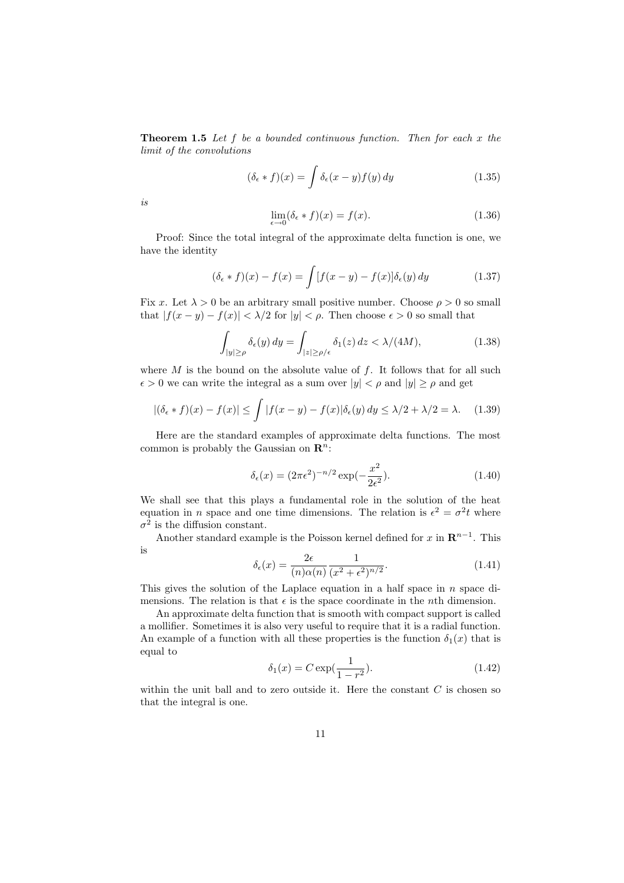**Theorem 1.5** *Let $f$ be a bounded continuous function. Then for each $x$ the limit of the convolutions*

$$(\delta_\epsilon * f)(x) = \int \delta_\epsilon(x-y) f(y)\, dy \tag{1.35}$$

*is*

$$\lim_{\epsilon \to 0} (\delta_\epsilon * f)(x) = f(x). \tag{1.36}$$

Proof: Since the total integral of the approximate delta function is one, we have the identity

$$(\delta_\epsilon * f)(x) - f(x) = \int [f(x-y) - f(x)] \delta_\epsilon(y)\, dy \tag{1.37}$$

Fix $x$. Let $\lambda > 0$ be an arbitrary small positive number. Choose $\rho > 0$ so small that $|f(x-y) - f(x)| < \lambda/2$ for $|y| < \rho$. Then choose $\epsilon > 0$ so small that

$$\int_{|y| \geq \rho} \delta_\epsilon(y)\, dy = \int_{|z| \geq \rho/\epsilon} \delta_1(z)\, dz < \lambda/(4M), \tag{1.38}$$

where $M$ is the bound on the absolute value of $f$. It follows that for all such $\epsilon > 0$ we can write the integral as a sum over $|y| < \rho$ and $|y| \geq \rho$ and get

$$|(\delta_\epsilon * f)(x) - f(x)| \leq \int |f(x-y) - f(x)| \delta_\epsilon(y)\, dy \leq \lambda/2 + \lambda/2 = \lambda. \tag{1.39}$$

Here are the standard examples of approximate delta functions. The most common is probably the Gaussian on $\mathbf{R}^n$:

$$\delta_\epsilon(x) = (2\pi\epsilon^2)^{-n/2} \exp(-\frac{x^2}{2\epsilon^2}). \tag{1.40}$$

We shall see that this plays a fundamental role in the solution of the heat equation in $n$ space and one time dimensions. The relation is $\epsilon^2 = \sigma^2 t$ where $\sigma^2$ is the diffusion constant.

Another standard example is the Poisson kernel defined for $x$ in $\mathbf{R}^{n-1}$. This is

$$\delta_\epsilon(x) = \frac{2\epsilon}{(n)\alpha(n)} \frac{1}{(x^2 + \epsilon^2)^{n/2}}. \tag{1.41}$$

This gives the solution of the Laplace equation in a half space in $n$ space dimensions. The relation is that $\epsilon$ is the space coordinate in the $n$th dimension.

An approximate delta function that is smooth with compact support is called a mollifier. Sometimes it is also very useful to require that it is a radial function. An example of a function with all these properties is the function $\delta_1(x)$ that is equal to

$$\delta_1(x) = C \exp(\frac{1}{1 - r^2}). \tag{1.42}$$

within the unit ball and to zero outside it. Here the constant $C$ is chosen so that the integral is one.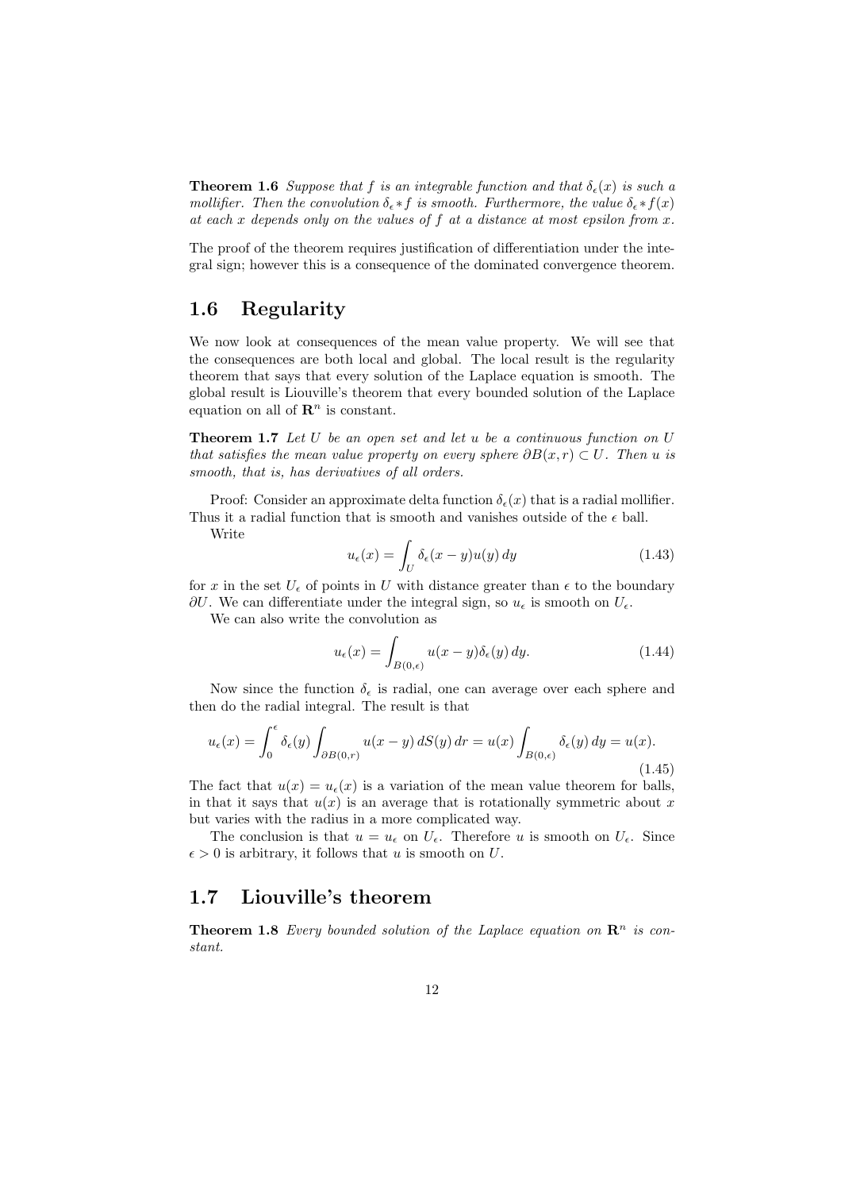**Theorem 1.6** *Suppose that $f$ is an integrable function and that $\delta_\epsilon(x)$ is such a mollifier. Then the convolution $\delta_\epsilon * f$ is smooth. Furthermore, the value $\delta_\epsilon * f(x)$ at each $x$ depends only on the values of $f$ at a distance at most epsilon from $x$.*

The proof of the theorem requires justification of differentiation under the integral sign; however this is a consequence of the dominated convergence theorem.

## 1.6 Regularity

We now look at consequences of the mean value property. We will see that the consequences are both local and global. The local result is the regularity theorem that says that every solution of the Laplace equation is smooth. The global result is Liouville's theorem that every bounded solution of the Laplace equation on all of $\mathbf{R}^n$ is constant.

**Theorem 1.7** *Let $U$ be an open set and let $u$ be a continuous function on $U$ that satisfies the mean value property on every sphere $\partial B(x, r) \subset U$. Then $u$ is smooth, that is, has derivatives of all orders.*

Proof: Consider an approximate delta function $\delta_\epsilon(x)$ that is a radial mollifier. Thus it a radial function that is smooth and vanishes outside of the $\epsilon$ ball.

Write

$$u_\epsilon(x) = \int_U \delta_\epsilon(x - y)u(y)\, dy \tag{1.43}$$

for $x$ in the set $U_\epsilon$ of points in $U$ with distance greater than $\epsilon$ to the boundary $\partial U$. We can differentiate under the integral sign, so $u_\epsilon$ is smooth on $U_\epsilon$.

We can also write the convolution as

$$u_\epsilon(x) = \int_{B(0,\epsilon)} u(x - y)\delta_\epsilon(y)\, dy. \tag{1.44}$$

Now since the function $\delta_\epsilon$ is radial, one can average over each sphere and then do the radial integral. The result is that

$$u_\epsilon(x) = \int_0^\epsilon \delta_\epsilon(y) \int_{\partial B(0,r)} u(x - y)\, dS(y)\, dr = u(x) \int_{B(0,\epsilon)} \delta_\epsilon(y)\, dy = u(x). \tag{1.45}$$

The fact that $u(x) = u_\epsilon(x)$ is a variation of the mean value theorem for balls, in that it says that $u(x)$ is an average that is rotationally symmetric about $x$ but varies with the radius in a more complicated way.

The conclusion is that $u = u_\epsilon$ on $U_\epsilon$. Therefore $u$ is smooth on $U_\epsilon$. Since $\epsilon > 0$ is arbitrary, it follows that $u$ is smooth on $U$.

## 1.7 Liouville's theorem

**Theorem 1.8** *Every bounded solution of the Laplace equation on $\mathbf{R}^n$ is constant.*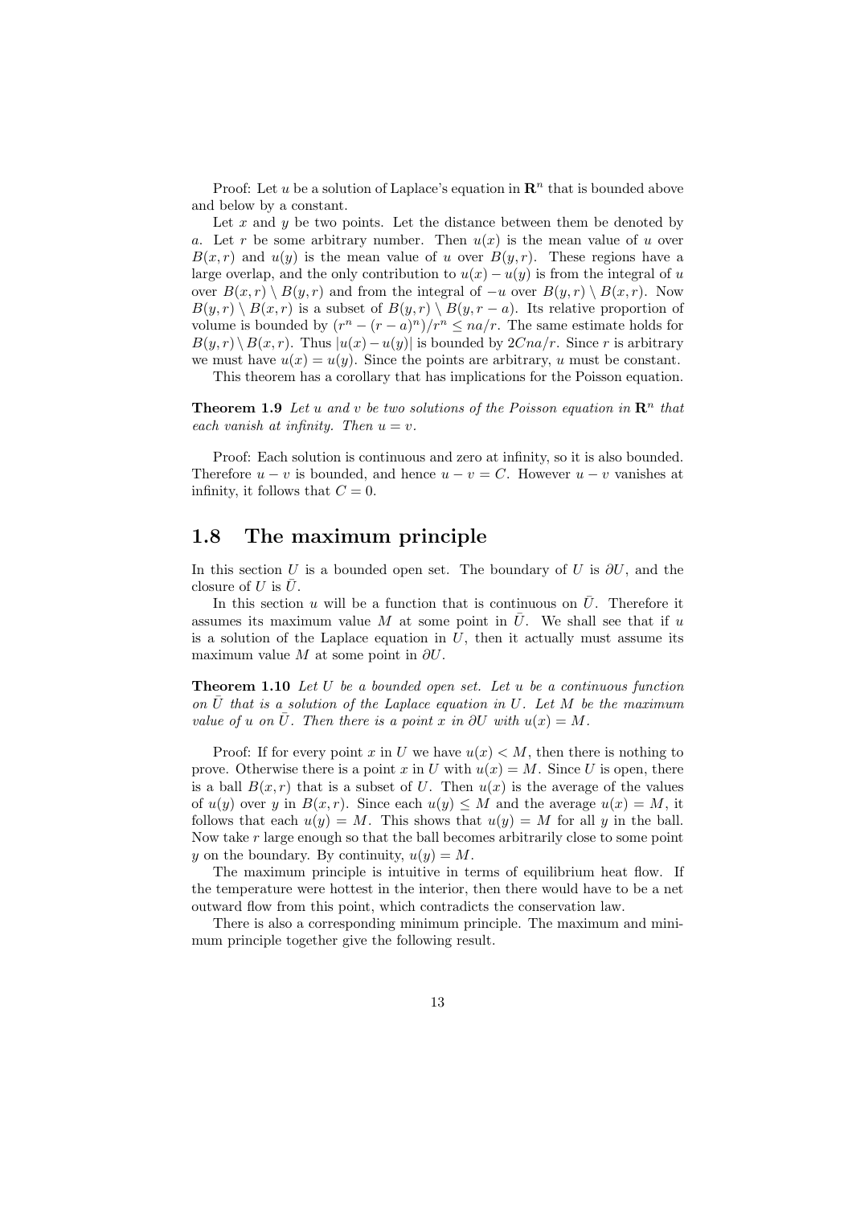Proof: Let $u$ be a solution of Laplace's equation in $\mathbf{R}^n$ that is bounded above and below by a constant.

Let $x$ and $y$ be two points. Let the distance between them be denoted by $a$. Let $r$ be some arbitrary number. Then $u(x)$ is the mean value of $u$ over $B(x,r)$ and $u(y)$ is the mean value of $u$ over $B(y,r)$. These regions have a large overlap, and the only contribution to $u(x) - u(y)$ is from the integral of $u$ over $B(x,r) \setminus B(y,r)$ and from the integral of $-u$ over $B(y,r) \setminus B(x,r)$. Now $B(y,r) \setminus B(x,r)$ is a subset of $B(y,r) \setminus B(y,r-a)$. Its relative proportion of volume is bounded by $(r^n - (r-a)^n)/r^n \leq na/r$. The same estimate holds for $B(y,r) \setminus B(x,r)$. Thus $|u(x) - u(y)|$ is bounded by $2Cna/r$. Since $r$ is arbitrary we must have $u(x) = u(y)$. Since the points are arbitrary, $u$ must be constant.

This theorem has a corollary that has implications for the Poisson equation.

**Theorem 1.9** *Let $u$ and $v$ be two solutions of the Poisson equation in $\mathbf{R}^n$ that each vanish at infinity. Then $u = v$.*

Proof: Each solution is continuous and zero at infinity, so it is also bounded. Therefore $u - v$ is bounded, and hence $u - v = C$. However $u - v$ vanishes at infinity, it follows that $C = 0$.

## 1.8 The maximum principle

In this section $U$ is a bounded open set. The boundary of $U$ is $\partial U$, and the closure of $U$ is $\bar{U}$.

In this section $u$ will be a function that is continuous on $\bar{U}$. Therefore it assumes its maximum value $M$ at some point in $\bar{U}$. We shall see that if $u$ is a solution of the Laplace equation in $U$, then it actually must assume its maximum value $M$ at some point in $\partial U$.

**Theorem 1.10** *Let $U$ be a bounded open set. Let $u$ be a continuous function on $\bar{U}$ that is a solution of the Laplace equation in $U$. Let $M$ be the maximum value of $u$ on $\bar{U}$. Then there is a point $x$ in $\partial U$ with $u(x) = M$.*

Proof: If for every point $x$ in $U$ we have $u(x) < M$, then there is nothing to prove. Otherwise there is a point $x$ in $U$ with $u(x) = M$. Since $U$ is open, there is a ball $B(x,r)$ that is a subset of $U$. Then $u(x)$ is the average of the values of $u(y)$ over $y$ in $B(x,r)$. Since each $u(y) \leq M$ and the average $u(x) = M$, it follows that each $u(y) = M$. This shows that $u(y) = M$ for all $y$ in the ball. Now take $r$ large enough so that the ball becomes arbitrarily close to some point $y$ on the boundary. By continuity, $u(y) = M$.

The maximum principle is intuitive in terms of equilibrium heat flow. If the temperature were hottest in the interior, then there would have to be a net outward flow from this point, which contradicts the conservation law.

There is also a corresponding minimum principle. The maximum and minimum principle together give the following result.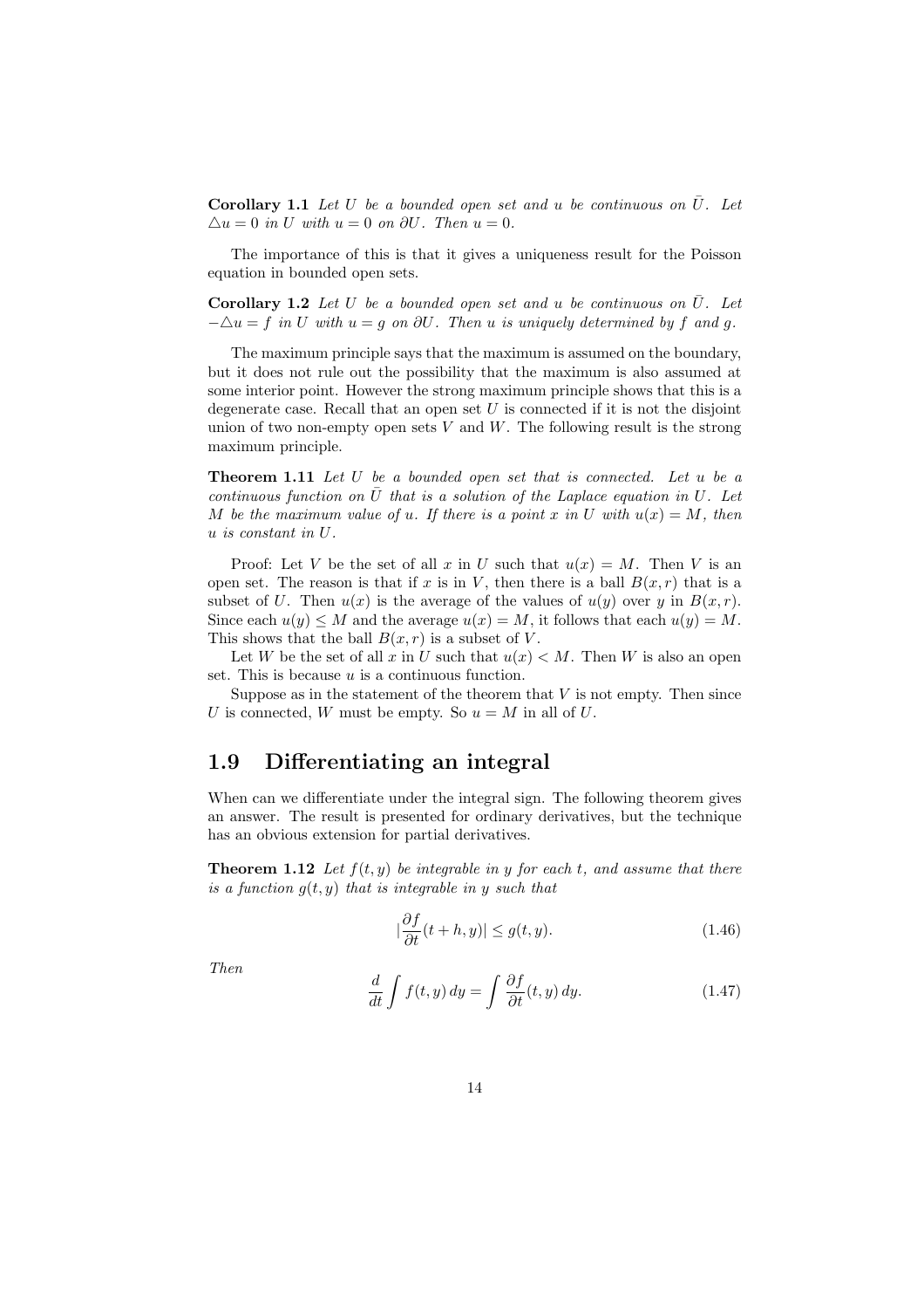**Corollary 1.1** *Let $U$ be a bounded open set and $u$ be continuous on $\bar{U}$. Let $\triangle u = 0$ in $U$ with $u = 0$ on $\partial U$. Then $u = 0$.*

The importance of this is that it gives a uniqueness result for the Poisson equation in bounded open sets.

**Corollary 1.2** *Let $U$ be a bounded open set and $u$ be continuous on $\bar{U}$. Let $-\triangle u = f$ in $U$ with $u = g$ on $\partial U$. Then $u$ is uniquely determined by $f$ and $g$.*

The maximum principle says that the maximum is assumed on the boundary, but it does not rule out the possibility that the maximum is also assumed at some interior point. However the strong maximum principle shows that this is a degenerate case. Recall that an open set $U$ is connected if it is not the disjoint union of two non-empty open sets $V$ and $W$. The following result is the strong maximum principle.

**Theorem 1.11** *Let $U$ be a bounded open set that is connected. Let $u$ be a continuous function on $\bar{U}$ that is a solution of the Laplace equation in $U$. Let $M$ be the maximum value of $u$. If there is a point $x$ in $U$ with $u(x) = M$, then $u$ is constant in $U$.*

Proof: Let $V$ be the set of all $x$ in $U$ such that $u(x) = M$. Then $V$ is an open set. The reason is that if $x$ is in $V$, then there is a ball $B(x, r)$ that is a subset of $U$. Then $u(x)$ is the average of the values of $u(y)$ over $y$ in $B(x, r)$. Since each $u(y) \leq M$ and the average $u(x) = M$, it follows that each $u(y) = M$. This shows that the ball $B(x, r)$ is a subset of $V$.

Let $W$ be the set of all $x$ in $U$ such that $u(x) < M$. Then $W$ is also an open set. This is because $u$ is a continuous function.

Suppose as in the statement of the theorem that $V$ is not empty. Then since $U$ is connected, $W$ must be empty. So $u = M$ in all of $U$.

## 1.9 Differentiating an integral

When can we differentiate under the integral sign. The following theorem gives an answer. The result is presented for ordinary derivatives, but the technique has an obvious extension for partial derivatives.

**Theorem 1.12** *Let $f(t, y)$ be integrable in $y$ for each $t$, and assume that there is a function $g(t, y)$ that is integrable in $y$ such that*

$$|\frac{\partial f}{\partial t}(t + h, y)| \leq g(t, y). \tag{1.46}$$

*Then*

$$\frac{d}{dt} \int f(t, y)\, dy = \int \frac{\partial f}{\partial t}(t, y)\, dy. \tag{1.47}$$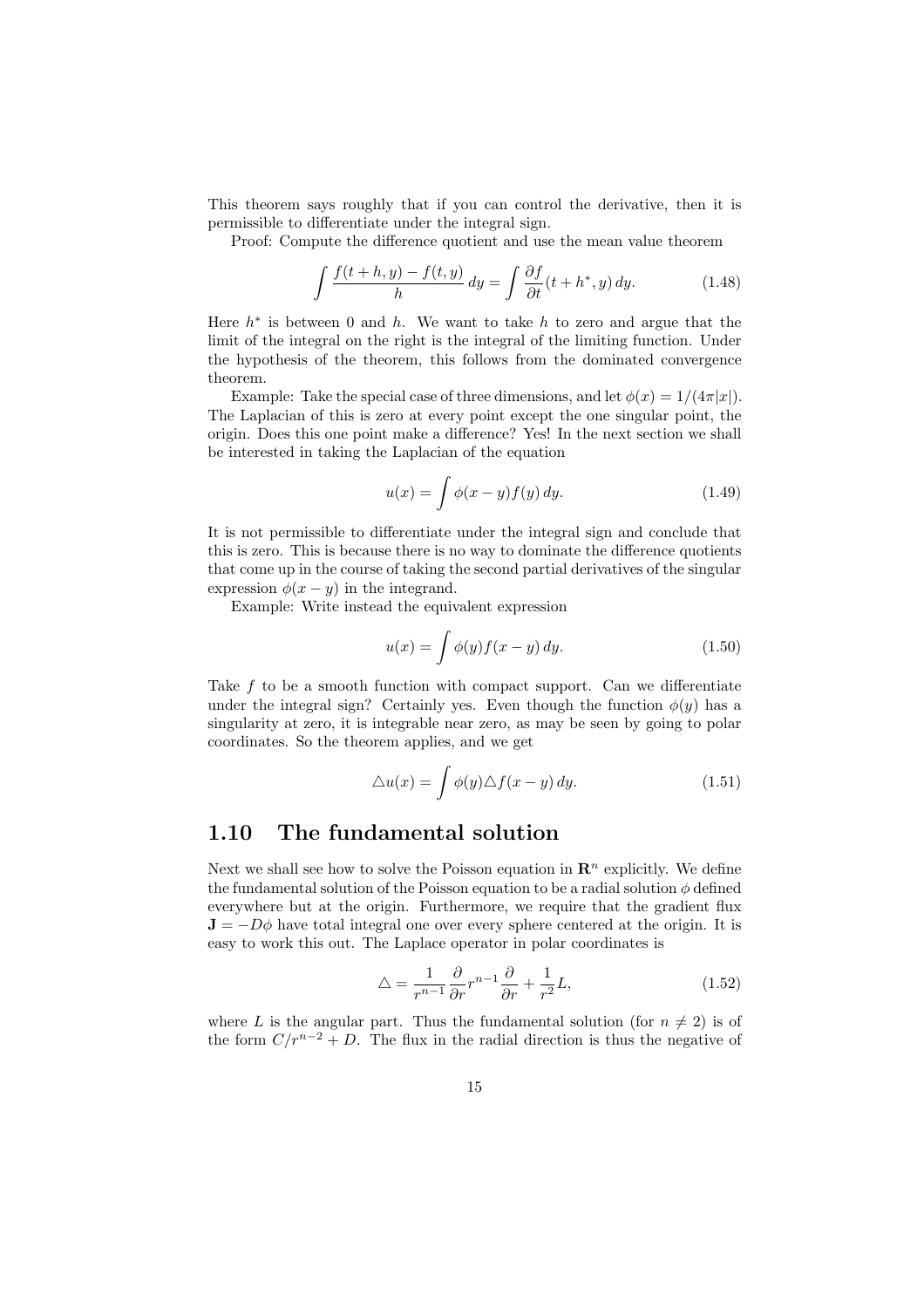This theorem says roughly that if you can control the derivative, then it is permissible to differentiate under the integral sign.

Proof: Compute the difference quotient and use the mean value theorem

$$\int \frac{f(t+h,y)-f(t,y)}{h}\,dy = \int \frac{\partial f}{\partial t}(t+h^*,y)\,dy. \tag{1.48}$$

Here $h^*$ is between 0 and $h$. We want to take $h$ to zero and argue that the limit of the integral on the right is the integral of the limiting function. Under the hypothesis of the theorem, this follows from the dominated convergence theorem.

Example: Take the special case of three dimensions, and let $\phi(x) = 1/(4\pi|x|)$. The Laplacian of this is zero at every point except the one singular point, the origin. Does this one point make a difference? Yes! In the next section we shall be interested in taking the Laplacian of the equation

$$u(x) = \int \phi(x-y)f(y)\,dy. \tag{1.49}$$

It is not permissible to differentiate under the integral sign and conclude that this is zero. This is because there is no way to dominate the difference quotients that come up in the course of taking the second partial derivatives of the singular expression $\phi(x-y)$ in the integrand.

Example: Write instead the equivalent expression

$$u(x) = \int \phi(y)f(x-y)\,dy. \tag{1.50}$$

Take $f$ to be a smooth function with compact support. Can we differentiate under the integral sign? Certainly yes. Even though the function $\phi(y)$ has a singularity at zero, it is integrable near zero, as may be seen by going to polar coordinates. So the theorem applies, and we get

$$\triangle u(x) = \int \phi(y)\triangle f(x-y)\,dy. \tag{1.51}$$

## 1.10 The fundamental solution

Next we shall see how to solve the Poisson equation in $\mathbf{R}^n$ explicitly. We define the fundamental solution of the Poisson equation to be a radial solution $\phi$ defined everywhere but at the origin. Furthermore, we require that the gradient flux $\mathbf{J} = -D\phi$ have total integral one over every sphere centered at the origin. It is easy to work this out. The Laplace operator in polar coordinates is

$$\triangle = \frac{1}{r^{n-1}}\frac{\partial}{\partial r}r^{n-1}\frac{\partial}{\partial r} + \frac{1}{r^2}L, \tag{1.52}$$

where $L$ is the angular part. Thus the fundamental solution (for $n \neq 2$) is of the form $C/r^{n-2} + D$. The flux in the radial direction is thus the negative of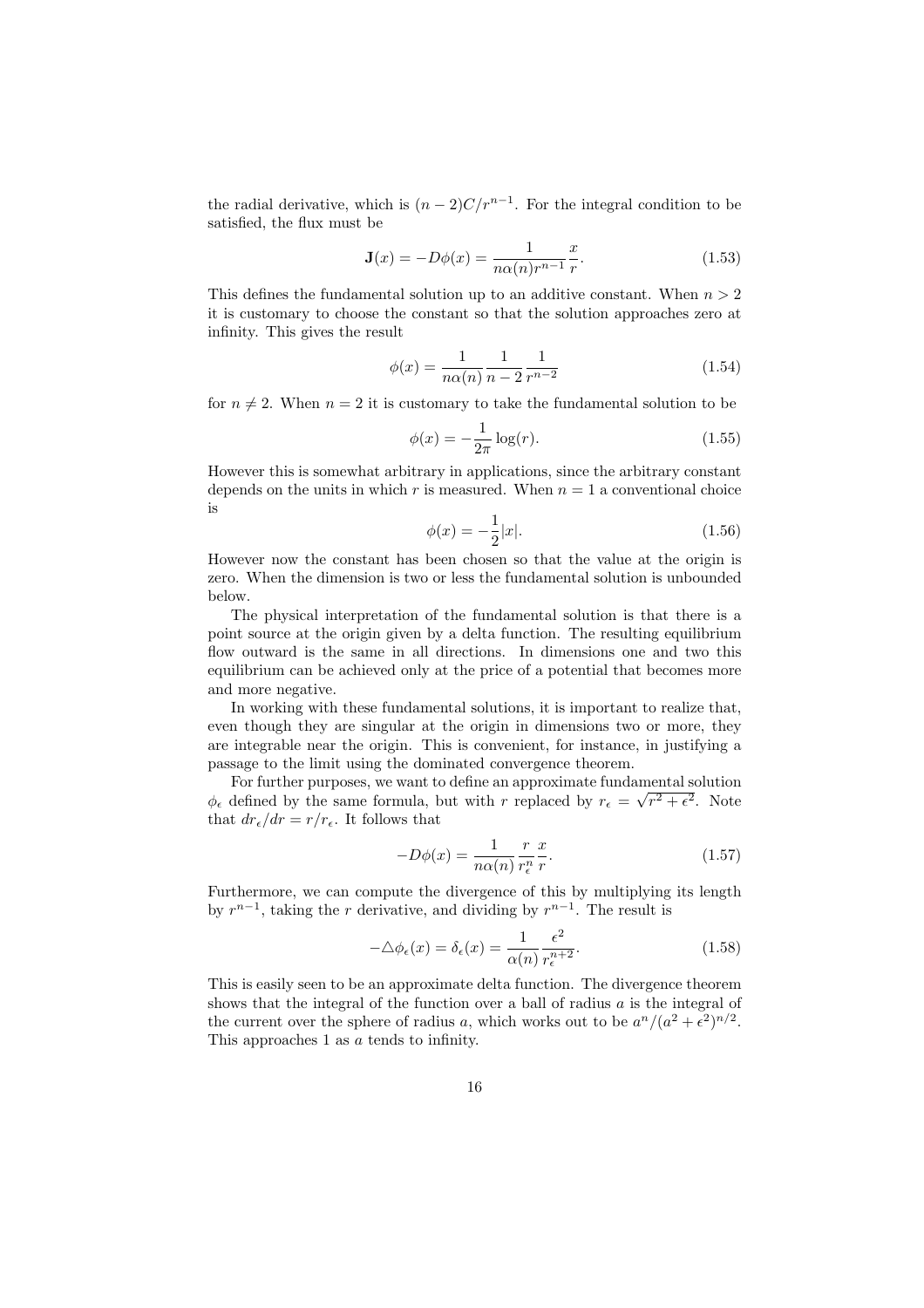the radial derivative, which is $(n-2)C/r^{n-1}$. For the integral condition to be satisfied, the flux must be

$$\mathbf{J}(x) = -D\phi(x) = \frac{1}{n\alpha(n)r^{n-1}}\frac{x}{r}. \tag{1.53}$$

This defines the fundamental solution up to an additive constant. When $n > 2$ it is customary to choose the constant so that the solution approaches zero at infinity. This gives the result

$$\phi(x) = \frac{1}{n\alpha(n)}\frac{1}{n-2}\frac{1}{r^{n-2}} \tag{1.54}$$

for $n \neq 2$. When $n = 2$ it is customary to take the fundamental solution to be

$$\phi(x) = -\frac{1}{2\pi}\log(r). \tag{1.55}$$

However this is somewhat arbitrary in applications, since the arbitrary constant depends on the units in which $r$ is measured. When $n = 1$ a conventional choice is

$$\phi(x) = -\frac{1}{2}|x|. \tag{1.56}$$

However now the constant has been chosen so that the value at the origin is zero. When the dimension is two or less the fundamental solution is unbounded below.

The physical interpretation of the fundamental solution is that there is a point source at the origin given by a delta function. The resulting equilibrium flow outward is the same in all directions. In dimensions one and two this equilibrium can be achieved only at the price of a potential that becomes more and more negative.

In working with these fundamental solutions, it is important to realize that, even though they are singular at the origin in dimensions two or more, they are integrable near the origin. This is convenient, for instance, in justifying a passage to the limit using the dominated convergence theorem.

For further purposes, we want to define an approximate fundamental solution $\phi_\epsilon$ defined by the same formula, but with $r$ replaced by $r_\epsilon = \sqrt{r^2+\epsilon^2}$. Note that $dr_\epsilon/dr = r/r_\epsilon$. It follows that

$$-D\phi(x) = \frac{1}{n\alpha(n)}\frac{r}{r_\epsilon^n}\frac{x}{r}. \tag{1.57}$$

Furthermore, we can compute the divergence of this by multiplying its length by $r^{n-1}$, taking the $r$ derivative, and dividing by $r^{n-1}$. The result is

$$-\triangle\phi_\epsilon(x) = \delta_\epsilon(x) = \frac{1}{\alpha(n)}\frac{\epsilon^2}{r_\epsilon^{n+2}}. \tag{1.58}$$

This is easily seen to be an approximate delta function. The divergence theorem shows that the integral of the function over a ball of radius $a$ is the integral of the current over the sphere of radius $a$, which works out to be $a^n/(a^2+\epsilon^2)^{n/2}$. This approaches 1 as $a$ tends to infinity.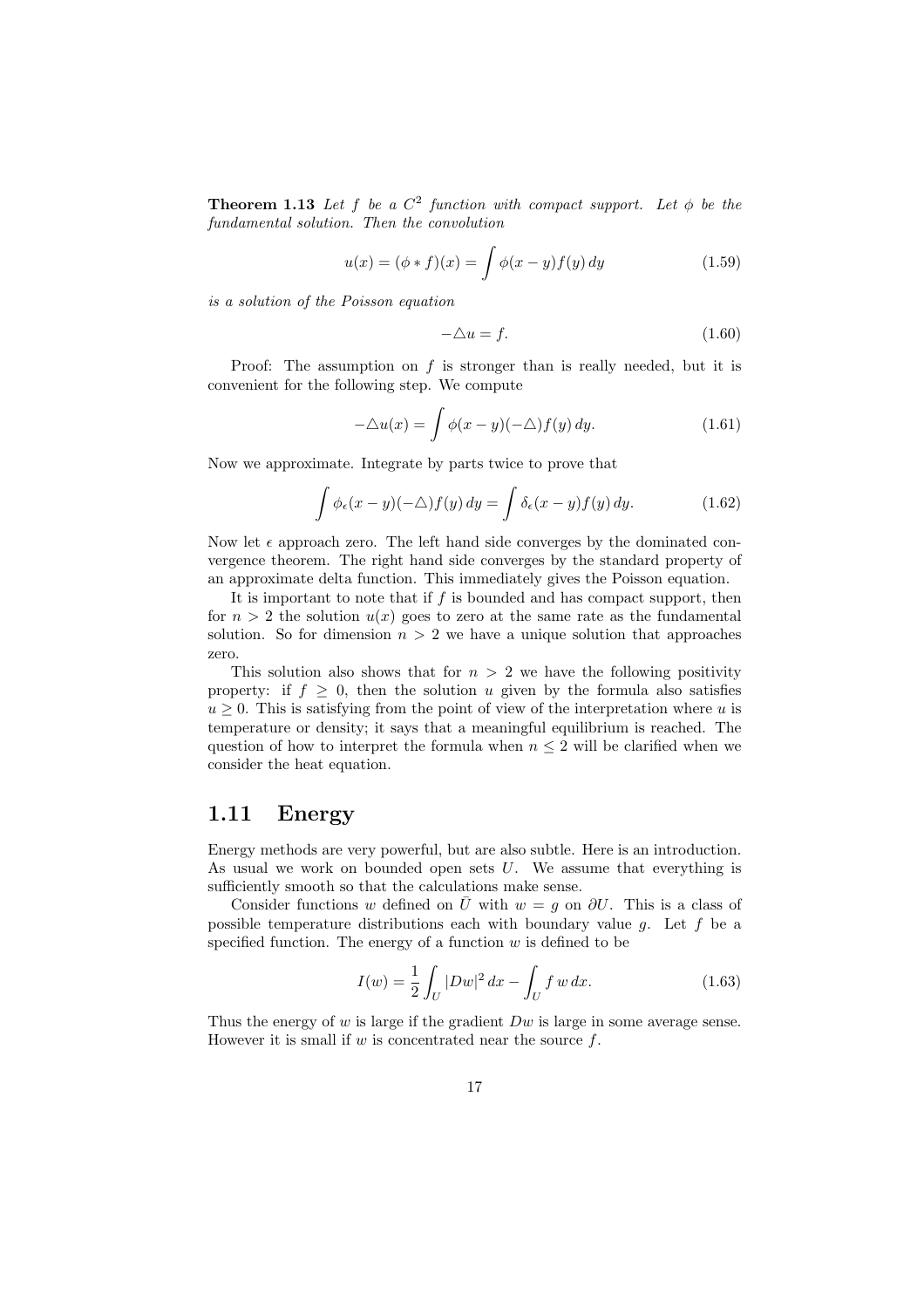**Theorem 1.13** *Let $f$ be a $C^2$ function with compact support. Let $\phi$ be the fundamental solution. Then the convolution*

$$u(x) = (\phi * f)(x) = \int \phi(x-y) f(y)\, dy \tag{1.59}$$

*is a solution of the Poisson equation*

$$-\triangle u = f. \tag{1.60}$$

Proof: The assumption on $f$ is stronger than is really needed, but it is convenient for the following step. We compute

$$-\triangle u(x) = \int \phi(x-y)(-\triangle) f(y)\, dy. \tag{1.61}$$

Now we approximate. Integrate by parts twice to prove that

$$\int \phi_\epsilon(x-y)(-\triangle) f(y)\, dy = \int \delta_\epsilon(x-y) f(y)\, dy. \tag{1.62}$$

Now let $\epsilon$ approach zero. The left hand side converges by the dominated convergence theorem. The right hand side converges by the standard property of an approximate delta function. This immediately gives the Poisson equation.

It is important to note that if $f$ is bounded and has compact support, then for $n > 2$ the solution $u(x)$ goes to zero at the same rate as the fundamental solution. So for dimension $n > 2$ we have a unique solution that approaches zero.

This solution also shows that for $n > 2$ we have the following positivity property: if $f \geq 0$, then the solution $u$ given by the formula also satisfies $u \geq 0$. This is satisfying from the point of view of the interpretation where $u$ is temperature or density; it says that a meaningful equilibrium is reached. The question of how to interpret the formula when $n \leq 2$ will be clarified when we consider the heat equation.

## 1.11 Energy

Energy methods are very powerful, but are also subtle. Here is an introduction. As usual we work on bounded open sets $U$. We assume that everything is sufficiently smooth so that the calculations make sense.

Consider functions $w$ defined on $\bar{U}$ with $w = g$ on $\partial U$. This is a class of possible temperature distributions each with boundary value $g$. Let $f$ be a specified function. The energy of a function $w$ is defined to be

$$I(w) = \frac{1}{2} \int_U |Dw|^2\, dx - \int_U f\, w\, dx. \tag{1.63}$$

Thus the energy of $w$ is large if the gradient $Dw$ is large in some average sense. However it is small if $w$ is concentrated near the source $f$.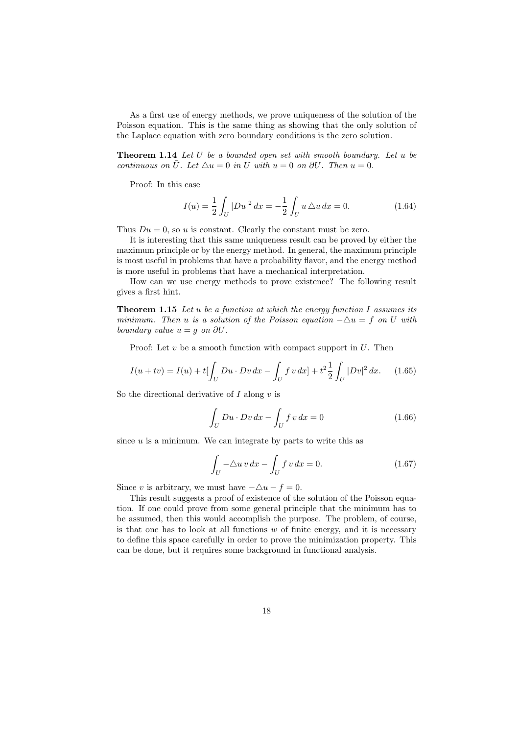As a first use of energy methods, we prove uniqueness of the solution of the Poisson equation. This is the same thing as showing that the only solution of the Laplace equation with zero boundary conditions is the zero solution.

**Theorem 1.14** *Let $U$ be a bounded open set with smooth boundary. Let $u$ be continuous on $\bar{U}$. Let $\triangle u = 0$ in $U$ with $u = 0$ on $\partial U$. Then $u = 0$.*

Proof: In this case

$$I(u) = \frac{1}{2}\int_U |Du|^2 \, dx = -\frac{1}{2}\int_U u \triangle u \, dx = 0. \tag{1.64}$$

Thus $Du = 0$, so $u$ is constant. Clearly the constant must be zero.

It is interesting that this same uniqueness result can be proved by either the maximum principle or by the energy method. In general, the maximum principle is most useful in problems that have a probability flavor, and the energy method is more useful in problems that have a mechanical interpretation.

How can we use energy methods to prove existence? The following result gives a first hint.

**Theorem 1.15** *Let $u$ be a function at which the energy function $I$ assumes its minimum. Then $u$ is a solution of the Poisson equation $-\triangle u = f$ on $U$ with boundary value $u = g$ on $\partial U$.*

Proof: Let $v$ be a smooth function with compact support in $U$. Then

$$I(u + tv) = I(u) + t[\int_U Du \cdot Dv \, dx - \int_U f \, v \, dx] + t^2 \frac{1}{2}\int_U |Dv|^2 \, dx. \tag{1.65}$$

So the directional derivative of $I$ along $v$ is

$$\int_U Du \cdot Dv \, dx - \int_U f \, v \, dx = 0 \tag{1.66}$$

since $u$ is a minimum. We can integrate by parts to write this as

$$\int_U -\triangle u \, v \, dx - \int_U f \, v \, dx = 0. \tag{1.67}$$

Since $v$ is arbitrary, we must have $-\triangle u - f = 0$.

This result suggests a proof of existence of the solution of the Poisson equation. If one could prove from some general principle that the minimum has to be assumed, then this would accomplish the purpose. The problem, of course, is that one has to look at all functions $w$ of finite energy, and it is necessary to define this space carefully in order to prove the minimization property. This can be done, but it requires some background in functional analysis.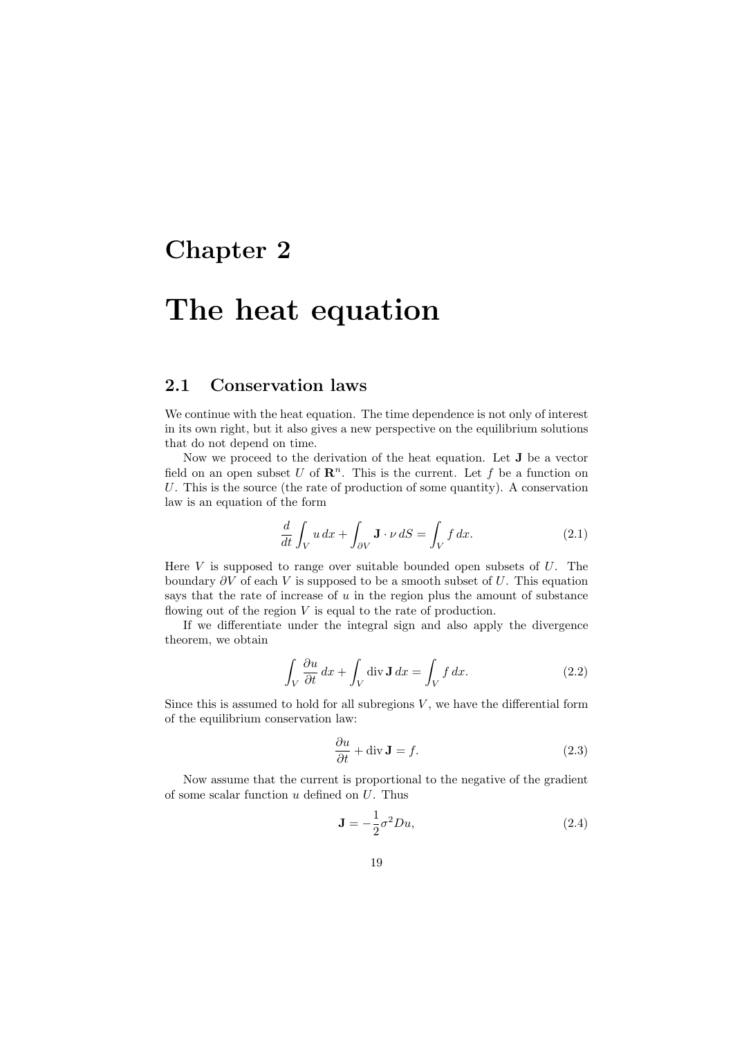# Chapter 2

# The heat equation

## 2.1 Conservation laws

We continue with the heat equation. The time dependence is not only of interest in its own right, but it also gives a new perspective on the equilibrium solutions that do not depend on time.

Now we proceed to the derivation of the heat equation. Let $\mathbf{J}$ be a vector field on an open subset $U$ of $\mathbf{R}^n$. This is the current. Let $f$ be a function on $U$. This is the source (the rate of production of some quantity). A conservation law is an equation of the form

$$\frac{d}{dt}\int_V u\,dx + \int_{\partial V} \mathbf{J}\cdot\nu\,dS = \int_V f\,dx. \tag{2.1}$$

Here $V$ is supposed to range over suitable bounded open subsets of $U$. The boundary $\partial V$ of each $V$ is supposed to be a smooth subset of $U$. This equation says that the rate of increase of $u$ in the region plus the amount of substance flowing out of the region $V$ is equal to the rate of production.

If we differentiate under the integral sign and also apply the divergence theorem, we obtain

$$\int_V \frac{\partial u}{\partial t}\,dx + \int_V \operatorname{div}\mathbf{J}\,dx = \int_V f\,dx. \tag{2.2}$$

Since this is assumed to hold for all subregions $V$, we have the differential form of the equilibrium conservation law:

$$\frac{\partial u}{\partial t} + \operatorname{div}\mathbf{J} = f. \tag{2.3}$$

Now assume that the current is proportional to the negative of the gradient of some scalar function $u$ defined on $U$. Thus

$$\mathbf{J} = -\frac{1}{2}\sigma^2 Du, \tag{2.4}$$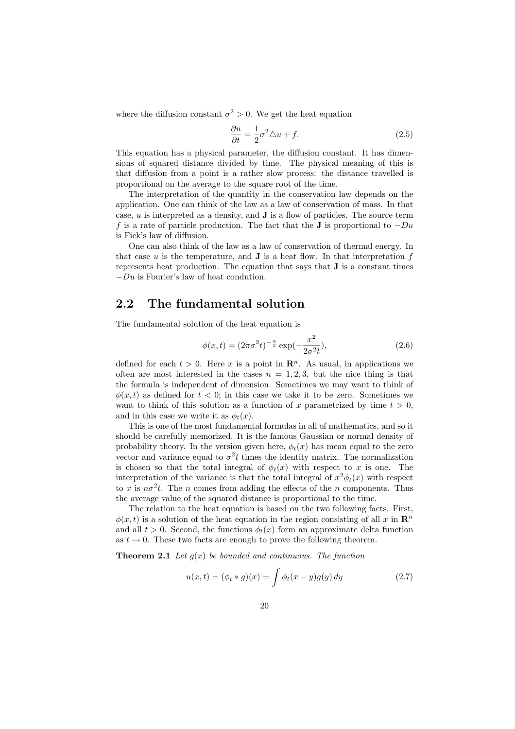where the diffusion constant $\sigma^2 > 0$. We get the heat equation

$$\frac{\partial u}{\partial t} = \frac{1}{2}\sigma^2 \triangle u + f. \tag{2.5}$$

This equation has a physical parameter, the diffusion constant. It has dimensions of squared distance divided by time. The physical meaning of this is that diffusion from a point is a rather slow process: the distance travelled is proportional on the average to the square root of the time.

The interpretation of the quantity in the conservation law depends on the application. One can think of the law as a law of conservation of mass. In that case, $u$ is interpreted as a density, and $\mathbf{J}$ is a flow of particles. The source term $f$ is a rate of particle production. The fact that the $\mathbf{J}$ is proportional to $-Du$ is Fick's law of diffusion.

One can also think of the law as a law of conservation of thermal energy. In that case $u$ is the temperature, and $\mathbf{J}$ is a heat flow. In that interpretation $f$ represents heat production. The equation that says that $\mathbf{J}$ is a constant times $-Du$ is Fourier's law of heat condution.

## 2.2 The fundamental solution

The fundamental solution of the heat equation is

$$\phi(x,t) = (2\pi\sigma^2 t)^{-\frac{n}{2}} \exp(-\frac{x^2}{2\sigma^2 t}), \tag{2.6}$$

defined for each $t > 0$. Here $x$ is a point in $\mathbf{R}^n$. As usual, in applications we often are most interested in the cases $n = 1, 2, 3$, but the nice thing is that the formula is independent of dimension. Sometimes we may want to think of $\phi(x,t)$ as defined for $t < 0$; in this case we take it to be zero. Sometimes we want to think of this solution as a function of $x$ parametrized by time $t > 0$, and in this case we write it as $\phi_t(x)$.

This is one of the most fundamental formulas in all of mathematics, and so it should be carefully memorized. It is the famous Gaussian or normal density of probability theory. In the version given here, $\phi_t(x)$ has mean equal to the zero vector and variance equal to $\sigma^2 t$ times the identity matrix. The normalization is chosen so that the total integral of $\phi_t(x)$ with respect to $x$ is one. The interpretation of the variance is that the total integral of $x^2\phi_t(x)$ with respect to $x$ is $n\sigma^2 t$. The $n$ comes from adding the effects of the $n$ components. Thus the average value of the squared distance is proportional to the time.

The relation to the heat equation is based on the two following facts. First, $\phi(x,t)$ is a solution of the heat equation in the region consisting of all $x$ in $\mathbf{R}^n$ and all $t > 0$. Second, the functions $\phi_t(x)$ form an approximate delta function as $t \to 0$. These two facts are enough to prove the following theorem.

**Theorem 2.1** *Let $g(x)$ be bounded and continuous. The function*

$$u(x,t) = (\phi_t * g)(x) = \int \phi_t(x-y)g(y)\,dy \tag{2.7}$$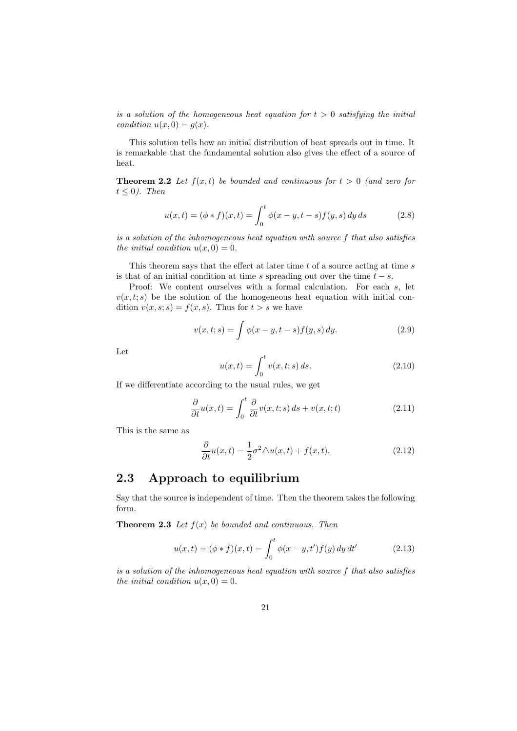*is a solution of the homogeneous heat equation for $t > 0$ satisfying the initial condition $u(x, 0) = g(x)$.*

This solution tells how an initial distribution of heat spreads out in time. It is remarkable that the fundamental solution also gives the effect of a source of heat.

**Theorem 2.2** *Let $f(x, t)$ be bounded and continuous for $t > 0$ (and zero for $t \leq 0$). Then*

$$u(x, t) = (\phi * f)(x, t) = \int_0^t \phi(x - y, t - s) f(y, s)\, dy\, ds \tag{2.8}$$

*is a solution of the inhomogeneous heat equation with source $f$ that also satisfies the initial condition $u(x, 0) = 0$.*

This theorem says that the effect at later time $t$ of a source acting at time $s$ is that of an initial condition at time $s$ spreading out over the time $t - s$.

Proof: We content ourselves with a formal calculation. For each $s$, let $v(x, t; s)$ be the solution of the homogeneous heat equation with initial condition $v(x, s; s) = f(x, s)$. Thus for $t > s$ we have

$$v(x, t; s) = \int \phi(x - y, t - s) f(y, s)\, dy. \tag{2.9}$$

Let

$$u(x, t) = \int_0^t v(x, t; s)\, ds. \tag{2.10}$$

If we differentiate according to the usual rules, we get

$$\frac{\partial}{\partial t} u(x, t) = \int_0^t \frac{\partial}{\partial t} v(x, t; s)\, ds + v(x, t; t) \tag{2.11}$$

This is the same as

$$\frac{\partial}{\partial t} u(x, t) = \frac{1}{2} \sigma^2 \triangle u(x, t) + f(x, t). \tag{2.12}$$

## 2.3 Approach to equilibrium

Say that the source is independent of time. Then the theorem takes the following form.

**Theorem 2.3** *Let $f(x)$ be bounded and continuous. Then*

$$u(x, t) = (\phi * f)(x, t) = \int_0^t \phi(x - y, t') f(y)\, dy\, dt' \tag{2.13}$$

*is a solution of the inhomogeneous heat equation with source $f$ that also satisfies the initial condition $u(x, 0) = 0$.*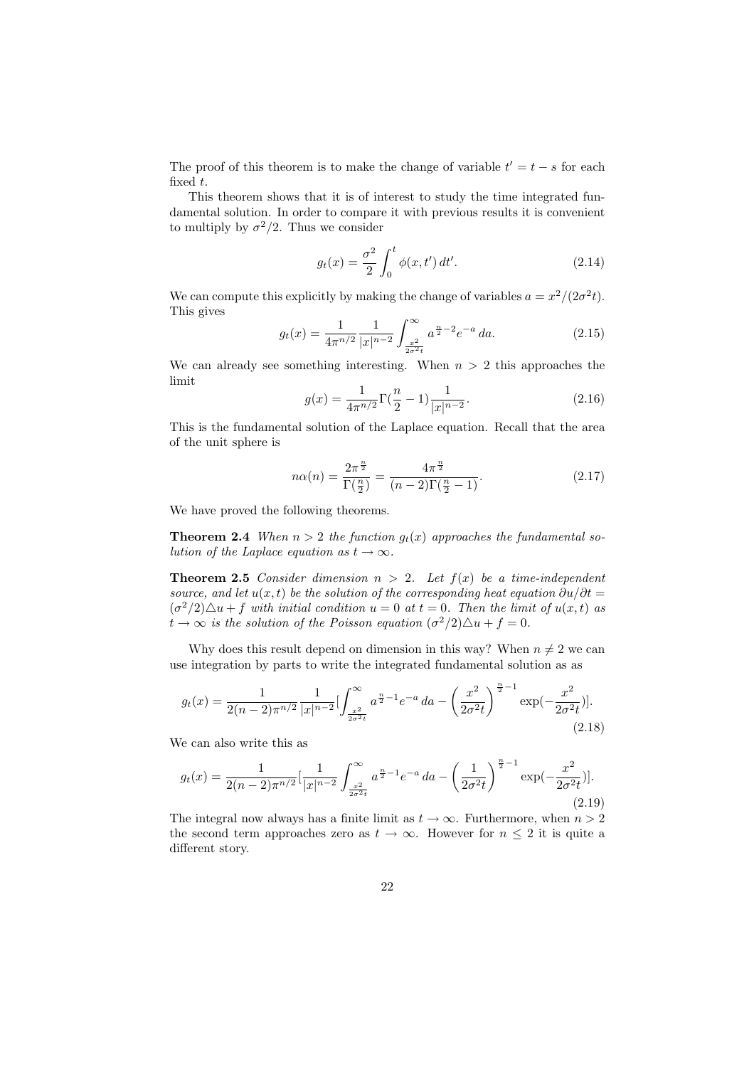The proof of this theorem is to make the change of variable $t' = t - s$ for each fixed $t$.

This theorem shows that it is of interest to study the time integrated fundamental solution. In order to compare it with previous results it is convenient to multiply by $\sigma^2/2$. Thus we consider

$$g_t(x) = \frac{\sigma^2}{2} \int_0^t \phi(x, t')\, dt'. \tag{2.14}$$

We can compute this explicitly by making the change of variables $a = x^2/(2\sigma^2 t)$. This gives

$$g_t(x) = \frac{1}{4\pi^{n/2}} \frac{1}{|x|^{n-2}} \int_{\frac{x^2}{2\sigma^2 t}}^{\infty} a^{\frac{n}{2}-2} e^{-a}\, da. \tag{2.15}$$

We can already see something interesting. When $n > 2$ this approaches the limit

$$g(x) = \frac{1}{4\pi^{n/2}} \Gamma(\frac{n}{2} - 1) \frac{1}{|x|^{n-2}}. \tag{2.16}$$

This is the fundamental solution of the Laplace equation. Recall that the area of the unit sphere is

$$n\alpha(n) = \frac{2\pi^{\frac{n}{2}}}{\Gamma(\frac{n}{2})} = \frac{4\pi^{\frac{n}{2}}}{(n-2)\Gamma(\frac{n}{2} - 1)}. \tag{2.17}$$

We have proved the following theorems.

**Theorem 2.4** *When $n > 2$ the function $g_t(x)$ approaches the fundamental solution of the Laplace equation as $t \to \infty$.*

**Theorem 2.5** *Consider dimension $n > 2$. Let $f(x)$ be a time-independent source, and let $u(x, t)$ be the solution of the corresponding heat equation $\partial u/\partial t = (\sigma^2/2)\triangle u + f$ with initial condition $u = 0$ at $t = 0$. Then the limit of $u(x, t)$ as $t \to \infty$ is the solution of the Poisson equation $(\sigma^2/2)\triangle u + f = 0$.*

Why does this result depend on dimension in this way? When $n \neq 2$ we can use integration by parts to write the integrated fundamental solution as as

$$g_t(x) = \frac{1}{2(n-2)\pi^{n/2}} \frac{1}{|x|^{n-2}} [\int_{\frac{x^2}{2\sigma^2 t}}^{\infty} a^{\frac{n}{2}-1} e^{-a}\, da - \left(\frac{x^2}{2\sigma^2 t}\right)^{\frac{n}{2}-1} \exp(-\frac{x^2}{2\sigma^2 t})]. \tag{2.18}$$

We can also write this as

$$g_t(x) = \frac{1}{2(n-2)\pi^{n/2}} [\frac{1}{|x|^{n-2}} \int_{\frac{x^2}{2\sigma^2 t}}^{\infty} a^{\frac{n}{2}-1} e^{-a}\, da - \left(\frac{1}{2\sigma^2 t}\right)^{\frac{n}{2}-1} \exp(-\frac{x^2}{2\sigma^2 t})]. \tag{2.19}$$

The integral now always has a finite limit as $t \to \infty$. Furthermore, when $n > 2$ the second term approaches zero as $t \to \infty$. However for $n \leq 2$ it is quite a different story.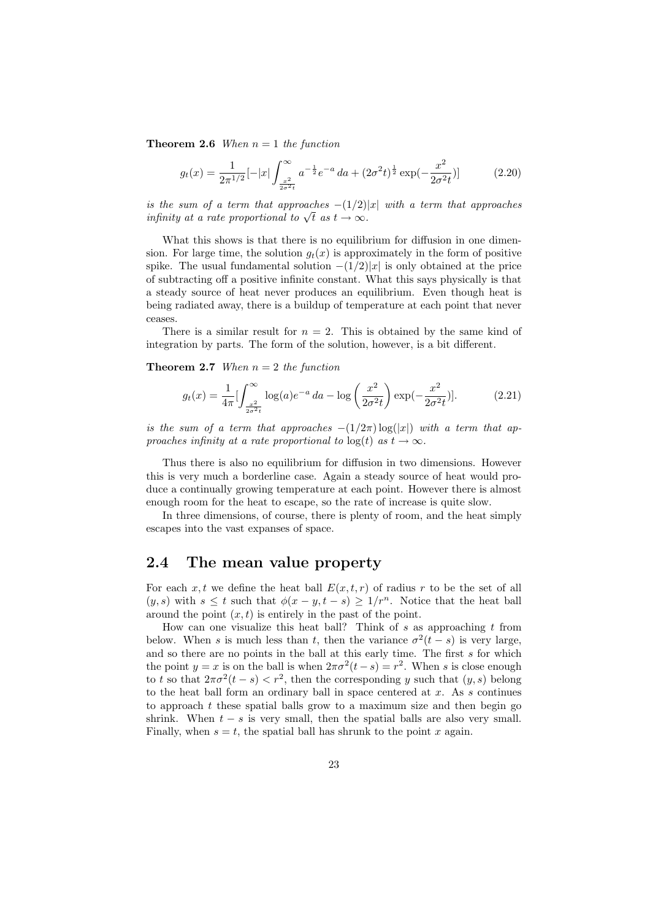**Theorem 2.6** *When $n = 1$ the function*

$$g_t(x) = \frac{1}{2\pi^{1/2}}[-|x| \int_{\frac{x^2}{2\sigma^2 t}}^{\infty} a^{-\frac{1}{2}} e^{-a} \, da + (2\sigma^2 t)^{\frac{1}{2}} \exp(-\frac{x^2}{2\sigma^2 t})] \tag{2.20}$$

*is the sum of a term that approaches $-(1/2)|x|$ with a term that approaches infinity at a rate proportional to $\sqrt{t}$ as $t \to \infty$.*

What this shows is that there is no equilibrium for diffusion in one dimension. For large time, the solution $g_t(x)$ is approximately in the form of positive spike. The usual fundamental solution $-(1/2)|x|$ is only obtained at the price of subtracting off a positive infinite constant. What this says physically is that a steady source of heat never produces an equilibrium. Even though heat is being radiated away, there is a buildup of temperature at each point that never ceases.

There is a similar result for $n = 2$. This is obtained by the same kind of integration by parts. The form of the solution, however, is a bit different.

**Theorem 2.7** *When $n = 2$ the function*

$$g_t(x) = \frac{1}{4\pi}[\int_{\frac{x^2}{2\sigma^2 t}}^{\infty} \log(a) e^{-a} \, da - \log\left(\frac{x^2}{2\sigma^2 t}\right) \exp(-\frac{x^2}{2\sigma^2 t})]. \tag{2.21}$$

*is the sum of a term that approaches $-(1/2\pi)\log(|x|)$ with a term that approaches infinity at a rate proportional to $\log(t)$ as $t \to \infty$.*

Thus there is also no equilibrium for diffusion in two dimensions. However this is very much a borderline case. Again a steady source of heat would produce a continually growing temperature at each point. However there is almost enough room for the heat to escape, so the rate of increase is quite slow.

In three dimensions, of course, there is plenty of room, and the heat simply escapes into the vast expanses of space.

## 2.4 The mean value property

For each $x, t$ we define the heat ball $E(x, t, r)$ of radius $r$ to be the set of all $(y, s)$ with $s \leq t$ such that $\phi(x - y, t - s) \geq 1/r^n$. Notice that the heat ball around the point $(x, t)$ is entirely in the past of the point.

How can one visualize this heat ball? Think of $s$ as approaching $t$ from below. When $s$ is much less than $t$, then the variance $\sigma^2(t - s)$ is very large, and so there are no points in the ball at this early time. The first $s$ for which the point $y = x$ is on the ball is when $2\pi\sigma^2(t - s) = r^2$. When $s$ is close enough to $t$ so that $2\pi\sigma^2(t - s) < r^2$, then the corresponding $y$ such that $(y, s)$ belong to the heat ball form an ordinary ball in space centered at $x$. As $s$ continues to approach $t$ these spatial balls grow to a maximum size and then begin go shrink. When $t - s$ is very small, then the spatial balls are also very small. Finally, when $s = t$, the spatial ball has shrunk to the point $x$ again.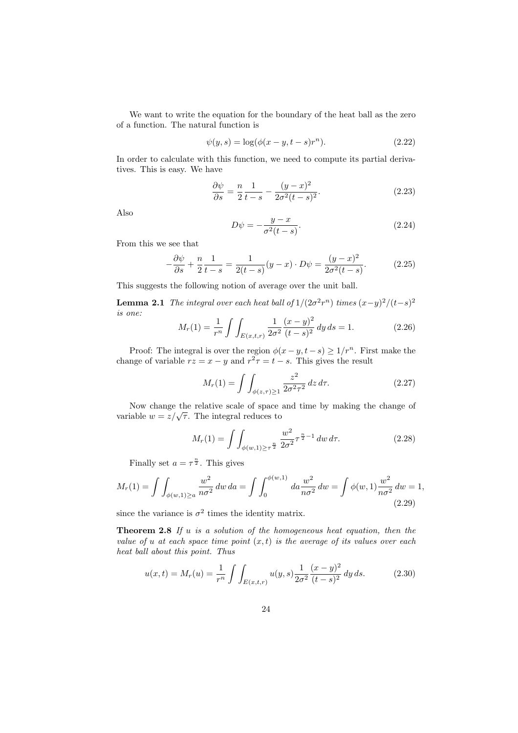We want to write the equation for the boundary of the heat ball as the zero of a function. The natural function is

$$\psi(y, s) = \log(\phi(x - y, t - s)r^n). \tag{2.22}$$

In order to calculate with this function, we need to compute its partial derivatives. This is easy. We have

$$\frac{\partial \psi}{\partial s} = \frac{n}{2}\frac{1}{t-s} - \frac{(y-x)^2}{2\sigma^2(t-s)^2}. \tag{2.23}$$

Also

$$D\psi = -\frac{y-x}{\sigma^2(t-s)}. \tag{2.24}$$

From this we see that

$$-\frac{\partial \psi}{\partial s} + \frac{n}{2}\frac{1}{t-s} = \frac{1}{2(t-s)}(y-x)\cdot D\psi = \frac{(y-x)^2}{2\sigma^2(t-s)}. \tag{2.25}$$

This suggests the following notion of average over the unit ball.

**Lemma 2.1** *The integral over each heat ball of $1/(2\sigma^2 r^n)$ times $(x-y)^2/(t-s)^2$ is one:*

$$M_r(1) = \frac{1}{r^n}\int\int_{E(x,t,r)} \frac{1}{2\sigma^2}\frac{(x-y)^2}{(t-s)^2}\,dy\,ds = 1. \tag{2.26}$$

Proof: The integral is over the region $\phi(x-y, t-s) \geq 1/r^n$. First make the change of variable $rz = x - y$ and $r^2\tau = t - s$. This gives the result

$$M_r(1) = \int\int_{\phi(z,\tau)\geq 1} \frac{z^2}{2\sigma^2\tau^2}\,dz\,d\tau. \tag{2.27}$$

Now change the relative scale of space and time by making the change of variable $w = z/\sqrt{\tau}$. The integral reduces to

$$M_r(1) = \int\int_{\phi(w,1)\geq \tau^{\frac{n}{2}}} \frac{w^2}{2\sigma^2}\tau^{\frac{n}{2}-1}\,dw\,d\tau. \tag{2.28}$$

Finally set $a = \tau^{\frac{n}{2}}$. This gives

$$M_r(1) = \int\int_{\phi(w,1)\geq a} \frac{w^2}{n\sigma^2}\,dw\,da = \int\int_0^{\phi(w,1)} da\frac{w^2}{n\sigma^2}\,dw = \int \phi(w,1)\frac{w^2}{n\sigma^2}\,dw = 1, \tag{2.29}$$

since the variance is $\sigma^2$ times the identity matrix.

**Theorem 2.8** *If $u$ is a solution of the homogeneous heat equation, then the value of $u$ at each space time point $(x, t)$ is the average of its values over each heat ball about this point. Thus*

$$u(x,t) = M_r(u) = \frac{1}{r^n}\int\int_{E(x,t,r)} u(y,s)\frac{1}{2\sigma^2}\frac{(x-y)^2}{(t-s)^2}\,dy\,ds. \tag{2.30}$$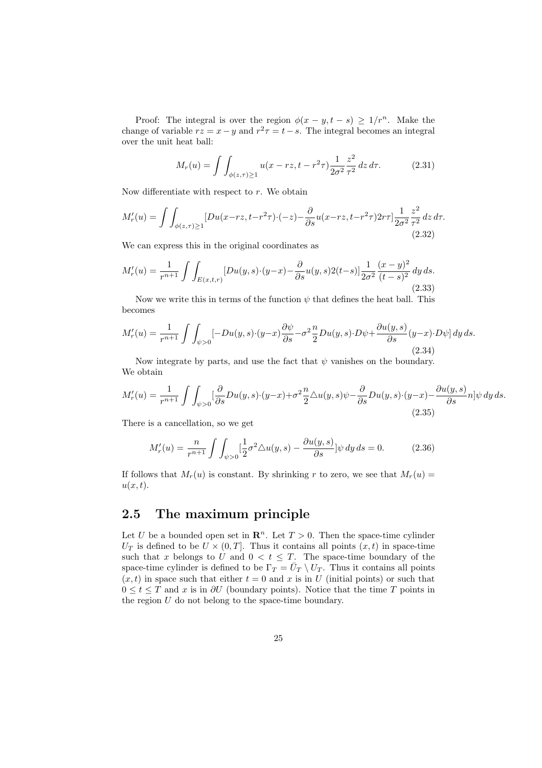Proof: The integral is over the region $\phi(x-y, t-s) \geq 1/r^n$. Make the change of variable $rz = x-y$ and $r^2\tau = t-s$. The integral becomes an integral over the unit heat ball:

$$M_r(u) = \int\int_{\phi(z,\tau)\geq 1} u(x-rz, t-r^2\tau)\frac{1}{2\sigma^2}\frac{z^2}{\tau^2}\,dz\,d\tau. \tag{2.31}$$

Now differentiate with respect to $r$. We obtain

$$M_r'(u) = \int\int_{\phi(z,\tau)\geq 1} [Du(x-rz, t-r^2\tau)\cdot(-z) - \frac{\partial}{\partial s}u(x-rz, t-r^2\tau)2r\tau]\frac{1}{2\sigma^2}\frac{z^2}{\tau^2}\,dz\,d\tau. \tag{2.32}$$

We can express this in the original coordinates as

$$M_r'(u) = \frac{1}{r^{n+1}}\int\int_{E(x,t,r)} [Du(y,s)\cdot(y-x) - \frac{\partial}{\partial s}u(y,s)2(t-s)]\frac{1}{2\sigma^2}\frac{(x-y)^2}{(t-s)^2}\,dy\,ds. \tag{2.33}$$

Now we write this in terms of the function $\psi$ that defines the heat ball. This becomes

$$M_r'(u) = \frac{1}{r^{n+1}}\int\int_{\psi>0} [-Du(y,s)\cdot(y-x)\frac{\partial\psi}{\partial s} - \sigma^2\frac{n}{2}Du(y,s)\cdot D\psi + \frac{\partial u(y,s)}{\partial s}(y-x)\cdot D\psi]\,dy\,ds. \tag{2.34}$$

Now integrate by parts, and use the fact that $\psi$ vanishes on the boundary. We obtain

$$M_r'(u) = \frac{1}{r^{n+1}}\int\int_{\psi>0} [\frac{\partial}{\partial s}Du(y,s)\cdot(y-x) + \sigma^2\frac{n}{2}\triangle u(y,s)\psi - \frac{\partial}{\partial s}Du(y,s)\cdot(y-x) - \frac{\partial u(y,s)}{\partial s}n]\psi\,dy\,ds. \tag{2.35}$$

There is a cancellation, so we get

$$M_r'(u) = \frac{n}{r^{n+1}}\int\int_{\psi>0} [\frac{1}{2}\sigma^2\triangle u(y,s) - \frac{\partial u(y,s)}{\partial s}]\psi\,dy\,ds = 0. \tag{2.36}$$

If follows that $M_r(u)$ is constant. By shrinking $r$ to zero, we see that $M_r(u) = u(x,t)$.

## 2.5 The maximum principle

Let $U$ be a bounded open set in $\mathbf{R}^n$. Let $T > 0$. Then the space-time cylinder $U_T$ is defined to be $U \times (0, T]$. Thus it contains all points $(x, t)$ in space-time such that $x$ belongs to $U$ and $0 < t \leq T$. The space-time boundary of the space-time cylinder is defined to be $\Gamma_T = \bar{U}_T \setminus U_T$. Thus it contains all points $(x, t)$ in space such that either $t = 0$ and $x$ is in $U$ (initial points) or such that $0 \leq t \leq T$ and $x$ is in $\partial U$ (boundary points). Notice that the time $T$ points in the region $U$ do not belong to the space-time boundary.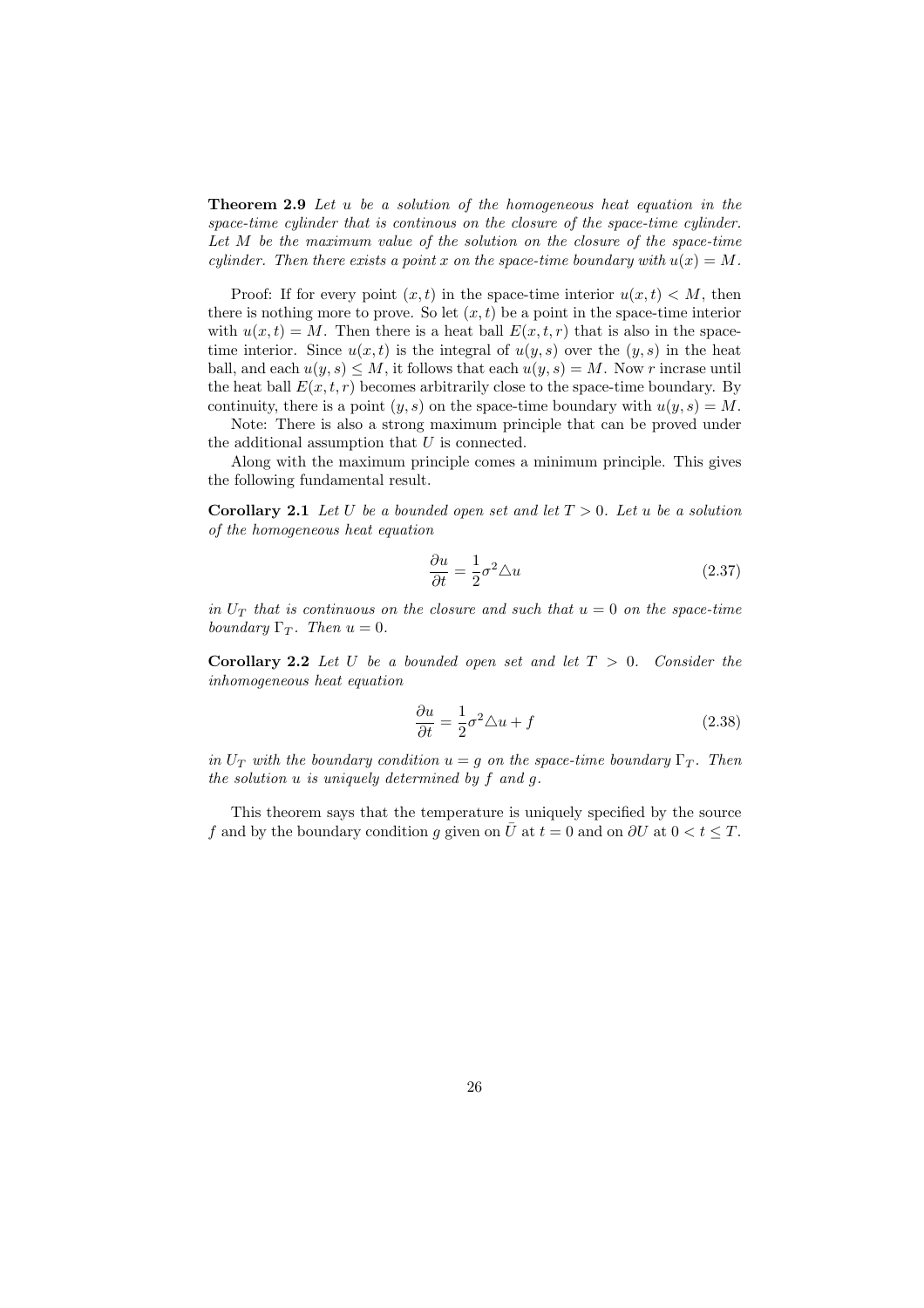**Theorem 2.9** *Let $u$ be a solution of the homogeneous heat equation in the space-time cylinder that is continous on the closure of the space-time cylinder. Let $M$ be the maximum value of the solution on the closure of the space-time cylinder. Then there exists a point $x$ on the space-time boundary with $u(x) = M$.*

Proof: If for every point $(x, t)$ in the space-time interior $u(x, t) < M$, then there is nothing more to prove. So let $(x, t)$ be a point in the space-time interior with $u(x, t) = M$. Then there is a heat ball $E(x, t, r)$ that is also in the space-time interior. Since $u(x, t)$ is the integral of $u(y, s)$ over the $(y, s)$ in the heat ball, and each $u(y, s) \leq M$, it follows that each $u(y, s) = M$. Now $r$ incrase until the heat ball $E(x, t, r)$ becomes arbitrarily close to the space-time boundary. By continuity, there is a point $(y, s)$ on the space-time boundary with $u(y, s) = M$.

Note: There is also a strong maximum principle that can be proved under the additional assumption that $U$ is connected.

Along with the maximum principle comes a minimum principle. This gives the following fundamental result.

**Corollary 2.1** *Let $U$ be a bounded open set and let $T > 0$. Let $u$ be a solution of the homogeneous heat equation*

$$\frac{\partial u}{\partial t} = \frac{1}{2}\sigma^2 \triangle u \tag{2.37}$$

*in $U_T$ that is continuous on the closure and such that $u = 0$ on the space-time boundary $\Gamma_T$. Then $u = 0$.*

**Corollary 2.2** *Let $U$ be a bounded open set and let $T > 0$. Consider the inhomogeneous heat equation*

$$\frac{\partial u}{\partial t} = \frac{1}{2}\sigma^2 \triangle u + f \tag{2.38}$$

*in $U_T$ with the boundary condition $u = g$ on the space-time boundary $\Gamma_T$. Then the solution $u$ is uniquely determined by $f$ and $g$.*

This theorem says that the temperature is uniquely specified by the source $f$ and by the boundary condition $g$ given on $\bar{U}$ at $t = 0$ and on $\partial U$ at $0 < t \leq T$.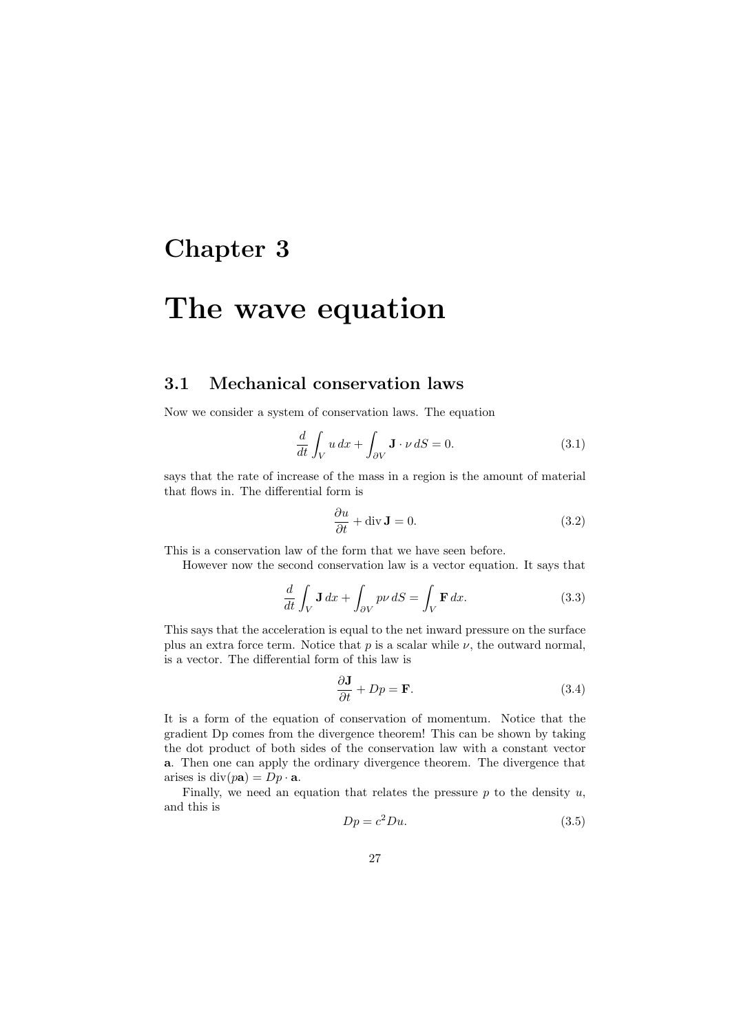# Chapter 3

# The wave equation

## 3.1 Mechanical conservation laws

Now we consider a system of conservation laws. The equation

$$\frac{d}{dt}\int_V u\,dx + \int_{\partial V} \mathbf{J}\cdot\nu\,dS = 0. \tag{3.1}$$

says that the rate of increase of the mass in a region is the amount of material that flows in. The differential form is

$$\frac{\partial u}{\partial t} + \operatorname{div}\mathbf{J} = 0. \tag{3.2}$$

This is a conservation law of the form that we have seen before.

However now the second conservation law is a vector equation. It says that

$$\frac{d}{dt}\int_V \mathbf{J}\,dx + \int_{\partial V} p\nu\,dS = \int_V \mathbf{F}\,dx. \tag{3.3}$$

This says that the acceleration is equal to the net inward pressure on the surface plus an extra force term. Notice that $p$ is a scalar while $\nu$, the outward normal, is a vector. The differential form of this law is

$$\frac{\partial \mathbf{J}}{\partial t} + Dp = \mathbf{F}. \tag{3.4}$$

It is a form of the equation of conservation of momentum. Notice that the gradient Dp comes from the divergence theorem! This can be shown by taking the dot product of both sides of the conservation law with a constant vector $\mathbf{a}$. Then one can apply the ordinary divergence theorem. The divergence that arises is $\operatorname{div}(p\mathbf{a}) = Dp\cdot\mathbf{a}$.

Finally, we need an equation that relates the pressure $p$ to the density $u$, and this is

$$Dp = c^2 Du. \tag{3.5}$$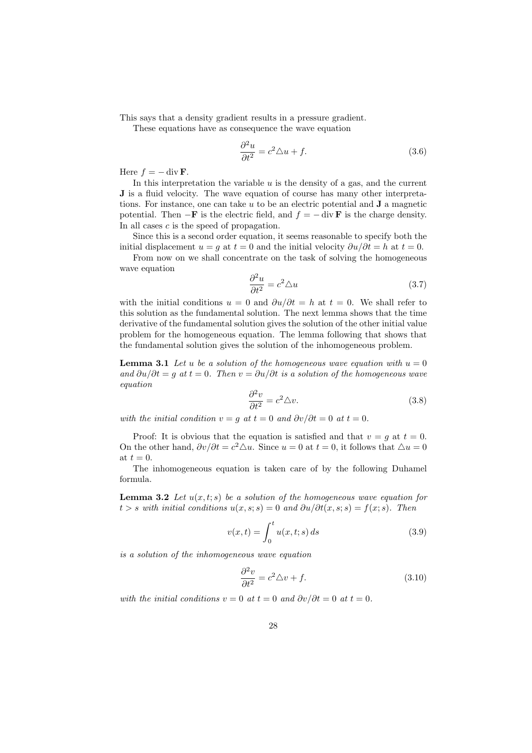This says that a density gradient results in a pressure gradient.

These equations have as consequence the wave equation

$$\frac{\partial^2 u}{\partial t^2} = c^2 \triangle u + f. \tag{3.6}$$

Here $f = -\operatorname{div} \mathbf{F}$.

In this interpretation the variable $u$ is the density of a gas, and the current $\mathbf{J}$ is a fluid velocity. The wave equation of course has many other interpretations. For instance, one can take $u$ to be an electric potential and $\mathbf{J}$ a magnetic potential. Then $-\mathbf{F}$ is the electric field, and $f = -\operatorname{div} \mathbf{F}$ is the charge density. In all cases $c$ is the speed of propagation.

Since this is a second order equation, it seems reasonable to specify both the initial displacement $u = g$ at $t = 0$ and the initial velocity $\partial u/\partial t = h$ at $t = 0$.

From now on we shall concentrate on the task of solving the homogeneous wave equation

$$\frac{\partial^2 u}{\partial t^2} = c^2 \triangle u \tag{3.7}$$

with the initial conditions $u = 0$ and $\partial u/\partial t = h$ at $t = 0$. We shall refer to this solution as the fundamental solution. The next lemma shows that the time derivative of the fundamental solution gives the solution of the other initial value problem for the homogeneous equation. The lemma following that shows that the fundamental solution gives the solution of the inhomogeneous problem.

**Lemma 3.1** *Let $u$ be a solution of the homogeneous wave equation with $u = 0$ and $\partial u/\partial t = g$ at $t = 0$. Then $v = \partial u/\partial t$ is a solution of the homogeneous wave equation*

$$\frac{\partial^2 v}{\partial t^2} = c^2 \triangle v. \tag{3.8}$$

*with the initial condition $v = g$ at $t = 0$ and $\partial v/\partial t = 0$ at $t = 0$.*

Proof: It is obvious that the equation is satisfied and that $v = g$ at $t = 0$. On the other hand, $\partial v/\partial t = c^2 \triangle u$. Since $u = 0$ at $t = 0$, it follows that $\triangle u = 0$ at $t = 0$.

The inhomogeneous equation is taken care of by the following Duhamel formula.

**Lemma 3.2** *Let $u(x, t; s)$ be a solution of the homogeneous wave equation for $t > s$ with initial conditions $u(x, s; s) = 0$ and $\partial u/\partial t(x, s; s) = f(x; s)$. Then*

$$v(x, t) = \int_0^t u(x, t; s)\, ds \tag{3.9}$$

*is a solution of the inhomogeneous wave equation*

$$\frac{\partial^2 v}{\partial t^2} = c^2 \triangle v + f. \tag{3.10}$$

*with the initial conditions $v = 0$ at $t = 0$ and $\partial v/\partial t = 0$ at $t = 0$.*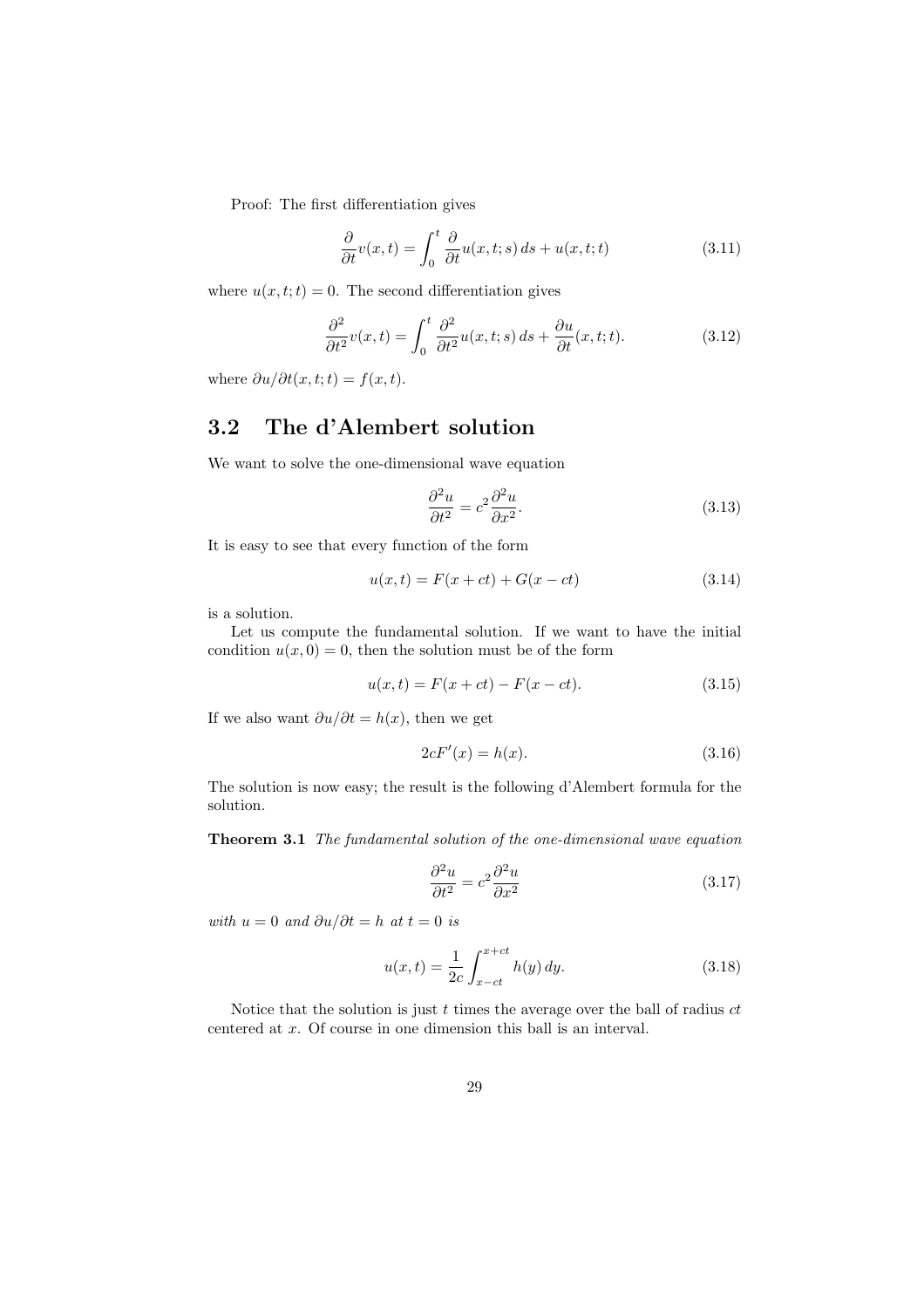Proof: The first differentiation gives

$$\frac{\partial}{\partial t}v(x,t) = \int_0^t \frac{\partial}{\partial t}u(x,t;s)\,ds + u(x,t;t) \tag{3.11}$$

where $u(x,t;t) = 0$. The second differentiation gives

$$\frac{\partial^2}{\partial t^2}v(x,t) = \int_0^t \frac{\partial^2}{\partial t^2}u(x,t;s)\,ds + \frac{\partial u}{\partial t}(x,t;t). \tag{3.12}$$

where $\partial u/\partial t(x,t;t) = f(x,t)$.

## 3.2 The d'Alembert solution

We want to solve the one-dimensional wave equation

$$\frac{\partial^2 u}{\partial t^2} = c^2 \frac{\partial^2 u}{\partial x^2}. \tag{3.13}$$

It is easy to see that every function of the form

$$u(x,t) = F(x+ct) + G(x-ct) \tag{3.14}$$

is a solution.

Let us compute the fundamental solution. If we want to have the initial condition $u(x,0) = 0$, then the solution must be of the form

$$u(x,t) = F(x+ct) - F(x-ct). \tag{3.15}$$

If we also want $\partial u/\partial t = h(x)$, then we get

$$2cF'(x) = h(x). \tag{3.16}$$

The solution is now easy; the result is the following d'Alembert formula for the solution.

**Theorem 3.1** *The fundamental solution of the one-dimensional wave equation*

$$\frac{\partial^2 u}{\partial t^2} = c^2 \frac{\partial^2 u}{\partial x^2} \tag{3.17}$$

*with $u = 0$ and $\partial u/\partial t = h$ at $t = 0$ is*

$$u(x,t) = \frac{1}{2c}\int_{x-ct}^{x+ct} h(y)\,dy. \tag{3.18}$$

Notice that the solution is just $t$ times the average over the ball of radius $ct$ centered at $x$. Of course in one dimension this ball is an interval.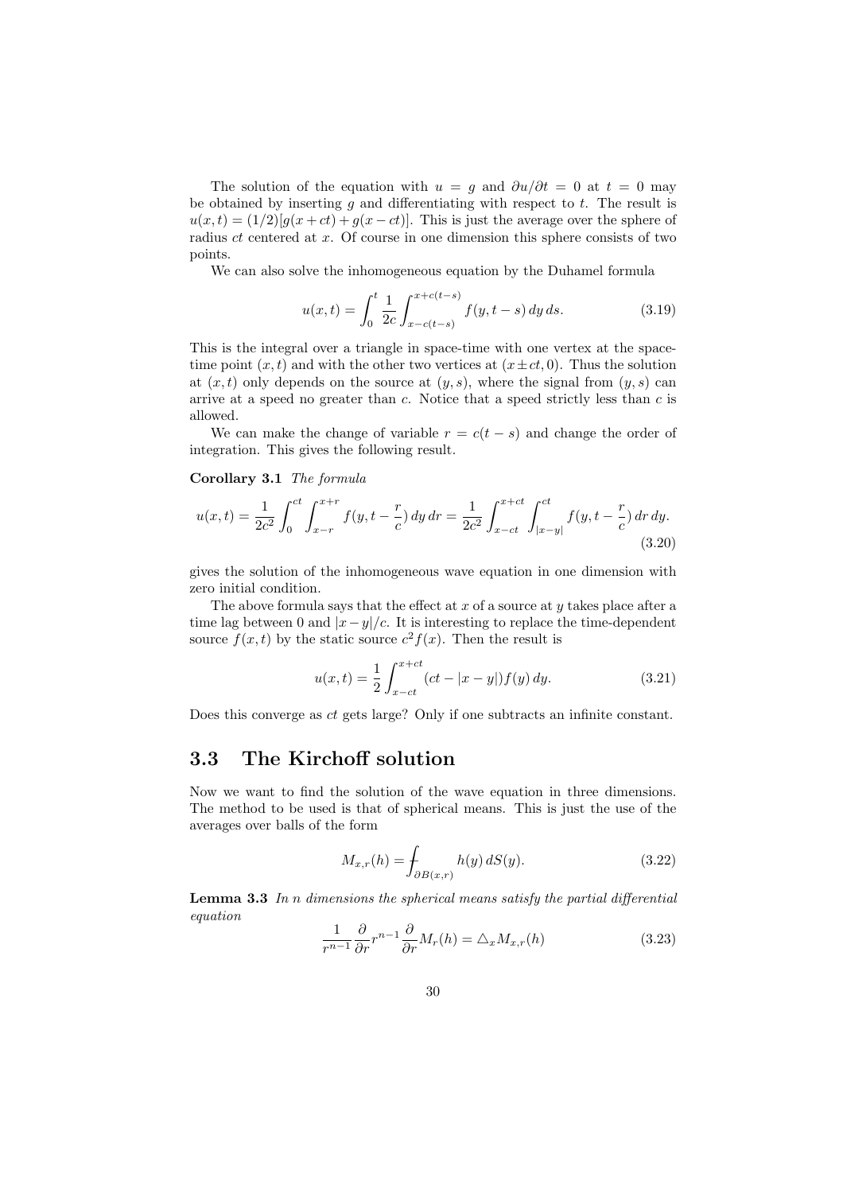The solution of the equation with $u = g$ and $\partial u/\partial t = 0$ at $t = 0$ may be obtained by inserting $g$ and differentiating with respect to $t$. The result is $u(x,t) = (1/2)[g(x+ct) + g(x-ct)]$. This is just the average over the sphere of radius $ct$ centered at $x$. Of course in one dimension this sphere consists of two points.

We can also solve the inhomogeneous equation by the Duhamel formula

$$u(x,t) = \int_0^t \frac{1}{2c} \int_{x-c(t-s)}^{x+c(t-s)} f(y, t-s)\, dy\, ds. \tag{3.19}$$

This is the integral over a triangle in space-time with one vertex at the space-time point $(x,t)$ and with the other two vertices at $(x \pm ct, 0)$. Thus the solution at $(x,t)$ only depends on the source at $(y,s)$, where the signal from $(y,s)$ can arrive at a speed no greater than $c$. Notice that a speed strictly less than $c$ is allowed.

We can make the change of variable $r = c(t-s)$ and change the order of integration. This gives the following result.

**Corollary 3.1** *The formula*

$$u(x,t) = \frac{1}{2c^2} \int_0^{ct} \int_{x-r}^{x+r} f(y, t - \frac{r}{c})\, dy\, dr = \frac{1}{2c^2} \int_{x-ct}^{x+ct} \int_{|x-y|}^{ct} f(y, t - \frac{r}{c})\, dr\, dy. \tag{3.20}$$

gives the solution of the inhomogeneous wave equation in one dimension with zero initial condition.

The above formula says that the effect at $x$ of a source at $y$ takes place after a time lag between 0 and $|x-y|/c$. It is interesting to replace the time-dependent source $f(x,t)$ by the static source $c^2 f(x)$. Then the result is

$$u(x,t) = \frac{1}{2} \int_{x-ct}^{x+ct} (ct - |x-y|) f(y)\, dy. \tag{3.21}$$

Does this converge as $ct$ gets large? Only if one subtracts an infinite constant.

## 3.3 The Kirchoff solution

Now we want to find the solution of the wave equation in three dimensions. The method to be used is that of spherical means. This is just the use of the averages over balls of the form

$$M_{x,r}(h) = ⨍_{\partial B(x,r)} h(y)\, dS(y). \tag{3.22}$$

**Lemma 3.3** *In $n$ dimensions the spherical means satisfy the partial differential equation*

$$\frac{1}{r^{n-1}} \frac{\partial}{\partial r} r^{n-1} \frac{\partial}{\partial r} M_r(h) = \triangle_x M_{x,r}(h) \tag{3.23}$$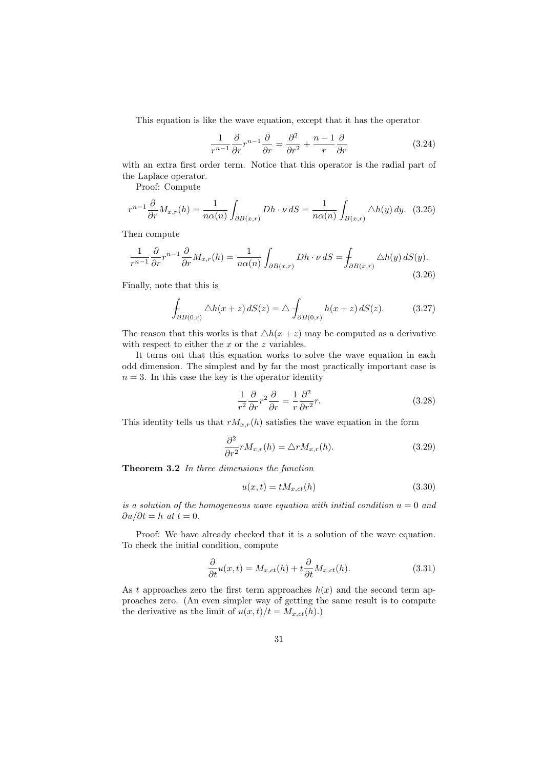This equation is like the wave equation, except that it has the operator

$$\frac{1}{r^{n-1}}\frac{\partial}{\partial r}r^{n-1}\frac{\partial}{\partial r} = \frac{\partial^2}{\partial r^2} + \frac{n-1}{r}\frac{\partial}{\partial r} \tag{3.24}$$

with an extra first order term. Notice that this operator is the radial part of the Laplace operator.

Proof: Compute

$$r^{n-1}\frac{\partial}{\partial r}M_{x,r}(h) = \frac{1}{n\alpha(n)}\int_{\partial B(x,r)} Dh\cdot\nu\, dS = \frac{1}{n\alpha(n)}\int_{B(x,r)} \triangle h(y)\, dy. \tag{3.25}$$

Then compute

$$\frac{1}{r^{n-1}}\frac{\partial}{\partial r}r^{n-1}\frac{\partial}{\partial r}M_{x,r}(h) = \frac{1}{n\alpha(n)}\int_{\partial B(x,r)} Dh\cdot\nu\, dS = \fint_{\partial B(x,r)} \triangle h(y)\, dS(y). \tag{3.26}$$

Finally, note that this is

$$\fint_{\partial B(0,r)} \triangle h(x+z)\, dS(z) = \triangle \fint_{\partial B(0,r)} h(x+z)\, dS(z). \tag{3.27}$$

The reason that this works is that $\triangle h(x+z)$ may be computed as a derivative with respect to either the $x$ or the $z$ variables.

It turns out that this equation works to solve the wave equation in each odd dimension. The simplest and by far the most practically important case is $n = 3$. In this case the key is the operator identity

$$\frac{1}{r^2}\frac{\partial}{\partial r}r^2\frac{\partial}{\partial r} = \frac{1}{r}\frac{\partial^2}{\partial r^2}r. \tag{3.28}$$

This identity tells us that $rM_{x,r}(h)$ satisfies the wave equation in the form

$$\frac{\partial^2}{\partial r^2}rM_{x,r}(h) = \triangle rM_{x,r}(h). \tag{3.29}$$

**Theorem 3.2** *In three dimensions the function*

$$u(x,t) = tM_{x,ct}(h) \tag{3.30}$$

*is a solution of the homogeneous wave equation with initial condition $u = 0$ and $\partial u/\partial t = h$ at $t = 0$.*

Proof: We have already checked that it is a solution of the wave equation. To check the initial condition, compute

$$\frac{\partial}{\partial t}u(x,t) = M_{x,ct}(h) + t\frac{\partial}{\partial t}M_{x,ct}(h). \tag{3.31}$$

As $t$ approaches zero the first term approaches $h(x)$ and the second term approaches zero. (An even simpler way of getting the same result is to compute the derivative as the limit of $u(x,t)/t = M_{x,ct}(h)$.)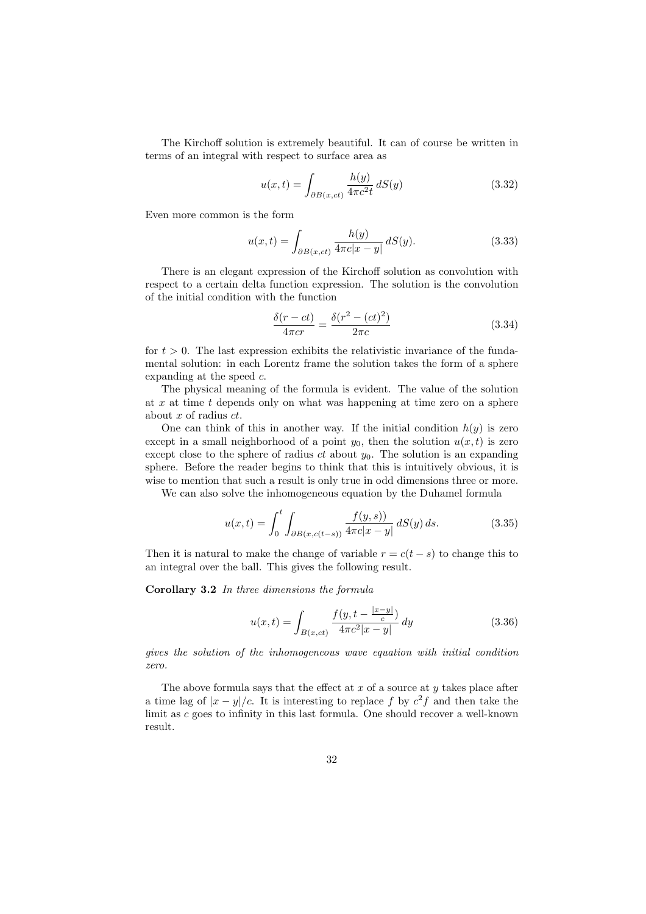The Kirchoff solution is extremely beautiful. It can of course be written in terms of an integral with respect to surface area as

$$u(x,t) = \int_{\partial B(x,ct)} \frac{h(y)}{4\pi c^2 t}\, dS(y) \tag{3.32}$$

Even more common is the form

$$u(x,t) = \int_{\partial B(x,ct)} \frac{h(y)}{4\pi c|x-y|}\, dS(y). \tag{3.33}$$

There is an elegant expression of the Kirchoff solution as convolution with respect to a certain delta function expression. The solution is the convolution of the initial condition with the function

$$\frac{\delta(r-ct)}{4\pi cr} = \frac{\delta(r^2-(ct)^2)}{2\pi c} \tag{3.34}$$

for $t > 0$. The last expression exhibits the relativistic invariance of the fundamental solution: in each Lorentz frame the solution takes the form of a sphere expanding at the speed $c$.

The physical meaning of the formula is evident. The value of the solution at $x$ at time $t$ depends only on what was happening at time zero on a sphere about $x$ of radius $ct$.

One can think of this in another way. If the initial condition $h(y)$ is zero except in a small neighborhood of a point $y_0$, then the solution $u(x,t)$ is zero except close to the sphere of radius $ct$ about $y_0$. The solution is an expanding sphere. Before the reader begins to think that this is intuitively obvious, it is wise to mention that such a result is only true in odd dimensions three or more.

We can also solve the inhomogeneous equation by the Duhamel formula

$$u(x,t) = \int_0^t \int_{\partial B(x,c(t-s))} \frac{f(y,s))}{4\pi c|x-y|}\, dS(y)\, ds. \tag{3.35}$$

Then it is natural to make the change of variable $r = c(t-s)$ to change this to an integral over the ball. This gives the following result.

**Corollary 3.2** *In three dimensions the formula*

$$u(x,t) = \int_{B(x,ct)} \frac{f(y, t - \frac{|x-y|}{c})}{4\pi c^2 |x-y|}\, dy \tag{3.36}$$

*gives the solution of the inhomogeneous wave equation with initial condition zero.*

The above formula says that the effect at $x$ of a source at $y$ takes place after a time lag of $|x-y|/c$. It is interesting to replace $f$ by $c^2 f$ and then take the limit as $c$ goes to infinity in this last formula. One should recover a well-known result.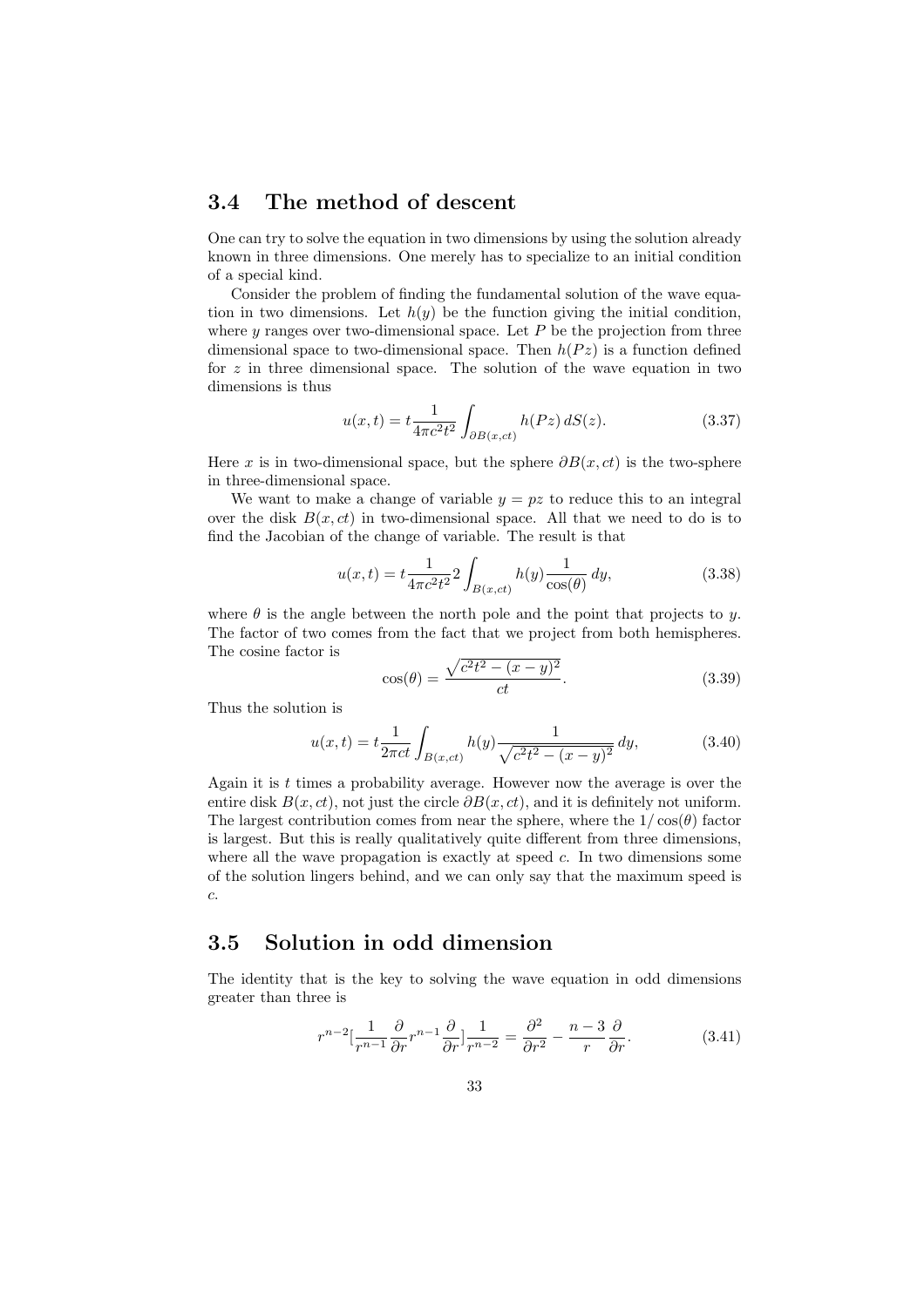## 3.4 The method of descent

One can try to solve the equation in two dimensions by using the solution already known in three dimensions. One merely has to specialize to an initial condition of a special kind.

Consider the problem of finding the fundamental solution of the wave equation in two dimensions. Let $h(y)$ be the function giving the initial condition, where $y$ ranges over two-dimensional space. Let $P$ be the projection from three dimensional space to two-dimensional space. Then $h(Pz)$ is a function defined for $z$ in three dimensional space. The solution of the wave equation in two dimensions is thus

$$u(x,t) = t\frac{1}{4\pi c^2 t^2}\int_{\partial B(x,ct)} h(Pz)\, dS(z). \tag{3.37}$$

Here $x$ is in two-dimensional space, but the sphere $\partial B(x, ct)$ is the two-sphere in three-dimensional space.

We want to make a change of variable $y = pz$ to reduce this to an integral over the disk $B(x, ct)$ in two-dimensional space. All that we need to do is to find the Jacobian of the change of variable. The result is that

$$u(x,t) = t\frac{1}{4\pi c^2 t^2} 2\int_{B(x,ct)} h(y)\frac{1}{\cos(\theta)}\, dy, \tag{3.38}$$

where $\theta$ is the angle between the north pole and the point that projects to $y$. The factor of two comes from the fact that we project from both hemispheres. The cosine factor is

$$\cos(\theta) = \frac{\sqrt{c^2t^2 - (x-y)^2}}{ct}. \tag{3.39}$$

Thus the solution is

$$u(x,t) = t\frac{1}{2\pi ct}\int_{B(x,ct)} h(y)\frac{1}{\sqrt{c^2t^2 - (x-y)^2}}\, dy, \tag{3.40}$$

Again it is $t$ times a probability average. However now the average is over the entire disk $B(x, ct)$, not just the circle $\partial B(x, ct)$, and it is definitely not uniform. The largest contribution comes from near the sphere, where the $1/\cos(\theta)$ factor is largest. But this is really qualitatively quite different from three dimensions, where all the wave propagation is exactly at speed $c$. In two dimensions some of the solution lingers behind, and we can only say that the maximum speed is $c$.

## 3.5 Solution in odd dimension

The identity that is the key to solving the wave equation in odd dimensions greater than three is

$$r^{n-2}[\frac{1}{r^{n-1}}\frac{\partial}{\partial r}r^{n-1}\frac{\partial}{\partial r}]\frac{1}{r^{n-2}} = \frac{\partial^2}{\partial r^2} - \frac{n-3}{r}\frac{\partial}{\partial r}. \tag{3.41}$$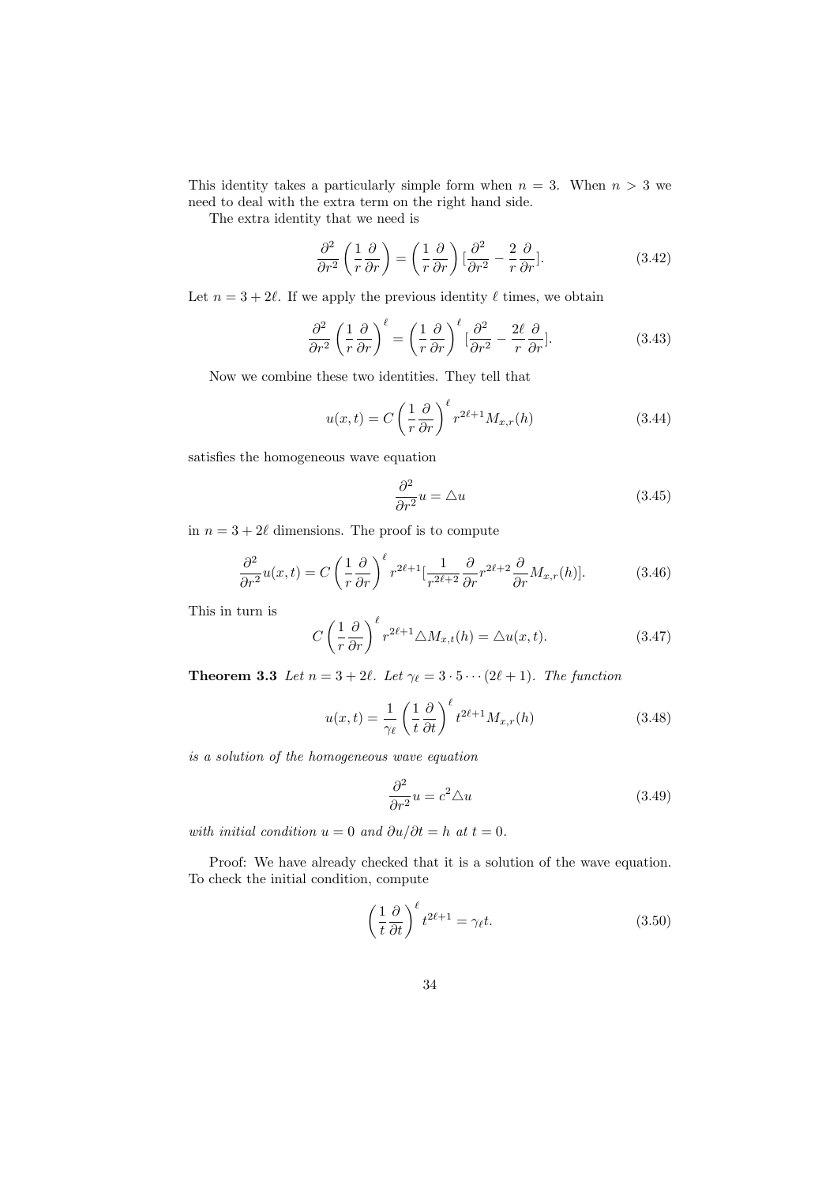This identity takes a particularly simple form when $n = 3$. When $n > 3$ we need to deal with the extra term on the right hand side.

The extra identity that we need is

$$\frac{\partial^2}{\partial r^2}\left(\frac{1}{r}\frac{\partial}{\partial r}\right) = \left(\frac{1}{r}\frac{\partial}{\partial r}\right)[\frac{\partial^2}{\partial r^2} - \frac{2}{r}\frac{\partial}{\partial r}]. \tag{3.42}$$

Let $n = 3 + 2\ell$. If we apply the previous identity $\ell$ times, we obtain

$$\frac{\partial^2}{\partial r^2}\left(\frac{1}{r}\frac{\partial}{\partial r}\right)^{\ell} = \left(\frac{1}{r}\frac{\partial}{\partial r}\right)^{\ell}[\frac{\partial^2}{\partial r^2} - \frac{2\ell}{r}\frac{\partial}{\partial r}]. \tag{3.43}$$

Now we combine these two identities. They tell that

$$u(x,t) = C\left(\frac{1}{r}\frac{\partial}{\partial r}\right)^{\ell} r^{2\ell+1}M_{x,r}(h) \tag{3.44}$$

satisfies the homogeneous wave equation

$$\frac{\partial^2}{\partial r^2}u = \triangle u \tag{3.45}$$

in $n = 3 + 2\ell$ dimensions. The proof is to compute

$$\frac{\partial^2}{\partial r^2}u(x,t) = C\left(\frac{1}{r}\frac{\partial}{\partial r}\right)^{\ell} r^{2\ell+1}[\frac{1}{r^{2\ell+2}}\frac{\partial}{\partial r}r^{2\ell+2}\frac{\partial}{\partial r}M_{x,r}(h)]. \tag{3.46}$$

This in turn is

$$C\left(\frac{1}{r}\frac{\partial}{\partial r}\right)^{\ell} r^{2\ell+1}\triangle M_{x,t}(h) = \triangle u(x,t). \tag{3.47}$$

**Theorem 3.3** *Let $n = 3 + 2\ell$. Let $\gamma_\ell = 3 \cdot 5 \cdots (2\ell + 1)$. The function*

$$u(x,t) = \frac{1}{\gamma_\ell}\left(\frac{1}{t}\frac{\partial}{\partial t}\right)^{\ell} t^{2\ell+1}M_{x,r}(h) \tag{3.48}$$

*is a solution of the homogeneous wave equation*

$$\frac{\partial^2}{\partial r^2}u = c^2\triangle u \tag{3.49}$$

*with initial condition $u = 0$ and $\partial u/\partial t = h$ at $t = 0$.*

Proof: We have already checked that it is a solution of the wave equation. To check the initial condition, compute

$$\left(\frac{1}{t}\frac{\partial}{\partial t}\right)^{\ell} t^{2\ell+1} = \gamma_\ell t. \tag{3.50}$$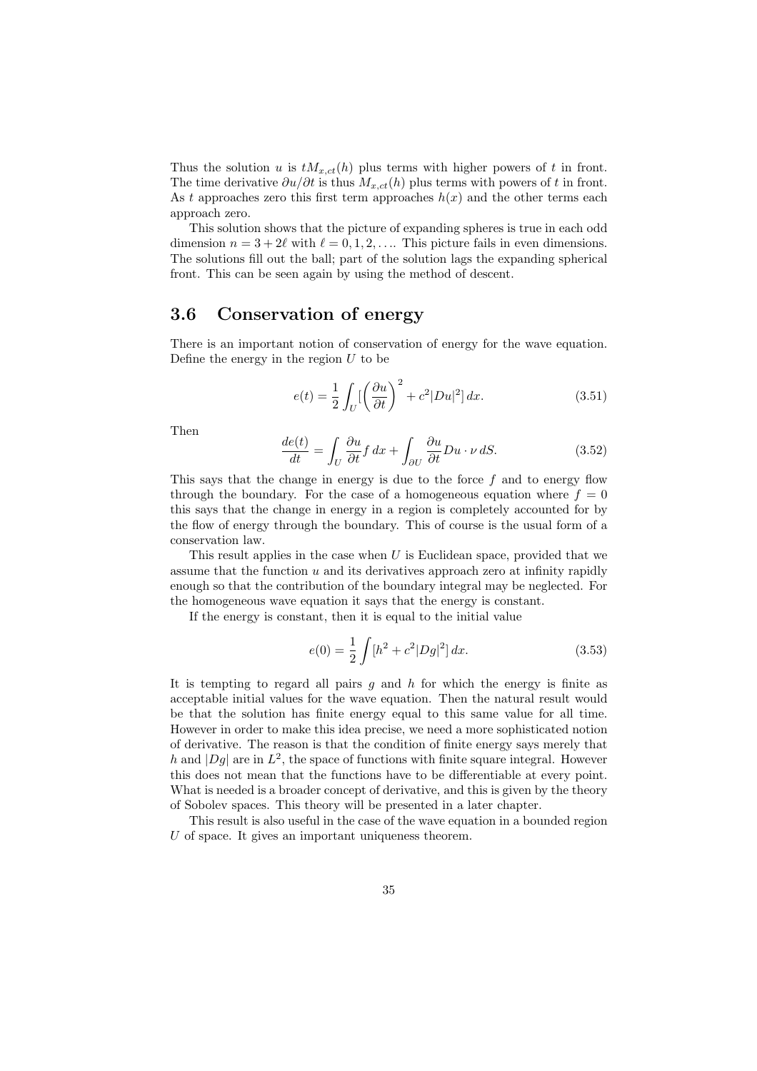Thus the solution $u$ is $tM_{x,ct}(h)$ plus terms with higher powers of $t$ in front. The time derivative $\partial u/\partial t$ is thus $M_{x,ct}(h)$ plus terms with powers of $t$ in front. As $t$ approaches zero this first term approaches $h(x)$ and the other terms each approach zero.

This solution shows that the picture of expanding spheres is true in each odd dimension $n = 3 + 2\ell$ with $\ell = 0, 1, 2, \ldots$. This picture fails in even dimensions. The solutions fill out the ball; part of the solution lags the expanding spherical front. This can be seen again by using the method of descent.

## 3.6 Conservation of energy

There is an important notion of conservation of energy for the wave equation. Define the energy in the region $U$ to be

$$e(t) = \frac{1}{2}\int_U [\left(\frac{\partial u}{\partial t}\right)^2 + c^2|Du|^2]\,dx. \tag{3.51}$$

Then

$$\frac{de(t)}{dt} = \int_U \frac{\partial u}{\partial t} f\,dx + \int_{\partial U} \frac{\partial u}{\partial t} Du \cdot \nu\,dS. \tag{3.52}$$

This says that the change in energy is due to the force $f$ and to energy flow through the boundary. For the case of a homogeneous equation where $f = 0$ this says that the change in energy in a region is completely accounted for by the flow of energy through the boundary. This of course is the usual form of a conservation law.

This result applies in the case when $U$ is Euclidean space, provided that we assume that the function $u$ and its derivatives approach zero at infinity rapidly enough so that the contribution of the boundary integral may be neglected. For the homogeneous wave equation it says that the energy is constant.

If the energy is constant, then it is equal to the initial value

$$e(0) = \frac{1}{2}\int [h^2 + c^2|Dg|^2]\,dx. \tag{3.53}$$

It is tempting to regard all pairs $g$ and $h$ for which the energy is finite as acceptable initial values for the wave equation. Then the natural result would be that the solution has finite energy equal to this same value for all time. However in order to make this idea precise, we need a more sophisticated notion of derivative. The reason is that the condition of finite energy says merely that $h$ and $|Dg|$ are in $L^2$, the space of functions with finite square integral. However this does not mean that the functions have to be differentiable at every point. What is needed is a broader concept of derivative, and this is given by the theory of Sobolev spaces. This theory will be presented in a later chapter.

This result is also useful in the case of the wave equation in a bounded region $U$ of space. It gives an important uniqueness theorem.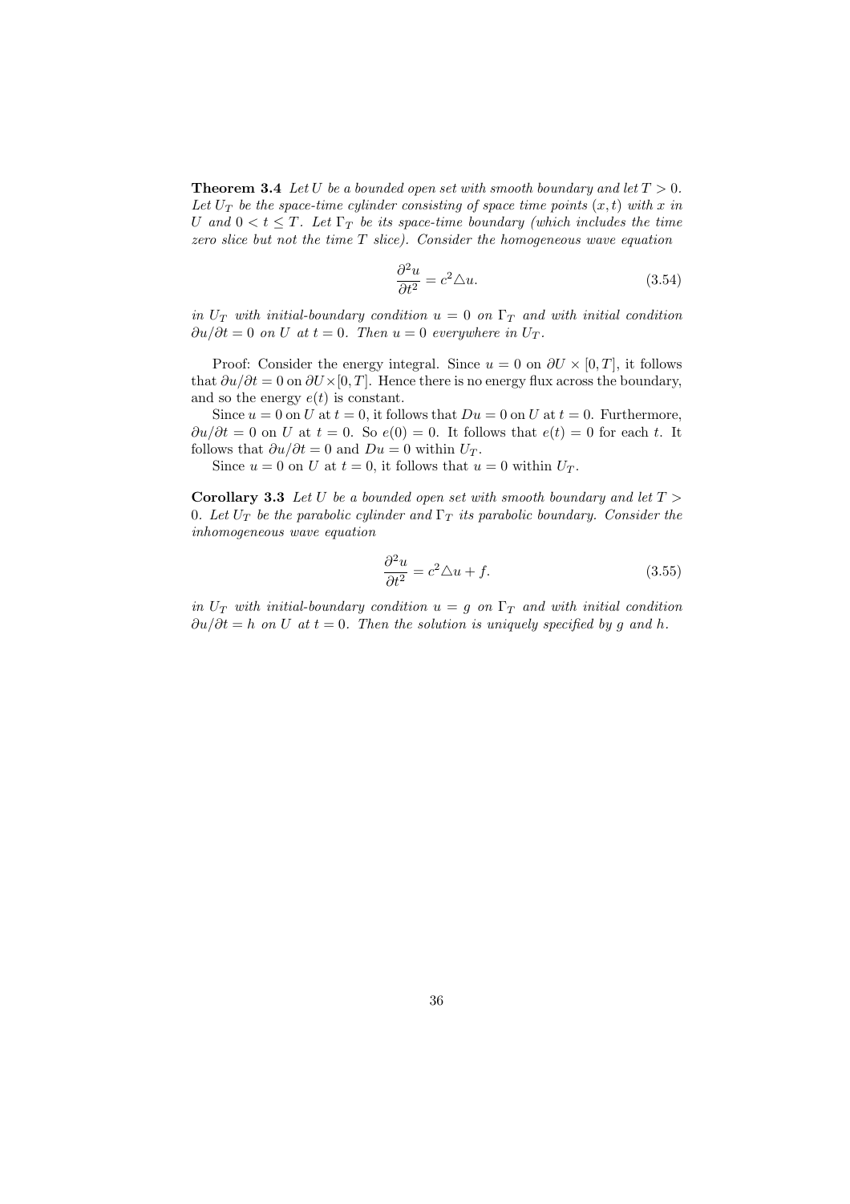**Theorem 3.4** *Let $U$ be a bounded open set with smooth boundary and let $T > 0$. Let $U_T$ be the space-time cylinder consisting of space time points $(x, t)$ with $x$ in $U$ and $0 < t \leq T$. Let $\Gamma_T$ be its space-time boundary (which includes the time zero slice but not the time $T$ slice). Consider the homogeneous wave equation*

$$\frac{\partial^2 u}{\partial t^2} = c^2 \triangle u. \tag{3.54}$$

*in $U_T$ with initial-boundary condition $u = 0$ on $\Gamma_T$ and with initial condition $\partial u/\partial t = 0$ on $U$ at $t = 0$. Then $u = 0$ everywhere in $U_T$.*

Proof: Consider the energy integral. Since $u = 0$ on $\partial U \times [0, T]$, it follows that $\partial u/\partial t = 0$ on $\partial U \times [0, T]$. Hence there is no energy flux across the boundary, and so the energy $e(t)$ is constant.

Since $u = 0$ on $U$ at $t = 0$, it follows that $Du = 0$ on $U$ at $t = 0$. Furthermore, $\partial u/\partial t = 0$ on $U$ at $t = 0$. So $e(0) = 0$. It follows that $e(t) = 0$ for each $t$. It follows that $\partial u/\partial t = 0$ and $Du = 0$ within $U_T$.

Since $u = 0$ on $U$ at $t = 0$, it follows that $u = 0$ within $U_T$.

**Corollary 3.3** *Let $U$ be a bounded open set with smooth boundary and let $T > 0$. Let $U_T$ be the parabolic cylinder and $\Gamma_T$ its parabolic boundary. Consider the inhomogeneous wave equation*

$$\frac{\partial^2 u}{\partial t^2} = c^2 \triangle u + f. \tag{3.55}$$

*in $U_T$ with initial-boundary condition $u = g$ on $\Gamma_T$ and with initial condition $\partial u/\partial t = h$ on $U$ at $t = 0$. Then the solution is uniquely specified by $g$ and $h$.*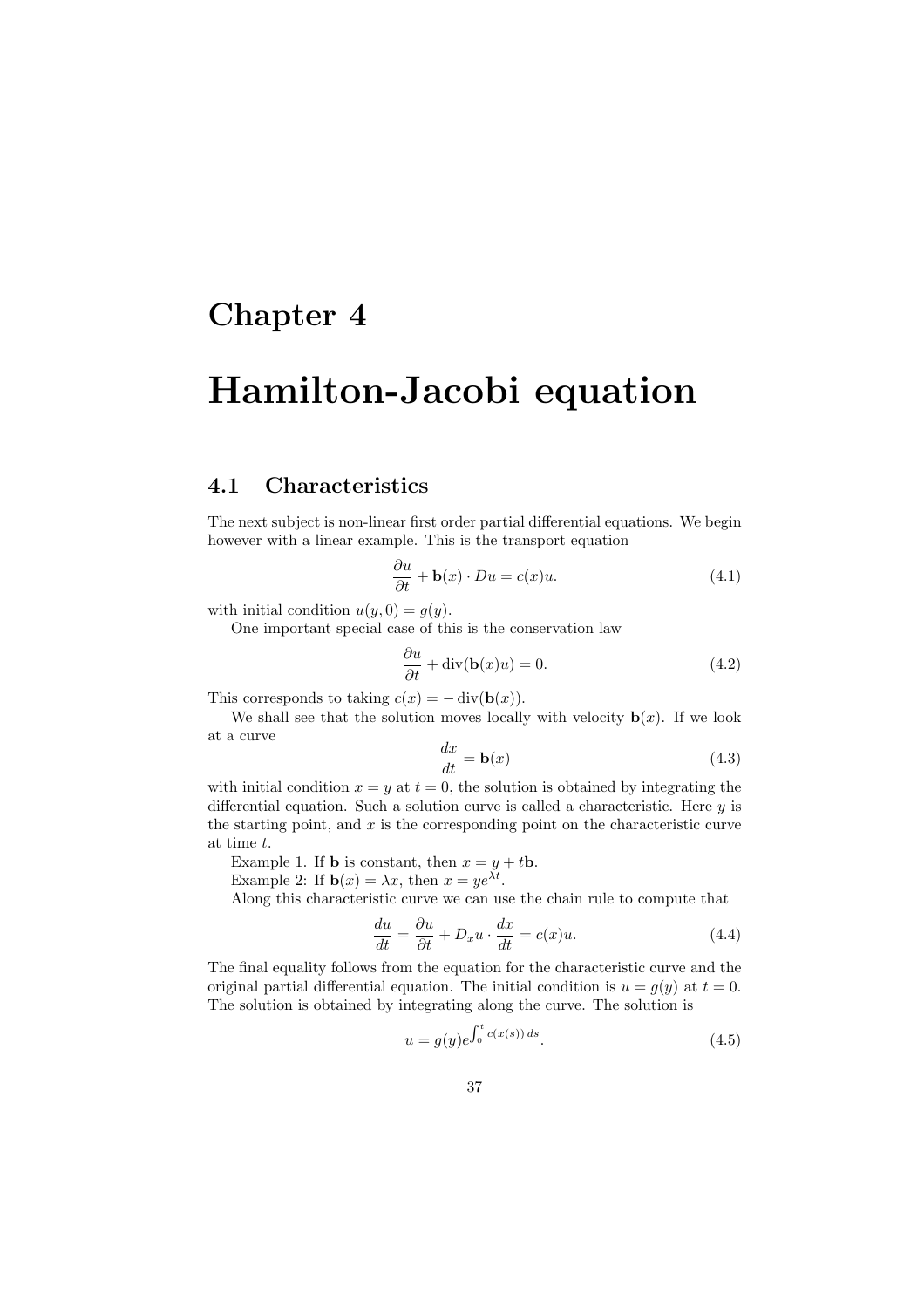# Chapter 4

# Hamilton-Jacobi equation

## 4.1 Characteristics

The next subject is non-linear first order partial differential equations. We begin however with a linear example. This is the transport equation

$$\frac{\partial u}{\partial t} + \mathbf{b}(x) \cdot Du = c(x)u. \tag{4.1}$$

with initial condition $u(y, 0) = g(y)$.

One important special case of this is the conservation law

$$\frac{\partial u}{\partial t} + \operatorname{div}(\mathbf{b}(x)u) = 0. \tag{4.2}$$

This corresponds to taking $c(x) = -\operatorname{div}(\mathbf{b}(x))$.

We shall see that the solution moves locally with velocity $\mathbf{b}(x)$. If we look at a curve

$$\frac{dx}{dt} = \mathbf{b}(x) \tag{4.3}$$

with initial condition $x = y$ at $t = 0$, the solution is obtained by integrating the differential equation. Such a solution curve is called a characteristic. Here $y$ is the starting point, and $x$ is the corresponding point on the characteristic curve at time $t$.

Example 1. If $\mathbf{b}$ is constant, then $x = y + t\mathbf{b}$.

Example 2: If $\mathbf{b}(x) = \lambda x$, then $x = ye^{\lambda t}$.

Along this characteristic curve we can use the chain rule to compute that

$$\frac{du}{dt} = \frac{\partial u}{\partial t} + D_x u \cdot \frac{dx}{dt} = c(x)u. \tag{4.4}$$

The final equality follows from the equation for the characteristic curve and the original partial differential equation. The initial condition is $u = g(y)$ at $t = 0$. The solution is obtained by integrating along the curve. The solution is

$$u = g(y)e^{\int_0^t c(x(s))\, ds}. \tag{4.5}$$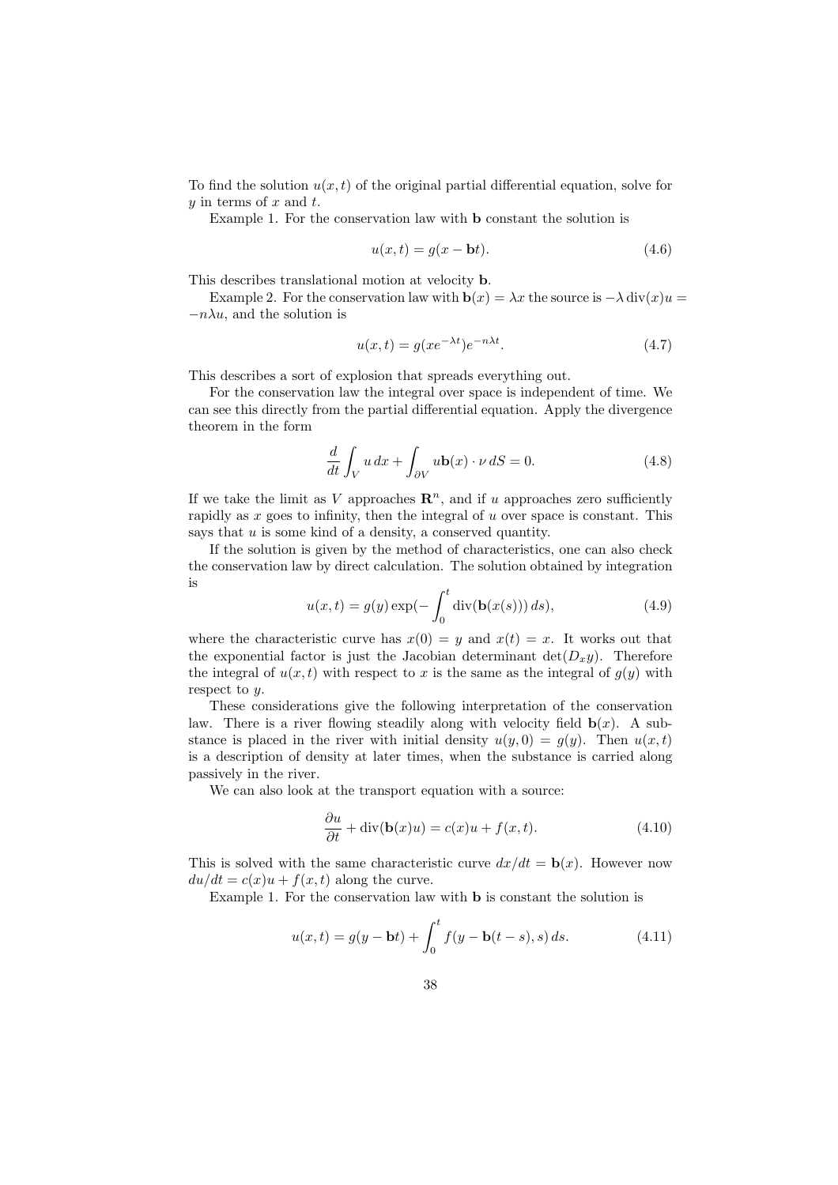To find the solution $u(x,t)$ of the original partial differential equation, solve for $y$ in terms of $x$ and $t$.

Example 1. For the conservation law with $\mathbf{b}$ constant the solution is

$$u(x,t) = g(x - \mathbf{b}t). \tag{4.6}$$

This describes translational motion at velocity $\mathbf{b}$.

Example 2. For the conservation law with $\mathbf{b}(x) = \lambda x$ the source is $-\lambda \operatorname{div}(x)u = -n\lambda u$, and the solution is

$$u(x,t) = g(xe^{-\lambda t})e^{-n\lambda t}. \tag{4.7}$$

This describes a sort of explosion that spreads everything out.

For the conservation law the integral over space is independent of time. We can see this directly from the partial differential equation. Apply the divergence theorem in the form

$$\frac{d}{dt}\int_V u\,dx + \int_{\partial V} u\mathbf{b}(x)\cdot \nu\,dS = 0. \tag{4.8}$$

If we take the limit as $V$ approaches $\mathbf{R}^n$, and if $u$ approaches zero sufficiently rapidly as $x$ goes to infinity, then the integral of $u$ over space is constant. This says that $u$ is some kind of a density, a conserved quantity.

If the solution is given by the method of characteristics, one can also check the conservation law by direct calculation. The solution obtained by integration is

$$u(x,t) = g(y)\exp(-\int_0^t \operatorname{div}(\mathbf{b}(x(s)))\,ds), \tag{4.9}$$

where the characteristic curve has $x(0) = y$ and $x(t) = x$. It works out that the exponential factor is just the Jacobian determinant $\det(D_x y)$. Therefore the integral of $u(x,t)$ with respect to $x$ is the same as the integral of $g(y)$ with respect to $y$.

These considerations give the following interpretation of the conservation law. There is a river flowing steadily along with velocity field $\mathbf{b}(x)$. A substance is placed in the river with initial density $u(y,0) = g(y)$. Then $u(x,t)$ is a description of density at later times, when the substance is carried along passively in the river.

We can also look at the transport equation with a source:

$$\frac{\partial u}{\partial t} + \operatorname{div}(\mathbf{b}(x)u) = c(x)u + f(x,t). \tag{4.10}$$

This is solved with the same characteristic curve $dx/dt = \mathbf{b}(x)$. However now $du/dt = c(x)u + f(x,t)$ along the curve.

Example 1. For the conservation law with $\mathbf{b}$ is constant the solution is

$$u(x,t) = g(y - \mathbf{b}t) + \int_0^t f(y - \mathbf{b}(t-s), s)\,ds. \tag{4.11}$$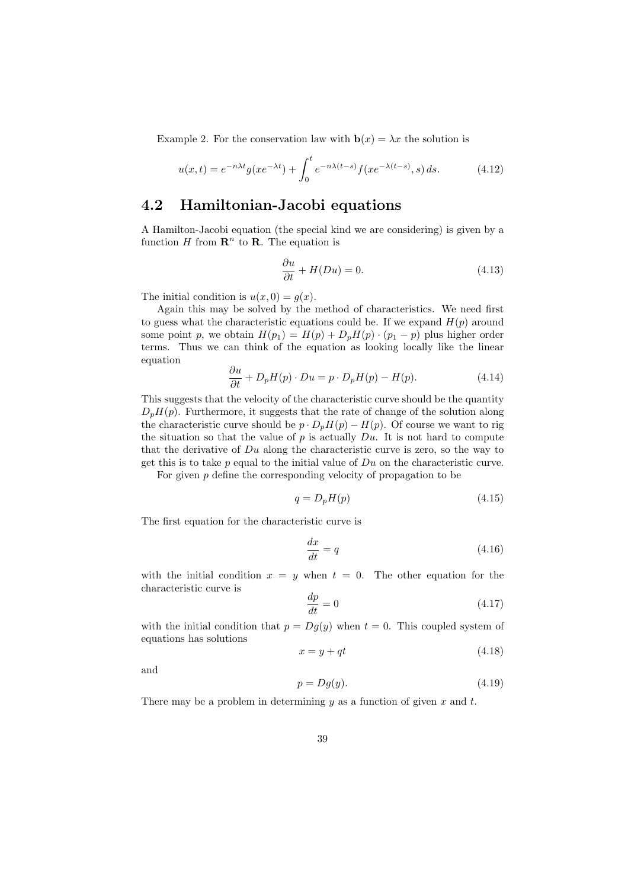Example 2. For the conservation law with $\mathbf{b}(x) = \lambda x$ the solution is

$$u(x,t) = e^{-n\lambda t} g(xe^{-\lambda t}) + \int_0^t e^{-n\lambda(t-s)} f(xe^{-\lambda(t-s)}, s)\, ds. \tag{4.12}$$

## 4.2 Hamiltonian-Jacobi equations

A Hamilton-Jacobi equation (the special kind we are considering) is given by a function $H$ from $\mathbf{R}^n$ to $\mathbf{R}$. The equation is

$$\frac{\partial u}{\partial t} + H(Du) = 0. \tag{4.13}$$

The initial condition is $u(x, 0) = g(x)$.

Again this may be solved by the method of characteristics. We need first to guess what the characteristic equations could be. If we expand $H(p)$ around some point $p$, we obtain $H(p_1) = H(p) + D_pH(p) \cdot (p_1 - p)$ plus higher order terms. Thus we can think of the equation as looking locally like the linear equation

$$\frac{\partial u}{\partial t} + D_pH(p) \cdot Du = p \cdot D_pH(p) - H(p). \tag{4.14}$$

This suggests that the velocity of the characteristic curve should be the quantity $D_pH(p)$. Furthermore, it suggests that the rate of change of the solution along the characteristic curve should be $p \cdot D_pH(p) - H(p)$. Of course we want to rig the situation so that the value of $p$ is actually $Du$. It is not hard to compute that the derivative of $Du$ along the characteristic curve is zero, so the way to get this is to take $p$ equal to the initial value of $Du$ on the characteristic curve.

For given $p$ define the corresponding velocity of propagation to be

$$q = D_pH(p) \tag{4.15}$$

The first equation for the characteristic curve is

$$\frac{dx}{dt} = q \tag{4.16}$$

with the initial condition $x = y$ when $t = 0$. The other equation for the characteristic curve is

$$\frac{dp}{dt} = 0 \tag{4.17}$$

with the initial condition that $p = Dg(y)$ when $t = 0$. This coupled system of equations has solutions

$$x = y + qt \tag{4.18}$$

and

$$p = Dg(y). \tag{4.19}$$

There may be a problem in determining $y$ as a function of given $x$ and $t$.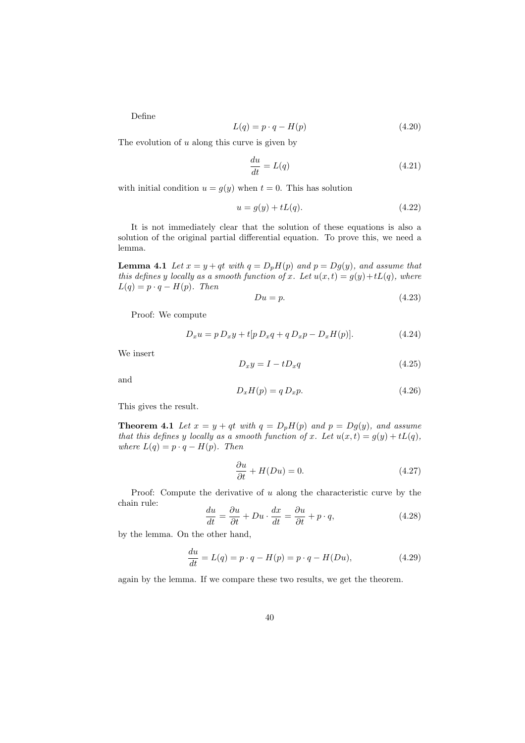Define

$$L(q) = p \cdot q - H(p) \tag{4.20}$$

The evolution of $u$ along this curve is given by

$$\frac{du}{dt} = L(q) \tag{4.21}$$

with initial condition $u = g(y)$ when $t = 0$. This has solution

$$u = g(y) + tL(q). \tag{4.22}$$

It is not immediately clear that the solution of these equations is also a solution of the original partial differential equation. To prove this, we need a lemma.

**Lemma 4.1** *Let $x = y + qt$ with $q = D_p H(p)$ and $p = Dg(y)$, and assume that this defines $y$ locally as a smooth function of $x$. Let $u(x,t) = g(y) + tL(q)$, where $L(q) = p \cdot q - H(p)$. Then*

$$Du = p. \tag{4.23}$$

Proof: We compute

$$D_x u = p\, D_x y + t[p\, D_x q + q\, D_x p - D_x H(p)]. \tag{4.24}$$

We insert

$$D_x y = I - t D_x q \tag{4.25}$$

and

$$D_x H(p) = q\, D_x p. \tag{4.26}$$

This gives the result.

**Theorem 4.1** *Let $x = y + qt$ with $q = D_p H(p)$ and $p = Dg(y)$, and assume that this defines $y$ locally as a smooth function of $x$. Let $u(x,t) = g(y) + tL(q)$, where $L(q) = p \cdot q - H(p)$. Then*

$$\frac{\partial u}{\partial t} + H(Du) = 0. \tag{4.27}$$

Proof: Compute the derivative of $u$ along the characteristic curve by the chain rule:

$$\frac{du}{dt} = \frac{\partial u}{\partial t} + Du \cdot \frac{dx}{dt} = \frac{\partial u}{\partial t} + p \cdot q, \tag{4.28}$$

by the lemma. On the other hand,

$$\frac{du}{dt} = L(q) = p \cdot q - H(p) = p \cdot q - H(Du), \tag{4.29}$$

again by the lemma. If we compare these two results, we get the theorem.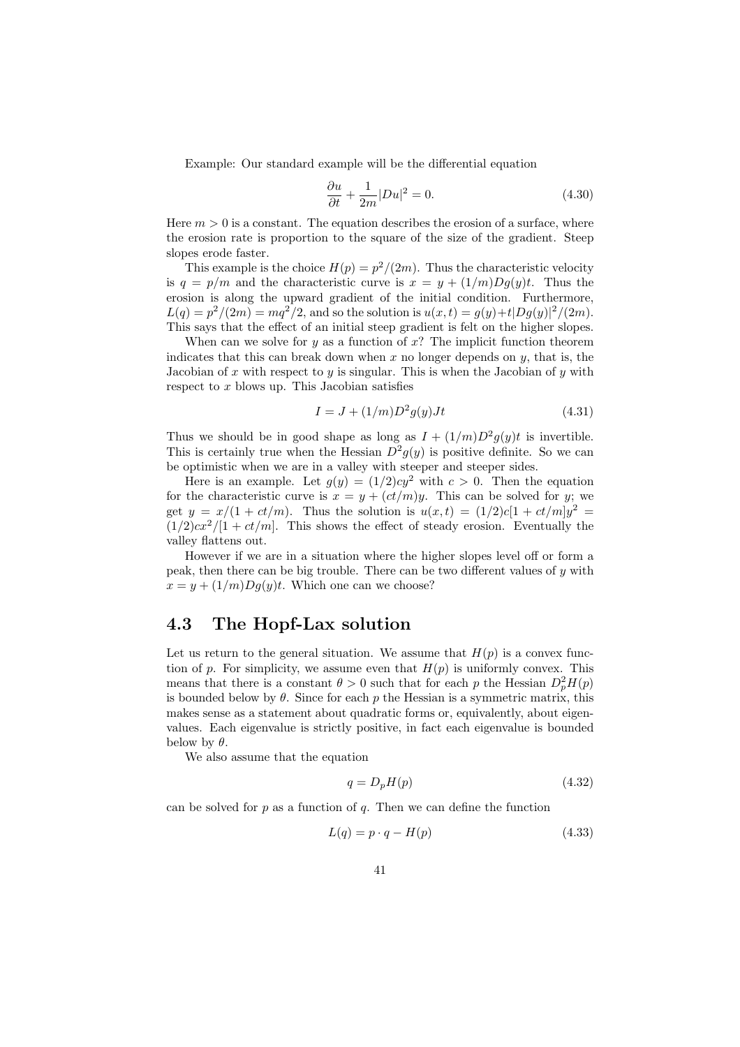Example: Our standard example will be the differential equation

$$\frac{\partial u}{\partial t} + \frac{1}{2m}|Du|^2 = 0. \tag{4.30}$$

Here $m > 0$ is a constant. The equation describes the erosion of a surface, where the erosion rate is proportion to the square of the size of the gradient. Steep slopes erode faster.

This example is the choice $H(p) = p^2/(2m)$. Thus the characteristic velocity is $q = p/m$ and the characteristic curve is $x = y + (1/m)Dg(y)t$. Thus the erosion is along the upward gradient of the initial condition. Furthermore, $L(q) = p^2/(2m) = mq^2/2$, and so the solution is $u(x,t) = g(y) + t|Dg(y)|^2/(2m)$. This says that the effect of an initial steep gradient is felt on the higher slopes.

When can we solve for $y$ as a function of $x$? The implicit function theorem indicates that this can break down when $x$ no longer depends on $y$, that is, the Jacobian of $x$ with respect to $y$ is singular. This is when the Jacobian of $y$ with respect to $x$ blows up. This Jacobian satisfies

$$I = J + (1/m)D^2g(y)Jt \tag{4.31}$$

Thus we should be in good shape as long as $I + (1/m)D^2g(y)t$ is invertible. This is certainly true when the Hessian $D^2g(y)$ is positive definite. So we can be optimistic when we are in a valley with steeper and steeper sides.

Here is an example. Let $g(y) = (1/2)cy^2$ with $c > 0$. Then the equation for the characteristic curve is $x = y + (ct/m)y$. This can be solved for $y$; we get $y = x/(1 + ct/m)$. Thus the solution is $u(x,t) = (1/2)c[1 + ct/m]y^2 = (1/2)cx^2/[1 + ct/m]$. This shows the effect of steady erosion. Eventually the valley flattens out.

However if we are in a situation where the higher slopes level off or form a peak, then there can be big trouble. There can be two different values of $y$ with $x = y + (1/m)Dg(y)t$. Which one can we choose?

## 4.3 The Hopf-Lax solution

Let us return to the general situation. We assume that $H(p)$ is a convex function of $p$. For simplicity, we assume even that $H(p)$ is uniformly convex. This means that there is a constant $\theta > 0$ such that for each $p$ the Hessian $D_p^2 H(p)$ is bounded below by $\theta$. Since for each $p$ the Hessian is a symmetric matrix, this makes sense as a statement about quadratic forms or, equivalently, about eigenvalues. Each eigenvalue is strictly positive, in fact each eigenvalue is bounded below by $\theta$.

We also assume that the equation

$$q = D_p H(p) \tag{4.32}$$

can be solved for $p$ as a function of $q$. Then we can define the function

$$L(q) = p \cdot q - H(p) \tag{4.33}$$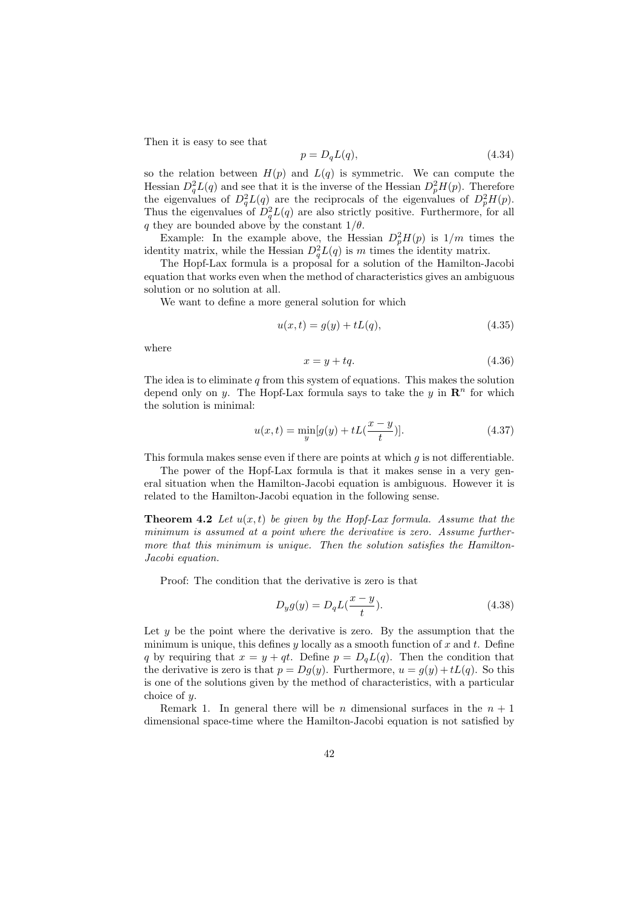Then it is easy to see that

$$p = D_q L(q), \tag{4.34}$$

so the relation between $H(p)$ and $L(q)$ is symmetric. We can compute the Hessian $D_q^2 L(q)$ and see that it is the inverse of the Hessian $D_p^2 H(p)$. Therefore the eigenvalues of $D_q^2 L(q)$ are the reciprocals of the eigenvalues of $D_p^2 H(p)$. Thus the eigenvalues of $D_q^2 L(q)$ are also strictly positive. Furthermore, for all $q$ they are bounded above by the constant $1/\theta$.

Example: In the example above, the Hessian $D_p^2 H(p)$ is $1/m$ times the identity matrix, while the Hessian $D_q^2 L(q)$ is $m$ times the identity matrix.

The Hopf-Lax formula is a proposal for a solution of the Hamilton-Jacobi equation that works even when the method of characteristics gives an ambiguous solution or no solution at all.

We want to define a more general solution for which

$$u(x,t) = g(y) + tL(q), \tag{4.35}$$

where

$$x = y + tq. \tag{4.36}$$

The idea is to eliminate $q$ from this system of equations. This makes the solution depend only on $y$. The Hopf-Lax formula says to take the $y$ in $\mathbf{R}^n$ for which the solution is minimal:

$$u(x,t) = \min_y [g(y) + tL(\frac{x-y}{t})]. \tag{4.37}$$

This formula makes sense even if there are points at which $g$ is not differentiable.

The power of the Hopf-Lax formula is that it makes sense in a very general situation when the Hamilton-Jacobi equation is ambiguous. However it is related to the Hamilton-Jacobi equation in the following sense.

**Theorem 4.2** *Let $u(x,t)$ be given by the Hopf-Lax formula. Assume that the minimum is assumed at a point where the derivative is zero. Assume furthermore that this minimum is unique. Then the solution satisfies the Hamilton-Jacobi equation.*

Proof: The condition that the derivative is zero is that

$$D_y g(y) = D_q L(\frac{x-y}{t}). \tag{4.38}$$

Let $y$ be the point where the derivative is zero. By the assumption that the minimum is unique, this defines $y$ locally as a smooth function of $x$ and $t$. Define $q$ by requiring that $x = y + qt$. Define $p = D_q L(q)$. Then the condition that the derivative is zero is that $p = Dg(y)$. Furthermore, $u = g(y) + tL(q)$. So this is one of the solutions given by the method of characteristics, with a particular choice of $y$.

Remark 1. In general there will be $n$ dimensional surfaces in the $n+1$ dimensional space-time where the Hamilton-Jacobi equation is not satisfied by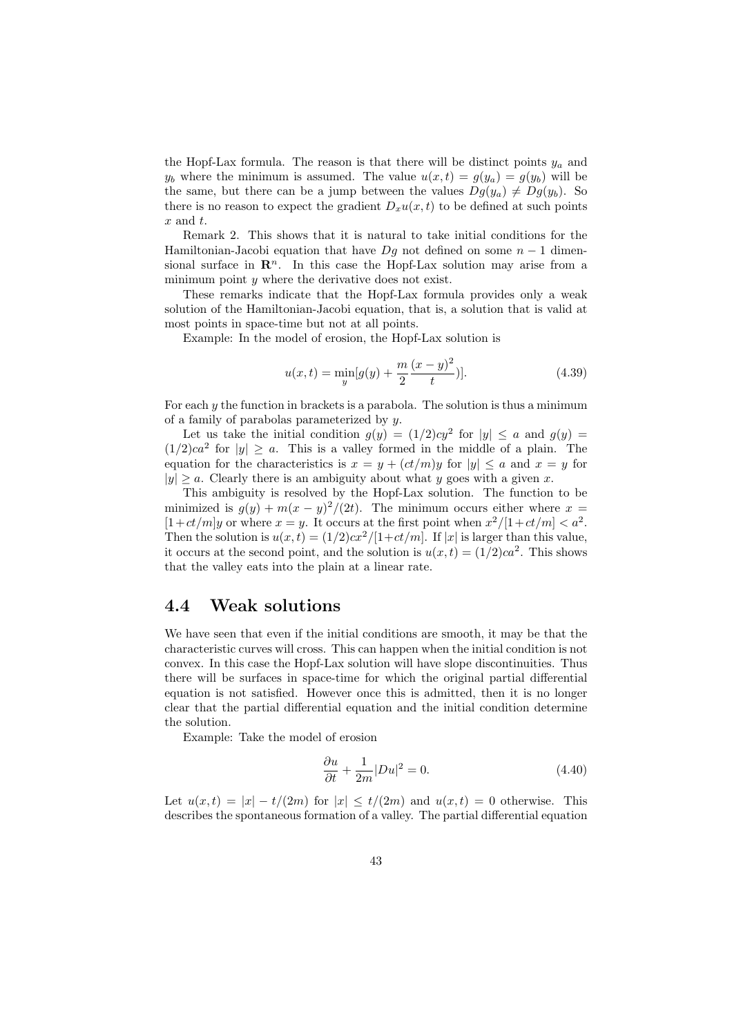the Hopf-Lax formula. The reason is that there will be distinct points $y_a$ and $y_b$ where the minimum is assumed. The value $u(x,t) = g(y_a) = g(y_b)$ will be the same, but there can be a jump between the values $Dg(y_a) \neq Dg(y_b)$. So there is no reason to expect the gradient $D_x u(x,t)$ to be defined at such points $x$ and $t$.

Remark 2. This shows that it is natural to take initial conditions for the Hamiltonian-Jacobi equation that have $Dg$ not defined on some $n-1$ dimensional surface in $\mathbf{R}^n$. In this case the Hopf-Lax solution may arise from a minimum point $y$ where the derivative does not exist.

These remarks indicate that the Hopf-Lax formula provides only a weak solution of the Hamiltonian-Jacobi equation, that is, a solution that is valid at most points in space-time but not at all points.

Example: In the model of erosion, the Hopf-Lax solution is

$$u(x,t) = \min_y [g(y) + \frac{m}{2}\frac{(x-y)^2}{t})]. \tag{4.39}$$

For each $y$ the function in brackets is a parabola. The solution is thus a minimum of a family of parabolas parameterized by $y$.

Let us take the initial condition $g(y) = (1/2)cy^2$ for $|y| \leq a$ and $g(y) = (1/2)ca^2$ for $|y| \geq a$. This is a valley formed in the middle of a plain. The equation for the characteristics is $x = y + (ct/m)y$ for $|y| \leq a$ and $x = y$ for $|y| \geq a$. Clearly there is an ambiguity about what $y$ goes with a given $x$.

This ambiguity is resolved by the Hopf-Lax solution. The function to be minimized is $g(y) + m(x-y)^2/(2t)$. The minimum occurs either where $x = [1+ct/m]y$ or where $x = y$. It occurs at the first point when $x^2/[1+ct/m] < a^2$. Then the solution is $u(x,t) = (1/2)cx^2/[1+ct/m]$. If $|x|$ is larger than this value, it occurs at the second point, and the solution is $u(x,t) = (1/2)ca^2$. This shows that the valley eats into the plain at a linear rate.

## 4.4 Weak solutions

We have seen that even if the initial conditions are smooth, it may be that the characteristic curves will cross. This can happen when the initial condition is not convex. In this case the Hopf-Lax solution will have slope discontinuities. Thus there will be surfaces in space-time for which the original partial differential equation is not satisfied. However once this is admitted, then it is no longer clear that the partial differential equation and the initial condition determine the solution.

Example: Take the model of erosion

$$\frac{\partial u}{\partial t} + \frac{1}{2m}|Du|^2 = 0. \tag{4.40}$$

Let $u(x,t) = |x| - t/(2m)$ for $|x| \leq t/(2m)$ and $u(x,t) = 0$ otherwise. This describes the spontaneous formation of a valley. The partial differential equation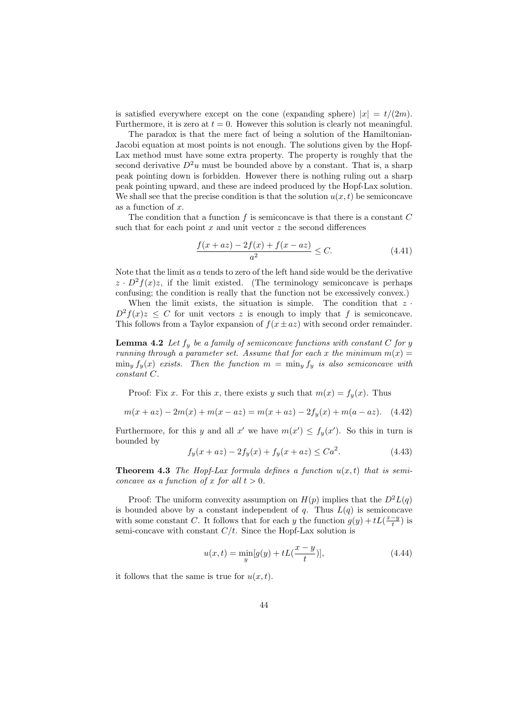is satisfied everywhere except on the cone (expanding sphere) $|x| = t/(2m)$. Furthermore, it is zero at $t = 0$. However this solution is clearly not meaningful.

The paradox is that the mere fact of being a solution of the Hamiltonian-Jacobi equation at most points is not enough. The solutions given by the Hopf-Lax method must have some extra property. The property is roughly that the second derivative $D^2 u$ must be bounded above by a constant. That is, a sharp peak pointing down is forbidden. However there is nothing ruling out a sharp peak pointing upward, and these are indeed produced by the Hopf-Lax solution. We shall see that the precise condition is that the solution $u(x,t)$ be semiconcave as a function of $x$.

The condition that a function $f$ is semiconcave is that there is a constant $C$ such that for each point $x$ and unit vector $z$ the second differences

$$\frac{f(x + az) - 2f(x) + f(x - az)}{a^2} \leq C. \tag{4.41}$$

Note that the limit as $a$ tends to zero of the left hand side would be the derivative $z \cdot D^2 f(x) z$, if the limit existed. (The terminology semiconcave is perhaps confusing; the condition is really that the function not be excessively convex.)

When the limit exists, the situation is simple. The condition that $z \cdot D^2 f(x) z \leq C$ for unit vectors $z$ is enough to imply that $f$ is semiconcave. This follows from a Taylor expansion of $f(x \pm az)$ with second order remainder.

**Lemma 4.2** *Let $f_y$ be a family of semiconcave functions with constant $C$ for $y$ running through a parameter set. Assume that for each $x$ the minimum $m(x) = \min_y f_y(x)$ exists. Then the function $m = \min_y f_y$ is also semiconcave with constant $C$.*

Proof: Fix $x$. For this $x$, there exists $y$ such that $m(x) = f_y(x)$. Thus

$$m(x + az) - 2m(x) + m(x - az) = m(x + az) - 2f_y(x) + m(a - az). \tag{4.42}$$

Furthermore, for this $y$ and all $x'$ we have $m(x') \leq f_y(x')$. So this in turn is bounded by

$$f_y(x + az) - 2f_y(x) + f_y(x + az) \leq Ca^2. \tag{4.43}$$

**Theorem 4.3** *The Hopf-Lax formula defines a function $u(x,t)$ that is semiconcave as a function of $x$ for all $t > 0$.*

Proof: The uniform convexity assumption on $H(p)$ implies that the $D^2 L(q)$ is bounded above by a constant independent of $q$. Thus $L(q)$ is semiconcave with some constant $C$. It follows that for each $y$ the function $g(y) + tL(\frac{x-y}{t})$ is semi-concave with constant $C/t$. Since the Hopf-Lax solution is

$$u(x,t) = \min_y [g(y) + tL(\frac{x-y}{t})], \tag{4.44}$$

it follows that the same is true for $u(x,t)$.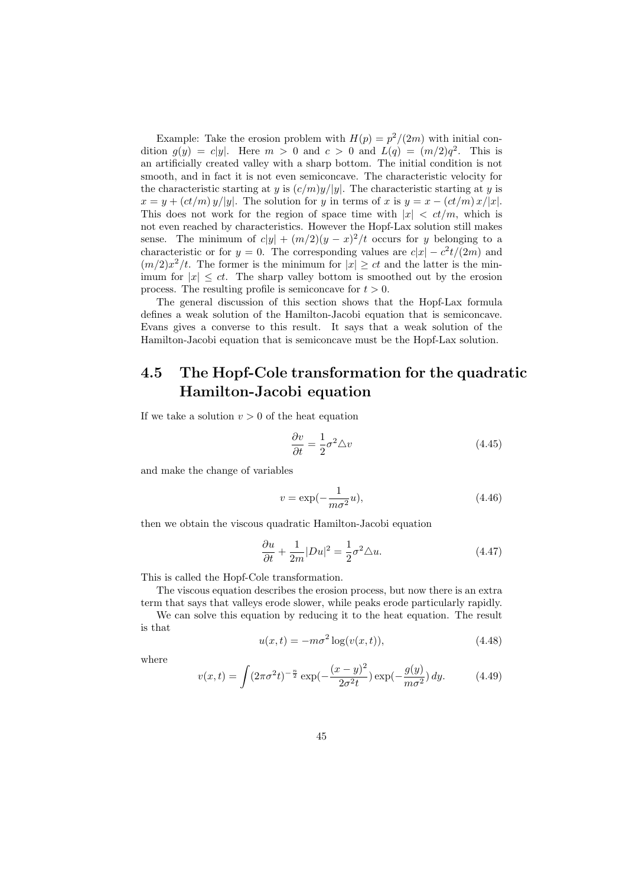Example: Take the erosion problem with $H(p) = p^2/(2m)$ with initial condition $g(y) = c|y|$. Here $m > 0$ and $c > 0$ and $L(q) = (m/2)q^2$. This is an artificially created valley with a sharp bottom. The initial condition is not smooth, and in fact it is not even semiconcave. The characteristic velocity for the characteristic starting at $y$ is $(c/m)y/|y|$. The characteristic starting at $y$ is $x = y + (ct/m)\, y/|y|$. The solution for $y$ in terms of $x$ is $y = x - (ct/m)\, x/|x|$. This does not work for the region of space time with $|x| < ct/m$, which is not even reached by characteristics. However the Hopf-Lax solution still makes sense. The minimum of $c|y| + (m/2)(y - x)^2/t$ occurs for $y$ belonging to a characteristic or for $y = 0$. The corresponding values are $c|x| - c^2t/(2m)$ and $(m/2)x^2/t$. The former is the minimum for $|x| \geq ct$ and the latter is the minimum for $|x| \leq ct$. The sharp valley bottom is smoothed out by the erosion process. The resulting profile is semiconcave for $t > 0$.

The general discussion of this section shows that the Hopf-Lax formula defines a weak solution of the Hamilton-Jacobi equation that is semiconcave. Evans gives a converse to this result. It says that a weak solution of the Hamilton-Jacobi equation that is semiconcave must be the Hopf-Lax solution.

## 4.5 The Hopf-Cole transformation for the quadratic Hamilton-Jacobi equation

If we take a solution $v > 0$ of the heat equation

$$\frac{\partial v}{\partial t} = \frac{1}{2}\sigma^2 \triangle v \tag{4.45}$$

and make the change of variables

$$v = \exp(-\frac{1}{m\sigma^2}u), \tag{4.46}$$

then we obtain the viscous quadratic Hamilton-Jacobi equation

$$\frac{\partial u}{\partial t} + \frac{1}{2m}|Du|^2 = \frac{1}{2}\sigma^2 \triangle u. \tag{4.47}$$

This is called the Hopf-Cole transformation.

The viscous equation describes the erosion process, but now there is an extra term that says that valleys erode slower, while peaks erode particularly rapidly.

We can solve this equation by reducing it to the heat equation. The result is that

$$u(x, t) = -m\sigma^2 \log(v(x, t)), \tag{4.48}$$

where

$$v(x, t) = \int (2\pi\sigma^2 t)^{-\frac{n}{2}} \exp(-\frac{(x - y)^2}{2\sigma^2 t}) \exp(-\frac{g(y)}{m\sigma^2})\, dy. \tag{4.49}$$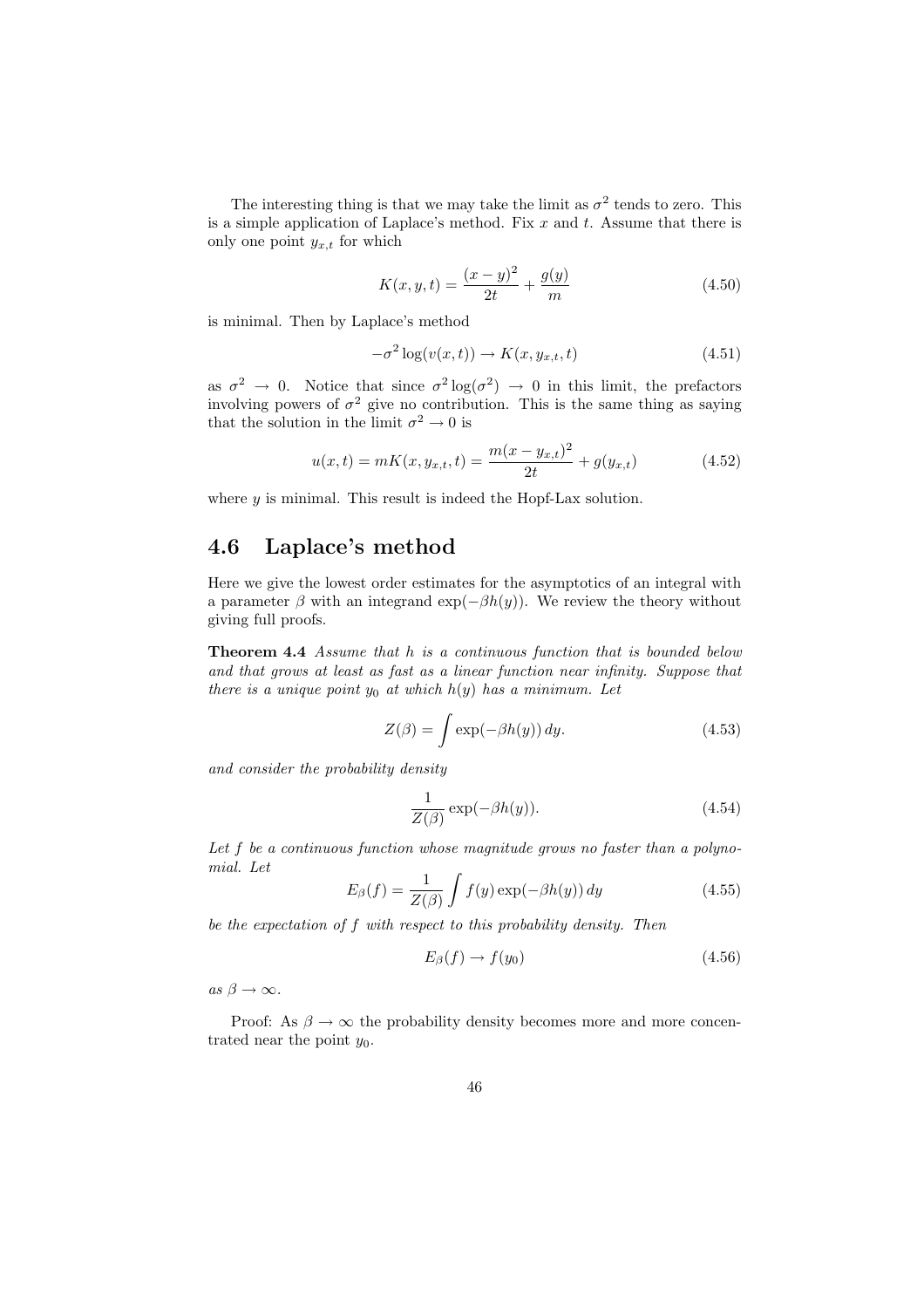The interesting thing is that we may take the limit as $\sigma^2$ tends to zero. This is a simple application of Laplace's method. Fix $x$ and $t$. Assume that there is only one point $y_{x,t}$ for which

$$K(x, y, t) = \frac{(x - y)^2}{2t} + \frac{g(y)}{m} \tag{4.50}$$

is minimal. Then by Laplace's method

$$-\sigma^2 \log(v(x, t)) \to K(x, y_{x,t}, t) \tag{4.51}$$

as $\sigma^2 \to 0$. Notice that since $\sigma^2 \log(\sigma^2) \to 0$ in this limit, the prefactors involving powers of $\sigma^2$ give no contribution. This is the same thing as saying that the solution in the limit $\sigma^2 \to 0$ is

$$u(x, t) = mK(x, y_{x,t}, t) = \frac{m(x - y_{x,t})^2}{2t} + g(y_{x,t}) \tag{4.52}$$

where $y$ is minimal. This result is indeed the Hopf-Lax solution.

## 4.6 Laplace's method

Here we give the lowest order estimates for the asymptotics of an integral with a parameter $\beta$ with an integrand $\exp(-\beta h(y))$. We review the theory without giving full proofs.

**Theorem 4.4** *Assume that $h$ is a continuous function that is bounded below and that grows at least as fast as a linear function near infinity. Suppose that there is a unique point $y_0$ at which $h(y)$ has a minimum. Let*

$$Z(\beta) = \int \exp(-\beta h(y))\, dy. \tag{4.53}$$

*and consider the probability density*

$$\frac{1}{Z(\beta)} \exp(-\beta h(y)). \tag{4.54}$$

*Let $f$ be a continuous function whose magnitude grows no faster than a polynomial. Let*

$$E_\beta(f) = \frac{1}{Z(\beta)} \int f(y) \exp(-\beta h(y))\, dy \tag{4.55}$$

*be the expectation of $f$ with respect to this probability density. Then*

$$E_\beta(f) \to f(y_0) \tag{4.56}$$

*as $\beta \to \infty$.*

Proof: As $\beta \to \infty$ the probability density becomes more and more concentrated near the point $y_0$.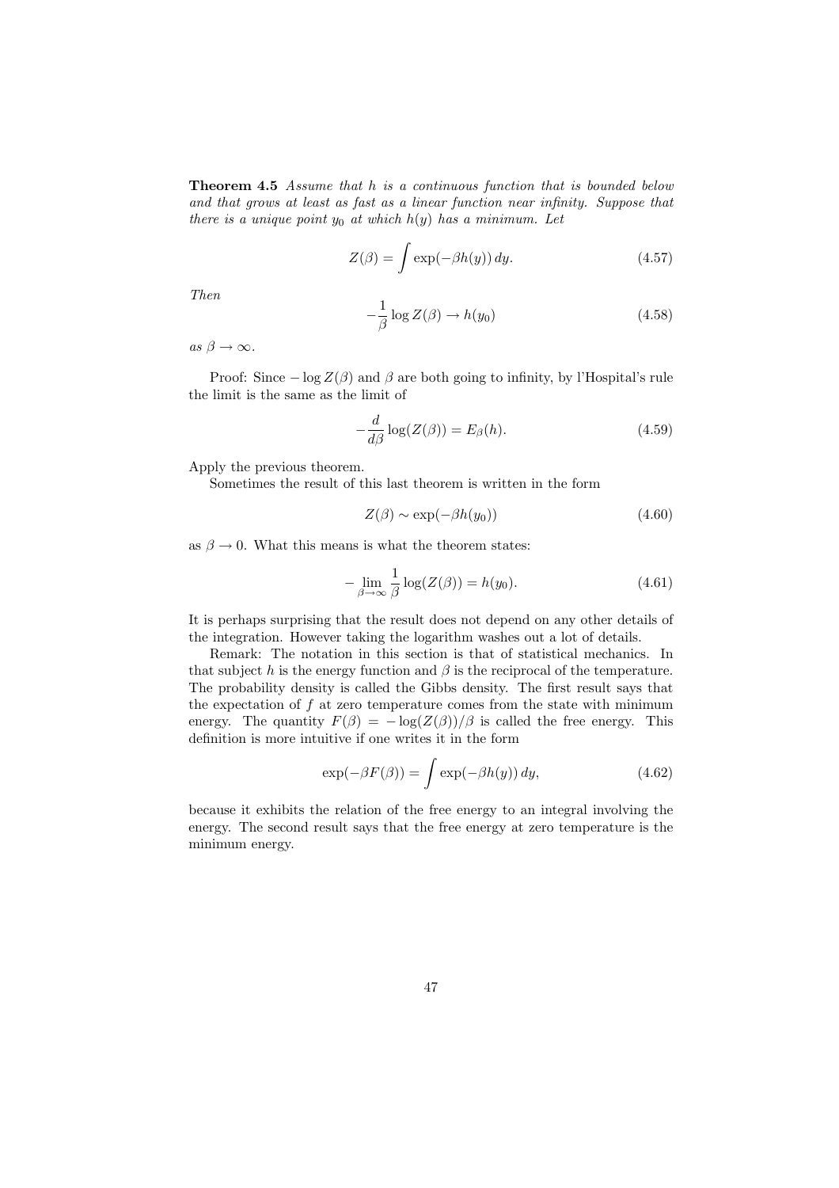**Theorem 4.5** *Assume that $h$ is a continuous function that is bounded below and that grows at least as fast as a linear function near infinity. Suppose that there is a unique point $y_0$ at which $h(y)$ has a minimum. Let*

$$Z(\beta) = \int \exp(-\beta h(y))\, dy. \tag{4.57}$$

*Then*

$$-\frac{1}{\beta} \log Z(\beta) \to h(y_0) \tag{4.58}$$

*as $\beta \to \infty$.*

Proof: Since $-\log Z(\beta)$ and $\beta$ are both going to infinity, by l'Hospital's rule the limit is the same as the limit of

$$-\frac{d}{d\beta} \log(Z(\beta)) = E_\beta(h). \tag{4.59}$$

Apply the previous theorem.

Sometimes the result of this last theorem is written in the form

$$Z(\beta) \sim \exp(-\beta h(y_0)) \tag{4.60}$$

as $\beta \to 0$. What this means is what the theorem states:

$$-\lim_{\beta \to \infty} \frac{1}{\beta} \log(Z(\beta)) = h(y_0). \tag{4.61}$$

It is perhaps surprising that the result does not depend on any other details of the integration. However taking the logarithm washes out a lot of details.

Remark: The notation in this section is that of statistical mechanics. In that subject $h$ is the energy function and $\beta$ is the reciprocal of the temperature. The probability density is called the Gibbs density. The first result says that the expectation of $f$ at zero temperature comes from the state with minimum energy. The quantity $F(\beta) = -\log(Z(\beta))/\beta$ is called the free energy. This definition is more intuitive if one writes it in the form

$$\exp(-\beta F(\beta)) = \int \exp(-\beta h(y))\, dy, \tag{4.62}$$

because it exhibits the relation of the free energy to an integral involving the energy. The second result says that the free energy at zero temperature is the minimum energy.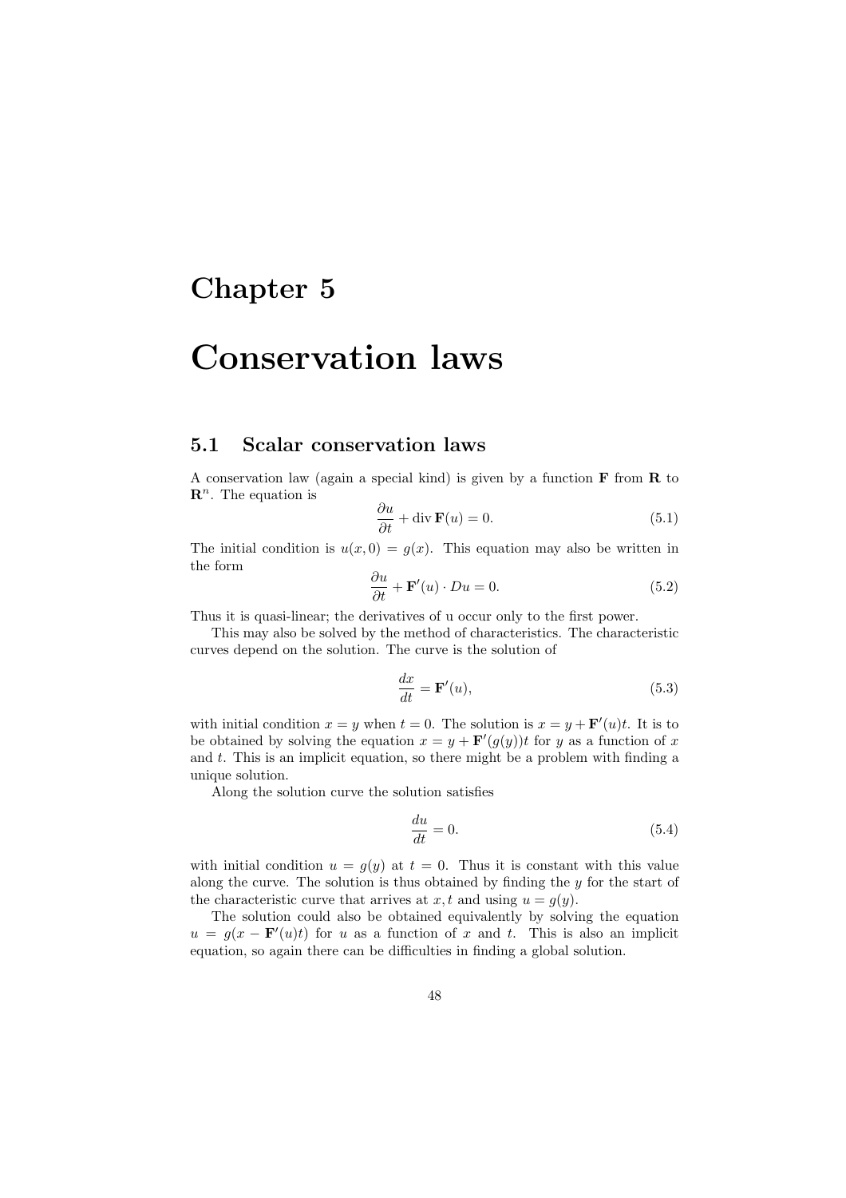# Chapter 5

# Conservation laws

## 5.1 Scalar conservation laws

A conservation law (again a special kind) is given by a function $\mathbf{F}$ from $\mathbf{R}$ to $\mathbf{R}^n$. The equation is

$$\frac{\partial u}{\partial t} + \operatorname{div} \mathbf{F}(u) = 0. \tag{5.1}$$

The initial condition is $u(x, 0) = g(x)$. This equation may also be written in the form

$$\frac{\partial u}{\partial t} + \mathbf{F}'(u) \cdot Du = 0. \tag{5.2}$$

Thus it is quasi-linear; the derivatives of u occur only to the first power.

This may also be solved by the method of characteristics. The characteristic curves depend on the solution. The curve is the solution of

$$\frac{dx}{dt} = \mathbf{F}'(u), \tag{5.3}$$

with initial condition $x = y$ when $t = 0$. The solution is $x = y + \mathbf{F}'(u)t$. It is to be obtained by solving the equation $x = y + \mathbf{F}'(g(y))t$ for $y$ as a function of $x$ and $t$. This is an implicit equation, so there might be a problem with finding a unique solution.

Along the solution curve the solution satisfies

$$\frac{du}{dt} = 0. \tag{5.4}$$

with initial condition $u = g(y)$ at $t = 0$. Thus it is constant with this value along the curve. The solution is thus obtained by finding the $y$ for the start of the characteristic curve that arrives at $x, t$ and using $u = g(y)$.

The solution could also be obtained equivalently by solving the equation $u = g(x - \mathbf{F}'(u)t)$ for $u$ as a function of $x$ and $t$. This is also an implicit equation, so again there can be difficulties in finding a global solution.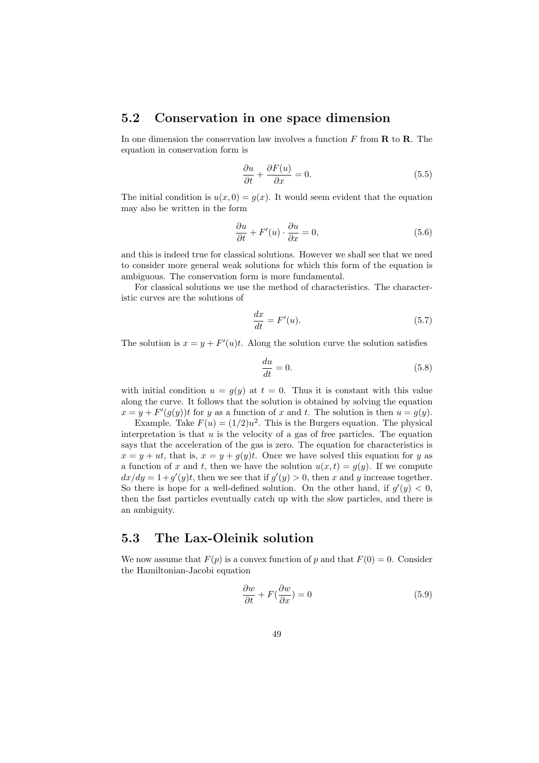## 5.2 Conservation in one space dimension

In one dimension the conservation law involves a function $F$ from $\mathbf{R}$ to $\mathbf{R}$. The equation in conservation form is

$$\frac{\partial u}{\partial t} + \frac{\partial F(u)}{\partial x} = 0. \tag{5.5}$$

The initial condition is $u(x, 0) = g(x)$. It would seem evident that the equation may also be written in the form

$$\frac{\partial u}{\partial t} + F'(u) \cdot \frac{\partial u}{\partial x} = 0, \tag{5.6}$$

and this is indeed true for classical solutions. However we shall see that we need to consider more general weak solutions for which this form of the equation is ambiguous. The conservation form is more fundamental.

For classical solutions we use the method of characteristics. The characteristic curves are the solutions of

$$\frac{dx}{dt} = F'(u). \tag{5.7}$$

The solution is $x = y + F'(u)t$. Along the solution curve the solution satisfies

$$\frac{du}{dt} = 0. \tag{5.8}$$

with initial condition $u = g(y)$ at $t = 0$. Thus it is constant with this value along the curve. It follows that the solution is obtained by solving the equation $x = y + F'(g(y))t$ for $y$ as a function of $x$ and $t$. The solution is then $u = g(y)$.

Example. Take $F(u) = (1/2)u^2$. This is the Burgers equation. The physical interpretation is that $u$ is the velocity of a gas of free particles. The equation says that the acceleration of the gas is zero. The equation for characteristics is $x = y + ut$, that is, $x = y + g(y)t$. Once we have solved this equation for $y$ as a function of $x$ and $t$, then we have the solution $u(x, t) = g(y)$. If we compute $dx/dy = 1 + g'(y)t$, then we see that if $g'(y) > 0$, then $x$ and $y$ increase together. So there is hope for a well-defined solution. On the other hand, if $g'(y) < 0$, then the fast particles eventually catch up with the slow particles, and there is an ambiguity.

## 5.3 The Lax-Oleinik solution

We now assume that $F(p)$ is a convex function of $p$ and that $F(0) = 0$. Consider the Hamiltonian-Jacobi equation

$$\frac{\partial w}{\partial t} + F(\frac{\partial w}{\partial x}) = 0 \tag{5.9}$$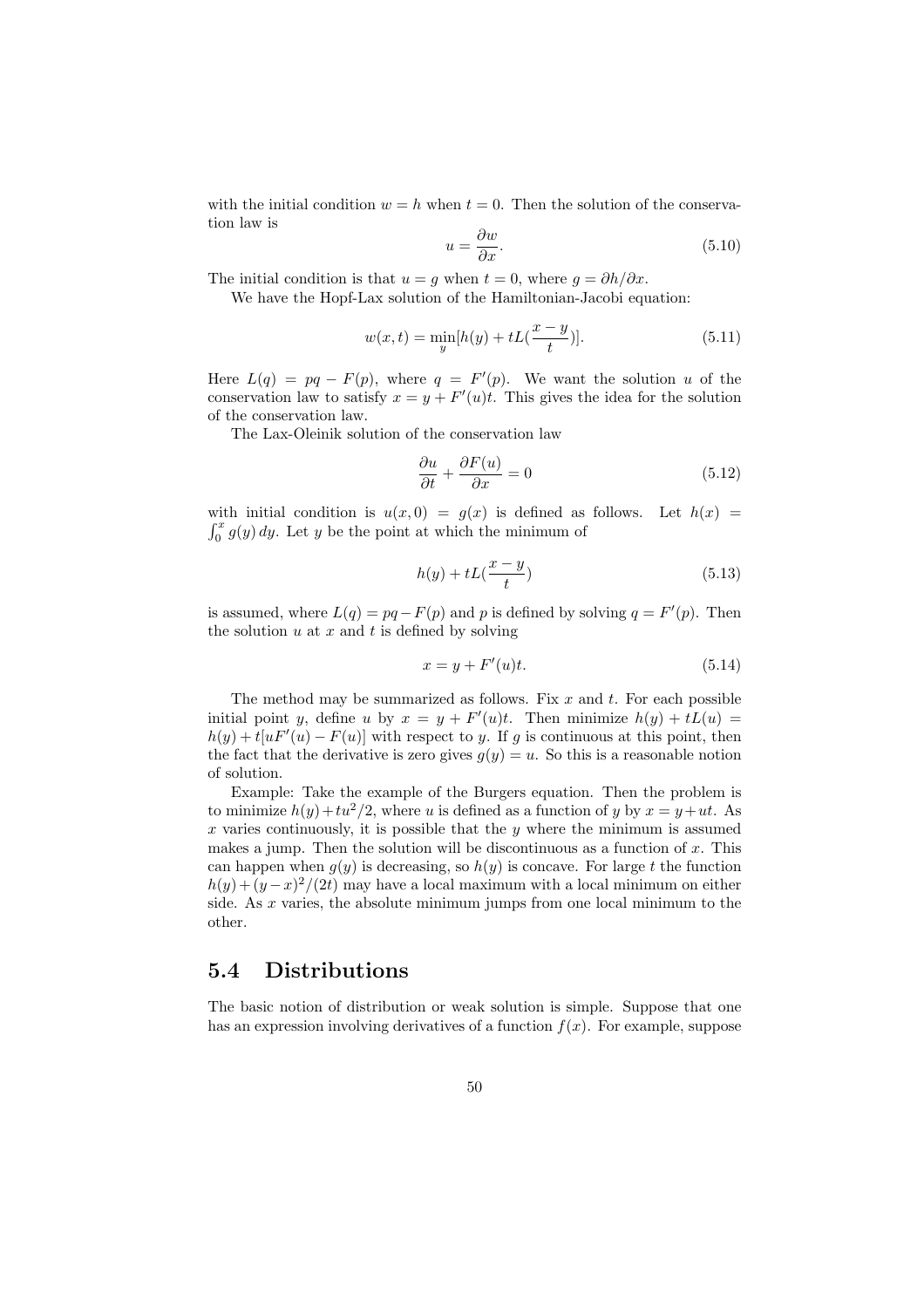with the initial condition $w = h$ when $t = 0$. Then the solution of the conservation law is

$$u = \frac{\partial w}{\partial x}. \tag{5.10}$$

The initial condition is that $u = g$ when $t = 0$, where $g = \partial h/\partial x$.

We have the Hopf-Lax solution of the Hamiltonian-Jacobi equation:

$$w(x,t) = \min_y [h(y) + tL(\frac{x-y}{t})]. \tag{5.11}$$

Here $L(q) = pq - F(p)$, where $q = F'(p)$. We want the solution $u$ of the conservation law to satisfy $x = y + F'(u)t$. This gives the idea for the solution of the conservation law.

The Lax-Oleinik solution of the conservation law

$$\frac{\partial u}{\partial t} + \frac{\partial F(u)}{\partial x} = 0 \tag{5.12}$$

with initial condition is $u(x, 0) = g(x)$ is defined as follows. Let $h(x) = \int_0^x g(y)\, dy$. Let $y$ be the point at which the minimum of

$$h(y) + tL(\frac{x-y}{t}) \tag{5.13}$$

is assumed, where $L(q) = pq - F(p)$ and $p$ is defined by solving $q = F'(p)$. Then the solution $u$ at $x$ and $t$ is defined by solving

$$x = y + F'(u)t. \tag{5.14}$$

The method may be summarized as follows. Fix $x$ and $t$. For each possible initial point $y$, define $u$ by $x = y + F'(u)t$. Then minimize $h(y) + tL(u) = h(y) + t[uF'(u) - F(u)]$ with respect to $y$. If $g$ is continuous at this point, then the fact that the derivative is zero gives $g(y) = u$. So this is a reasonable notion of solution.

Example: Take the example of the Burgers equation. Then the problem is to minimize $h(y) + tu^2/2$, where $u$ is defined as a function of $y$ by $x = y + ut$. As $x$ varies continuously, it is possible that the $y$ where the minimum is assumed makes a jump. Then the solution will be discontinuous as a function of $x$. This can happen when $g(y)$ is decreasing, so $h(y)$ is concave. For large $t$ the function $h(y) + (y - x)^2/(2t)$ may have a local maximum with a local minimum on either side. As $x$ varies, the absolute minimum jumps from one local minimum to the other.

## 5.4 Distributions

The basic notion of distribution or weak solution is simple. Suppose that one has an expression involving derivatives of a function $f(x)$. For example, suppose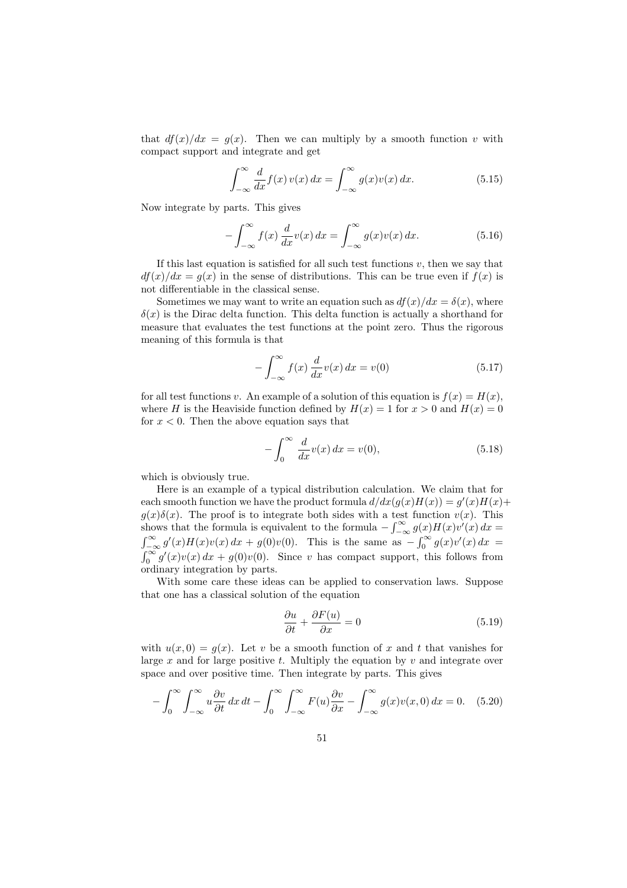that $df(x)/dx = g(x)$. Then we can multiply by a smooth function $v$ with compact support and integrate and get

$$\int_{-\infty}^{\infty} \frac{d}{dx} f(x)\, v(x)\, dx = \int_{-\infty}^{\infty} g(x) v(x)\, dx. \tag{5.15}$$

Now integrate by parts. This gives

$$-\int_{-\infty}^{\infty} f(x)\, \frac{d}{dx} v(x)\, dx = \int_{-\infty}^{\infty} g(x) v(x)\, dx. \tag{5.16}$$

If this last equation is satisfied for all such test functions $v$, then we say that $df(x)/dx = g(x)$ in the sense of distributions. This can be true even if $f(x)$ is not differentiable in the classical sense.

Sometimes we may want to write an equation such as $df(x)/dx = \delta(x)$, where $\delta(x)$ is the Dirac delta function. This delta function is actually a shorthand for measure that evaluates the test functions at the point zero. Thus the rigorous meaning of this formula is that

$$-\int_{-\infty}^{\infty} f(x)\, \frac{d}{dx} v(x)\, dx = v(0) \tag{5.17}$$

for all test functions $v$. An example of a solution of this equation is $f(x) = H(x)$, where $H$ is the Heaviside function defined by $H(x) = 1$ for $x > 0$ and $H(x) = 0$ for $x < 0$. Then the above equation says that

$$-\int_{0}^{\infty} \frac{d}{dx} v(x)\, dx = v(0), \tag{5.18}$$

which is obviously true.

Here is an example of a typical distribution calculation. We claim that for each smooth function we have the product formula $d/dx(g(x)H(x)) = g'(x)H(x) + g(x)\delta(x)$. The proof is to integrate both sides with a test function $v(x)$. This shows that the formula is equivalent to the formula $-\int_{-\infty}^{\infty} g(x)H(x)v'(x)\, dx = \int_{-\infty}^{\infty} g'(x)H(x)v(x)\, dx + g(0)v(0)$. This is the same as $-\int_{0}^{\infty} g(x)v'(x)\, dx = \int_{0}^{\infty} g'(x)v(x)\, dx + g(0)v(0)$. Since $v$ has compact support, this follows from ordinary integration by parts.

With some care these ideas can be applied to conservation laws. Suppose that one has a classical solution of the equation

$$\frac{\partial u}{\partial t} + \frac{\partial F(u)}{\partial x} = 0 \tag{5.19}$$

with $u(x, 0) = g(x)$. Let $v$ be a smooth function of $x$ and $t$ that vanishes for large $x$ and for large positive $t$. Multiply the equation by $v$ and integrate over space and over positive time. Then integrate by parts. This gives

$$-\int_{0}^{\infty} \int_{-\infty}^{\infty} u \frac{\partial v}{\partial t}\, dx\, dt - \int_{0}^{\infty} \int_{-\infty}^{\infty} F(u) \frac{\partial v}{\partial x} - \int_{-\infty}^{\infty} g(x) v(x, 0)\, dx = 0. \tag{5.20}$$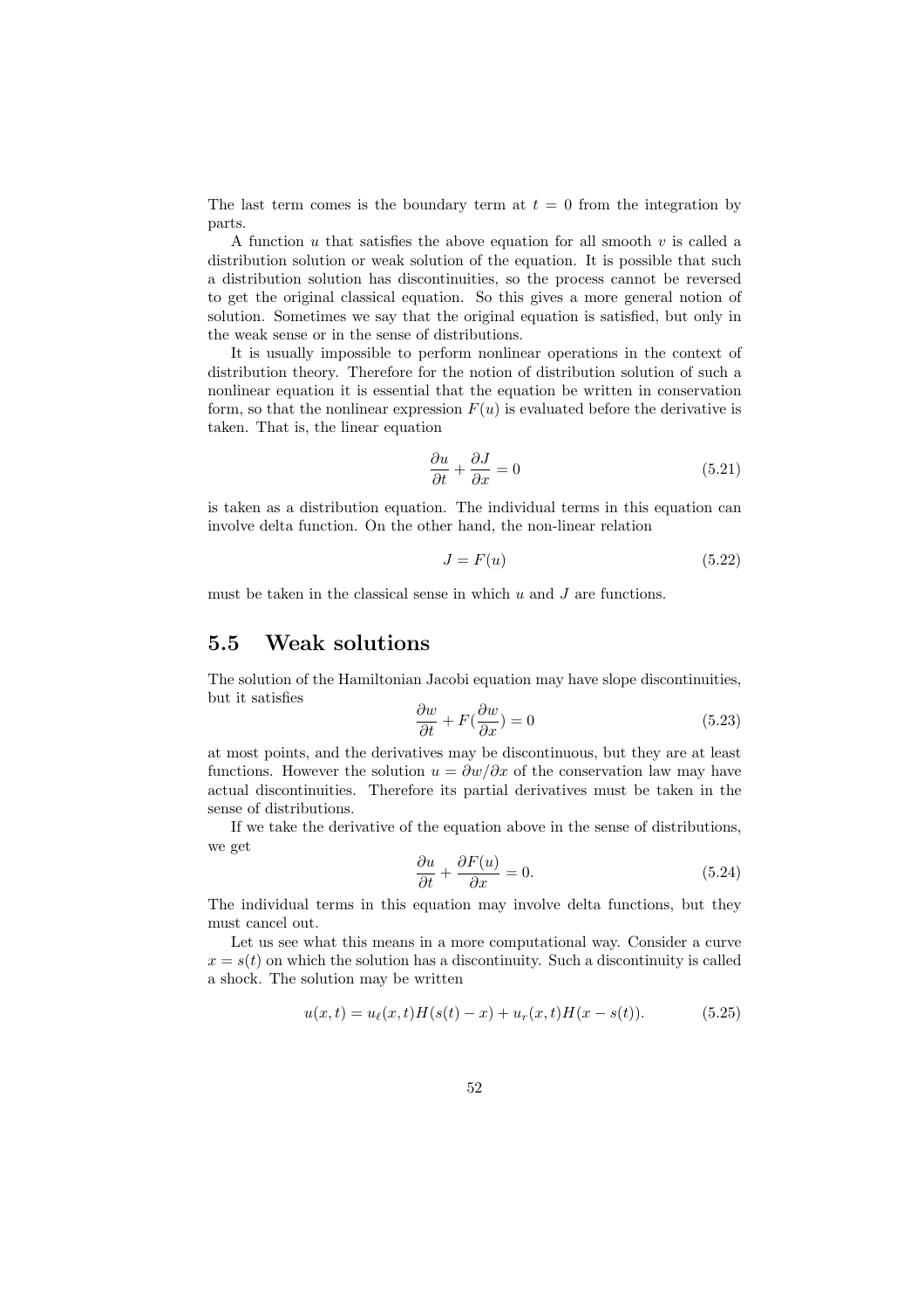The last term comes is the boundary term at $t = 0$ from the integration by parts.

A function $u$ that satisfies the above equation for all smooth $v$ is called a distribution solution or weak solution of the equation. It is possible that such a distribution solution has discontinuities, so the process cannot be reversed to get the original classical equation. So this gives a more general notion of solution. Sometimes we say that the original equation is satisfied, but only in the weak sense or in the sense of distributions.

It is usually impossible to perform nonlinear operations in the context of distribution theory. Therefore for the notion of distribution solution of such a nonlinear equation it is essential that the equation be written in conservation form, so that the nonlinear expression $F(u)$ is evaluated before the derivative is taken. That is, the linear equation

$$\frac{\partial u}{\partial t} + \frac{\partial J}{\partial x} = 0 \tag{5.21}$$

is taken as a distribution equation. The individual terms in this equation can involve delta function. On the other hand, the non-linear relation

$$J = F(u) \tag{5.22}$$

must be taken in the classical sense in which $u$ and $J$ are functions.

## 5.5 Weak solutions

The solution of the Hamiltonian Jacobi equation may have slope discontinuities, but it satisfies

$$\frac{\partial w}{\partial t} + F(\frac{\partial w}{\partial x}) = 0 \tag{5.23}$$

at most points, and the derivatives may be discontinuous, but they are at least functions. However the solution $u = \partial w/\partial x$ of the conservation law may have actual discontinuities. Therefore its partial derivatives must be taken in the sense of distributions.

If we take the derivative of the equation above in the sense of distributions, we get

$$\frac{\partial u}{\partial t} + \frac{\partial F(u)}{\partial x} = 0. \tag{5.24}$$

The individual terms in this equation may involve delta functions, but they must cancel out.

Let us see what this means in a more computational way. Consider a curve $x = s(t)$ on which the solution has a discontinuity. Such a discontinuity is called a shock. The solution may be written

$$u(x, t) = u_\ell(x, t)H(s(t) - x) + u_r(x, t)H(x - s(t)). \tag{5.25}$$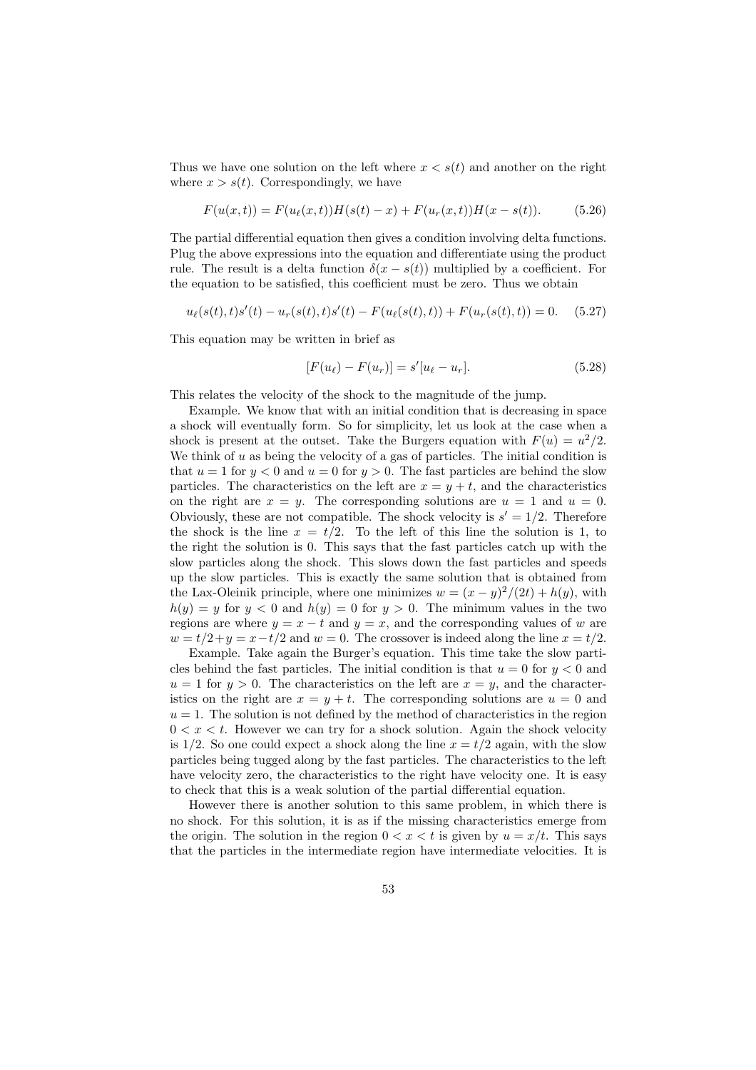Thus we have one solution on the left where $x < s(t)$ and another on the right where $x > s(t)$. Correspondingly, we have

$$F(u(x,t)) = F(u_\ell(x,t))H(s(t) - x) + F(u_r(x,t))H(x - s(t)). \tag{5.26}$$

The partial differential equation then gives a condition involving delta functions. Plug the above expressions into the equation and differentiate using the product rule. The result is a delta function $\delta(x - s(t))$ multiplied by a coefficient. For the equation to be satisfied, this coefficient must be zero. Thus we obtain

$$u_\ell(s(t),t)s'(t) - u_r(s(t),t)s'(t) - F(u_\ell(s(t),t)) + F(u_r(s(t),t)) = 0. \tag{5.27}$$

This equation may be written in brief as

$$[F(u_\ell) - F(u_r)] = s'[u_\ell - u_r]. \tag{5.28}$$

This relates the velocity of the shock to the magnitude of the jump.

Example. We know that with an initial condition that is decreasing in space a shock will eventually form. So for simplicity, let us look at the case when a shock is present at the outset. Take the Burgers equation with $F(u) = u^2/2$. We think of $u$ as being the velocity of a gas of particles. The initial condition is that $u = 1$ for $y < 0$ and $u = 0$ for $y > 0$. The fast particles are behind the slow particles. The characteristics on the left are $x = y + t$, and the characteristics on the right are $x = y$. The corresponding solutions are $u = 1$ and $u = 0$. Obviously, these are not compatible. The shock velocity is $s' = 1/2$. Therefore the shock is the line $x = t/2$. To the left of this line the solution is 1, to the right the solution is 0. This says that the fast particles catch up with the slow particles along the shock. This slows down the fast particles and speeds up the slow particles. This is exactly the same solution that is obtained from the Lax-Oleinik principle, where one minimizes $w = (x - y)^2/(2t) + h(y)$, with $h(y) = y$ for $y < 0$ and $h(y) = 0$ for $y > 0$. The minimum values in the two regions are where $y = x - t$ and $y = x$, and the corresponding values of $w$ are $w = t/2 + y = x - t/2$ and $w = 0$. The crossover is indeed along the line $x = t/2$.

Example. Take again the Burger's equation. This time take the slow particles behind the fast particles. The initial condition is that $u = 0$ for $y < 0$ and $u = 1$ for $y > 0$. The characteristics on the left are $x = y$, and the characteristics on the right are $x = y + t$. The corresponding solutions are $u = 0$ and $u = 1$. The solution is not defined by the method of characteristics in the region $0 < x < t$. However we can try for a shock solution. Again the shock velocity is $1/2$. So one could expect a shock along the line $x = t/2$ again, with the slow particles being tugged along by the fast particles. The characteristics to the left have velocity zero, the characteristics to the right have velocity one. It is easy to check that this is a weak solution of the partial differential equation.

However there is another solution to this same problem, in which there is no shock. For this solution, it is as if the missing characteristics emerge from the origin. The solution in the region $0 < x < t$ is given by $u = x/t$. This says that the particles in the intermediate region have intermediate velocities. It is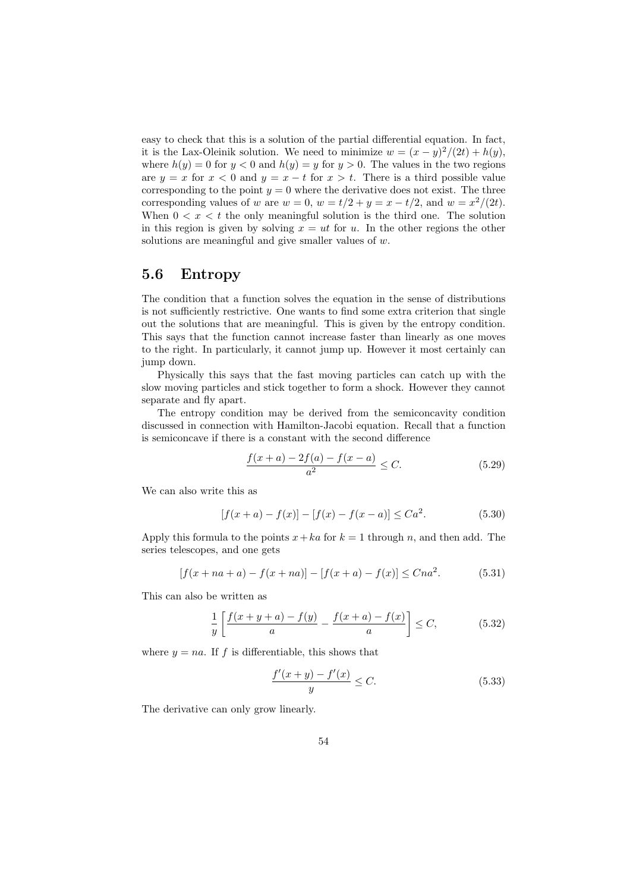easy to check that this is a solution of the partial differential equation. In fact, it is the Lax-Oleinik solution. We need to minimize $w = (x-y)^2/(2t) + h(y)$, where $h(y) = 0$ for $y < 0$ and $h(y) = y$ for $y > 0$. The values in the two regions are $y = x$ for $x < 0$ and $y = x - t$ for $x > t$. There is a third possible value corresponding to the point $y = 0$ where the derivative does not exist. The three corresponding values of $w$ are $w = 0$, $w = t/2 + y = x - t/2$, and $w = x^2/(2t)$. When $0 < x < t$ the only meaningful solution is the third one. The solution in this region is given by solving $x = ut$ for $u$. In the other regions the other solutions are meaningful and give smaller values of $w$.

## 5.6 Entropy

The condition that a function solves the equation in the sense of distributions is not sufficiently restrictive. One wants to find some extra criterion that single out the solutions that are meaningful. This is given by the entropy condition. This says that the function cannot increase faster than linearly as one moves to the right. In particularly, it cannot jump up. However it most certainly can jump down.

Physically this says that the fast moving particles can catch up with the slow moving particles and stick together to form a shock. However they cannot separate and fly apart.

The entropy condition may be derived from the semiconcavity condition discussed in connection with Hamilton-Jacobi equation. Recall that a function is semiconcave if there is a constant with the second difference

$$\frac{f(x+a) - 2f(a) - f(x-a)}{a^2} \leq C. \tag{5.29}$$

We can also write this as

$$[f(x+a) - f(x)] - [f(x) - f(x-a)] \leq Ca^2. \tag{5.30}$$

Apply this formula to the points $x + ka$ for $k = 1$ through $n$, and then add. The series telescopes, and one gets

$$[f(x+na+a) - f(x+na)] - [f(x+a) - f(x)] \leq Cna^2. \tag{5.31}$$

This can also be written as

$$\frac{1}{y}\left[\frac{f(x+y+a) - f(y)}{a} - \frac{f(x+a) - f(x)}{a}\right] \leq C, \tag{5.32}$$

where $y = na$. If $f$ is differentiable, this shows that

$$\frac{f'(x+y) - f'(x)}{y} \leq C. \tag{5.33}$$

The derivative can only grow linearly.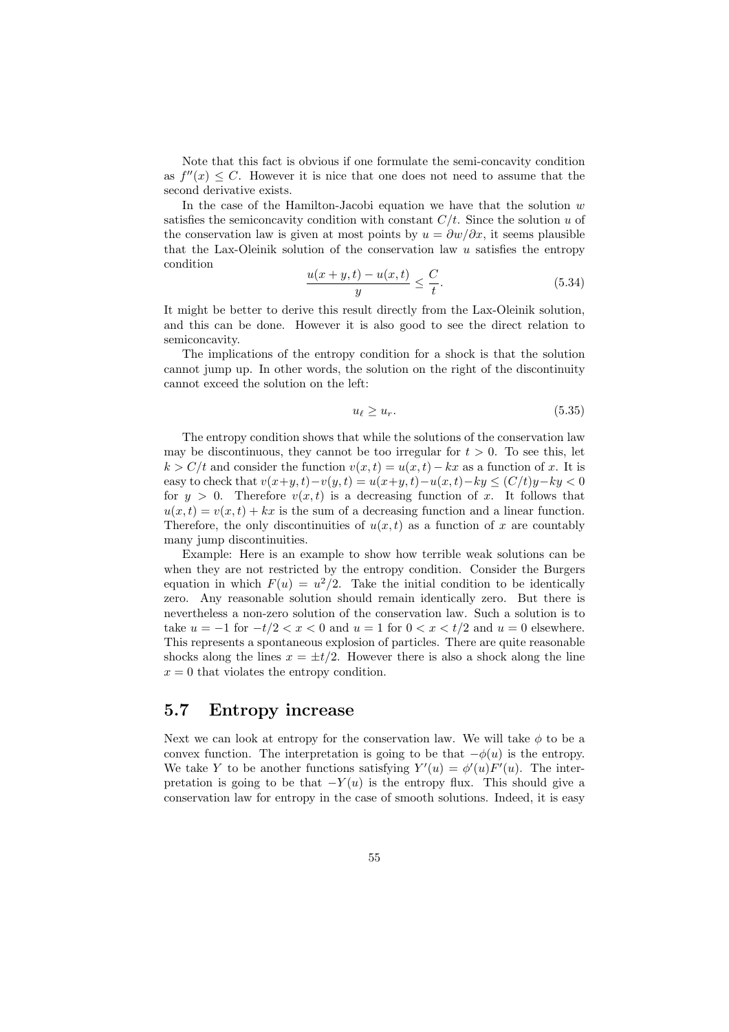Note that this fact is obvious if one formulate the semi-concavity condition as $f''(x) \leq C$. However it is nice that one does not need to assume that the second derivative exists.

In the case of the Hamilton-Jacobi equation we have that the solution $w$ satisfies the semiconcavity condition with constant $C/t$. Since the solution $u$ of the conservation law is given at most points by $u = \partial w / \partial x$, it seems plausible that the Lax-Oleinik solution of the conservation law $u$ satisfies the entropy condition

$$\frac{u(x+y,t) - u(x,t)}{y} \leq \frac{C}{t}. \tag{5.34}$$

It might be better to derive this result directly from the Lax-Oleinik solution, and this can be done. However it is also good to see the direct relation to semiconcavity.

The implications of the entropy condition for a shock is that the solution cannot jump up. In other words, the solution on the right of the discontinuity cannot exceed the solution on the left:

$$u_\ell \geq u_r. \tag{5.35}$$

The entropy condition shows that while the solutions of the conservation law may be discontinuous, they cannot be too irregular for $t > 0$. To see this, let $k > C/t$ and consider the function $v(x,t) = u(x,t) - kx$ as a function of $x$. It is easy to check that $v(x+y,t) - v(y,t) = u(x+y,t) - u(x,t) - ky \leq (C/t)y - ky < 0$ for $y > 0$. Therefore $v(x,t)$ is a decreasing function of $x$. It follows that $u(x,t) = v(x,t) + kx$ is the sum of a decreasing function and a linear function. Therefore, the only discontinuities of $u(x,t)$ as a function of $x$ are countably many jump discontinuities.

Example: Here is an example to show how terrible weak solutions can be when they are not restricted by the entropy condition. Consider the Burgers equation in which $F(u) = u^2/2$. Take the initial condition to be identically zero. Any reasonable solution should remain identically zero. But there is nevertheless a non-zero solution of the conservation law. Such a solution is to take $u = -1$ for $-t/2 < x < 0$ and $u = 1$ for $0 < x < t/2$ and $u = 0$ elsewhere. This represents a spontaneous explosion of particles. There are quite reasonable shocks along the lines $x = \pm t/2$. However there is also a shock along the line $x = 0$ that violates the entropy condition.

## 5.7 Entropy increase

Next we can look at entropy for the conservation law. We will take $\phi$ to be a convex function. The interpretation is going to be that $-\phi(u)$ is the entropy. We take $Y$ to be another functions satisfying $Y'(u) = \phi'(u)F'(u)$. The interpretation is going to be that $-Y(u)$ is the entropy flux. This should give a conservation law for entropy in the case of smooth solutions. Indeed, it is easy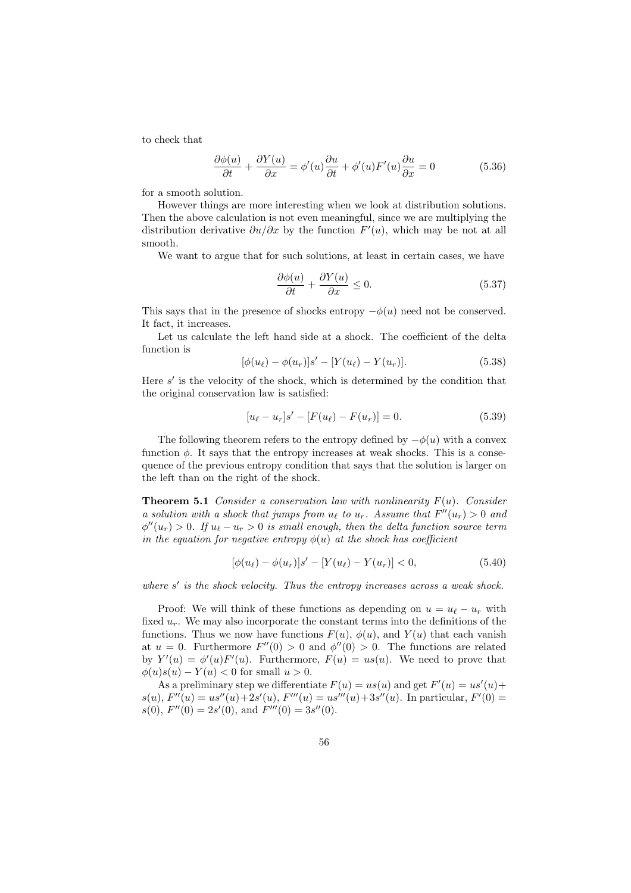to check that

$$\frac{\partial \phi(u)}{\partial t} + \frac{\partial Y(u)}{\partial x} = \phi'(u)\frac{\partial u}{\partial t} + \phi'(u)F'(u)\frac{\partial u}{\partial x} = 0 \tag{5.36}$$

for a smooth solution.

However things are more interesting when we look at distribution solutions. Then the above calculation is not even meaningful, since we are multiplying the distribution derivative $\partial u/\partial x$ by the function $F'(u)$, which may be not at all smooth.

We want to argue that for such solutions, at least in certain cases, we have

$$\frac{\partial \phi(u)}{\partial t} + \frac{\partial Y(u)}{\partial x} \leq 0. \tag{5.37}$$

This says that in the presence of shocks entropy $-\phi(u)$ need not be conserved. It fact, it increases.

Let us calculate the left hand side at a shock. The coefficient of the delta function is

$$[\phi(u_\ell) - \phi(u_r)]s' - [Y(u_\ell) - Y(u_r)]. \tag{5.38}$$

Here $s'$ is the velocity of the shock, which is determined by the condition that the original conservation law is satisfied:

$$[u_\ell - u_r]s' - [F(u_\ell) - F(u_r)] = 0. \tag{5.39}$$

The following theorem refers to the entropy defined by $-\phi(u)$ with a convex function $\phi$. It says that the entropy increases at weak shocks. This is a consequence of the previous entropy condition that says that the solution is larger on the left than on the right of the shock.

**Theorem 5.1** *Consider a conservation law with nonlinearity $F(u)$. Consider a solution with a shock that jumps from $u_\ell$ to $u_r$. Assume that $F''(u_r) > 0$ and $\phi''(u_r) > 0$. If $u_\ell - u_r > 0$ is small enough, then the delta function source term in the equation for negative entropy $\phi(u)$ at the shock has coefficient*

$$[\phi(u_\ell) - \phi(u_r)]s' - [Y(u_\ell) - Y(u_r)] < 0, \tag{5.40}$$

*where $s'$ is the shock velocity. Thus the entropy increases across a weak shock.*

Proof: We will think of these functions as depending on $u = u_\ell - u_r$ with fixed $u_r$. We may also incorporate the constant terms into the definitions of the functions. Thus we now have functions $F(u)$, $\phi(u)$, and $Y(u)$ that each vanish at $u = 0$. Furthermore $F''(0) > 0$ and $\phi''(0) > 0$. The functions are related by $Y'(u) = \phi'(u)F'(u)$. Furthermore, $F(u) = us(u)$. We need to prove that $\phi(u)s(u) - Y(u) < 0$ for small $u > 0$.

As a preliminary step we differentiate $F(u) = us(u)$ and get $F'(u) = us'(u) + s(u)$, $F''(u) = us''(u) + 2s'(u)$, $F'''(u) = us'''(u) + 3s''(u)$. In particular, $F'(0) = s(0)$, $F''(0) = 2s'(0)$, and $F'''(0) = 3s''(0)$.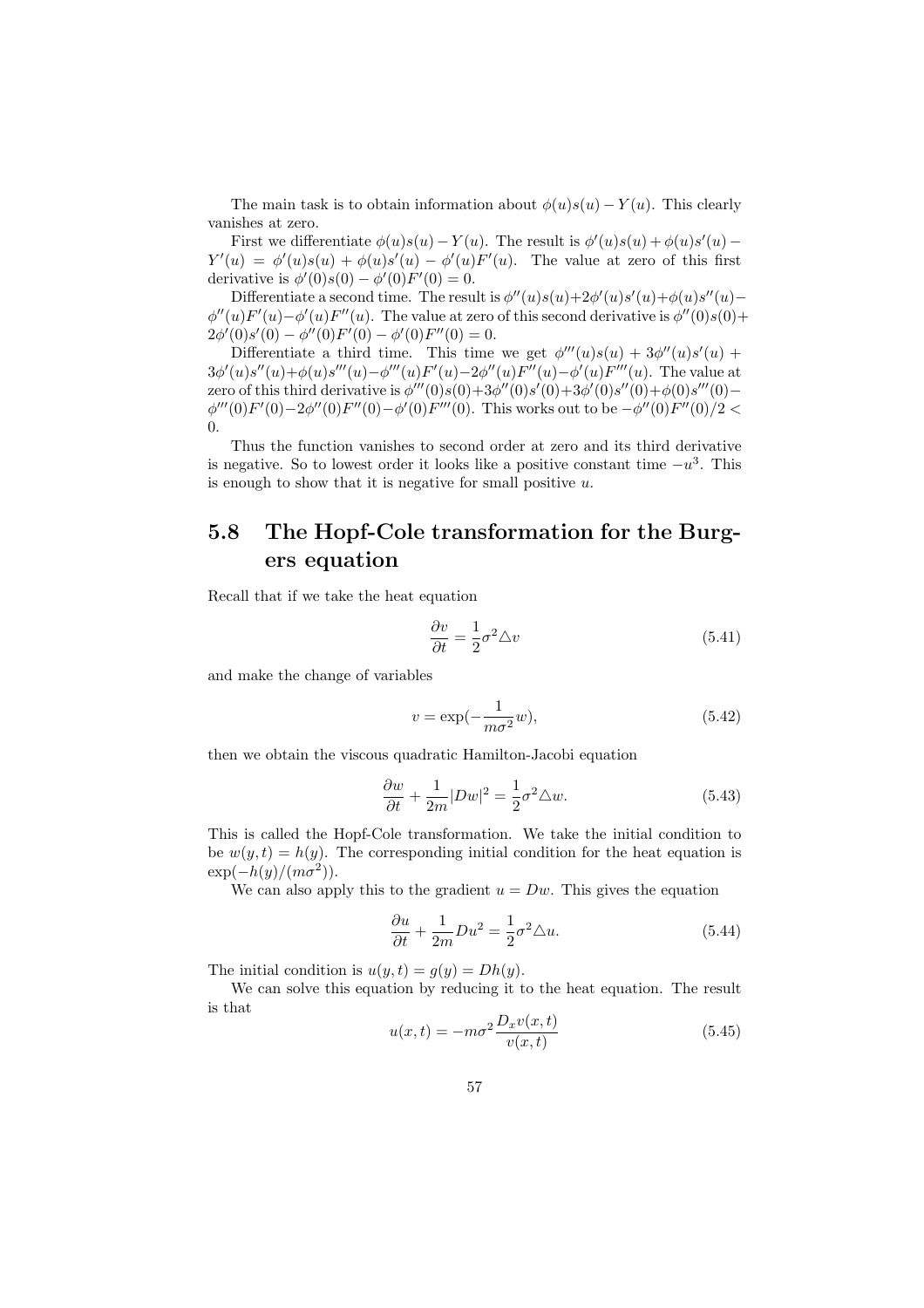The main task is to obtain information about $\phi(u)s(u) - Y(u)$. This clearly vanishes at zero.

First we differentiate $\phi(u)s(u) - Y(u)$. The result is $\phi'(u)s(u) + \phi(u)s'(u) - Y'(u) = \phi'(u)s(u) + \phi(u)s'(u) - \phi'(u)F'(u)$. The value at zero of this first derivative is $\phi'(0)s(0) - \phi'(0)F'(0) = 0$.

Differentiate a second time. The result is $\phi''(u)s(u)+2\phi'(u)s'(u)+\phi(u)s''(u)-\phi''(u)F'(u)-\phi'(u)F''(u)$. The value at zero of this second derivative is $\phi''(0)s(0)+2\phi'(0)s'(0) - \phi''(0)F'(0) - \phi'(0)F''(0) = 0$.

Differentiate a third time. This time we get $\phi'''(u)s(u) + 3\phi''(u)s'(u) + 3\phi'(u)s''(u)+\phi(u)s'''(u)-\phi'''(u)F'(u)-2\phi''(u)F''(u)-\phi'(u)F'''(u)$. The value at zero of this third derivative is $\phi'''(0)s(0)+3\phi''(0)s'(0)+3\phi'(0)s''(0)+\phi(0)s'''(0)-\phi'''(0)F'(0)-2\phi''(0)F''(0)-\phi'(0)F'''(0)$. This works out to be $-\phi''(0)F''(0)/2 < 0$.

Thus the function vanishes to second order at zero and its third derivative is negative. So to lowest order it looks like a positive constant time $-u^3$. This is enough to show that it is negative for small positive $u$.

## 5.8 The Hopf-Cole transformation for the Burgers equation

Recall that if we take the heat equation

$$\frac{\partial v}{\partial t} = \frac{1}{2}\sigma^2 \triangle v \tag{5.41}$$

and make the change of variables

$$v = \exp(-\frac{1}{m\sigma^2}w), \tag{5.42}$$

then we obtain the viscous quadratic Hamilton-Jacobi equation

$$\frac{\partial w}{\partial t} + \frac{1}{2m}|Dw|^2 = \frac{1}{2}\sigma^2 \triangle w. \tag{5.43}$$

This is called the Hopf-Cole transformation. We take the initial condition to be $w(y,t) = h(y)$. The corresponding initial condition for the heat equation is $\exp(-h(y)/(m\sigma^2))$.

We can also apply this to the gradient $u = Dw$. This gives the equation

$$\frac{\partial u}{\partial t} + \frac{1}{2m}Du^2 = \frac{1}{2}\sigma^2 \triangle u. \tag{5.44}$$

The initial condition is $u(y,t) = g(y) = Dh(y)$.

We can solve this equation by reducing it to the heat equation. The result is that

$$u(x,t) = -m\sigma^2 \frac{D_x v(x,t)}{v(x,t)} \tag{5.45}$$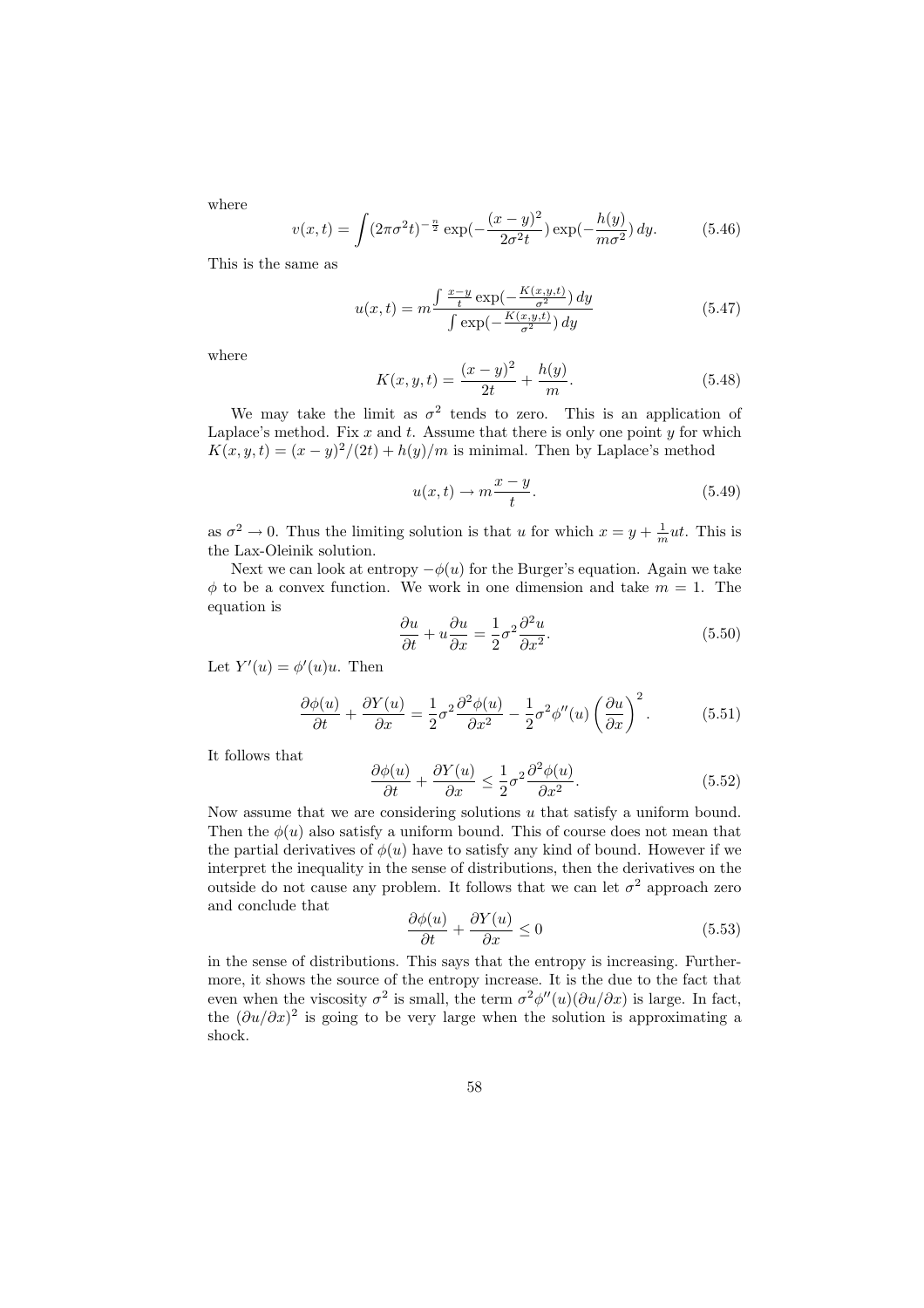where

$$v(x,t) = \int (2\pi\sigma^2 t)^{-\frac{n}{2}} \exp(-\frac{(x-y)^2}{2\sigma^2 t}) \exp(-\frac{h(y)}{m\sigma^2})\, dy. \tag{5.46}$$

This is the same as

$$u(x,t) = m \frac{\int \frac{x-y}{t} \exp(-\frac{K(x,y,t)}{\sigma^2})\, dy}{\int \exp(-\frac{K(x,y,t)}{\sigma^2})\, dy} \tag{5.47}$$

where

$$K(x,y,t) = \frac{(x-y)^2}{2t} + \frac{h(y)}{m}. \tag{5.48}$$

We may take the limit as $\sigma^2$ tends to zero. This is an application of Laplace's method. Fix $x$ and $t$. Assume that there is only one point $y$ for which $K(x,y,t) = (x-y)^2/(2t) + h(y)/m$ is minimal. Then by Laplace's method

$$u(x,t) \to m\frac{x-y}{t}. \tag{5.49}$$

as $\sigma^2 \to 0$. Thus the limiting solution is that $u$ for which $x = y + \frac{1}{m}ut$. This is the Lax-Oleinik solution.

Next we can look at entropy $-\phi(u)$ for the Burger's equation. Again we take $\phi$ to be a convex function. We work in one dimension and take $m = 1$. The equation is

$$\frac{\partial u}{\partial t} + u\frac{\partial u}{\partial x} = \frac{1}{2}\sigma^2 \frac{\partial^2 u}{\partial x^2}. \tag{5.50}$$

Let $Y'(u) = \phi'(u)u$. Then

$$\frac{\partial \phi(u)}{\partial t} + \frac{\partial Y(u)}{\partial x} = \frac{1}{2}\sigma^2 \frac{\partial^2 \phi(u)}{\partial x^2} - \frac{1}{2}\sigma^2 \phi''(u)\left(\frac{\partial u}{\partial x}\right)^2. \tag{5.51}$$

It follows that

$$\frac{\partial \phi(u)}{\partial t} + \frac{\partial Y(u)}{\partial x} \leq \frac{1}{2}\sigma^2 \frac{\partial^2 \phi(u)}{\partial x^2}. \tag{5.52}$$

Now assume that we are considering solutions $u$ that satisfy a uniform bound. Then the $\phi(u)$ also satisfy a uniform bound. This of course does not mean that the partial derivatives of $\phi(u)$ have to satisfy any kind of bound. However if we interpret the inequality in the sense of distributions, then the derivatives on the outside do not cause any problem. It follows that we can let $\sigma^2$ approach zero and conclude that

$$\frac{\partial \phi(u)}{\partial t} + \frac{\partial Y(u)}{\partial x} \leq 0 \tag{5.53}$$

in the sense of distributions. This says that the entropy is increasing. Furthermore, it shows the source of the entropy increase. It is the due to the fact that even when the viscosity $\sigma^2$ is small, the term $\sigma^2\phi''(u)(\partial u/\partial x)$ is large. In fact, the $(\partial u/\partial x)^2$ is going to be very large when the solution is approximating a shock.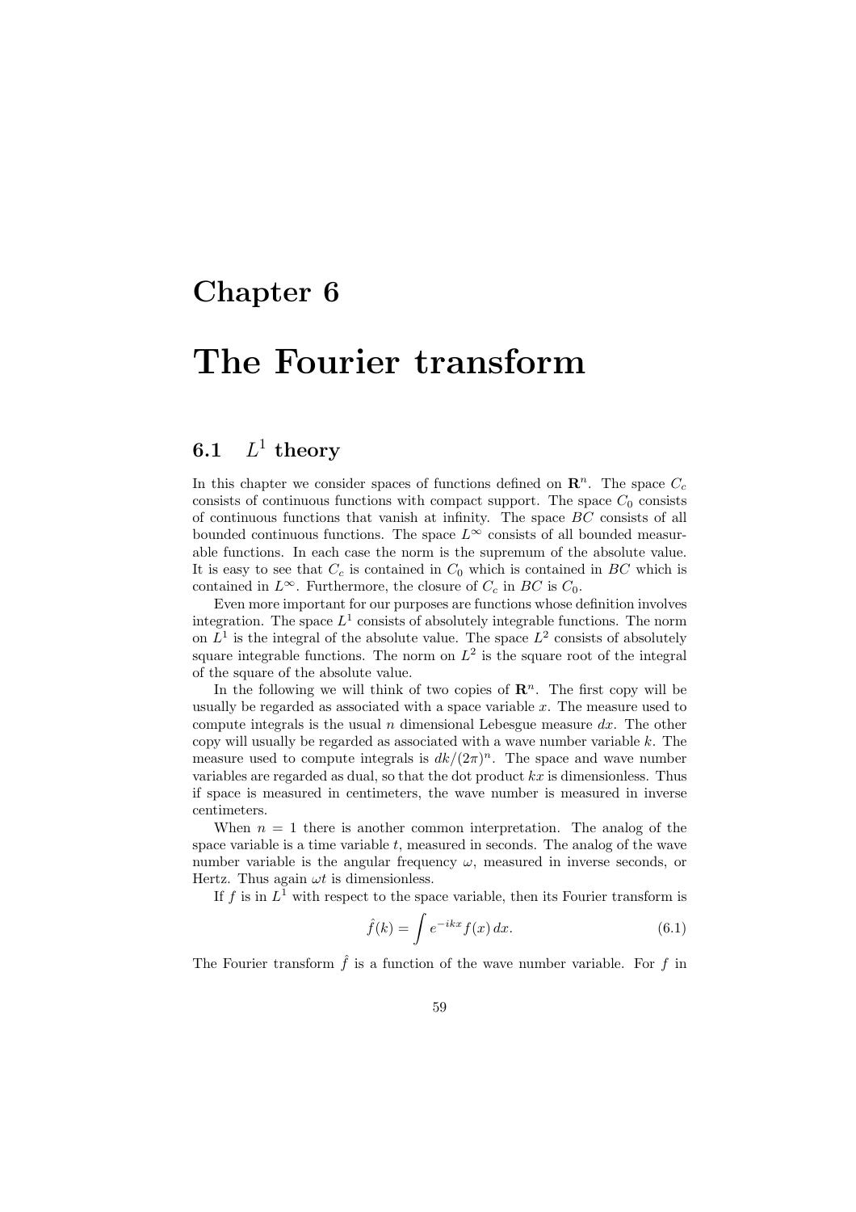# Chapter 6

# The Fourier transform

## 6.1 $L^1$ theory

In this chapter we consider spaces of functions defined on $\mathbf{R}^n$. The space $C_c$ consists of continuous functions with compact support. The space $C_0$ consists of continuous functions that vanish at infinity. The space $BC$ consists of all bounded continuous functions. The space $L^\infty$ consists of all bounded measurable functions. In each case the norm is the supremum of the absolute value. It is easy to see that $C_c$ is contained in $C_0$ which is contained in $BC$ which is contained in $L^\infty$. Furthermore, the closure of $C_c$ in $BC$ is $C_0$.

Even more important for our purposes are functions whose definition involves integration. The space $L^1$ consists of absolutely integrable functions. The norm on $L^1$ is the integral of the absolute value. The space $L^2$ consists of absolutely square integrable functions. The norm on $L^2$ is the square root of the integral of the square of the absolute value.

In the following we will think of two copies of $\mathbf{R}^n$. The first copy will be usually be regarded as associated with a space variable $x$. The measure used to compute integrals is the usual $n$ dimensional Lebesgue measure $dx$. The other copy will usually be regarded as associated with a wave number variable $k$. The measure used to compute integrals is $dk/(2\pi)^n$. The space and wave number variables are regarded as dual, so that the dot product $kx$ is dimensionless. Thus if space is measured in centimeters, the wave number is measured in inverse centimeters.

When $n = 1$ there is another common interpretation. The analog of the space variable is a time variable $t$, measured in seconds. The analog of the wave number variable is the angular frequency $\omega$, measured in inverse seconds, or Hertz. Thus again $\omega t$ is dimensionless.

If $f$ is in $L^1$ with respect to the space variable, then its Fourier transform is

$$\hat{f}(k) = \int e^{-ikx} f(x)\, dx. \tag{6.1}$$

The Fourier transform $\hat{f}$ is a function of the wave number variable. For $f$ in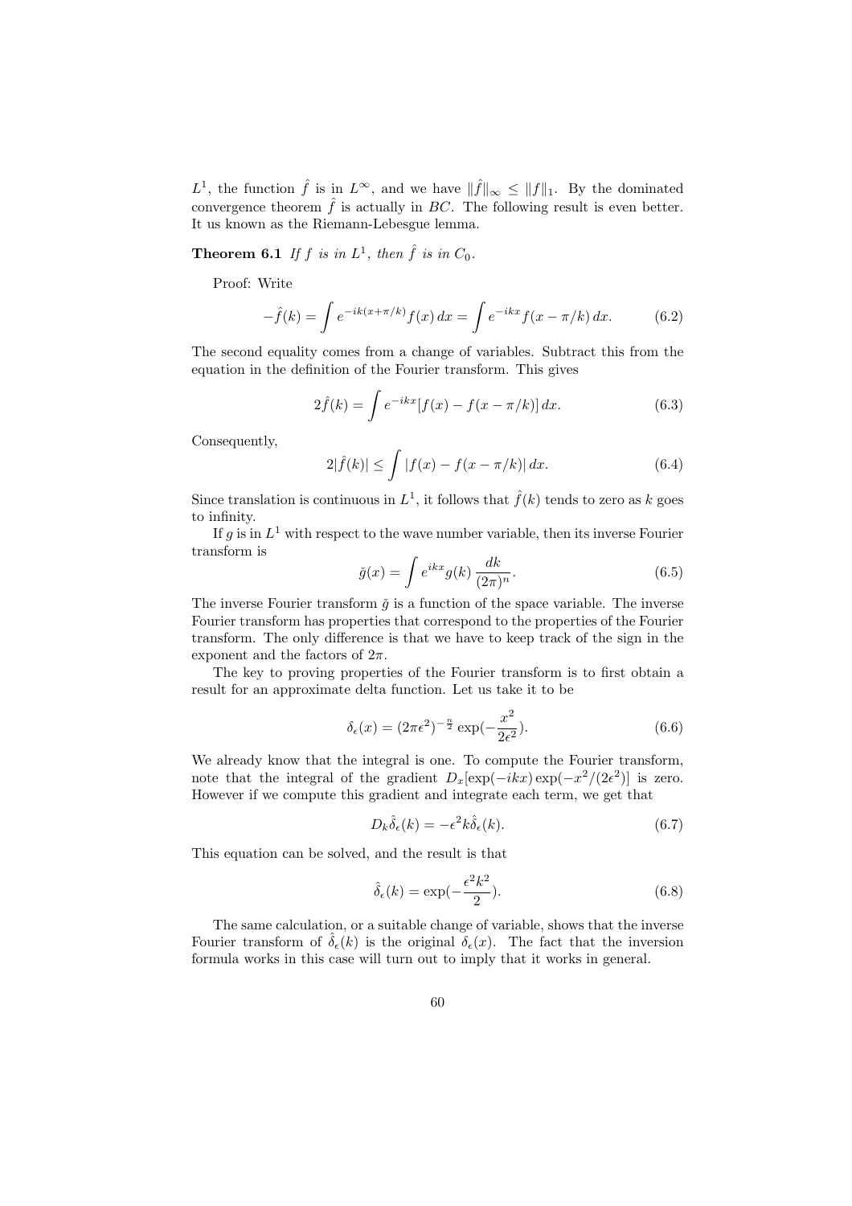$L^1$, the function $\hat{f}$ is in $L^\infty$, and we have $\|\hat{f}\|_\infty \leq \|f\|_1$. By the dominated convergence theorem $\hat{f}$ is actually in $BC$. The following result is even better. It us known as the Riemann-Lebesgue lemma.

**Theorem 6.1** *If $f$ is in $L^1$, then $\hat{f}$ is in $C_0$.*

Proof: Write

$$-\hat{f}(k) = \int e^{-ik(x+\pi/k)} f(x)\, dx = \int e^{-ikx} f(x - \pi/k)\, dx. \tag{6.2}$$

The second equality comes from a change of variables. Subtract this from the equation in the definition of the Fourier transform. This gives

$$2\hat{f}(k) = \int e^{-ikx}[f(x) - f(x - \pi/k)]\, dx. \tag{6.3}$$

Consequently,

$$2|\hat{f}(k)| \leq \int |f(x) - f(x - \pi/k)|\, dx. \tag{6.4}$$

Since translation is continuous in $L^1$, it follows that $\hat{f}(k)$ tends to zero as $k$ goes to infinity.

If $g$ is in $L^1$ with respect to the wave number variable, then its inverse Fourier transform is

$$\check{g}(x) = \int e^{ikx} g(k)\, \frac{dk}{(2\pi)^n}. \tag{6.5}$$

The inverse Fourier transform $\check{g}$ is a function of the space variable. The inverse Fourier transform has properties that correspond to the properties of the Fourier transform. The only difference is that we have to keep track of the sign in the exponent and the factors of $2\pi$.

The key to proving properties of the Fourier transform is to first obtain a result for an approximate delta function. Let us take it to be

$$\delta_\epsilon(x) = (2\pi\epsilon^2)^{-\frac{n}{2}} \exp(-\frac{x^2}{2\epsilon^2}). \tag{6.6}$$

We already know that the integral is one. To compute the Fourier transform, note that the integral of the gradient $D_x[\exp(-ikx)\exp(-x^2/(2\epsilon^2)]$ is zero. However if we compute this gradient and integrate each term, we get that

$$D_k \hat{\delta}_\epsilon(k) = -\epsilon^2 k \hat{\delta}_\epsilon(k). \tag{6.7}$$

This equation can be solved, and the result is that

$$\hat{\delta}_\epsilon(k) = \exp(-\frac{\epsilon^2 k^2}{2}). \tag{6.8}$$

The same calculation, or a suitable change of variable, shows that the inverse Fourier transform of $\hat{\delta}_\epsilon(k)$ is the original $\delta_\epsilon(x)$. The fact that the inversion formula works in this case will turn out to imply that it works in general.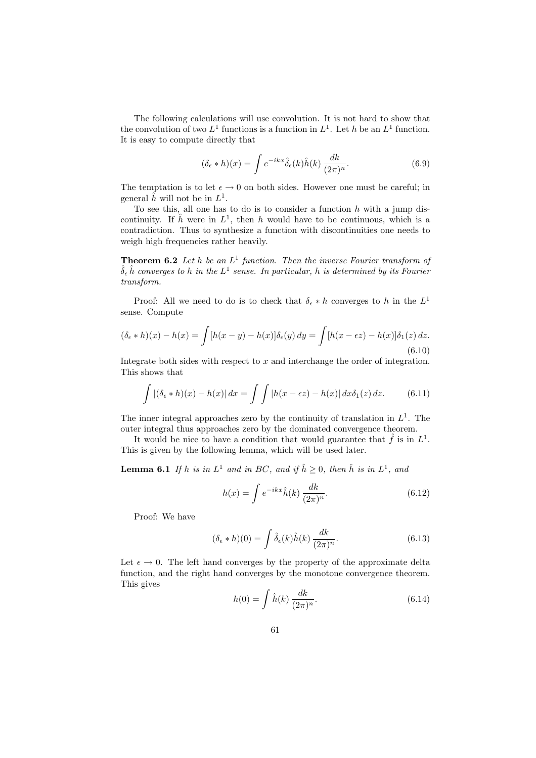The following calculations will use convolution. It is not hard to show that the convolution of two $L^1$ functions is a function in $L^1$. Let $h$ be an $L^1$ function. It is easy to compute directly that

$$(\delta_\epsilon * h)(x) = \int e^{-ikx} \hat{\delta}_\epsilon(k) \hat{h}(k) \, \frac{dk}{(2\pi)^n}. \tag{6.9}$$

The temptation is to let $\epsilon \to 0$ on both sides. However one must be careful; in general $\hat{h}$ will not be in $L^1$.

To see this, all one has to do is to consider a function $h$ with a jump discontinuity. If $\hat{h}$ were in $L^1$, then $h$ would have to be continuous, which is a contradiction. Thus to synthesize a function with discontinuities one needs to weigh high frequencies rather heavily.

**Theorem 6.2** *Let $h$ be an $L^1$ function. Then the inverse Fourier transform of $\hat{\delta}_\epsilon \, \hat{h}$ converges to $h$ in the $L^1$ sense. In particular, $h$ is determined by its Fourier transform.*

Proof: All we need to do is to check that $\delta_\epsilon * h$ converges to $h$ in the $L^1$ sense. Compute

$$(\delta_\epsilon * h)(x) - h(x) = \int [h(x-y) - h(x)] \delta_\epsilon(y) \, dy = \int [h(x - \epsilon z) - h(x)] \delta_1(z) \, dz. \tag{6.10}$$

Integrate both sides with respect to $x$ and interchange the order of integration. This shows that

$$\int |(\delta_\epsilon * h)(x) - h(x)| \, dx = \int \int |h(x - \epsilon z) - h(x)| \, dx \delta_1(z) \, dz. \tag{6.11}$$

The inner integral approaches zero by the continuity of translation in $L^1$. The outer integral thus approaches zero by the dominated convergence theorem.

It would be nice to have a condition that would guarantee that $\hat{f}$ is in $L^1$. This is given by the following lemma, which will be used later.

**Lemma 6.1** *If $h$ is in $L^1$ and in BC, and if $\hat{h} \geq 0$, then $\hat{h}$ is in $L^1$, and*

$$h(x) = \int e^{-ikx} \hat{h}(k) \, \frac{dk}{(2\pi)^n}. \tag{6.12}$$

Proof: We have

$$(\delta_\epsilon * h)(0) = \int \hat{\delta}_\epsilon(k) \hat{h}(k) \, \frac{dk}{(2\pi)^n}. \tag{6.13}$$

Let $\epsilon \to 0$. The left hand converges by the property of the approximate delta function, and the right hand converges by the monotone convergence theorem. This gives

$$h(0) = \int \hat{h}(k) \, \frac{dk}{(2\pi)^n}. \tag{6.14}$$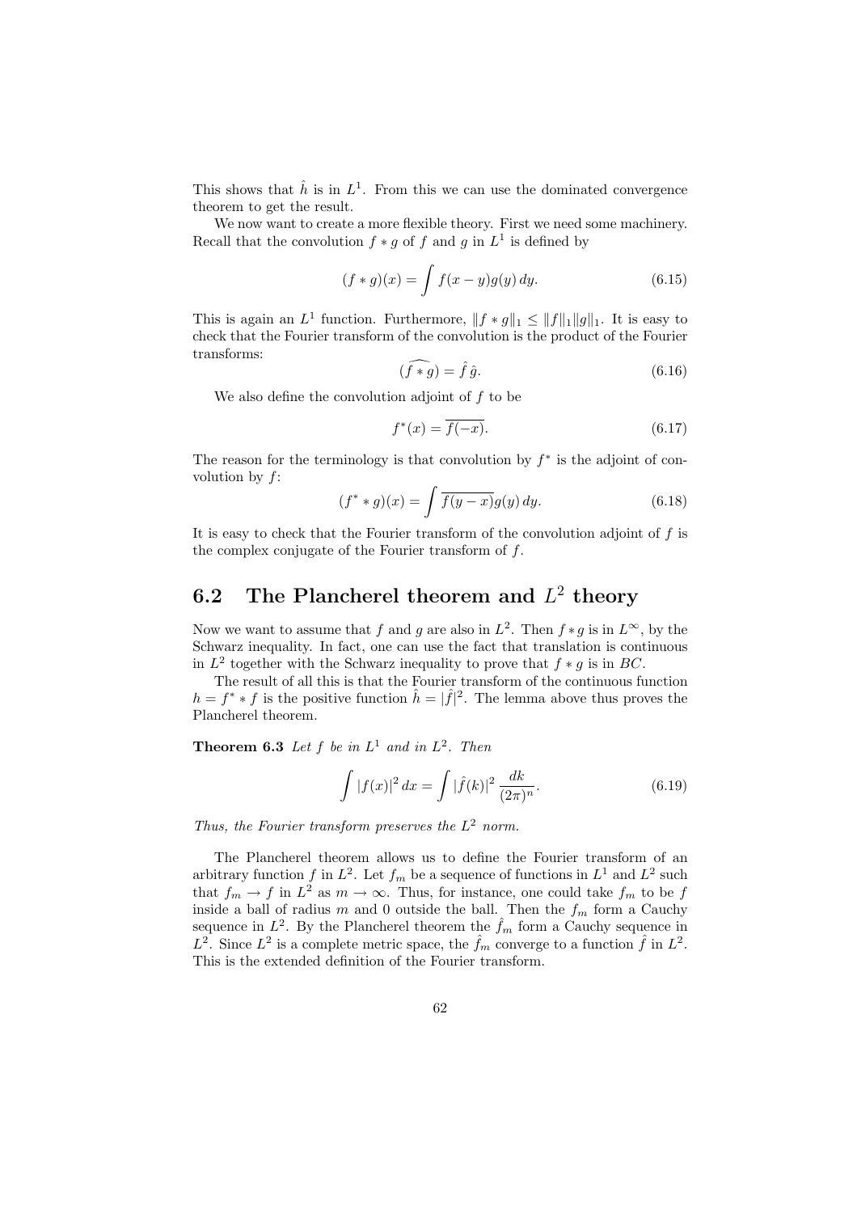This shows that $\hat{h}$ is in $L^1$. From this we can use the dominated convergence theorem to get the result.

We now want to create a more flexible theory. First we need some machinery. Recall that the convolution $f * g$ of $f$ and $g$ in $L^1$ is defined by

$$(f * g)(x) = \int f(x - y)g(y)\, dy. \tag{6.15}$$

This is again an $L^1$ function. Furthermore, $\|f * g\|_1 \leq \|f\|_1 \|g\|_1$. It is easy to check that the Fourier transform of the convolution is the product of the Fourier transforms:

$$(\widehat{f * g}) = \hat{f}\, \hat{g}. \tag{6.16}$$

We also define the convolution adjoint of $f$ to be

$$f^*(x) = \overline{f(-x)}. \tag{6.17}$$

The reason for the terminology is that convolution by $f^*$ is the adjoint of convolution by $f$:

$$(f^* * g)(x) = \int \overline{f(y - x)} g(y)\, dy. \tag{6.18}$$

It is easy to check that the Fourier transform of the convolution adjoint of $f$ is the complex conjugate of the Fourier transform of $f$.

## 6.2 The Plancherel theorem and $L^2$ theory

Now we want to assume that $f$ and $g$ are also in $L^2$. Then $f * g$ is in $L^\infty$, by the Schwarz inequality. In fact, one can use the fact that translation is continuous in $L^2$ together with the Schwarz inequality to prove that $f * g$ is in $BC$.

The result of all this is that the Fourier transform of the continuous function $h = f^* * f$ is the positive function $\hat{h} = |\hat{f}|^2$. The lemma above thus proves the Plancherel theorem.

**Theorem 6.3** *Let $f$ be in $L^1$ and in $L^2$. Then*

$$\int |f(x)|^2\, dx = \int |\hat{f}(k)|^2 \frac{dk}{(2\pi)^n}. \tag{6.19}$$

*Thus, the Fourier transform preserves the $L^2$ norm.*

The Plancherel theorem allows us to define the Fourier transform of an arbitrary function $f$ in $L^2$. Let $f_m$ be a sequence of functions in $L^1$ and $L^2$ such that $f_m \to f$ in $L^2$ as $m \to \infty$. Thus, for instance, one could take $f_m$ to be $f$ inside a ball of radius $m$ and 0 outside the ball. Then the $f_m$ form a Cauchy sequence in $L^2$. By the Plancherel theorem the $\hat{f}_m$ form a Cauchy sequence in $L^2$. Since $L^2$ is a complete metric space, the $\hat{f}_m$ converge to a function $\hat{f}$ in $L^2$. This is the extended definition of the Fourier transform.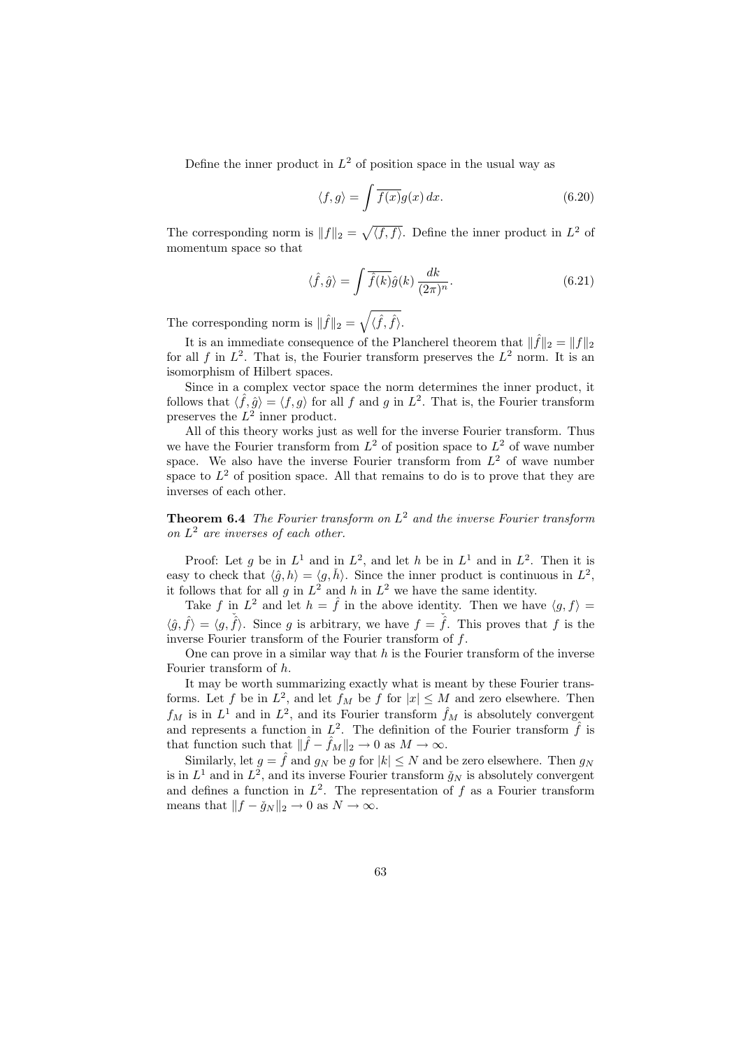Define the inner product in $L^2$ of position space in the usual way as

$$\langle f, g \rangle = \int \overline{f(x)} g(x) \, dx. \tag{6.20}$$

The corresponding norm is $\|f\|_2 = \sqrt{\langle f, f \rangle}$. Define the inner product in $L^2$ of momentum space so that

$$\langle \hat{f}, \hat{g} \rangle = \int \overline{\hat{f}(k)} \hat{g}(k) \, \frac{dk}{(2\pi)^n}. \tag{6.21}$$

The corresponding norm is $\|\hat{f}\|_2 = \sqrt{\langle \hat{f}, \hat{f} \rangle}$.

It is an immediate consequence of the Plancherel theorem that $\|\hat{f}\|_2 = \|f\|_2$ for all $f$ in $L^2$. That is, the Fourier transform preserves the $L^2$ norm. It is an isomorphism of Hilbert spaces.

Since in a complex vector space the norm determines the inner product, it follows that $\langle \hat{f}, \hat{g} \rangle = \langle f, g \rangle$ for all $f$ and $g$ in $L^2$. That is, the Fourier transform preserves the $L^2$ inner product.

All of this theory works just as well for the inverse Fourier transform. Thus we have the Fourier transform from $L^2$ of position space to $L^2$ of wave number space. We also have the inverse Fourier transform from $L^2$ of wave number space to $L^2$ of position space. All that remains to do is to prove that they are inverses of each other.

**Theorem 6.4** *The Fourier transform on $L^2$ and the inverse Fourier transform on $L^2$ are inverses of each other.*

Proof: Let $g$ be in $L^1$ and in $L^2$, and let $h$ be in $L^1$ and in $L^2$. Then it is easy to check that $\langle \hat{g}, h \rangle = \langle g, \check{h} \rangle$. Since the inner product is continuous in $L^2$, it follows that for all $g$ in $L^2$ and $h$ in $L^2$ we have the same identity.

Take $f$ in $L^2$ and let $h = \hat{f}$ in the above identity. Then we have $\langle g, f \rangle = \langle \hat{g}, \hat{f} \rangle = \langle g, \check{\hat{f}} \rangle$. Since $g$ is arbitrary, we have $f = \check{\hat{f}}$. This proves that $f$ is the inverse Fourier transform of the Fourier transform of $f$.

One can prove in a similar way that $h$ is the Fourier transform of the inverse Fourier transform of $h$.

It may be worth summarizing exactly what is meant by these Fourier transforms. Let $f$ be in $L^2$, and let $f_M$ be $f$ for $|x| \leq M$ and zero elsewhere. Then $f_M$ is in $L^1$ and in $L^2$, and its Fourier transform $\hat{f}_M$ is absolutely convergent and represents a function in $L^2$. The definition of the Fourier transform $\hat{f}$ is that function such that $\|\hat{f} - \hat{f}_M\|_2 \to 0$ as $M \to \infty$.

Similarly, let $g = \hat{f}$ and $g_N$ be $g$ for $|k| \leq N$ and be zero elsewhere. Then $g_N$ is in $L^1$ and in $L^2$, and its inverse Fourier transform $\check{g}_N$ is absolutely convergent and defines a function in $L^2$. The representation of $f$ as a Fourier transform means that $\|f - \check{g}_N\|_2 \to 0$ as $N \to \infty$.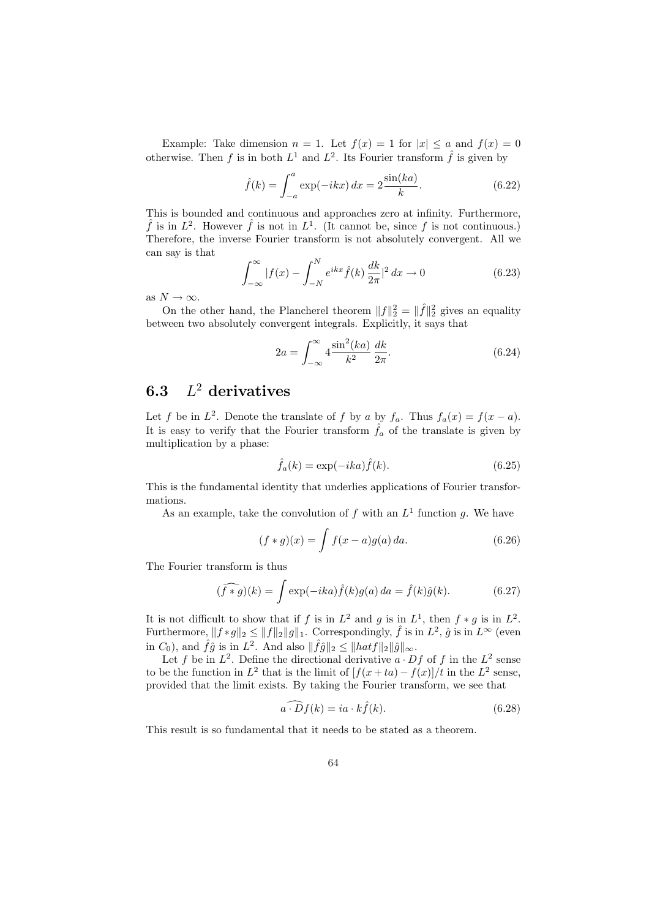Example: Take dimension $n = 1$. Let $f(x) = 1$ for $|x| \leq a$ and $f(x) = 0$ otherwise. Then $f$ is in both $L^1$ and $L^2$. Its Fourier transform $\hat{f}$ is given by

$$\hat{f}(k) = \int_{-a}^{a} \exp(-ikx)\, dx = 2\frac{\sin(ka)}{k}. \tag{6.22}$$

This is bounded and continuous and approaches zero at infinity. Furthermore, $\hat{f}$ is in $L^2$. However $\hat{f}$ is not in $L^1$. (It cannot be, since $f$ is not continuous.) Therefore, the inverse Fourier transform is not absolutely convergent. All we can say is that

$$\int_{-\infty}^{\infty} |f(x) - \int_{-N}^{N} e^{ikx}\hat{f}(k)\,\frac{dk}{2\pi}|^2\, dx \to 0 \tag{6.23}$$

as $N \to \infty$.

On the other hand, the Plancherel theorem $\|f\|_2^2 = \|\hat{f}\|_2^2$ gives an equality between two absolutely convergent integrals. Explicitly, it says that

$$2a = \int_{-\infty}^{\infty} 4\frac{\sin^2(ka)}{k^2}\,\frac{dk}{2\pi}. \tag{6.24}$$

## 6.3 $L^2$ derivatives

Let $f$ be in $L^2$. Denote the translate of $f$ by $a$ by $f_a$. Thus $f_a(x) = f(x-a)$. It is easy to verify that the Fourier transform $\hat{f_a}$ of the translate is given by multiplication by a phase:

$$\hat{f}_a(k) = \exp(-ika)\hat{f}(k). \tag{6.25}$$

This is the fundamental identity that underlies applications of Fourier transformations.

As an example, take the convolution of $f$ with an $L^1$ function $g$. We have

$$(f * g)(x) = \int f(x-a)g(a)\, da. \tag{6.26}$$

The Fourier transform is thus

$$(\widehat{f * g})(k) = \int \exp(-ika)\hat{f}(k)g(a)\, da = \hat{f}(k)\hat{g}(k). \tag{6.27}$$

It is not difficult to show that if $f$ is in $L^2$ and $g$ is in $L^1$, then $f * g$ is in $L^2$. Furthermore, $\|f*g\|_2 \leq \|f\|_2\|g\|_1$. Correspondingly, $\hat{f}$ is in $L^2$, $\hat{g}$ is in $L^\infty$ (even in $C_0$), and $\hat{f}\hat{g}$ is in $L^2$. And also $\|\hat{f}\hat{g}\|_2 \leq \|hatf\|_2\|\hat{g}\|_\infty$.

Let $f$ be in $L^2$. Define the directional derivative $a \cdot Df$ of $f$ in the $L^2$ sense to be the function in $L^2$ that is the limit of $[f(x+ta) - f(x)]/t$ in the $L^2$ sense, provided that the limit exists. By taking the Fourier transform, we see that

$$\widehat{a \cdot D}f(k) = ia \cdot k\hat{f}(k). \tag{6.28}$$

This result is so fundamental that it needs to be stated as a theorem.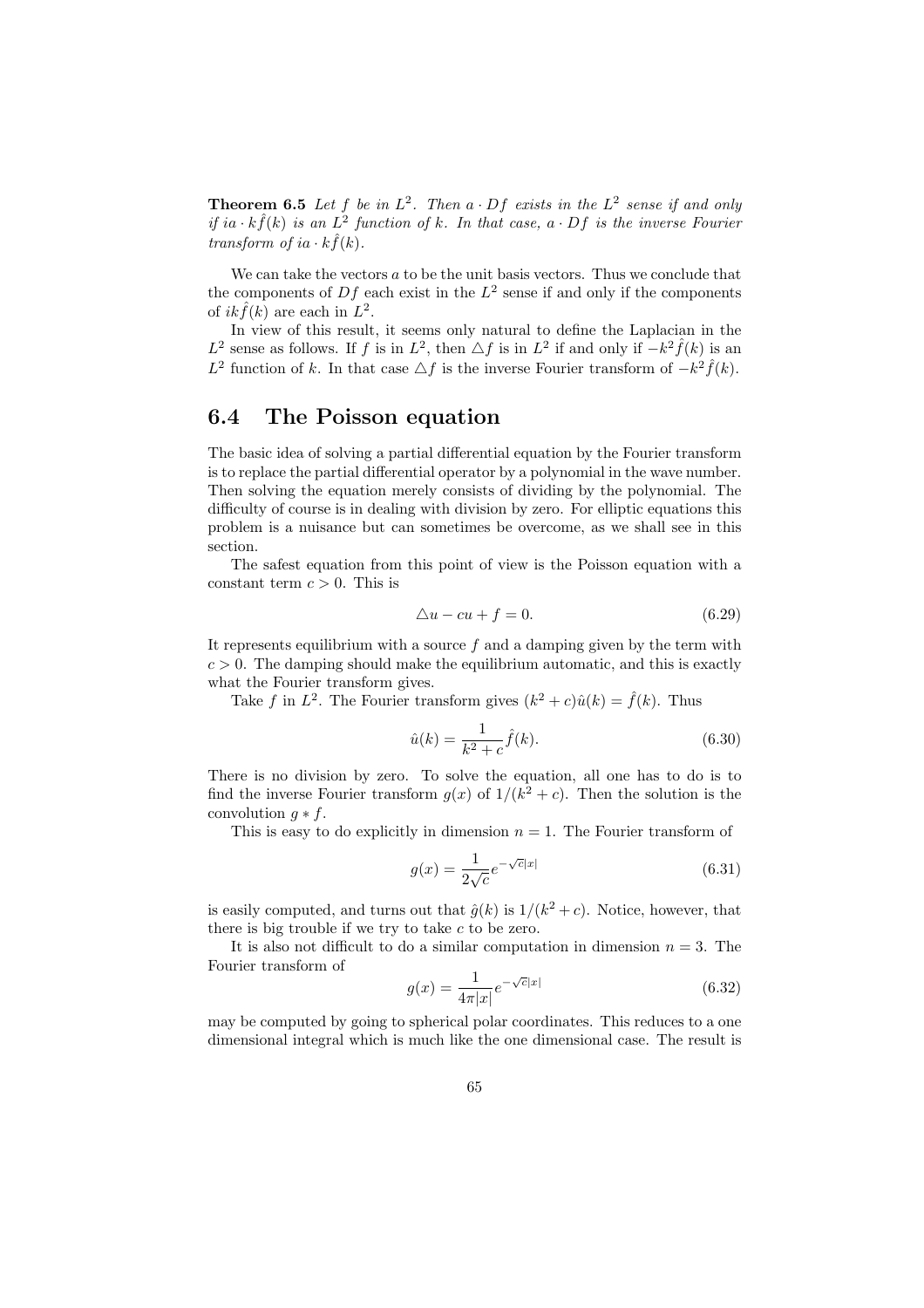**Theorem 6.5** *Let $f$ be in $L^2$. Then $a \cdot Df$ exists in the $L^2$ sense if and only if $ia \cdot k\hat{f}(k)$ is an $L^2$ function of $k$. In that case, $a \cdot Df$ is the inverse Fourier transform of $ia \cdot k\hat{f}(k)$.*

We can take the vectors $a$ to be the unit basis vectors. Thus we conclude that the components of $Df$ each exist in the $L^2$ sense if and only if the components of $ik\hat{f}(k)$ are each in $L^2$.

In view of this result, it seems only natural to define the Laplacian in the $L^2$ sense as follows. If $f$ is in $L^2$, then $\triangle f$ is in $L^2$ if and only if $-k^2\hat{f}(k)$ is an $L^2$ function of $k$. In that case $\triangle f$ is the inverse Fourier transform of $-k^2\hat{f}(k)$.

## 6.4 The Poisson equation

The basic idea of solving a partial differential equation by the Fourier transform is to replace the partial differential operator by a polynomial in the wave number. Then solving the equation merely consists of dividing by the polynomial. The difficulty of course is in dealing with division by zero. For elliptic equations this problem is a nuisance but can sometimes be overcome, as we shall see in this section.

The safest equation from this point of view is the Poisson equation with a constant term $c > 0$. This is

$$\triangle u - cu + f = 0. \tag{6.29}$$

It represents equilibrium with a source $f$ and a damping given by the term with $c > 0$. The damping should make the equilibrium automatic, and this is exactly what the Fourier transform gives.

Take $f$ in $L^2$. The Fourier transform gives $(k^2 + c)\hat{u}(k) = \hat{f}(k)$. Thus

$$\hat{u}(k) = \frac{1}{k^2 + c}\hat{f}(k). \tag{6.30}$$

There is no division by zero. To solve the equation, all one has to do is to find the inverse Fourier transform $g(x)$ of $1/(k^2 + c)$. Then the solution is the convolution $g * f$.

This is easy to do explicitly in dimension $n = 1$. The Fourier transform of

$$g(x) = \frac{1}{2\sqrt{c}}e^{-\sqrt{c}|x|} \tag{6.31}$$

is easily computed, and turns out that $\hat{g}(k)$ is $1/(k^2 + c)$. Notice, however, that there is big trouble if we try to take $c$ to be zero.

It is also not difficult to do a similar computation in dimension $n = 3$. The Fourier transform of

$$g(x) = \frac{1}{4\pi|x|}e^{-\sqrt{c}|x|} \tag{6.32}$$

may be computed by going to spherical polar coordinates. This reduces to a one dimensional integral which is much like the one dimensional case. The result is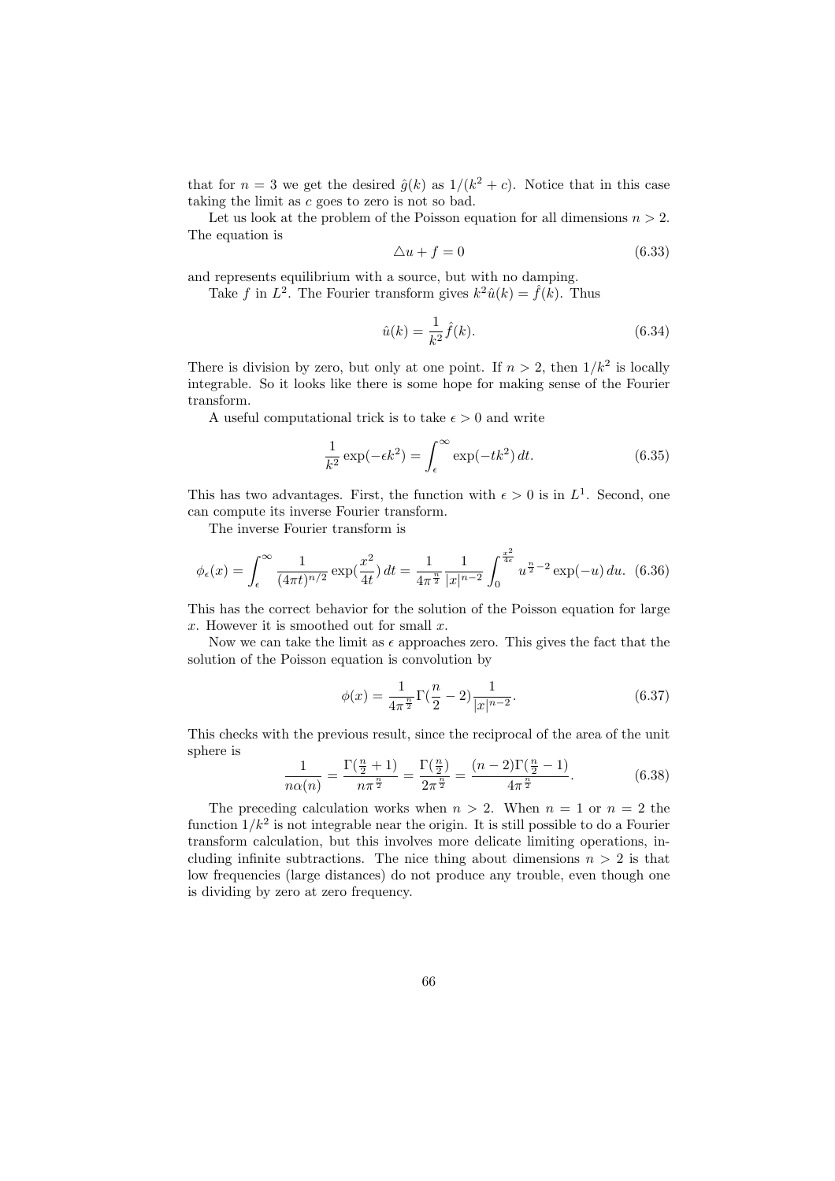that for $n = 3$ we get the desired $\hat{g}(k)$ as $1/(k^2 + c)$. Notice that in this case taking the limit as $c$ goes to zero is not so bad.

Let us look at the problem of the Poisson equation for all dimensions $n > 2$. The equation is

$$\triangle u + f = 0 \tag{6.33}$$

and represents equilibrium with a source, but with no damping.

Take $f$ in $L^2$. The Fourier transform gives $k^2 \hat{u}(k) = \hat{f}(k)$. Thus

$$\hat{u}(k) = \frac{1}{k^2} \hat{f}(k). \tag{6.34}$$

There is division by zero, but only at one point. If $n > 2$, then $1/k^2$ is locally integrable. So it looks like there is some hope for making sense of the Fourier transform.

A useful computational trick is to take $\epsilon > 0$ and write

$$\frac{1}{k^2} \exp(-\epsilon k^2) = \int_\epsilon^\infty \exp(-tk^2)\, dt. \tag{6.35}$$

This has two advantages. First, the function with $\epsilon > 0$ is in $L^1$. Second, one can compute its inverse Fourier transform.

The inverse Fourier transform is

$$\phi_\epsilon(x) = \int_\epsilon^\infty \frac{1}{(4\pi t)^{n/2}} \exp(\frac{x^2}{4t})\, dt = \frac{1}{4\pi^{\frac{n}{2}}} \frac{1}{|x|^{n-2}} \int_0^{\frac{x^2}{4\epsilon}} u^{\frac{n}{2}-2} \exp(-u)\, du. \tag{6.36}$$

This has the correct behavior for the solution of the Poisson equation for large $x$. However it is smoothed out for small $x$.

Now we can take the limit as $\epsilon$ approaches zero. This gives the fact that the solution of the Poisson equation is convolution by

$$\phi(x) = \frac{1}{4\pi^{\frac{n}{2}}} \Gamma(\frac{n}{2} - 2) \frac{1}{|x|^{n-2}}. \tag{6.37}$$

This checks with the previous result, since the reciprocal of the area of the unit sphere is

$$\frac{1}{n\alpha(n)} = \frac{\Gamma(\frac{n}{2}+1)}{n\pi^{\frac{n}{2}}} = \frac{\Gamma(\frac{n}{2})}{2\pi^{\frac{n}{2}}} = \frac{(n-2)\Gamma(\frac{n}{2}-1)}{4\pi^{\frac{n}{2}}}. \tag{6.38}$$

The preceding calculation works when $n > 2$. When $n = 1$ or $n = 2$ the function $1/k^2$ is not integrable near the origin. It is still possible to do a Fourier transform calculation, but this involves more delicate limiting operations, including infinite subtractions. The nice thing about dimensions $n > 2$ is that low frequencies (large distances) do not produce any trouble, even though one is dividing by zero at zero frequency.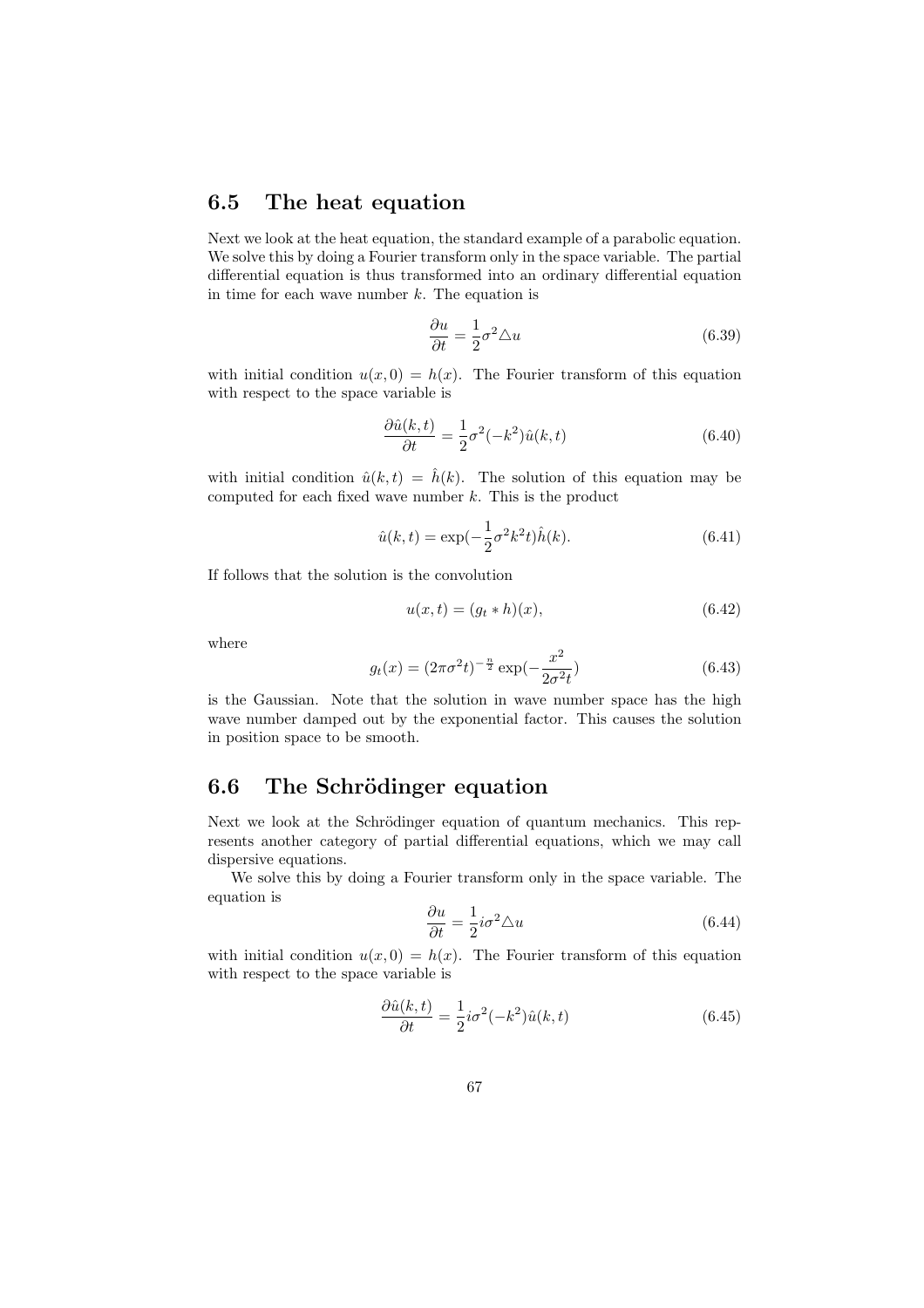## 6.5 The heat equation

Next we look at the heat equation, the standard example of a parabolic equation. We solve this by doing a Fourier transform only in the space variable. The partial differential equation is thus transformed into an ordinary differential equation in time for each wave number $k$. The equation is

$$\frac{\partial u}{\partial t} = \frac{1}{2}\sigma^2 \triangle u \tag{6.39}$$

with initial condition $u(x, 0) = h(x)$. The Fourier transform of this equation with respect to the space variable is

$$\frac{\partial \hat{u}(k,t)}{\partial t} = \frac{1}{2}\sigma^2(-k^2)\hat{u}(k,t) \tag{6.40}$$

with initial condition $\hat{u}(k,t) = \hat{h}(k)$. The solution of this equation may be computed for each fixed wave number $k$. This is the product

$$\hat{u}(k,t) = \exp(-\frac{1}{2}\sigma^2 k^2 t)\hat{h}(k). \tag{6.41}$$

If follows that the solution is the convolution

$$u(x,t) = (g_t * h)(x), \tag{6.42}$$

where

$$g_t(x) = (2\pi\sigma^2 t)^{-\frac{n}{2}} \exp(-\frac{x^2}{2\sigma^2 t}) \tag{6.43}$$

is the Gaussian. Note that the solution in wave number space has the high wave number damped out by the exponential factor. This causes the solution in position space to be smooth.

## 6.6 The Schrödinger equation

Next we look at the Schrödinger equation of quantum mechanics. This represents another category of partial differential equations, which we may call dispersive equations.

We solve this by doing a Fourier transform only in the space variable. The equation is

$$\frac{\partial u}{\partial t} = \frac{1}{2} i\sigma^2 \triangle u \tag{6.44}$$

with initial condition $u(x, 0) = h(x)$. The Fourier transform of this equation with respect to the space variable is

$$\frac{\partial \hat{u}(k,t)}{\partial t} = \frac{1}{2} i\sigma^2(-k^2)\hat{u}(k,t) \tag{6.45}$$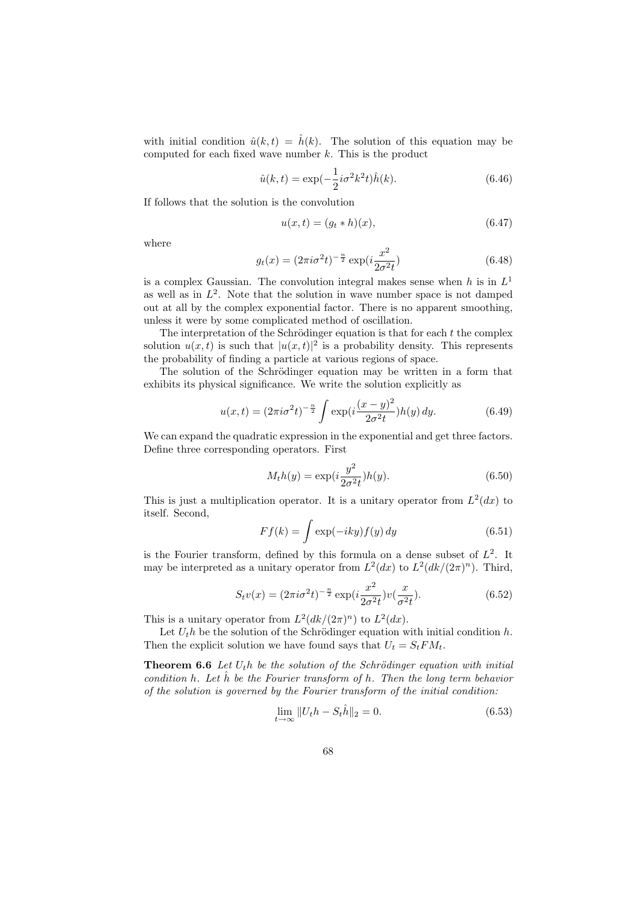with initial condition $\hat{u}(k,t) = \hat{h}(k)$. The solution of this equation may be computed for each fixed wave number $k$. This is the product

$$\hat{u}(k,t) = \exp(-\frac{1}{2}i\sigma^2 k^2 t)\hat{h}(k). \tag{6.46}$$

If follows that the solution is the convolution

$$u(x,t) = (g_t * h)(x), \tag{6.47}$$

where

$$g_t(x) = (2\pi i \sigma^2 t)^{-\frac{n}{2}} \exp(i\frac{x^2}{2\sigma^2 t}) \tag{6.48}$$

is a complex Gaussian. The convolution integral makes sense when $h$ is in $L^1$ as well as in $L^2$. Note that the solution in wave number space is not damped out at all by the complex exponential factor. There is no apparent smoothing, unless it were by some complicated method of oscillation.

The interpretation of the Schrödinger equation is that for each $t$ the complex solution $u(x,t)$ is such that $|u(x,t)|^2$ is a probability density. This represents the probability of finding a particle at various regions of space.

The solution of the Schrödinger equation may be written in a form that exhibits its physical significance. We write the solution explicitly as

$$u(x,t) = (2\pi\sigma^2 t)^{-\frac{n}{2}} \int \exp(i\frac{(x-y)^2}{2\sigma^2 t}) h(y)\, dy. \tag{6.49}$$

We can expand the quadratic expression in the exponential and get three factors. Define three corresponding operators. First

$$M_t h(y) = \exp(i\frac{y^2}{2\sigma^2 t}) h(y). \tag{6.50}$$

This is just a multiplication operator. It is a unitary operator from $L^2(dx)$ to itself. Second,

$$Ff(k) = \int \exp(-iky) f(y)\, dy \tag{6.51}$$

is the Fourier transform, defined by this formula on a dense subset of $L^2$. It may be interpreted as a unitary operator from $L^2(dx)$ to $L^2(dk/(2\pi)^n)$. Third,

$$S_t v(x) = (2\pi i \sigma^2 t)^{-\frac{n}{2}} \exp(i\frac{x^2}{2\sigma^2 t}) v(\frac{x}{\sigma^2 t}). \tag{6.52}$$

This is a unitary operator from $L^2(dk/(2\pi)^n)$ to $L^2(dx)$.

Let $U_t h$ be the solution of the Schrödinger equation with initial condition $h$. Then the explicit solution we have found says that $U_t = S_t F M_t$.

**Theorem 6.6** *Let $U_t h$ be the solution of the Schrödinger equation with initial condition $h$. Let $\hat{h}$ be the Fourier transform of $h$. Then the long term behavior of the solution is governed by the Fourier transform of the initial condition:*

$$\lim_{t\to\infty} \|U_t h - S_t \hat{h}\|_2 = 0. \tag{6.53}$$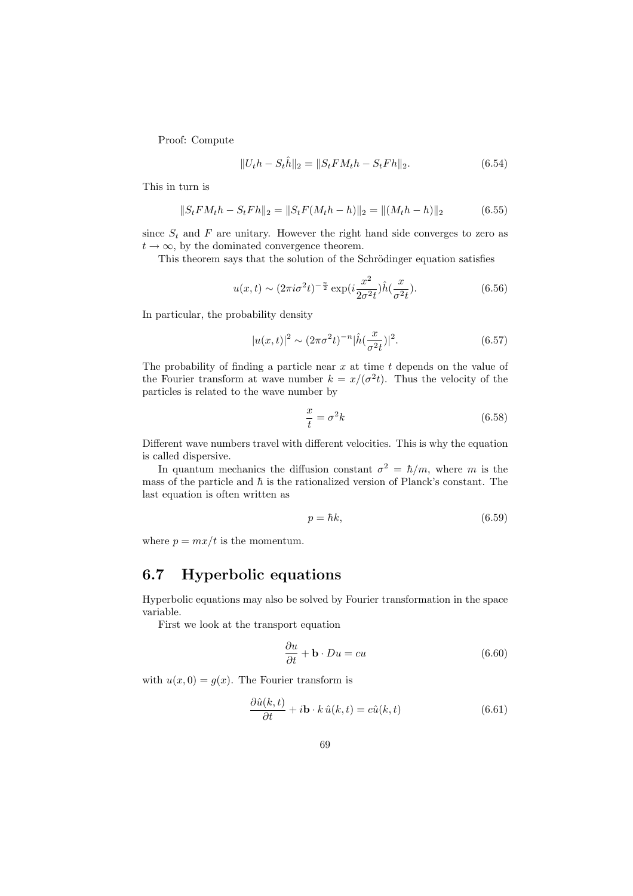Proof: Compute

$$\|U_t h - S_t \hat{h}\|_2 = \|S_t F M_t h - S_t F h\|_2. \tag{6.54}$$

This in turn is

$$\|S_t F M_t h - S_t F h\|_2 = \|S_t F(M_t h - h)\|_2 = \|(M_t h - h)\|_2 \tag{6.55}$$

since $S_t$ and $F$ are unitary. However the right hand side converges to zero as $t \to \infty$, by the dominated convergence theorem.

This theorem says that the solution of the Schrödinger equation satisfies

$$u(x,t) \sim (2\pi i \sigma^2 t)^{-\frac{n}{2}} \exp(i \frac{x^2}{2\sigma^2 t}) \hat{h}(\frac{x}{\sigma^2 t}). \tag{6.56}$$

In particular, the probability density

$$|u(x,t)|^2 \sim (2\pi \sigma^2 t)^{-n} |\hat{h}(\frac{x}{\sigma^2 t})|^2. \tag{6.57}$$

The probability of finding a particle near $x$ at time $t$ depends on the value of the Fourier transform at wave number $k = x/(\sigma^2 t)$. Thus the velocity of the particles is related to the wave number by

$$\frac{x}{t} = \sigma^2 k \tag{6.58}$$

Different wave numbers travel with different velocities. This is why the equation is called dispersive.

In quantum mechanics the diffusion constant $\sigma^2 = \hbar/m$, where $m$ is the mass of the particle and $\hbar$ is the rationalized version of Planck's constant. The last equation is often written as

$$p = \hbar k, \tag{6.59}$$

where $p = mx/t$ is the momentum.

## 6.7 Hyperbolic equations

Hyperbolic equations may also be solved by Fourier transformation in the space variable.

First we look at the transport equation

$$\frac{\partial u}{\partial t} + \mathbf{b} \cdot Du = cu \tag{6.60}$$

with $u(x, 0) = g(x)$. The Fourier transform is

$$\frac{\partial \hat{u}(k,t)}{\partial t} + i\mathbf{b} \cdot k \, \hat{u}(k,t) = c\hat{u}(k,t) \tag{6.61}$$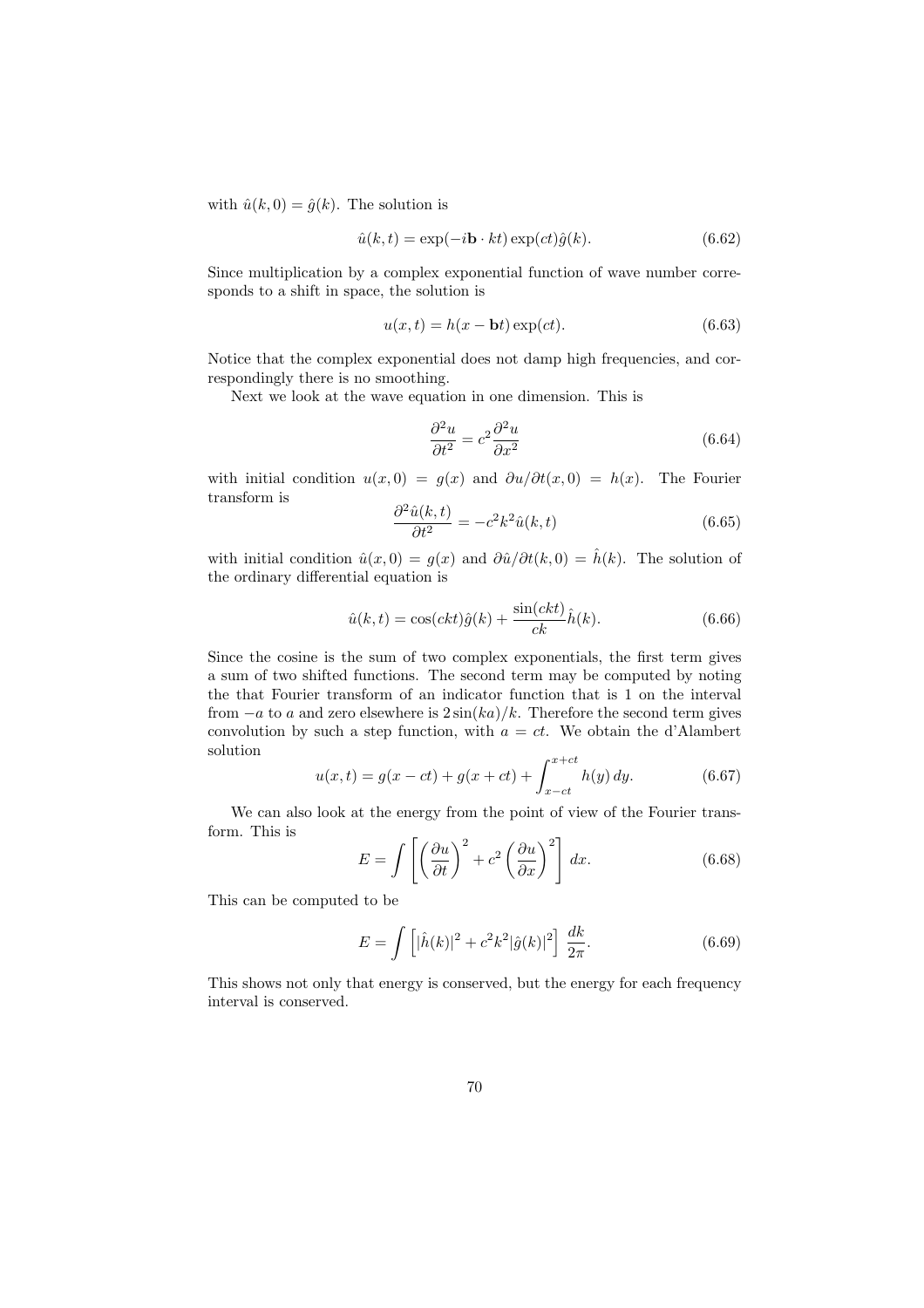with $\hat{u}(k, 0) = \hat{g}(k)$. The solution is

$$\hat{u}(k,t) = \exp(-i\mathbf{b} \cdot kt) \exp(ct)\hat{g}(k). \tag{6.62}$$

Since multiplication by a complex exponential function of wave number corresponds to a shift in space, the solution is

$$u(x,t) = h(x - \mathbf{b}t) \exp(ct). \tag{6.63}$$

Notice that the complex exponential does not damp high frequencies, and correspondingly there is no smoothing.

Next we look at the wave equation in one dimension. This is

$$\frac{\partial^2 u}{\partial t^2} = c^2 \frac{\partial^2 u}{\partial x^2} \tag{6.64}$$

with initial condition $u(x, 0) = g(x)$ and $\partial u/\partial t(x, 0) = h(x)$. The Fourier transform is

$$\frac{\partial^2 \hat{u}(k,t)}{\partial t^2} = -c^2 k^2 \hat{u}(k,t) \tag{6.65}$$

with initial condition $\hat{u}(x, 0) = g(x)$ and $\partial \hat{u}/\partial t(k, 0) = \hat{h}(k)$. The solution of the ordinary differential equation is

$$\hat{u}(k,t) = \cos(ckt)\hat{g}(k) + \frac{\sin(ckt)}{ck}\hat{h}(k). \tag{6.66}$$

Since the cosine is the sum of two complex exponentials, the first term gives a sum of two shifted functions. The second term may be computed by noting the that Fourier transform of an indicator function that is 1 on the interval from $-a$ to $a$ and zero elsewhere is $2\sin(ka)/k$. Therefore the second term gives convolution by such a step function, with $a = ct$. We obtain the d'Alambert solution

$$u(x,t) = g(x - ct) + g(x + ct) + \int_{x-ct}^{x+ct} h(y)\, dy. \tag{6.67}$$

We can also look at the energy from the point of view of the Fourier transform. This is

$$E = \int \left[ \left( \frac{\partial u}{\partial t} \right)^2 + c^2 \left( \frac{\partial u}{\partial x} \right)^2 \right] dx. \tag{6.68}$$

This can be computed to be

$$E = \int \left[ |\hat{h}(k)|^2 + c^2 k^2 |\hat{g}(k)|^2 \right] \frac{dk}{2\pi}. \tag{6.69}$$

This shows not only that energy is conserved, but the energy for each frequency interval is conserved.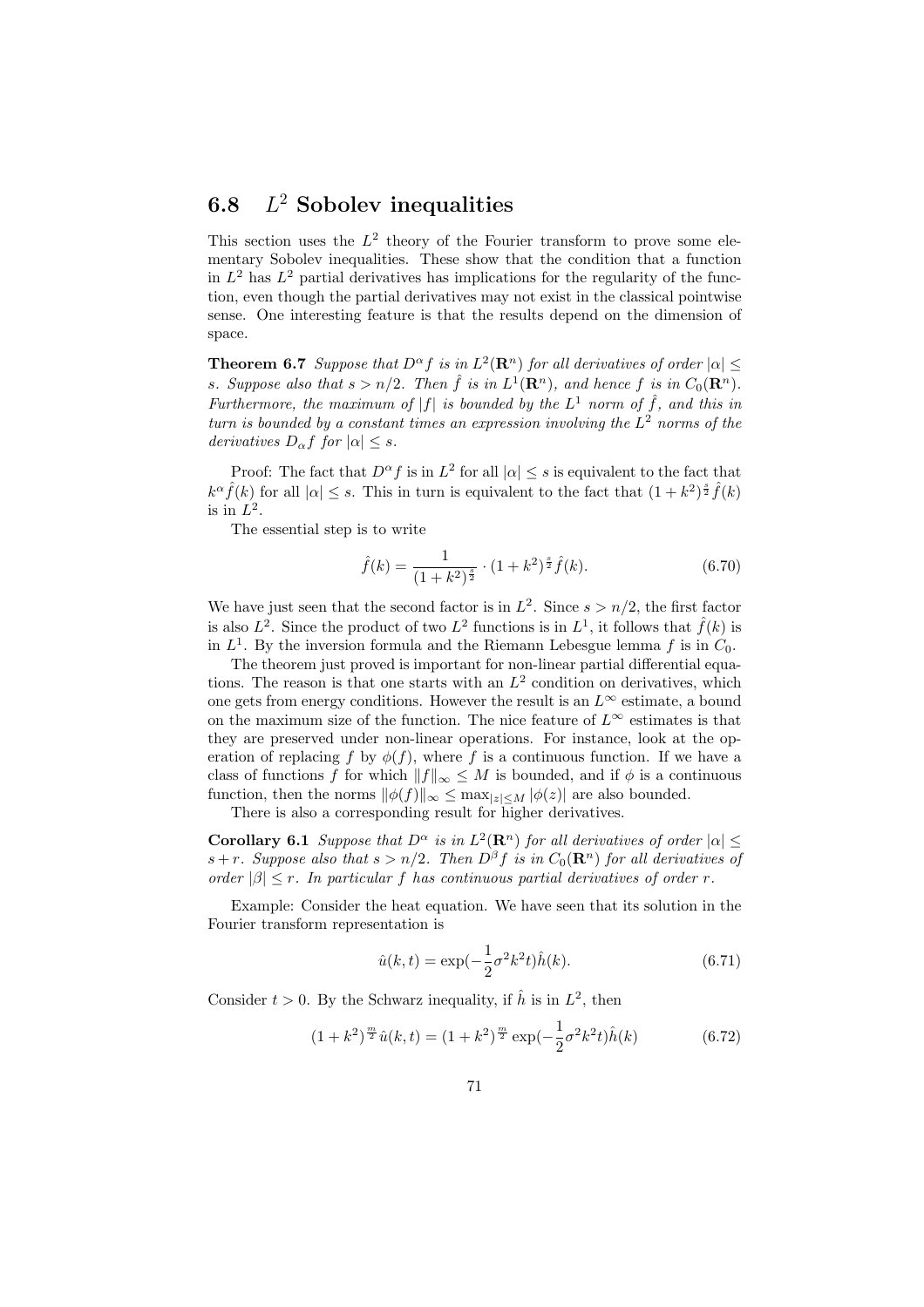## 6.8 $L^2$ Sobolev inequalities

This section uses the $L^2$ theory of the Fourier transform to prove some elementary Sobolev inequalities. These show that the condition that a function in $L^2$ has $L^2$ partial derivatives has implications for the regularity of the function, even though the partial derivatives may not exist in the classical pointwise sense. One interesting feature is that the results depend on the dimension of space.

**Theorem 6.7** *Suppose that $D^\alpha f$ is in $L^2(\mathbf{R}^n)$ for all derivatives of order $|\alpha| \leq s$. Suppose also that $s > n/2$. Then $\hat{f}$ is in $L^1(\mathbf{R}^n)$, and hence $f$ is in $C_0(\mathbf{R}^n)$. Furthermore, the maximum of $|f|$ is bounded by the $L^1$ norm of $\hat{f}$, and this in turn is bounded by a constant times an expression involving the $L^2$ norms of the derivatives $D_\alpha f$ for $|\alpha| \leq s$.*

Proof: The fact that $D^\alpha f$ is in $L^2$ for all $|\alpha| \leq s$ is equivalent to the fact that $k^\alpha \hat{f}(k)$ for all $|\alpha| \leq s$. This in turn is equivalent to the fact that $(1+k^2)^{\frac{s}{2}}\hat{f}(k)$ is in $L^2$.

The essential step is to write

$$\hat{f}(k) = \frac{1}{(1+k^2)^{\frac{s}{2}}} \cdot (1+k^2)^{\frac{s}{2}}\hat{f}(k). \tag{6.70}$$

We have just seen that the second factor is in $L^2$. Since $s > n/2$, the first factor is also $L^2$. Since the product of two $L^2$ functions is in $L^1$, it follows that $\hat{f}(k)$ is in $L^1$. By the inversion formula and the Riemann Lebesgue lemma $f$ is in $C_0$.

The theorem just proved is important for non-linear partial differential equations. The reason is that one starts with an $L^2$ condition on derivatives, which one gets from energy conditions. However the result is an $L^\infty$ estimate, a bound on the maximum size of the function. The nice feature of $L^\infty$ estimates is that they are preserved under non-linear operations. For instance, look at the operation of replacing $f$ by $\phi(f)$, where $f$ is a continuous function. If we have a class of functions $f$ for which $\|f\|_\infty \leq M$ is bounded, and if $\phi$ is a continuous function, then the norms $\|\phi(f)\|_\infty \leq \max_{|z|\leq M} |\phi(z)|$ are also bounded.

There is also a corresponding result for higher derivatives.

**Corollary 6.1** *Suppose that $D^\alpha$ is in $L^2(\mathbf{R}^n)$ for all derivatives of order $|\alpha| \leq s+r$. Suppose also that $s > n/2$. Then $D^\beta f$ is in $C_0(\mathbf{R}^n)$ for all derivatives of order $|\beta| \leq r$. In particular $f$ has continuous partial derivatives of order $r$.*

Example: Consider the heat equation. We have seen that its solution in the Fourier transform representation is

$$\hat{u}(k,t) = \exp(-\frac{1}{2}\sigma^2 k^2 t)\hat{h}(k). \tag{6.71}$$

Consider $t > 0$. By the Schwarz inequality, if $\hat{h}$ is in $L^2$, then

$$(1+k^2)^{\frac{m}{2}}\hat{u}(k,t) = (1+k^2)^{\frac{m}{2}}\exp(-\frac{1}{2}\sigma^2 k^2 t)\hat{h}(k) \tag{6.72}$$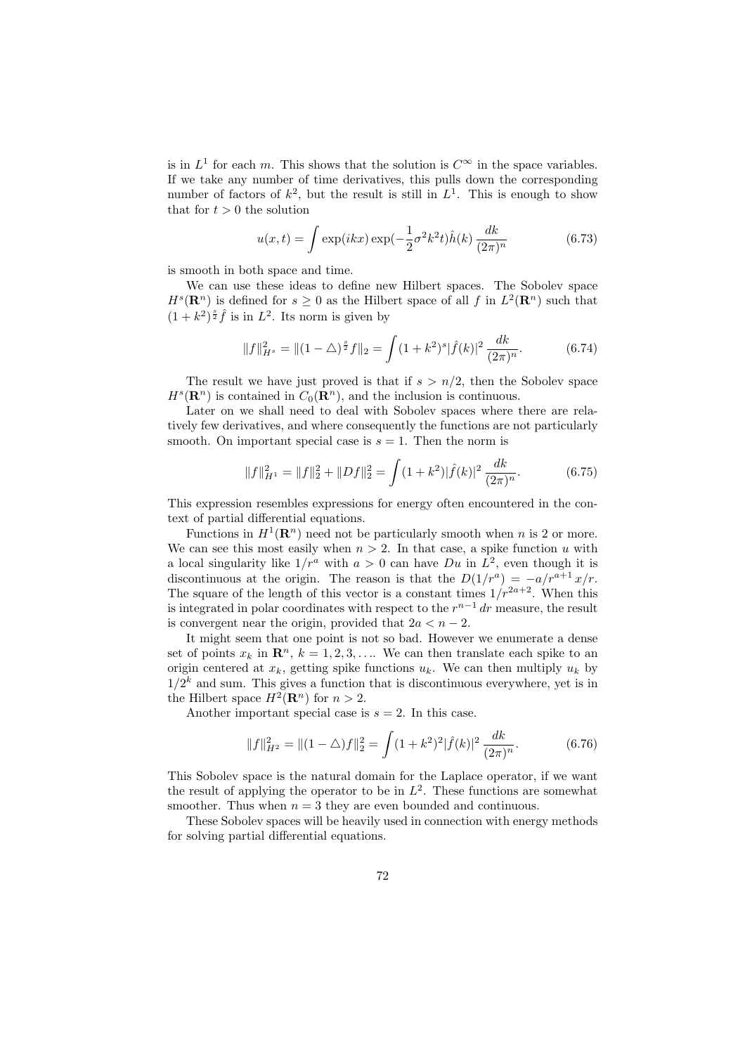is in $L^1$ for each $m$. This shows that the solution is $C^\infty$ in the space variables. If we take any number of time derivatives, this pulls down the corresponding number of factors of $k^2$, but the result is still in $L^1$. This is enough to show that for $t > 0$ the solution

$$u(x,t) = \int \exp(ikx)\exp(-\frac{1}{2}\sigma^2 k^2 t)\hat{h}(k)\,\frac{dk}{(2\pi)^n} \tag{6.73}$$

is smooth in both space and time.

We can use these ideas to define new Hilbert spaces. The Sobolev space $H^s(\mathbf{R}^n)$ is defined for $s \geq 0$ as the Hilbert space of all $f$ in $L^2(\mathbf{R}^n)$ such that $(1+k^2)^{\frac{s}{2}}\hat{f}$ is in $L^2$. Its norm is given by

$$\|f\|_{H^s}^2 = \|(1-\triangle)^{\frac{s}{2}} f\|_2 = \int (1+k^2)^s |\hat{f}(k)|^2 \,\frac{dk}{(2\pi)^n}. \tag{6.74}$$

The result we have just proved is that if $s > n/2$, then the Sobolev space $H^s(\mathbf{R}^n)$ is contained in $C_0(\mathbf{R}^n)$, and the inclusion is continuous.

Later on we shall need to deal with Sobolev spaces where there are relatively few derivatives, and where consequently the functions are not particularly smooth. On important special case is $s = 1$. Then the norm is

$$\|f\|_{H^1}^2 = \|f\|_2^2 + \|Df\|_2^2 = \int (1+k^2)|\hat{f}(k)|^2 \,\frac{dk}{(2\pi)^n}. \tag{6.75}$$

This expression resembles expressions for energy often encountered in the context of partial differential equations.

Functions in $H^1(\mathbf{R}^n)$ need not be particularly smooth when $n$ is 2 or more. We can see this most easily when $n > 2$. In that case, a spike function $u$ with a local singularity like $1/r^a$ with $a > 0$ can have $Du$ in $L^2$, even though it is discontinuous at the origin. The reason is that the $D(1/r^a) = -a/r^{a+1}\,x/r$. The square of the length of this vector is a constant times $1/r^{2a+2}$. When this is integrated in polar coordinates with respect to the $r^{n-1}\,dr$ measure, the result is convergent near the origin, provided that $2a < n-2$.

It might seem that one point is not so bad. However we enumerate a dense set of points $x_k$ in $\mathbf{R}^n$, $k = 1, 2, 3, \ldots$. We can then translate each spike to an origin centered at $x_k$, getting spike functions $u_k$. We can then multiply $u_k$ by $1/2^k$ and sum. This gives a function that is discontinuous everywhere, yet is in the Hilbert space $H^2(\mathbf{R}^n)$ for $n > 2$.

Another important special case is $s = 2$. In this case.

$$\|f\|_{H^2}^2 = \|(1-\triangle)f\|_2^2 = \int (1+k^2)^2|\hat{f}(k)|^2 \,\frac{dk}{(2\pi)^n}. \tag{6.76}$$

This Sobolev space is the natural domain for the Laplace operator, if we want the result of applying the operator to be in $L^2$. These functions are somewhat smoother. Thus when $n = 3$ they are even bounded and continuous.

These Sobolev spaces will be heavily used in connection with energy methods for solving partial differential equations.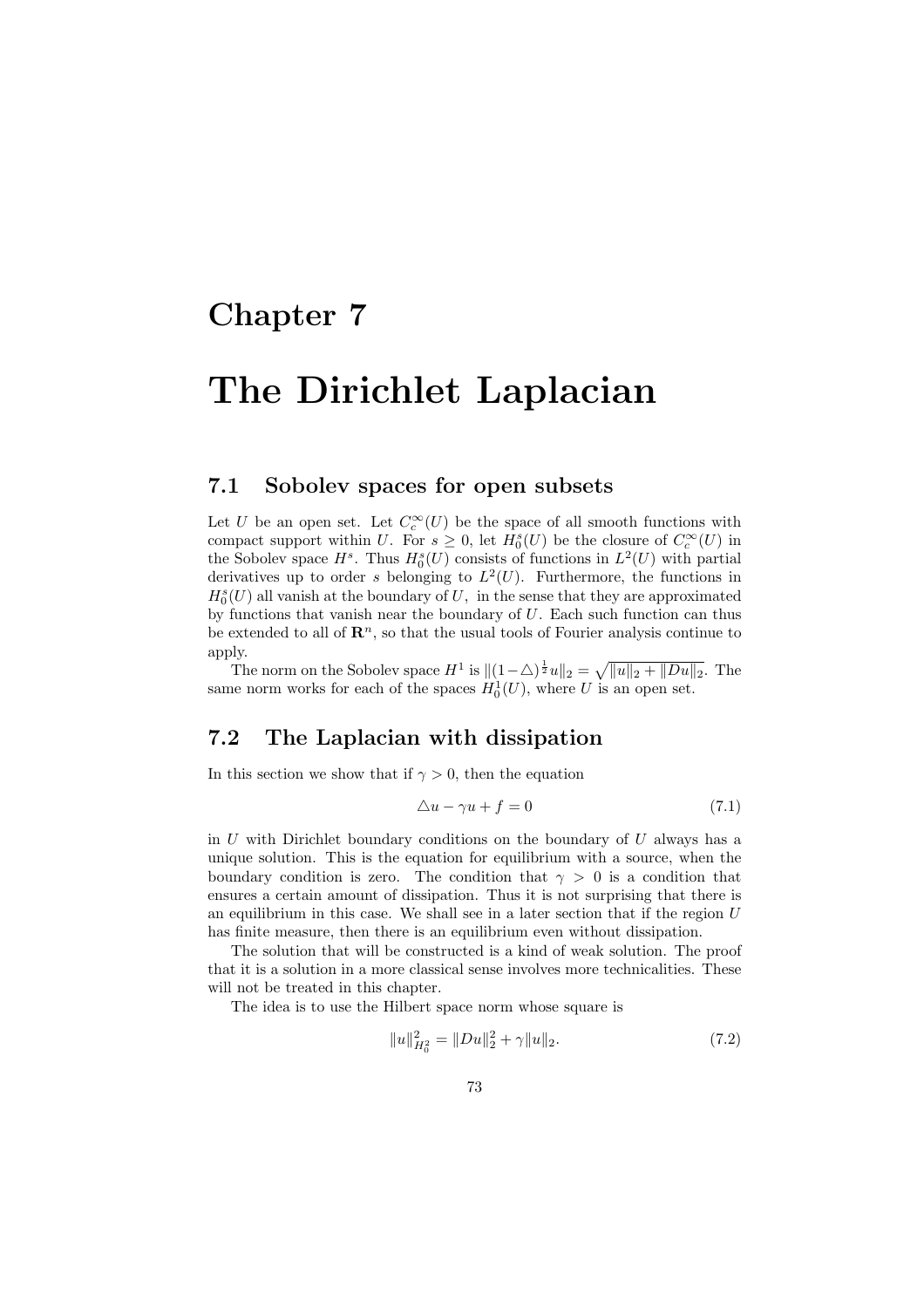# Chapter 7

# The Dirichlet Laplacian

## 7.1 Sobolev spaces for open subsets

Let $U$ be an open set. Let $C_c^\infty(U)$ be the space of all smooth functions with compact support within $U$. For $s \geq 0$, let $H_0^s(U)$ be the closure of $C_c^\infty(U)$ in the Sobolev space $H^s$. Thus $H_0^s(U)$ consists of functions in $L^2(U)$ with partial derivatives up to order $s$ belonging to $L^2(U)$. Furthermore, the functions in $H_0^s(U)$ all vanish at the boundary of $U$, in the sense that they are approximated by functions that vanish near the boundary of $U$. Each such function can thus be extended to all of $\mathbf{R}^n$, so that the usual tools of Fourier analysis continue to apply.

The norm on the Sobolev space $H^1$ is $\|(1-\triangle)^{\frac{1}{2}}u\|_2 = \sqrt{\|u\|_2 + \|Du\|_2}$. The same norm works for each of the spaces $H_0^1(U)$, where $U$ is an open set.

## 7.2 The Laplacian with dissipation

In this section we show that if $\gamma > 0$, then the equation

$$\triangle u - \gamma u + f = 0 \tag{7.1}$$

in $U$ with Dirichlet boundary conditions on the boundary of $U$ always has a unique solution. This is the equation for equilibrium with a source, when the boundary condition is zero. The condition that $\gamma > 0$ is a condition that ensures a certain amount of dissipation. Thus it is not surprising that there is an equilibrium in this case. We shall see in a later section that if the region $U$ has finite measure, then there is an equilibrium even without dissipation.

The solution that will be constructed is a kind of weak solution. The proof that it is a solution in a more classical sense involves more technicalities. These will not be treated in this chapter.

The idea is to use the Hilbert space norm whose square is

$$\|u\|_{H_0^2}^2 = \|Du\|_2^2 + \gamma\|u\|_2. \tag{7.2}$$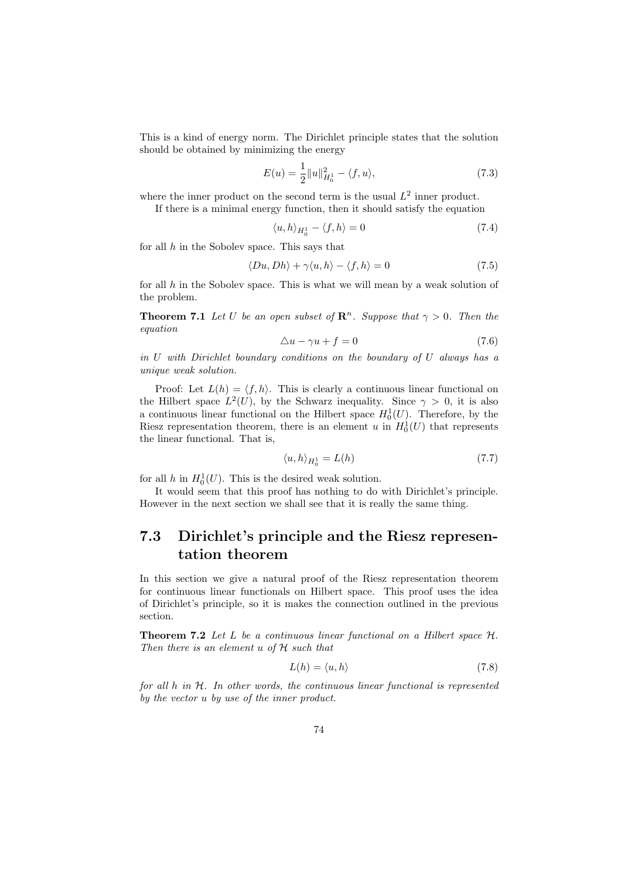This is a kind of energy norm. The Dirichlet principle states that the solution should be obtained by minimizing the energy

$$E(u) = \frac{1}{2}\|u\|_{H_0^1}^2 - \langle f, u \rangle, \tag{7.3}$$

where the inner product on the second term is the usual $L^2$ inner product.

If there is a minimal energy function, then it should satisfy the equation

$$\langle u, h \rangle_{H_0^1} - \langle f, h \rangle = 0 \tag{7.4}$$

for all $h$ in the Sobolev space. This says that

$$\langle Du, Dh \rangle + \gamma \langle u, h \rangle - \langle f, h \rangle = 0 \tag{7.5}$$

for all $h$ in the Sobolev space. This is what we will mean by a weak solution of the problem.

**Theorem 7.1** *Let $U$ be an open subset of $\mathbf{R}^n$. Suppose that $\gamma > 0$. Then the equation*

$$\triangle u - \gamma u + f = 0 \tag{7.6}$$

*in $U$ with Dirichlet boundary conditions on the boundary of $U$ always has a unique weak solution.*

Proof: Let $L(h) = \langle f, h \rangle$. This is clearly a continuous linear functional on the Hilbert space $L^2(U)$, by the Schwarz inequality. Since $\gamma > 0$, it is also a continuous linear functional on the Hilbert space $H_0^1(U)$. Therefore, by the Riesz representation theorem, there is an element $u$ in $H_0^1(U)$ that represents the linear functional. That is,

$$\langle u, h \rangle_{H_0^1} = L(h) \tag{7.7}$$

for all $h$ in $H_0^1(U)$. This is the desired weak solution.

It would seem that this proof has nothing to do with Dirichlet's principle. However in the next section we shall see that it is really the same thing.

## 7.3 Dirichlet's principle and the Riesz representation theorem

In this section we give a natural proof of the Riesz representation theorem for continuous linear functionals on Hilbert space. This proof uses the idea of Dirichlet's principle, so it is makes the connection outlined in the previous section.

**Theorem 7.2** *Let $L$ be a continuous linear functional on a Hilbert space $\mathcal{H}$. Then there is an element $u$ of $\mathcal{H}$ such that*

$$L(h) = \langle u, h \rangle \tag{7.8}$$

*for all $h$ in $\mathcal{H}$. In other words, the continuous linear functional is represented by the vector $u$ by use of the inner product.*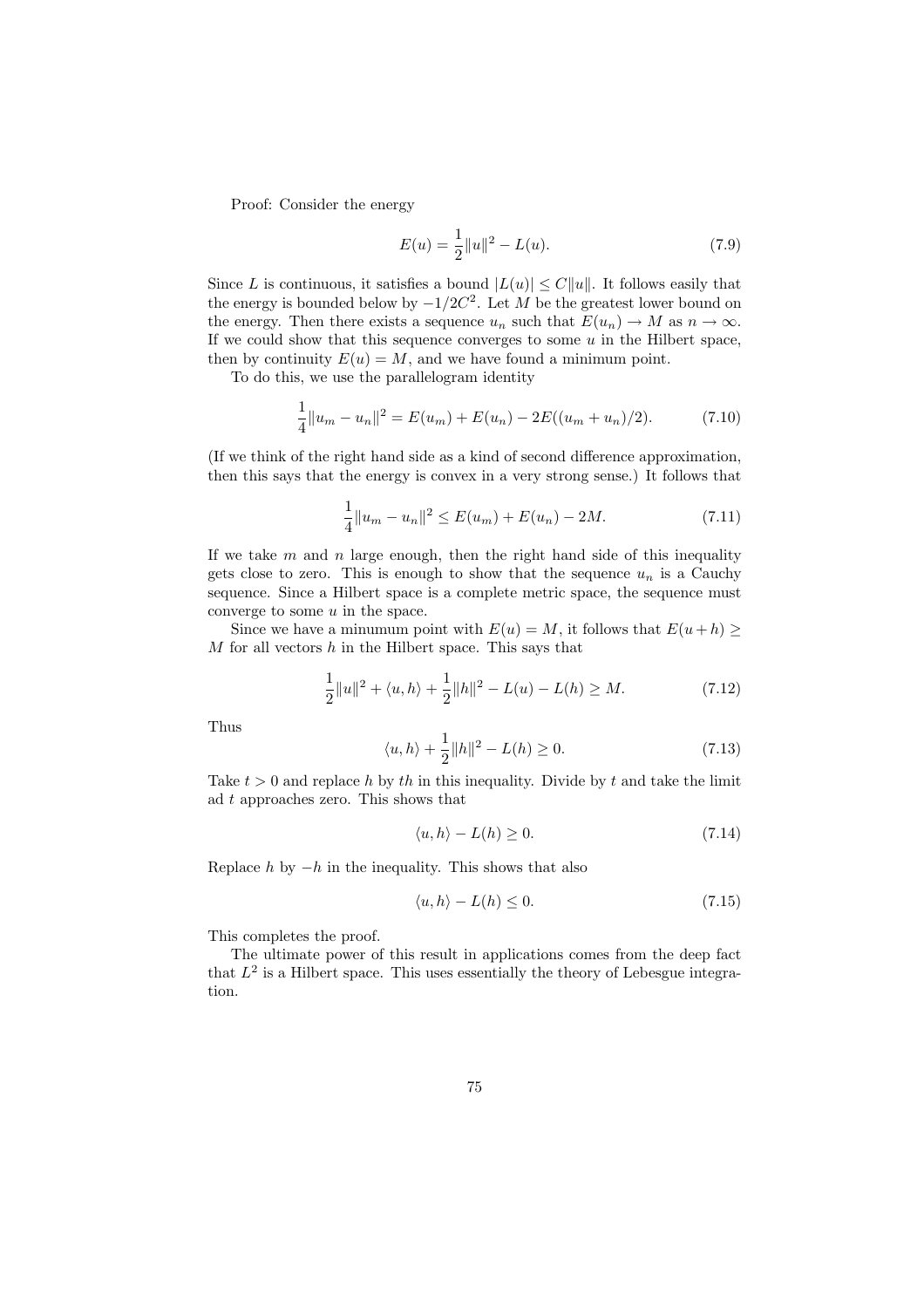Proof: Consider the energy

$$E(u) = \frac{1}{2}\|u\|^2 - L(u). \tag{7.9}$$

Since $L$ is continuous, it satisfies a bound $|L(u)| \leq C\|u\|$. It follows easily that the energy is bounded below by $-1/2C^2$. Let $M$ be the greatest lower bound on the energy. Then there exists a sequence $u_n$ such that $E(u_n) \to M$ as $n \to \infty$. If we could show that this sequence converges to some $u$ in the Hilbert space, then by continuity $E(u) = M$, and we have found a minimum point.

To do this, we use the parallelogram identity

$$\frac{1}{4}\|u_m - u_n\|^2 = E(u_m) + E(u_n) - 2E((u_m + u_n)/2). \tag{7.10}$$

(If we think of the right hand side as a kind of second difference approximation, then this says that the energy is convex in a very strong sense.) It follows that

$$\frac{1}{4}\|u_m - u_n\|^2 \leq E(u_m) + E(u_n) - 2M. \tag{7.11}$$

If we take $m$ and $n$ large enough, then the right hand side of this inequality gets close to zero. This is enough to show that the sequence $u_n$ is a Cauchy sequence. Since a Hilbert space is a complete metric space, the sequence must converge to some $u$ in the space.

Since we have a minumum point with $E(u) = M$, it follows that $E(u+h) \geq M$ for all vectors $h$ in the Hilbert space. This says that

$$\frac{1}{2}\|u\|^2 + \langle u, h\rangle + \frac{1}{2}\|h\|^2 - L(u) - L(h) \geq M. \tag{7.12}$$

Thus

$$\langle u, h\rangle + \frac{1}{2}\|h\|^2 - L(h) \geq 0. \tag{7.13}$$

Take $t > 0$ and replace $h$ by $th$ in this inequality. Divide by $t$ and take the limit ad $t$ approaches zero. This shows that

$$\langle u, h\rangle - L(h) \geq 0. \tag{7.14}$$

Replace $h$ by $-h$ in the inequality. This shows that also

$$\langle u, h\rangle - L(h) \leq 0. \tag{7.15}$$

This completes the proof.

The ultimate power of this result in applications comes from the deep fact that $L^2$ is a Hilbert space. This uses essentially the theory of Lebesgue integration.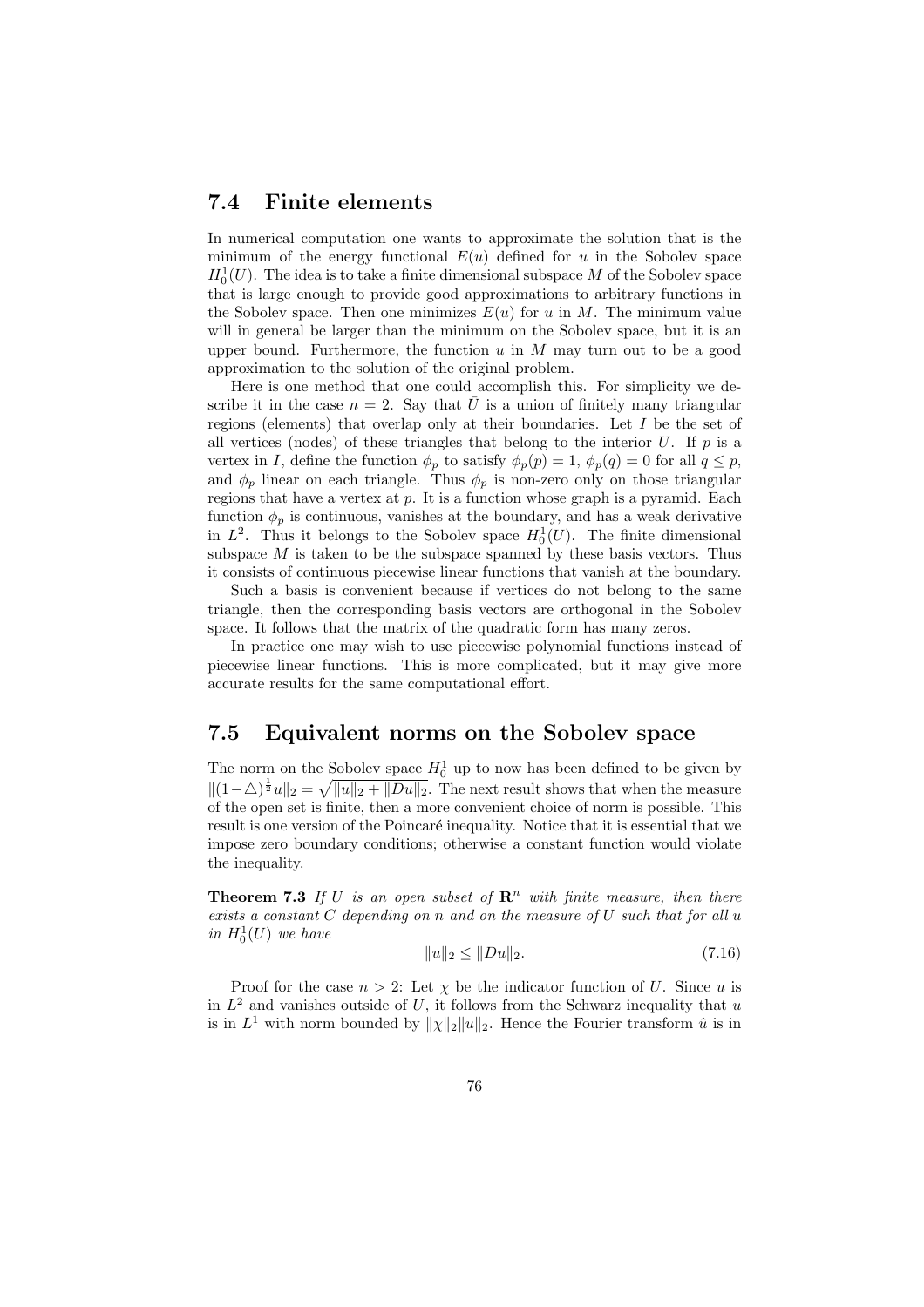## 7.4 Finite elements

In numerical computation one wants to approximate the solution that is the minimum of the energy functional $E(u)$ defined for $u$ in the Sobolev space $H_0^1(U)$. The idea is to take a finite dimensional subspace $M$ of the Sobolev space that is large enough to provide good approximations to arbitrary functions in the Sobolev space. Then one minimizes $E(u)$ for $u$ in $M$. The minimum value will in general be larger than the minimum on the Sobolev space, but it is an upper bound. Furthermore, the function $u$ in $M$ may turn out to be a good approximation to the solution of the original problem.

Here is one method that one could accomplish this. For simplicity we describe it in the case $n = 2$. Say that $\bar{U}$ is a union of finitely many triangular regions (elements) that overlap only at their boundaries. Let $I$ be the set of all vertices (nodes) of these triangles that belong to the interior $U$. If $p$ is a vertex in $I$, define the function $\phi_p$ to satisfy $\phi_p(p) = 1$, $\phi_p(q) = 0$ for all $q \leq p$, and $\phi_p$ linear on each triangle. Thus $\phi_p$ is non-zero only on those triangular regions that have a vertex at $p$. It is a function whose graph is a pyramid. Each function $\phi_p$ is continuous, vanishes at the boundary, and has a weak derivative in $L^2$. Thus it belongs to the Sobolev space $H_0^1(U)$. The finite dimensional subspace $M$ is taken to be the subspace spanned by these basis vectors. Thus it consists of continuous piecewise linear functions that vanish at the boundary.

Such a basis is convenient because if vertices do not belong to the same triangle, then the corresponding basis vectors are orthogonal in the Sobolev space. It follows that the matrix of the quadratic form has many zeros.

In practice one may wish to use piecewise polynomial functions instead of piecewise linear functions. This is more complicated, but it may give more accurate results for the same computational effort.

## 7.5 Equivalent norms on the Sobolev space

The norm on the Sobolev space $H_0^1$ up to now has been defined to be given by $\|(1-\triangle)^{\frac{1}{2}}u\|_2 = \sqrt{\|u\|_2 + \|Du\|_2}$. The next result shows that when the measure of the open set is finite, then a more convenient choice of norm is possible. This result is one version of the Poincaré inequality. Notice that it is essential that we impose zero boundary conditions; otherwise a constant function would violate the inequality.

**Theorem 7.3** *If $U$ is an open subset of $\mathbf{R}^n$ with finite measure, then there exists a constant $C$ depending on $n$ and on the measure of $U$ such that for all $u$ in $H_0^1(U)$ we have*

$$\|u\|_2 \leq \|Du\|_2. \tag{7.16}$$

Proof for the case $n > 2$: Let $\chi$ be the indicator function of $U$. Since $u$ is in $L^2$ and vanishes outside of $U$, it follows from the Schwarz inequality that $u$ is in $L^1$ with norm bounded by $\|\chi\|_2\|u\|_2$. Hence the Fourier transform $\hat{u}$ is in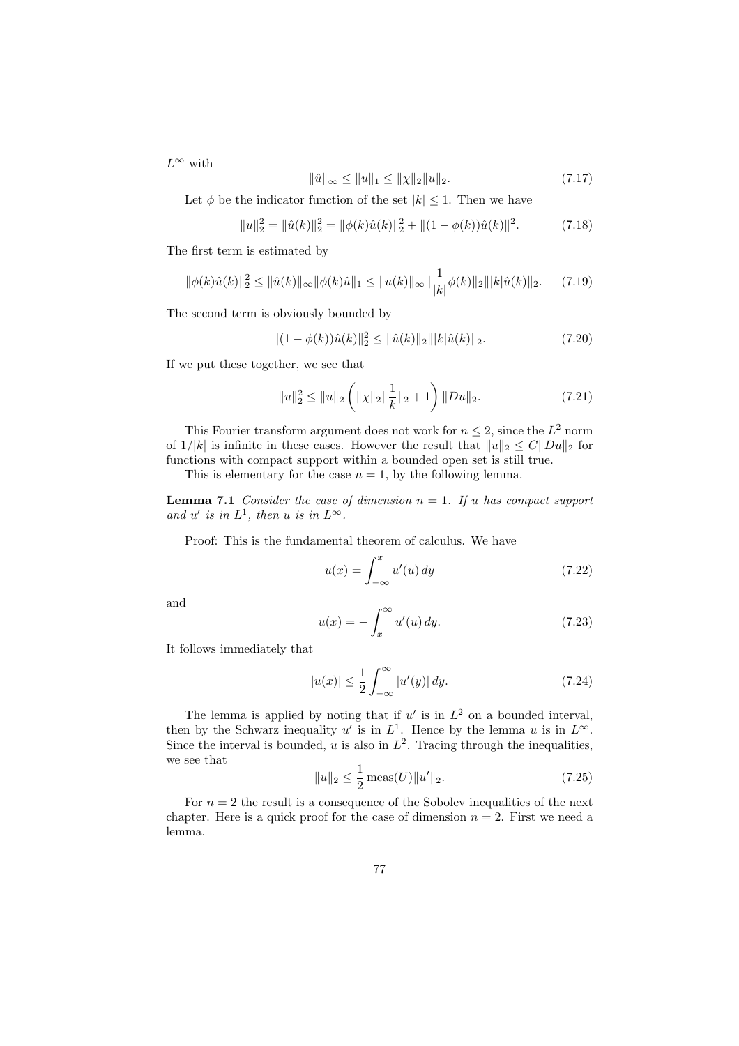$L^\infty$ with

$$\|\hat{u}\|_\infty \leq \|u\|_1 \leq \|\chi\|_2 \|u\|_2. \tag{7.17}$$

Let $\phi$ be the indicator function of the set $|k| \leq 1$. Then we have

$$\|u\|_2^2 = \|\hat{u}(k)\|_2^2 = \|\phi(k)\hat{u}(k)\|_2^2 + \|(1-\phi(k))\hat{u}(k)\|^2. \tag{7.18}$$

The first term is estimated by

$$\|\phi(k)\hat{u}(k)\|_2^2 \leq \|\hat{u}(k)\|_\infty \|\phi(k)\hat{u}\|_1 \leq \|u(k)\|_\infty \|\frac{1}{|k|}\phi(k)\|_2 \||k|\hat{u}(k)\|_2. \tag{7.19}$$

The second term is obviously bounded by

$$\|(1-\phi(k))\hat{u}(k)\|_2^2 \leq \|\hat{u}(k)\|_2 \||k|\hat{u}(k)\|_2. \tag{7.20}$$

If we put these together, we see that

$$\|u\|_2^2 \leq \|u\|_2 \left( \|\chi\|_2 \|\frac{1}{k}\|_2 + 1 \right) \|Du\|_2. \tag{7.21}$$

This Fourier transform argument does not work for $n \leq 2$, since the $L^2$ norm of $1/|k|$ is infinite in these cases. However the result that $\|u\|_2 \leq C\|Du\|_2$ for functions with compact support within a bounded open set is still true.

This is elementary for the case $n = 1$, by the following lemma.

**Lemma 7.1** *Consider the case of dimension $n = 1$. If $u$ has compact support and $u'$ is in $L^1$, then $u$ is in $L^\infty$.*

Proof: This is the fundamental theorem of calculus. We have

$$u(x) = \int_{-\infty}^{x} u'(u)\, dy \tag{7.22}$$

and

$$u(x) = -\int_{x}^{\infty} u'(u)\, dy. \tag{7.23}$$

It follows immediately that

$$|u(x)| \leq \frac{1}{2}\int_{-\infty}^{\infty} |u'(y)|\, dy. \tag{7.24}$$

The lemma is applied by noting that if $u'$ is in $L^2$ on a bounded interval, then by the Schwarz inequality $u'$ is in $L^1$. Hence by the lemma $u$ is in $L^\infty$. Since the interval is bounded, $u$ is also in $L^2$. Tracing through the inequalities, we see that

$$\|u\|_2 \leq \frac{1}{2}\operatorname{meas}(U)\|u'\|_2. \tag{7.25}$$

For $n = 2$ the result is a consequence of the Sobolev inequalities of the next chapter. Here is a quick proof for the case of dimension $n = 2$. First we need a lemma.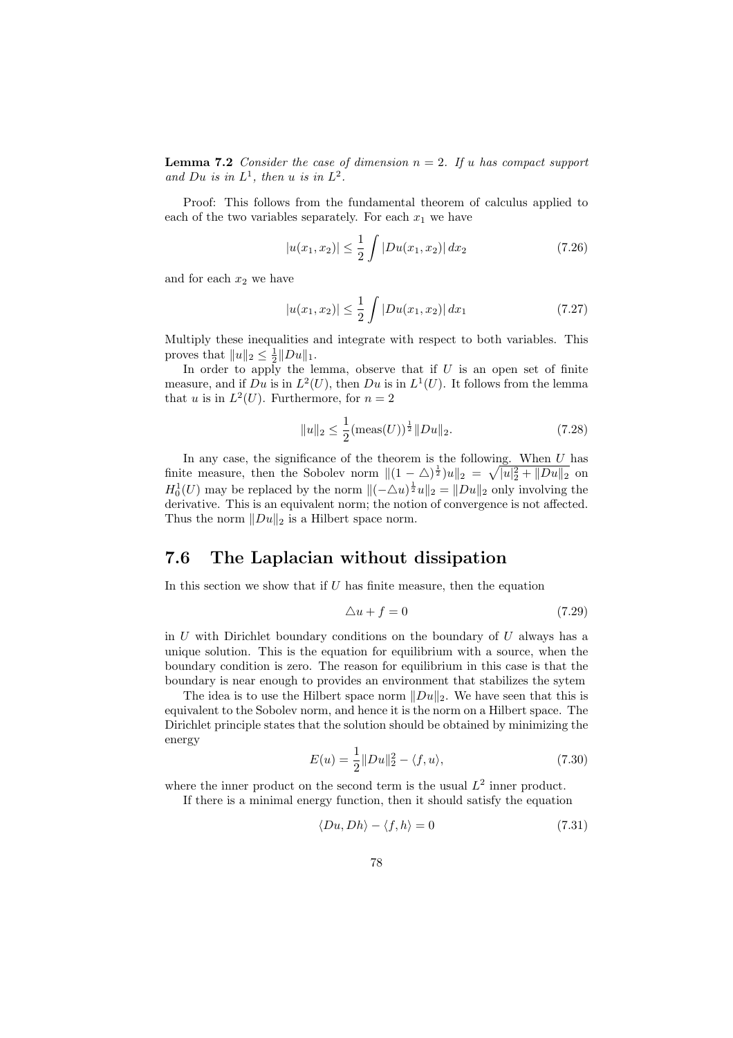**Lemma 7.2** *Consider the case of dimension $n = 2$. If $u$ has compact support and $Du$ is in $L^1$, then $u$ is in $L^2$.*

Proof: This follows from the fundamental theorem of calculus applied to each of the two variables separately. For each $x_1$ we have

$$|u(x_1, x_2)| \leq \frac{1}{2} \int |Du(x_1, x_2)| \, dx_2 \tag{7.26}$$

and for each $x_2$ we have

$$|u(x_1, x_2)| \leq \frac{1}{2} \int |Du(x_1, x_2)| \, dx_1 \tag{7.27}$$

Multiply these inequalities and integrate with respect to both variables. This proves that $\|u\|_2 \leq \frac{1}{2}\|Du\|_1$.

In order to apply the lemma, observe that if $U$ is an open set of finite measure, and if $Du$ is in $L^2(U)$, then $Du$ is in $L^1(U)$. It follows from the lemma that $u$ is in $L^2(U)$. Furthermore, for $n = 2$

$$\|u\|_2 \leq \frac{1}{2}(\mathrm{meas}(U))^{\frac{1}{2}} \|Du\|_2. \tag{7.28}$$

In any case, the significance of the theorem is the following. When $U$ has finite measure, then the Sobolev norm $\|(1 - \triangle)^{\frac{1}{2}})u\|_2 = \sqrt{|u|_2^2 + \|Du\|_2}$ on $H_0^1(U)$ may be replaced by the norm $\|(-\triangle u)^{\frac{1}{2}} u\|_2 = \|Du\|_2$ only involving the derivative. This is an equivalent norm; the notion of convergence is not affected. Thus the norm $\|Du\|_2$ is a Hilbert space norm.

## 7.6 The Laplacian without dissipation

In this section we show that if $U$ has finite measure, then the equation

$$\triangle u + f = 0 \tag{7.29}$$

in $U$ with Dirichlet boundary conditions on the boundary of $U$ always has a unique solution. This is the equation for equilibrium with a source, when the boundary condition is zero. The reason for equilibrium in this case is that the boundary is near enough to provides an environment that stabilizes the sytem

The idea is to use the Hilbert space norm $\|Du\|_2$. We have seen that this is equivalent to the Sobolev norm, and hence it is the norm on a Hilbert space. The Dirichlet principle states that the solution should be obtained by minimizing the energy

$$E(u) = \frac{1}{2}\|Du\|_2^2 - \langle f, u \rangle, \tag{7.30}$$

where the inner product on the second term is the usual $L^2$ inner product.

If there is a minimal energy function, then it should satisfy the equation

$$\langle Du, Dh \rangle - \langle f, h \rangle = 0 \tag{7.31}$$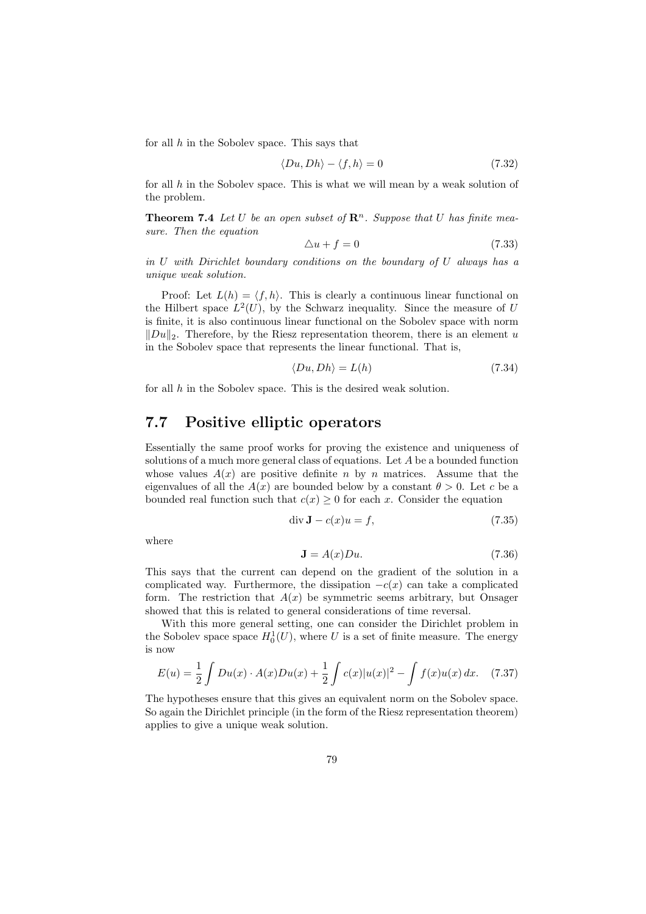for all $h$ in the Sobolev space. This says that

$$\langle Du, Dh \rangle - \langle f, h \rangle = 0 \tag{7.32}$$

for all $h$ in the Sobolev space. This is what we will mean by a weak solution of the problem.

**Theorem 7.4** *Let $U$ be an open subset of $\mathbf{R}^n$. Suppose that $U$ has finite measure. Then the equation*

$$\triangle u + f = 0 \tag{7.33}$$

*in $U$ with Dirichlet boundary conditions on the boundary of $U$ always has a unique weak solution.*

Proof: Let $L(h) = \langle f, h \rangle$. This is clearly a continuous linear functional on the Hilbert space $L^2(U)$, by the Schwarz inequality. Since the measure of $U$ is finite, it is also continuous linear functional on the Sobolev space with norm $\|Du\|_2$. Therefore, by the Riesz representation theorem, there is an element $u$ in the Sobolev space that represents the linear functional. That is,

$$\langle Du, Dh \rangle = L(h) \tag{7.34}$$

for all $h$ in the Sobolev space. This is the desired weak solution.

## 7.7 Positive elliptic operators

Essentially the same proof works for proving the existence and uniqueness of solutions of a much more general class of equations. Let $A$ be a bounded function whose values $A(x)$ are positive definite $n$ by $n$ matrices. Assume that the eigenvalues of all the $A(x)$ are bounded below by a constant $\theta > 0$. Let $c$ be a bounded real function such that $c(x) \geq 0$ for each $x$. Consider the equation

$$\operatorname{div} \mathbf{J} - c(x)u = f, \tag{7.35}$$

where

$$\mathbf{J} = A(x)Du. \tag{7.36}$$

This says that the current can depend on the gradient of the solution in a complicated way. Furthermore, the dissipation $-c(x)$ can take a complicated form. The restriction that $A(x)$ be symmetric seems arbitrary, but Onsager showed that this is related to general considerations of time reversal.

With this more general setting, one can consider the Dirichlet problem in the Sobolev space space $H_0^1(U)$, where $U$ is a set of finite measure. The energy is now

$$E(u) = \frac{1}{2}\int Du(x) \cdot A(x)Du(x) + \frac{1}{2}\int c(x)|u(x)|^2 - \int f(x)u(x)\,dx. \tag{7.37}$$

The hypotheses ensure that this gives an equivalent norm on the Sobolev space. So again the Dirichlet principle (in the form of the Riesz representation theorem) applies to give a unique weak solution.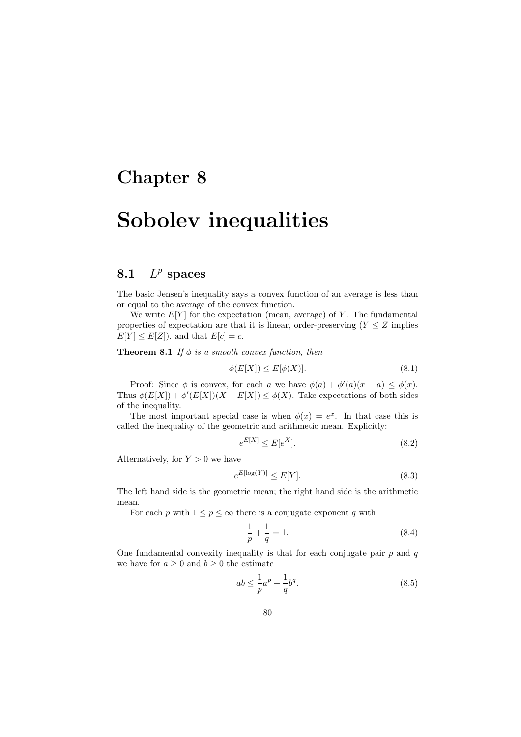# Chapter 8

# Sobolev inequalities

## 8.1 $L^p$ spaces

The basic Jensen's inequality says a convex function of an average is less than or equal to the average of the convex function.

We write $E[Y]$ for the expectation (mean, average) of $Y$. The fundamental properties of expectation are that it is linear, order-preserving ($Y \leq Z$ implies $E[Y] \leq E[Z]$), and that $E[c] = c$.

**Theorem 8.1** *If $\phi$ is a smooth convex function, then*

$$\phi(E[X]) \leq E[\phi(X)]. \tag{8.1}$$

Proof: Since $\phi$ is convex, for each $a$ we have $\phi(a) + \phi'(a)(x - a) \leq \phi(x)$. Thus $\phi(E[X]) + \phi'(E[X])(X - E[X]) \leq \phi(X)$. Take expectations of both sides of the inequality.

The most important special case is when $\phi(x) = e^x$. In that case this is called the inequality of the geometric and arithmetic mean. Explicitly:

$$e^{E[X]} \leq E[e^X]. \tag{8.2}$$

Alternatively, for $Y > 0$ we have

$$e^{E[\log(Y)]} \leq E[Y]. \tag{8.3}$$

The left hand side is the geometric mean; the right hand side is the arithmetic mean.

For each $p$ with $1 \leq p \leq \infty$ there is a conjugate exponent $q$ with

$$\frac{1}{p} + \frac{1}{q} = 1. \tag{8.4}$$

One fundamental convexity inequality is that for each conjugate pair $p$ and $q$ we have for $a \geq 0$ and $b \geq 0$ the estimate

$$ab \leq \frac{1}{p}a^p + \frac{1}{q}b^q. \tag{8.5}$$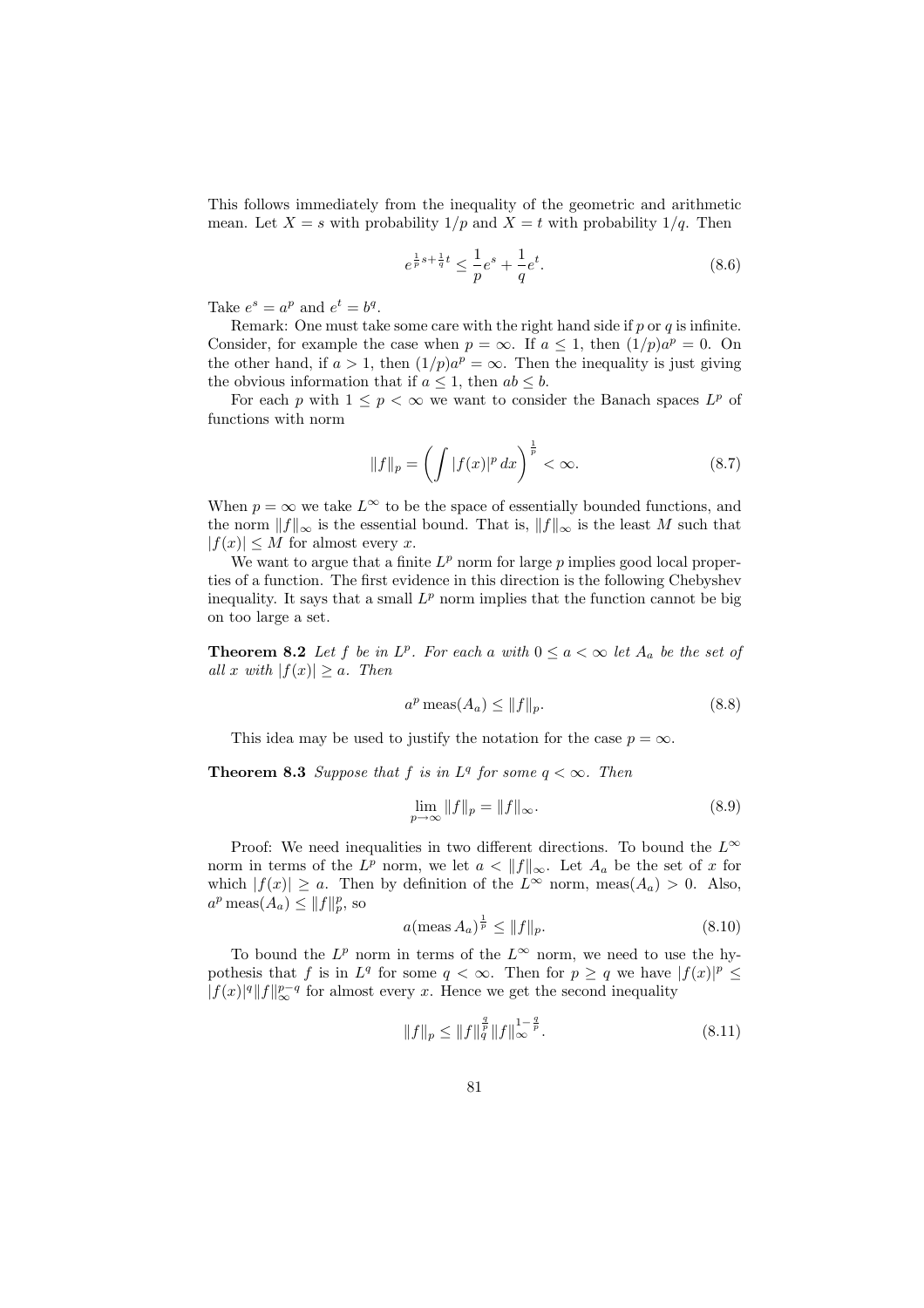This follows immediately from the inequality of the geometric and arithmetic mean. Let $X = s$ with probability $1/p$ and $X = t$ with probability $1/q$. Then

$$e^{\frac{1}{p}s+\frac{1}{q}t} \leq \frac{1}{p}e^s + \frac{1}{q}e^t. \tag{8.6}$$

Take $e^s = a^p$ and $e^t = b^q$.

Remark: One must take some care with the right hand side if $p$ or $q$ is infinite. Consider, for example the case when $p = \infty$. If $a \leq 1$, then $(1/p)a^p = 0$. On the other hand, if $a > 1$, then $(1/p)a^p = \infty$. Then the inequality is just giving the obvious information that if $a \leq 1$, then $ab \leq b$.

For each $p$ with $1 \leq p < \infty$ we want to consider the Banach spaces $L^p$ of functions with norm

$$\|f\|_p = \left(\int |f(x)|^p \, dx\right)^{\frac{1}{p}} < \infty. \tag{8.7}$$

When $p = \infty$ we take $L^\infty$ to be the space of essentially bounded functions, and the norm $\|f\|_\infty$ is the essential bound. That is, $\|f\|_\infty$ is the least $M$ such that $|f(x)| \leq M$ for almost every $x$.

We want to argue that a finite $L^p$ norm for large $p$ implies good local properties of a function. The first evidence in this direction is the following Chebyshev inequality. It says that a small $L^p$ norm implies that the function cannot be big on too large a set.

**Theorem 8.2** *Let $f$ be in $L^p$. For each $a$ with $0 \leq a < \infty$ let $A_a$ be the set of all $x$ with $|f(x)| \geq a$. Then*

$$a^p \operatorname{meas}(A_a) \leq \|f\|_p. \tag{8.8}$$

This idea may be used to justify the notation for the case $p = \infty$.

**Theorem 8.3** *Suppose that $f$ is in $L^q$ for some $q < \infty$. Then*

$$\lim_{p\to\infty} \|f\|_p = \|f\|_\infty. \tag{8.9}$$

Proof: We need inequalities in two different directions. To bound the $L^\infty$ norm in terms of the $L^p$ norm, we let $a < \|f\|_\infty$. Let $A_a$ be the set of $x$ for which $|f(x)| \geq a$. Then by definition of the $L^\infty$ norm, $\operatorname{meas}(A_a) > 0$. Also, $a^p \operatorname{meas}(A_a) \leq \|f\|_p^p$, so

$$a(\operatorname{meas} A_a)^{\frac{1}{p}} \leq \|f\|_p. \tag{8.10}$$

To bound the $L^p$ norm in terms of the $L^\infty$ norm, we need to use the hypothesis that $f$ is in $L^q$ for some $q < \infty$. Then for $p \geq q$ we have $|f(x)|^p \leq |f(x)|^q \|f\|_\infty^{p-q}$ for almost every $x$. Hence we get the second inequality

$$\|f\|_p \leq \|f\|_q^{\frac{q}{p}} \|f\|_\infty^{1-\frac{q}{p}}. \tag{8.11}$$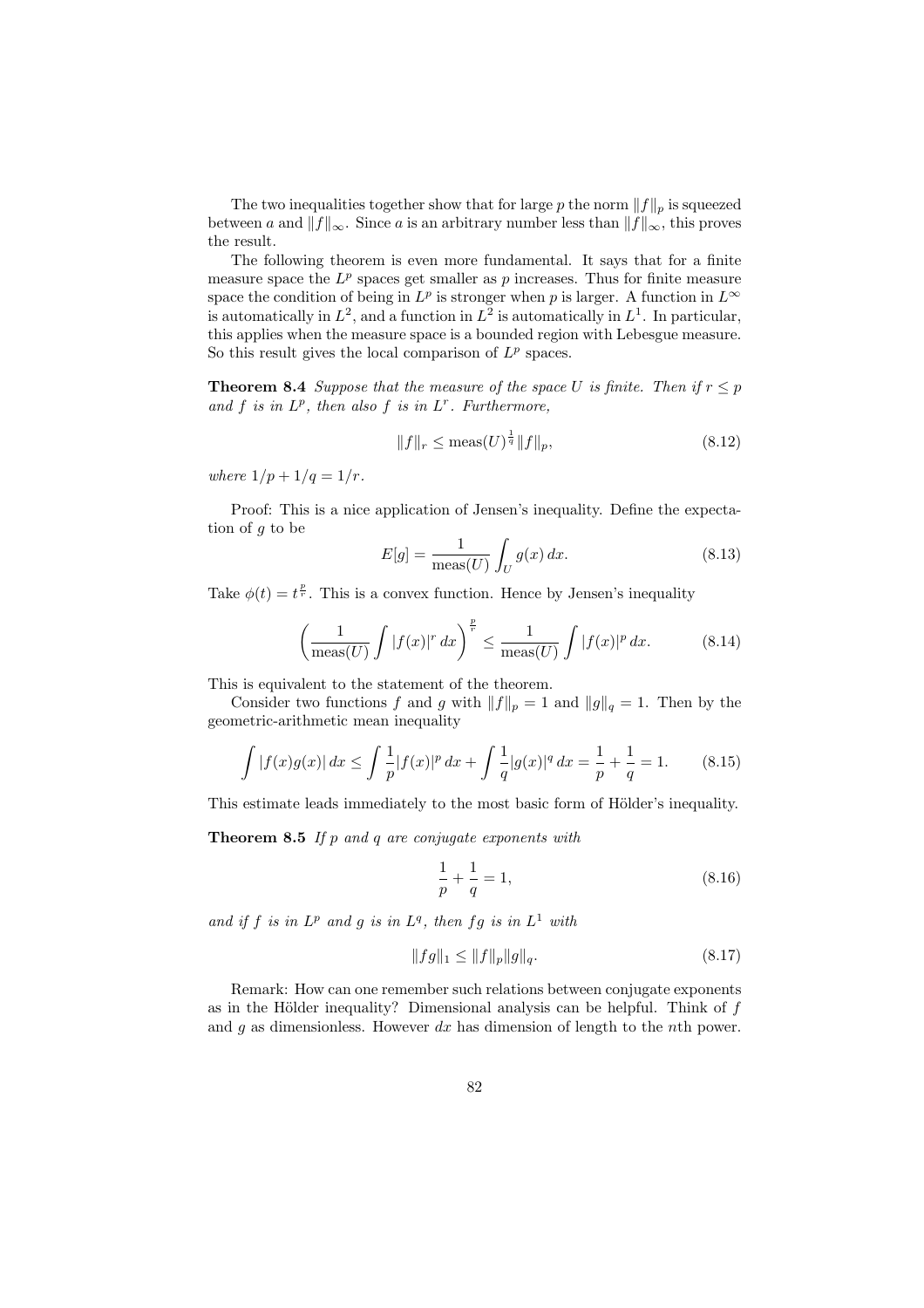The two inequalities together show that for large $p$ the norm $\|f\|_p$ is squeezed between $a$ and $\|f\|_\infty$. Since $a$ is an arbitrary number less than $\|f\|_\infty$, this proves the result.

The following theorem is even more fundamental. It says that for a finite measure space the $L^p$ spaces get smaller as $p$ increases. Thus for finite measure space the condition of being in $L^p$ is stronger when $p$ is larger. A function in $L^\infty$ is automatically in $L^2$, and a function in $L^2$ is automatically in $L^1$. In particular, this applies when the measure space is a bounded region with Lebesgue measure. So this result gives the local comparison of $L^p$ spaces.

**Theorem 8.4** *Suppose that the measure of the space $U$ is finite. Then if $r \leq p$ and $f$ is in $L^p$, then also $f$ is in $L^r$. Furthermore,*

$$\|f\|_r \leq \text{meas}(U)^{\frac{1}{q}} \|f\|_p, \tag{8.12}$$

*where $1/p + 1/q = 1/r$.*

Proof: This is a nice application of Jensen's inequality. Define the expectation of $g$ to be

$$E[g] = \frac{1}{\text{meas}(U)} \int_U g(x)\, dx. \tag{8.13}$$

Take $\phi(t) = t^{\frac{p}{r}}$. This is a convex function. Hence by Jensen's inequality

$$\left( \frac{1}{\text{meas}(U)} \int |f(x)|^r \, dx \right)^{\frac{p}{r}} \leq \frac{1}{\text{meas}(U)} \int |f(x)|^p \, dx. \tag{8.14}$$

This is equivalent to the statement of the theorem.

Consider two functions $f$ and $g$ with $\|f\|_p = 1$ and $\|g\|_q = 1$. Then by the geometric-arithmetic mean inequality

$$\int |f(x)g(x)| \, dx \leq \int \frac{1}{p} |f(x)|^p \, dx + \int \frac{1}{q} |g(x)|^q \, dx = \frac{1}{p} + \frac{1}{q} = 1. \tag{8.15}$$

This estimate leads immediately to the most basic form of Hölder's inequality.

**Theorem 8.5** *If $p$ and $q$ are conjugate exponents with*

$$\frac{1}{p} + \frac{1}{q} = 1, \tag{8.16}$$

*and if $f$ is in $L^p$ and $g$ is in $L^q$, then $fg$ is in $L^1$ with*

$$\|fg\|_1 \leq \|f\|_p \|g\|_q. \tag{8.17}$$

Remark: How can one remember such relations between conjugate exponents as in the Hölder inequality? Dimensional analysis can be helpful. Think of $f$ and $g$ as dimensionless. However $dx$ has dimension of length to the $n$th power.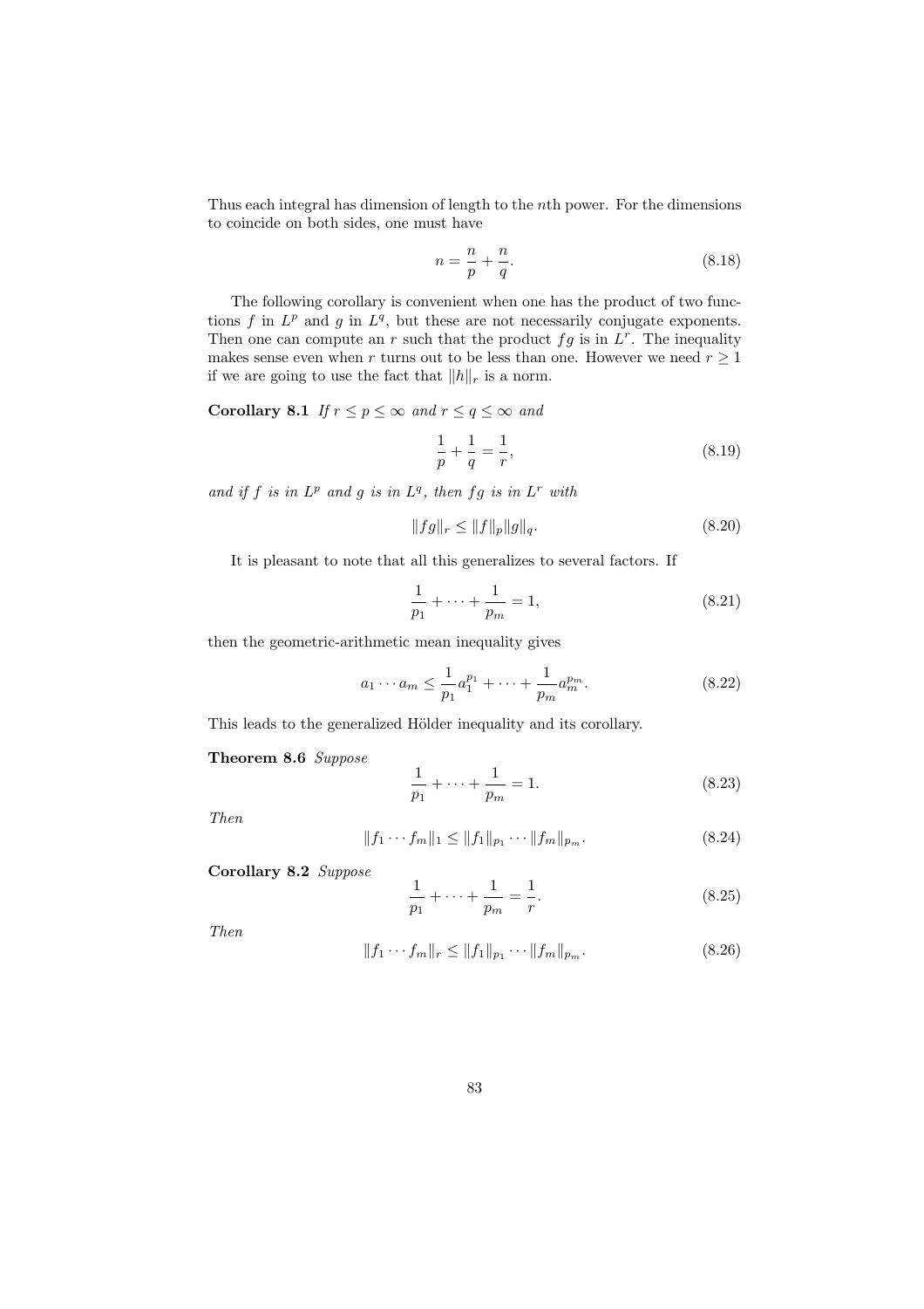Thus each integral has dimension of length to the $n$th power. For the dimensions to coincide on both sides, one must have

$$n = \frac{n}{p} + \frac{n}{q}. \tag{8.18}$$

The following corollary is convenient when one has the product of two functions $f$ in $L^p$ and $g$ in $L^q$, but these are not necessarily conjugate exponents. Then one can compute an $r$ such that the product $fg$ is in $L^r$. The inequality makes sense even when $r$ turns out to be less than one. However we need $r \geq 1$ if we are going to use the fact that $\|h\|_r$ is a norm.

**Corollary 8.1** *If $r \leq p \leq \infty$ and $r \leq q \leq \infty$ and*

$$\frac{1}{p} + \frac{1}{q} = \frac{1}{r}, \tag{8.19}$$

*and if $f$ is in $L^p$ and $g$ is in $L^q$, then $fg$ is in $L^r$ with*

$$\|fg\|_r \leq \|f\|_p \|g\|_q. \tag{8.20}$$

It is pleasant to note that all this generalizes to several factors. If

$$\frac{1}{p_1} + \cdots + \frac{1}{p_m} = 1, \tag{8.21}$$

then the geometric-arithmetic mean inequality gives

$$a_1 \cdots a_m \leq \frac{1}{p_1} a_1^{p_1} + \cdots + \frac{1}{p_m} a_m^{p_m}. \tag{8.22}$$

This leads to the generalized Hölder inequality and its corollary.

**Theorem 8.6** *Suppose*

$$\frac{1}{p_1} + \cdots + \frac{1}{p_m} = 1. \tag{8.23}$$

*Then*

$$\|f_1 \cdots f_m\|_1 \leq \|f_1\|_{p_1} \cdots \|f_m\|_{p_m}. \tag{8.24}$$

**Corollary 8.2** *Suppose*

$$\frac{1}{p_1} + \cdots + \frac{1}{p_m} = \frac{1}{r}. \tag{8.25}$$

*Then*

$$\|f_1 \cdots f_m\|_r \leq \|f_1\|_{p_1} \cdots \|f_m\|_{p_m}. \tag{8.26}$$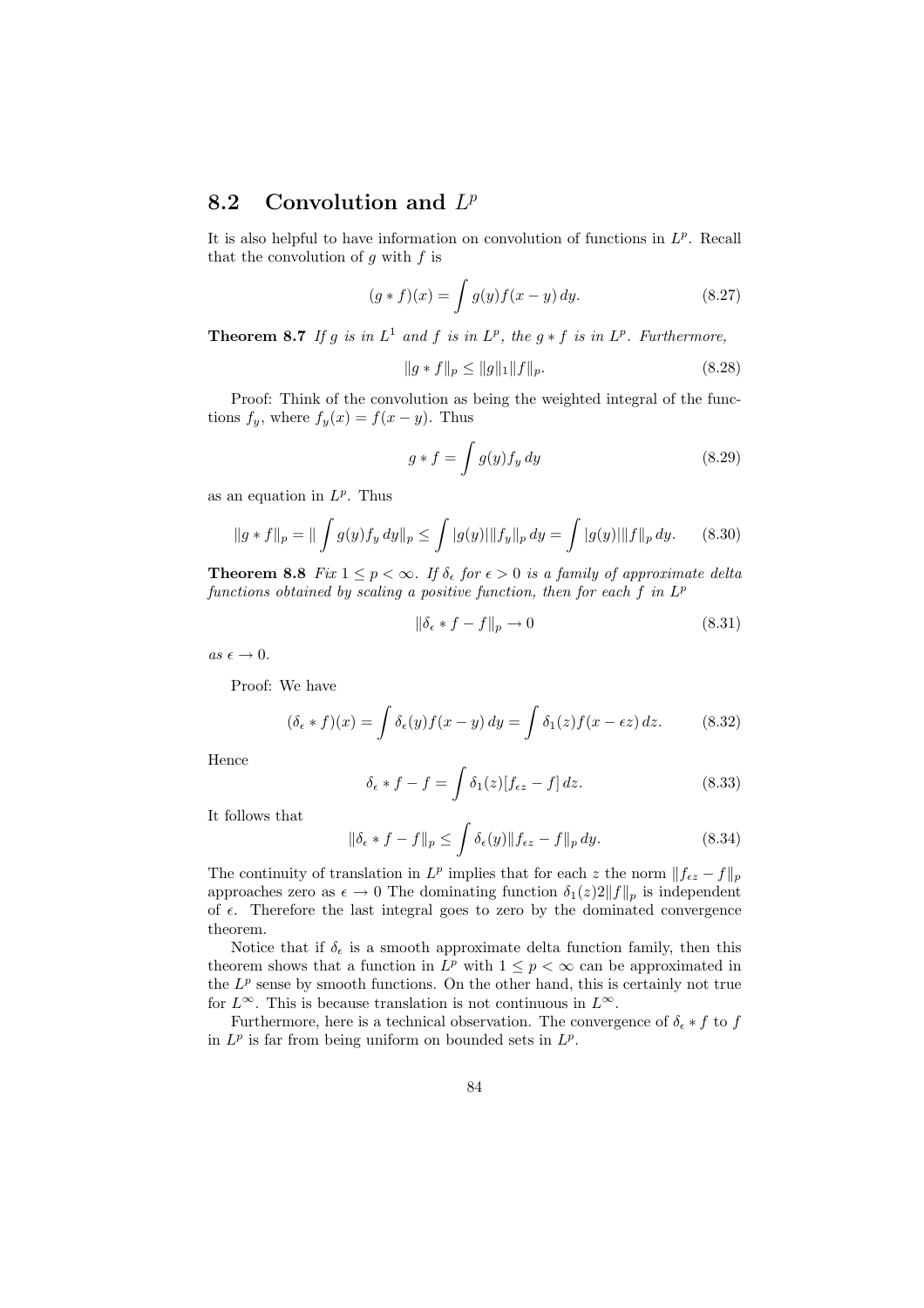## 8.2 Convolution and $L^p$

It is also helpful to have information on convolution of functions in $L^p$. Recall that the convolution of $g$ with $f$ is

$$(g * f)(x) = \int g(y)f(x - y)\, dy. \tag{8.27}$$

**Theorem 8.7** *If $g$ is in $L^1$ and $f$ is in $L^p$, the $g * f$ is in $L^p$. Furthermore,*

$$\|g * f\|_p \leq \|g\|_1 \|f\|_p. \tag{8.28}$$

Proof: Think of the convolution as being the weighted integral of the functions $f_y$, where $f_y(x) = f(x - y)$. Thus

$$g * f = \int g(y) f_y\, dy \tag{8.29}$$

as an equation in $L^p$. Thus

$$\|g * f\|_p = \| \int g(y) f_y\, dy\|_p \leq \int |g(y)| \|f_y\|_p\, dy = \int |g(y)| \|f\|_p\, dy. \tag{8.30}$$

**Theorem 8.8** *Fix $1 \leq p < \infty$. If $\delta_\epsilon$ for $\epsilon > 0$ is a family of approximate delta functions obtained by scaling a positive function, then for each $f$ in $L^p$*

$$\|\delta_\epsilon * f - f\|_p \to 0 \tag{8.31}$$

*as $\epsilon \to 0$.*

Proof: We have

$$(\delta_\epsilon * f)(x) = \int \delta_\epsilon(y) f(x - y)\, dy = \int \delta_1(z) f(x - \epsilon z)\, dz. \tag{8.32}$$

Hence

$$\delta_\epsilon * f - f = \int \delta_1(z)[f_{\epsilon z} - f]\, dz. \tag{8.33}$$

It follows that

$$\|\delta_\epsilon * f - f\|_p \leq \int \delta_\epsilon(y) \|f_{\epsilon z} - f\|_p\, dy. \tag{8.34}$$

The continuity of translation in $L^p$ implies that for each $z$ the norm $\|f_{\epsilon z} - f\|_p$ approaches zero as $\epsilon \to 0$ The dominating function $\delta_1(z) 2\|f\|_p$ is independent of $\epsilon$. Therefore the last integral goes to zero by the dominated convergence theorem.

Notice that if $\delta_\epsilon$ is a smooth approximate delta function family, then this theorem shows that a function in $L^p$ with $1 \leq p < \infty$ can be approximated in the $L^p$ sense by smooth functions. On the other hand, this is certainly not true for $L^\infty$. This is because translation is not continuous in $L^\infty$.

Furthermore, here is a technical observation. The convergence of $\delta_\epsilon * f$ to $f$ in $L^p$ is far from being uniform on bounded sets in $L^p$.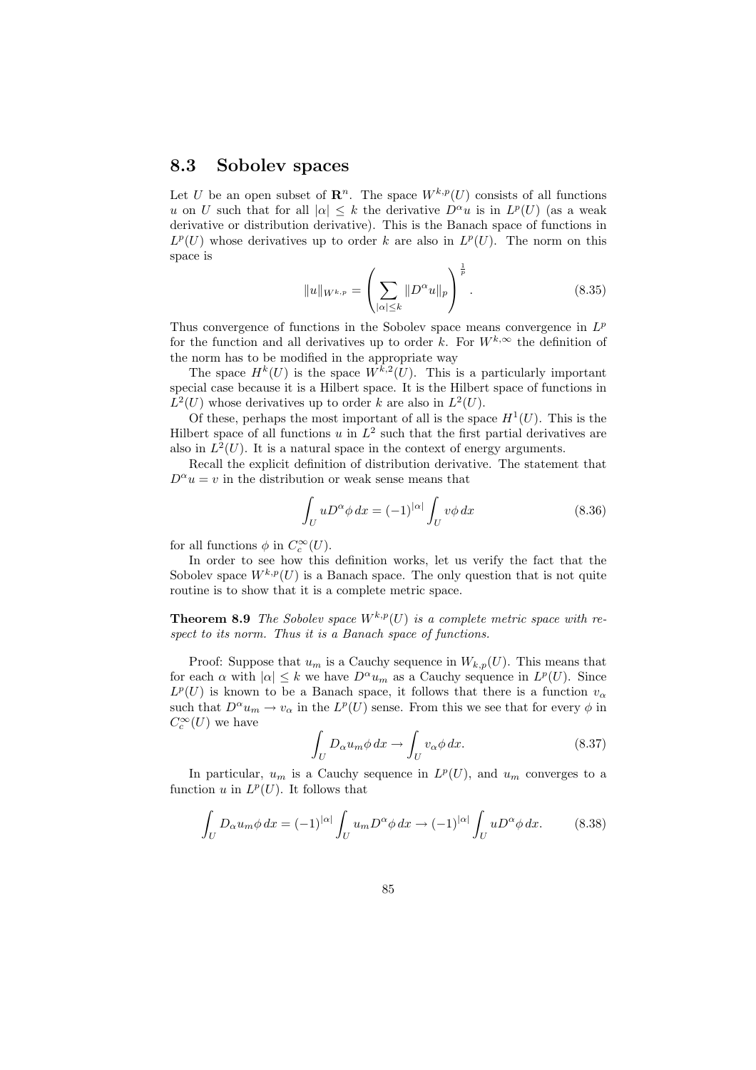## 8.3 Sobolev spaces

Let $U$ be an open subset of $\mathbf{R}^n$. The space $W^{k,p}(U)$ consists of all functions $u$ on $U$ such that for all $|\alpha| \leq k$ the derivative $D^\alpha u$ is in $L^p(U)$ (as a weak derivative or distribution derivative). This is the Banach space of functions in $L^p(U)$ whose derivatives up to order $k$ are also in $L^p(U)$. The norm on this space is

$$\|u\|_{W^{k,p}} = \left( \sum_{|\alpha| \leq k} \|D^\alpha u\|_p \right)^{\frac{1}{p}}. \tag{8.35}$$

Thus convergence of functions in the Sobolev space means convergence in $L^p$ for the function and all derivatives up to order $k$. For $W^{k,\infty}$ the definition of the norm has to be modified in the appropriate way

The space $H^k(U)$ is the space $W^{k,2}(U)$. This is a particularly important special case because it is a Hilbert space. It is the Hilbert space of functions in $L^2(U)$ whose derivatives up to order $k$ are also in $L^2(U)$.

Of these, perhaps the most important of all is the space $H^1(U)$. This is the Hilbert space of all functions $u$ in $L^2$ such that the first partial derivatives are also in $L^2(U)$. It is a natural space in the context of energy arguments.

Recall the explicit definition of distribution derivative. The statement that $D^\alpha u = v$ in the distribution or weak sense means that

$$\int_U u D^\alpha \phi \, dx = (-1)^{|\alpha|} \int_U v \phi \, dx \tag{8.36}$$

for all functions $\phi$ in $C_c^\infty(U)$.

In order to see how this definition works, let us verify the fact that the Sobolev space $W^{k,p}(U)$ is a Banach space. The only question that is not quite routine is to show that it is a complete metric space.

**Theorem 8.9** *The Sobolev space $W^{k,p}(U)$ is a complete metric space with respect to its norm. Thus it is a Banach space of functions.*

Proof: Suppose that $u_m$ is a Cauchy sequence in $W_{k,p}(U)$. This means that for each $\alpha$ with $|\alpha| \leq k$ we have $D^\alpha u_m$ as a Cauchy sequence in $L^p(U)$. Since $L^p(U)$ is known to be a Banach space, it follows that there is a function $v_\alpha$ such that $D^\alpha u_m \to v_\alpha$ in the $L^p(U)$ sense. From this we see that for every $\phi$ in $C_c^\infty(U)$ we have

$$\int_U D_\alpha u_m \phi \, dx \to \int_U v_\alpha \phi \, dx. \tag{8.37}$$

In particular, $u_m$ is a Cauchy sequence in $L^p(U)$, and $u_m$ converges to a function $u$ in $L^p(U)$. It follows that

$$\int_U D_\alpha u_m \phi \, dx = (-1)^{|\alpha|} \int_U u_m D^\alpha \phi \, dx \to (-1)^{|\alpha|} \int_U u D^\alpha \phi \, dx. \tag{8.38}$$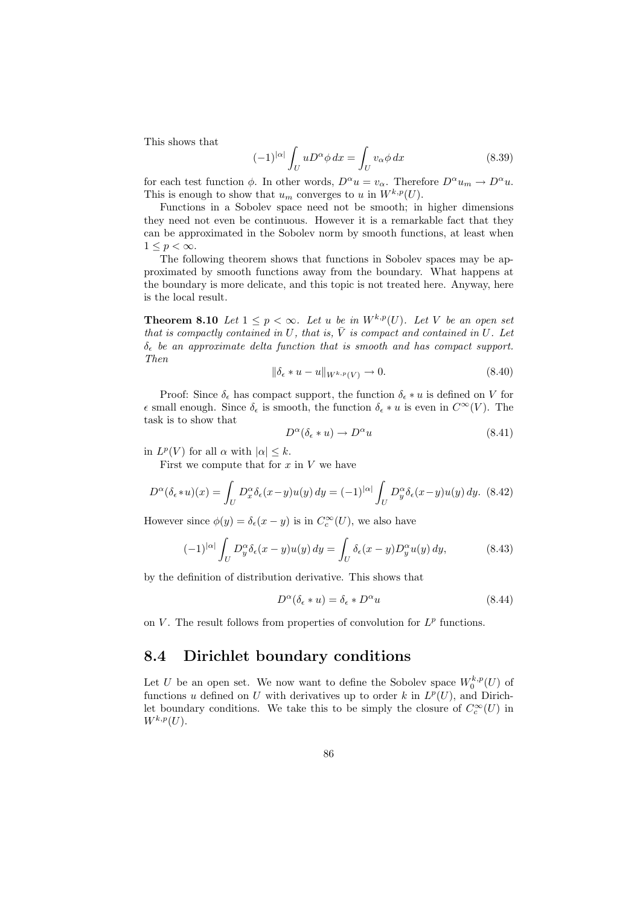This shows that

$$(-1)^{|\alpha|} \int_U u D^\alpha \phi \, dx = \int_U v_\alpha \phi \, dx \tag{8.39}$$

for each test function $\phi$. In other words, $D^\alpha u = v_\alpha$. Therefore $D^\alpha u_m \to D^\alpha u$. This is enough to show that $u_m$ converges to $u$ in $W^{k,p}(U)$.

Functions in a Sobolev space need not be smooth; in higher dimensions they need not even be continuous. However it is a remarkable fact that they can be approximated in the Sobolev norm by smooth functions, at least when $1 \le p < \infty$.

The following theorem shows that functions in Sobolev spaces may be approximated by smooth functions away from the boundary. What happens at the boundary is more delicate, and this topic is not treated here. Anyway, here is the local result.

**Theorem 8.10** *Let $1 \le p < \infty$. Let $u$ be in $W^{k,p}(U)$. Let $V$ be an open set that is compactly contained in $U$, that is, $\bar{V}$ is compact and contained in $U$. Let $\delta_\epsilon$ be an approximate delta function that is smooth and has compact support. Then*

$$\|\delta_\epsilon * u - u\|_{W^{k,p}(V)} \to 0. \tag{8.40}$$

Proof: Since $\delta_\epsilon$ has compact support, the function $\delta_\epsilon * u$ is defined on $V$ for $\epsilon$ small enough. Since $\delta_\epsilon$ is smooth, the function $\delta_\epsilon * u$ is even in $C^\infty(V)$. The task is to show that

$$D^\alpha(\delta_\epsilon * u) \to D^\alpha u \tag{8.41}$$

in $L^p(V)$ for all $\alpha$ with $|\alpha| \le k$.

First we compute that for $x$ in $V$ we have

$$D^\alpha(\delta_\epsilon * u)(x) = \int_U D_x^\alpha \delta_\epsilon(x-y) u(y) \, dy = (-1)^{|\alpha|} \int_U D_y^\alpha \delta_\epsilon(x-y) u(y) \, dy. \tag{8.42}$$

However since $\phi(y) = \delta_\epsilon(x-y)$ is in $C_c^\infty(U)$, we also have

$$(-1)^{|\alpha|} \int_U D_y^\alpha \delta_\epsilon(x-y) u(y) \, dy = \int_U \delta_\epsilon(x-y) D_y^\alpha u(y) \, dy, \tag{8.43}$$

by the definition of distribution derivative. This shows that

$$D^\alpha(\delta_\epsilon * u) = \delta_\epsilon * D^\alpha u \tag{8.44}$$

on $V$. The result follows from properties of convolution for $L^p$ functions.

## 8.4 Dirichlet boundary conditions

Let $U$ be an open set. We now want to define the Sobolev space $W_0^{k,p}(U)$ of functions $u$ defined on $U$ with derivatives up to order $k$ in $L^p(U)$, and Dirichlet boundary conditions. We take this to be simply the closure of $C_c^\infty(U)$ in $W^{k,p}(U)$.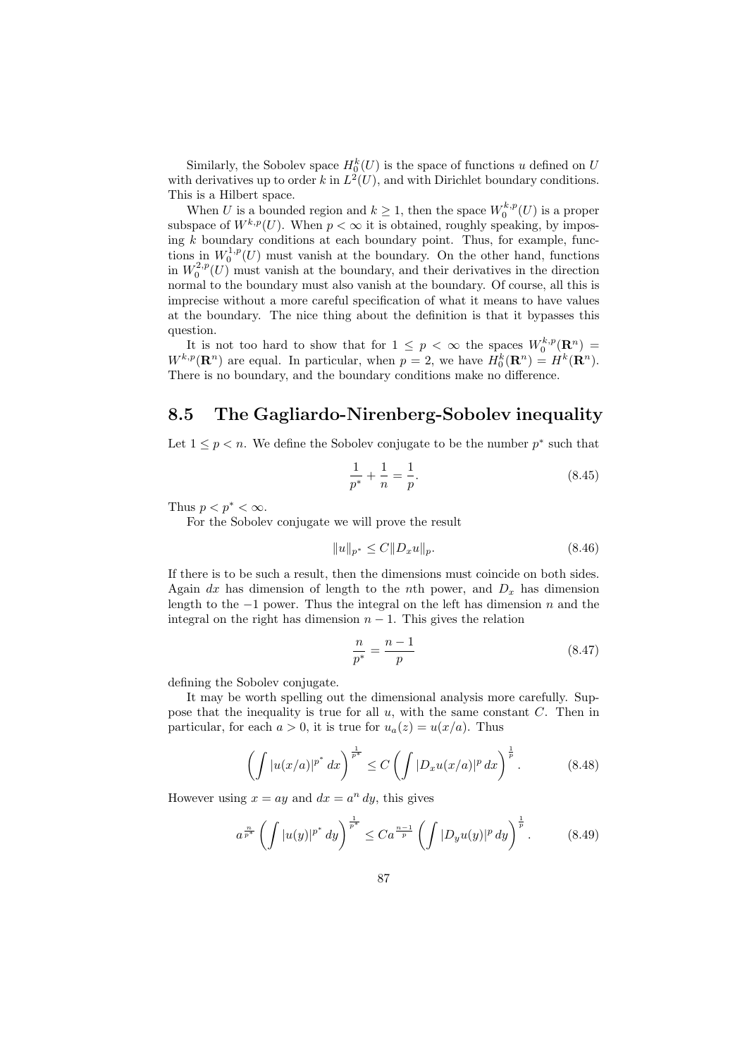Similarly, the Sobolev space $H_0^k(U)$ is the space of functions $u$ defined on $U$ with derivatives up to order $k$ in $L^2(U)$, and with Dirichlet boundary conditions. This is a Hilbert space.

When $U$ is a bounded region and $k \geq 1$, then the space $W_0^{k,p}(U)$ is a proper subspace of $W^{k,p}(U)$. When $p < \infty$ it is obtained, roughly speaking, by imposing $k$ boundary conditions at each boundary point. Thus, for example, functions in $W_0^{1,p}(U)$ must vanish at the boundary. On the other hand, functions in $W_0^{2,p}(U)$ must vanish at the boundary, and their derivatives in the direction normal to the boundary must also vanish at the boundary. Of course, all this is imprecise without a more careful specification of what it means to have values at the boundary. The nice thing about the definition is that it bypasses this question.

It is not too hard to show that for $1 \leq p < \infty$ the spaces $W_0^{k,p}(\mathbf{R}^n) = W^{k,p}(\mathbf{R}^n)$ are equal. In particular, when $p = 2$, we have $H_0^k(\mathbf{R}^n) = H^k(\mathbf{R}^n)$. There is no boundary, and the boundary conditions make no difference.

## 8.5 The Gagliardo-Nirenberg-Sobolev inequality

Let $1 \leq p < n$. We define the Sobolev conjugate to be the number $p^*$ such that

$$\frac{1}{p^*} + \frac{1}{n} = \frac{1}{p}. \tag{8.45}$$

Thus $p < p^* < \infty$.

For the Sobolev conjugate we will prove the result

$$\|u\|_{p^*} \leq C\|D_x u\|_p. \tag{8.46}$$

If there is to be such a result, then the dimensions must coincide on both sides. Again $dx$ has dimension of length to the $n$th power, and $D_x$ has dimension length to the $-1$ power. Thus the integral on the left has dimension $n$ and the integral on the right has dimension $n-1$. This gives the relation

$$\frac{n}{p^*} = \frac{n-1}{p} \tag{8.47}$$

defining the Sobolev conjugate.

It may be worth spelling out the dimensional analysis more carefully. Suppose that the inequality is true for all $u$, with the same constant $C$. Then in particular, for each $a > 0$, it is true for $u_a(z) = u(x/a)$. Thus

$$\left( \int |u(x/a)|^{p^*} \, dx \right)^{\frac{1}{p^*}} \leq C \left( \int |D_x u(x/a)|^p \, dx \right)^{\frac{1}{p}}. \tag{8.48}$$

However using $x = ay$ and $dx = a^n \, dy$, this gives

$$a^{\frac{n}{p^*}} \left( \int |u(y)|^{p^*} \, dy \right)^{\frac{1}{p^*}} \leq C a^{\frac{n-1}{p}} \left( \int |D_y u(y)|^p \, dy \right)^{\frac{1}{p}}. \tag{8.49}$$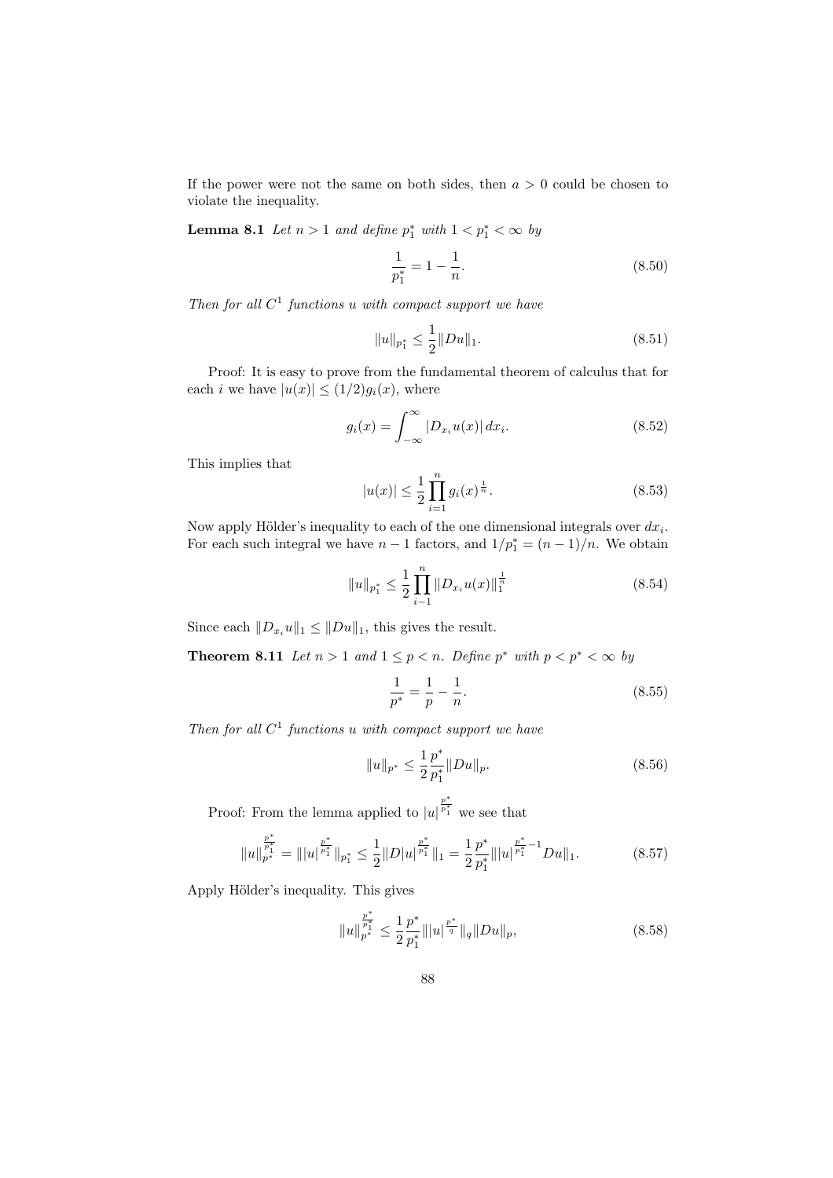If the power were not the same on both sides, then $a > 0$ could be chosen to violate the inequality.

**Lemma 8.1** *Let $n > 1$ and define $p_1^*$ with $1 < p_1^* < \infty$ by*

$$\frac{1}{p_1^*} = 1 - \frac{1}{n}. \tag{8.50}$$

*Then for all $C^1$ functions $u$ with compact support we have*

$$\|u\|_{p_1^*} \leq \frac{1}{2}\|Du\|_1. \tag{8.51}$$

Proof: It is easy to prove from the fundamental theorem of calculus that for each $i$ we have $|u(x)| \leq (1/2)g_i(x)$, where

$$g_i(x) = \int_{-\infty}^{\infty} |D_{x_i}u(x)|\, dx_i. \tag{8.52}$$

This implies that

$$|u(x)| \leq \frac{1}{2}\prod_{i=1}^{n} g_i(x)^{\frac{1}{n}}. \tag{8.53}$$

Now apply Hölder's inequality to each of the one dimensional integrals over $dx_i$. For each such integral we have $n-1$ factors, and $1/p_1^* = (n-1)/n$. We obtain

$$\|u\|_{p_1^*} \leq \frac{1}{2}\prod_{i-1}^{n} \|D_{x_i}u(x)\|_1^{\frac{1}{n}} \tag{8.54}$$

Since each $\|D_{x_i}u\|_1 \leq \|Du\|_1$, this gives the result.

**Theorem 8.11** *Let $n > 1$ and $1 \leq p < n$. Define $p^*$ with $p < p^* < \infty$ by*

$$\frac{1}{p^*} = \frac{1}{p} - \frac{1}{n}. \tag{8.55}$$

*Then for all $C^1$ functions $u$ with compact support we have*

$$\|u\|_{p^*} \leq \frac{1}{2}\frac{p^*}{p_1^*}\|Du\|_p. \tag{8.56}$$

Proof: From the lemma applied to $|u|^{\frac{p^*}{p_1^*}}$ we see that

$$\|u\|_{p^*}^{\frac{p^*}{p_1^*}} = \||u|^{\frac{p^*}{p_1^*}}\|_{p_1^*} \leq \frac{1}{2}\|D|u|^{\frac{p^*}{p_1^*}}\|_1 = \frac{1}{2}\frac{p^*}{p_1^*}\||u|^{\frac{p^*}{p_1^*}-1}Du\|_1. \tag{8.57}$$

Apply Hölder's inequality. This gives

$$\|u\|_{p^*}^{\frac{p^*}{p_1^*}} \leq \frac{1}{2}\frac{p^*}{p_1^*}\||u|^{\frac{p^*}{q}}\|_q\|Du\|_p, \tag{8.58}$$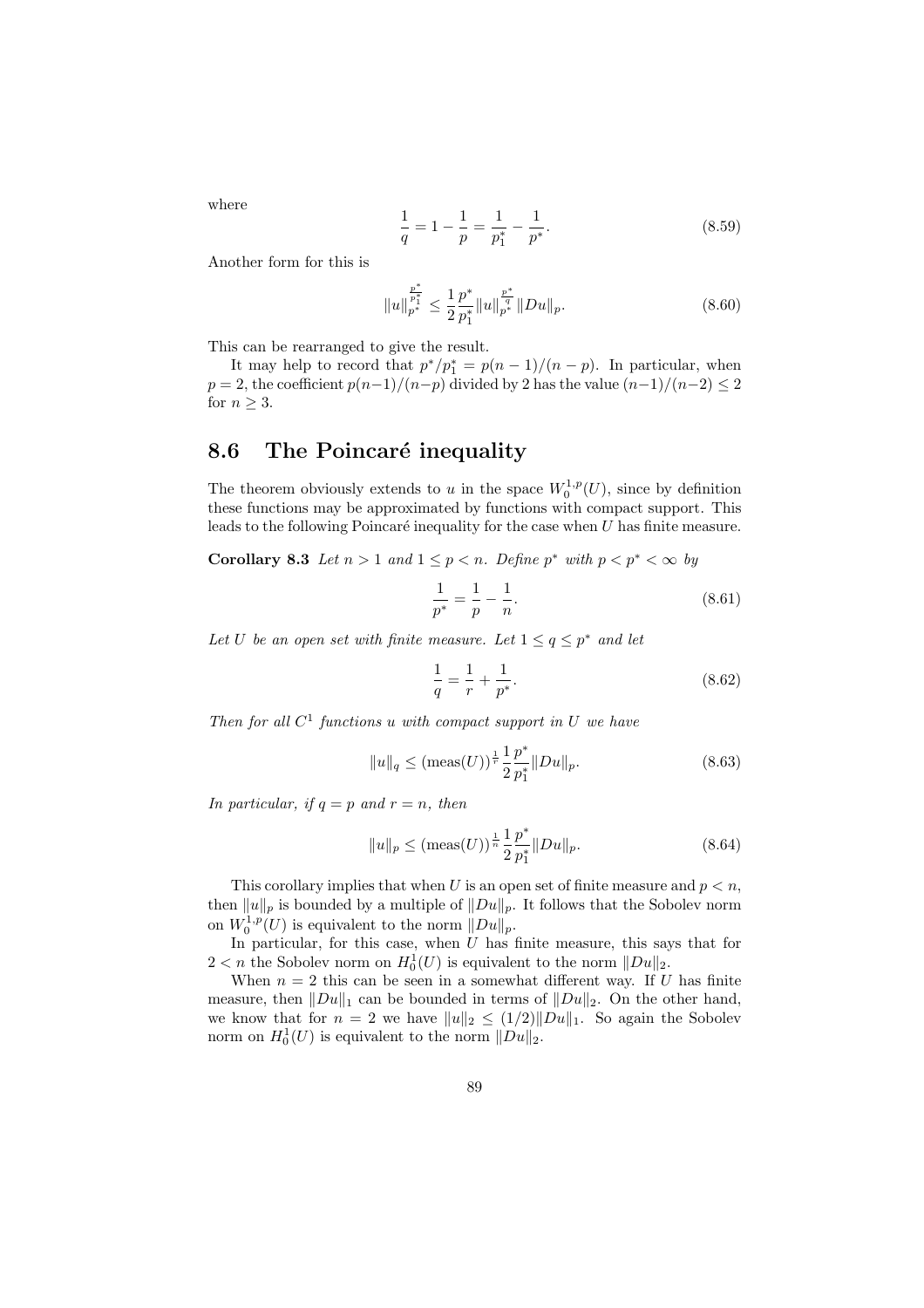where

$$\frac{1}{q} = 1 - \frac{1}{p} = \frac{1}{p_1^*} - \frac{1}{p^*}. \tag{8.59}$$

Another form for this is

$$\|u\|_{p^*}^{\frac{p^*}{p_1^*}} \leq \frac{1}{2}\frac{p^*}{p_1^*}\|u\|_{p^*}^{\frac{p^*}{q}}\|Du\|_p. \tag{8.60}$$

This can be rearranged to give the result.

It may help to record that $p^*/p_1^* = p(n-1)/(n-p)$. In particular, when $p = 2$, the coefficient $p(n-1)/(n-p)$ divided by 2 has the value $(n-1)/(n-2) \leq 2$ for $n \geq 3$.

## 8.6 The Poincaré inequality

The theorem obviously extends to $u$ in the space $W_0^{1,p}(U)$, since by definition these functions may be approximated by functions with compact support. This leads to the following Poincaré inequality for the case when $U$ has finite measure.

**Corollary 8.3** *Let $n > 1$ and $1 \leq p < n$. Define $p^*$ with $p < p^* < \infty$ by*

$$\frac{1}{p^*} = \frac{1}{p} - \frac{1}{n}. \tag{8.61}$$

*Let $U$ be an open set with finite measure. Let $1 \leq q \leq p^*$ and let*

$$\frac{1}{q} = \frac{1}{r} + \frac{1}{p^*}. \tag{8.62}$$

*Then for all $C^1$ functions $u$ with compact support in $U$ we have*

$$\|u\|_q \leq (\text{meas}(U))^{\frac{1}{r}}\frac{1}{2}\frac{p^*}{p_1^*}\|Du\|_p. \tag{8.63}$$

*In particular, if $q = p$ and $r = n$, then*

$$\|u\|_p \leq (\text{meas}(U))^{\frac{1}{n}}\frac{1}{2}\frac{p^*}{p_1^*}\|Du\|_p. \tag{8.64}$$

This corollary implies that when $U$ is an open set of finite measure and $p < n$, then $\|u\|_p$ is bounded by a multiple of $\|Du\|_p$. It follows that the Sobolev norm on $W_0^{1,p}(U)$ is equivalent to the norm $\|Du\|_p$.

In particular, for this case, when $U$ has finite measure, this says that for $2 < n$ the Sobolev norm on $H_0^1(U)$ is equivalent to the norm $\|Du\|_2$.

When $n = 2$ this can be seen in a somewhat different way. If $U$ has finite measure, then $\|Du\|_1$ can be bounded in terms of $\|Du\|_2$. On the other hand, we know that for $n = 2$ we have $\|u\|_2 \leq (1/2)\|Du\|_1$. So again the Sobolev norm on $H_0^1(U)$ is equivalent to the norm $\|Du\|_2$.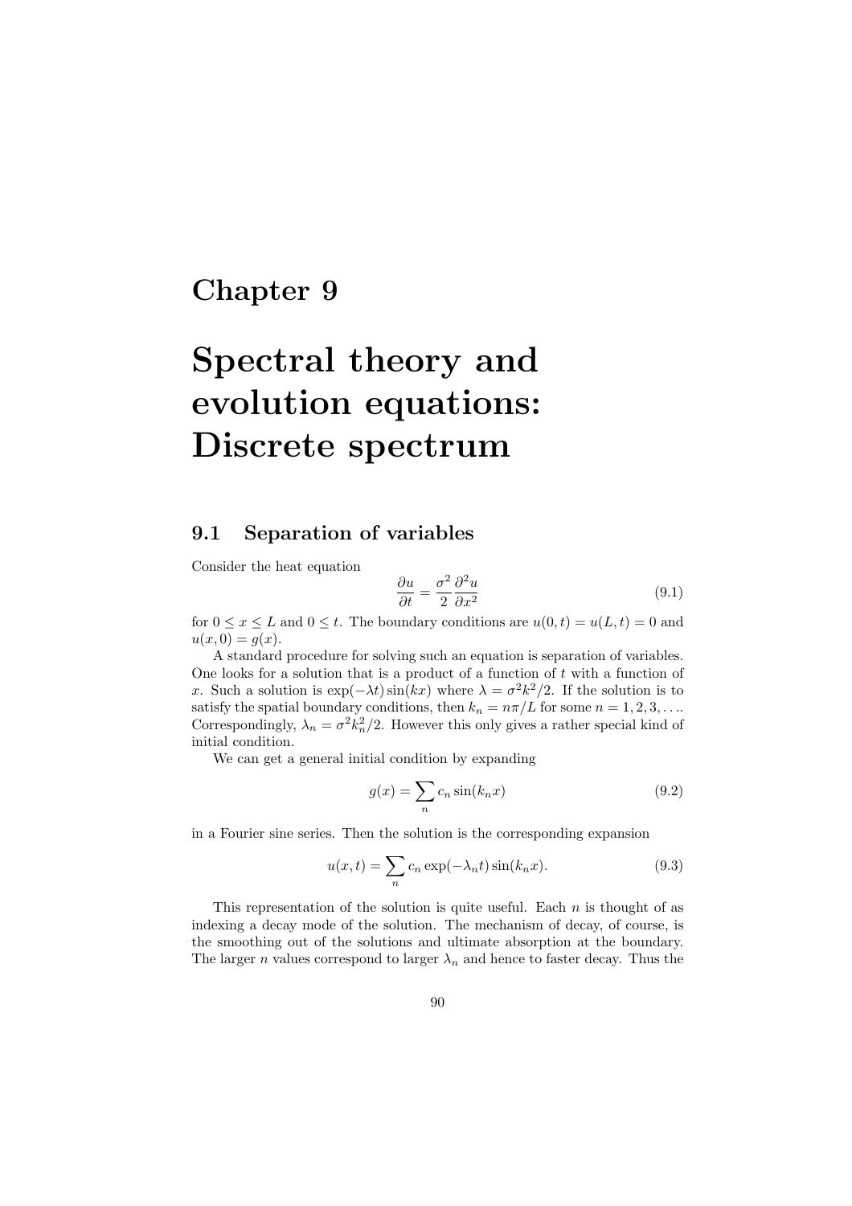# Chapter 9

# Spectral theory and evolution equations: Discrete spectrum

## 9.1 Separation of variables

Consider the heat equation

$$\frac{\partial u}{\partial t} = \frac{\sigma^2}{2}\frac{\partial^2 u}{\partial x^2} \tag{9.1}$$

for $0 \leq x \leq L$ and $0 \leq t$. The boundary conditions are $u(0,t) = u(L,t) = 0$ and $u(x,0) = g(x)$.

A standard procedure for solving such an equation is separation of variables. One looks for a solution that is a product of a function of $t$ with a function of $x$. Such a solution is $\exp(-\lambda t)\sin(kx)$ where $\lambda = \sigma^2 k^2/2$. If the solution is to satisfy the spatial boundary conditions, then $k_n = n\pi/L$ for some $n = 1, 2, 3, \ldots$. Correspondingly, $\lambda_n = \sigma^2 k_n^2/2$. However this only gives a rather special kind of initial condition.

We can get a general initial condition by expanding

$$g(x) = \sum_n c_n \sin(k_n x) \tag{9.2}$$

in a Fourier sine series. Then the solution is the corresponding expansion

$$u(x,t) = \sum_n c_n \exp(-\lambda_n t)\sin(k_n x). \tag{9.3}$$

This representation of the solution is quite useful. Each $n$ is thought of as indexing a decay mode of the solution. The mechanism of decay, of course, is the smoothing out of the solutions and ultimate absorption at the boundary. The larger $n$ values correspond to larger $\lambda_n$ and hence to faster decay. Thus the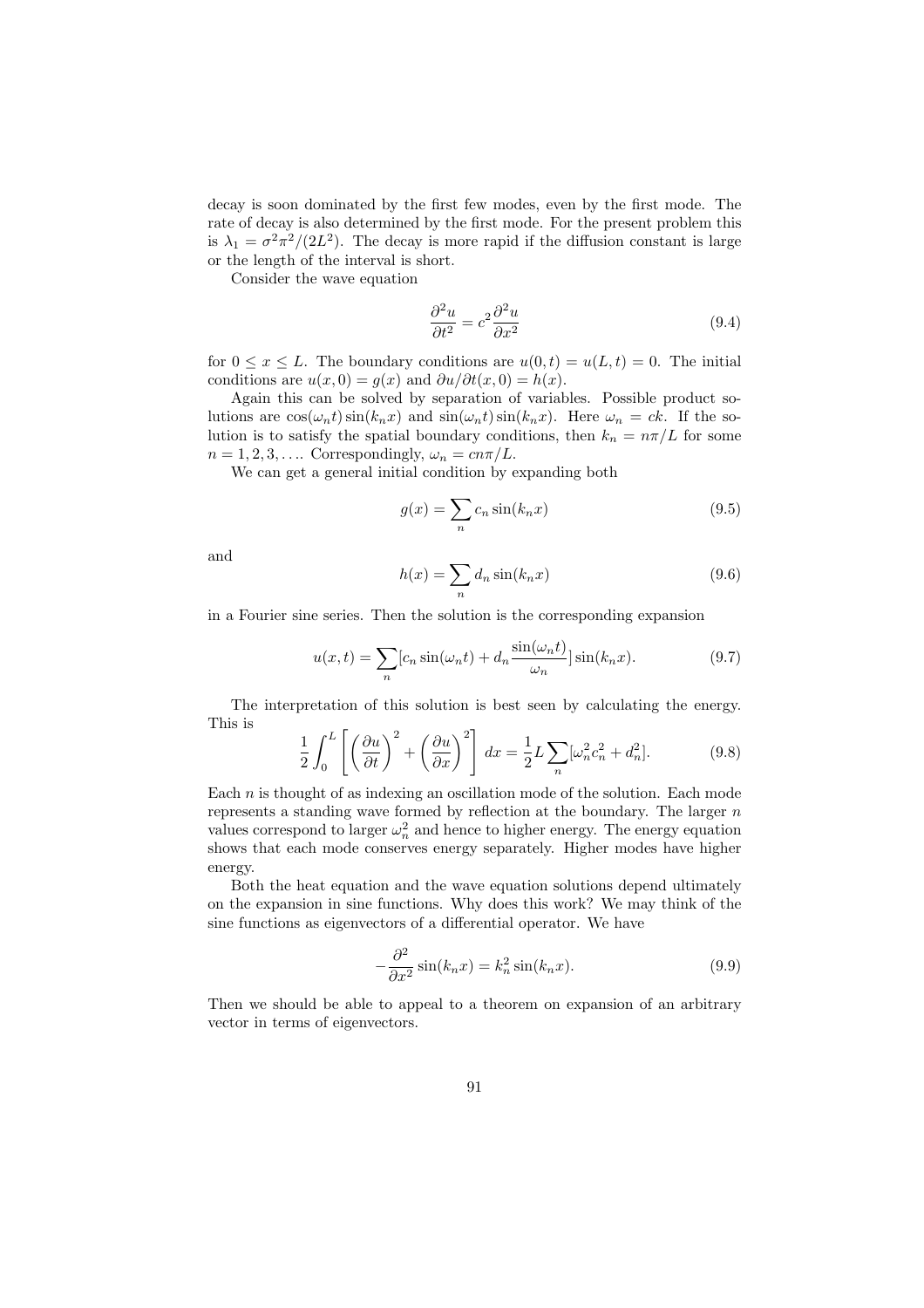decay is soon dominated by the first few modes, even by the first mode. The rate of decay is also determined by the first mode. For the present problem this is $\lambda_1 = \sigma^2\pi^2/(2L^2)$. The decay is more rapid if the diffusion constant is large or the length of the interval is short.

Consider the wave equation

$$\frac{\partial^2 u}{\partial t^2} = c^2 \frac{\partial^2 u}{\partial x^2} \tag{9.4}$$

for $0 \le x \le L$. The boundary conditions are $u(0,t) = u(L,t) = 0$. The initial conditions are $u(x,0) = g(x)$ and $\partial u/\partial t(x,0) = h(x)$.

Again this can be solved by separation of variables. Possible product solutions are $\cos(\omega_n t)\sin(k_n x)$ and $\sin(\omega_n t)\sin(k_n x)$. Here $\omega_n = ck$. If the solution is to satisfy the spatial boundary conditions, then $k_n = n\pi/L$ for some $n = 1, 2, 3, \ldots$. Correspondingly, $\omega_n = cn\pi/L$.

We can get a general initial condition by expanding both

$$g(x) = \sum_n c_n \sin(k_n x) \tag{9.5}$$

and

$$h(x) = \sum_n d_n \sin(k_n x) \tag{9.6}$$

in a Fourier sine series. Then the solution is the corresponding expansion

$$u(x,t) = \sum_n [c_n \sin(\omega_n t) + d_n \frac{\sin(\omega_n t)}{\omega_n}] \sin(k_n x). \tag{9.7}$$

The interpretation of this solution is best seen by calculating the energy. This is

$$\frac{1}{2}\int_0^L \left[ \left(\frac{\partial u}{\partial t}\right)^2 + \left(\frac{\partial u}{\partial x}\right)^2 \right] dx = \frac{1}{2} L \sum_n [\omega_n^2 c_n^2 + d_n^2]. \tag{9.8}$$

Each $n$ is thought of as indexing an oscillation mode of the solution. Each mode represents a standing wave formed by reflection at the boundary. The larger $n$ values correspond to larger $\omega_n^2$ and hence to higher energy. The energy equation shows that each mode conserves energy separately. Higher modes have higher energy.

Both the heat equation and the wave equation solutions depend ultimately on the expansion in sine functions. Why does this work? We may think of the sine functions as eigenvectors of a differential operator. We have

$$-\frac{\partial^2}{\partial x^2} \sin(k_n x) = k_n^2 \sin(k_n x). \tag{9.9}$$

Then we should be able to appeal to a theorem on expansion of an arbitrary vector in terms of eigenvectors.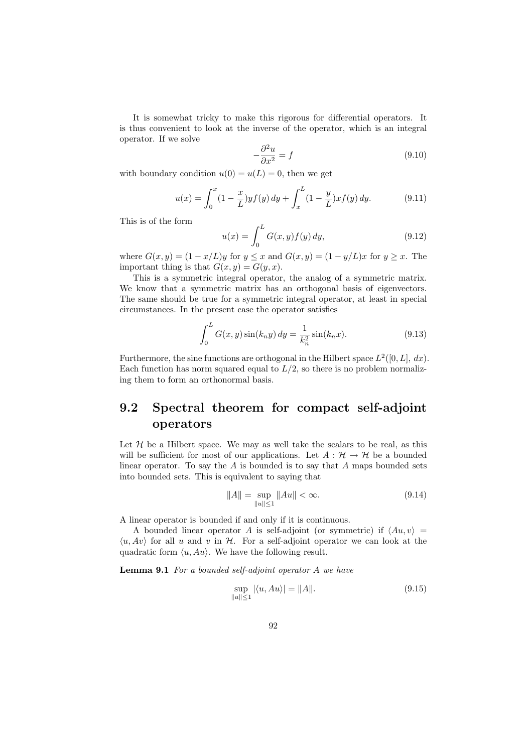It is somewhat tricky to make this rigorous for differential operators. It is thus convenient to look at the inverse of the operator, which is an integral operator. If we solve

$$-\frac{\partial^2 u}{\partial x^2} = f \tag{9.10}$$

with boundary condition $u(0) = u(L) = 0$, then we get

$$u(x) = \int_0^x (1 - \frac{x}{L}) y f(y)\, dy + \int_x^L (1 - \frac{y}{L}) x f(y)\, dy. \tag{9.11}$$

This is of the form

$$u(x) = \int_0^L G(x, y) f(y)\, dy, \tag{9.12}$$

where $G(x, y) = (1 - x/L)y$ for $y \leq x$ and $G(x, y) = (1 - y/L)x$ for $y \geq x$. The important thing is that $G(x, y) = G(y, x)$.

This is a symmetric integral operator, the analog of a symmetric matrix. We know that a symmetric matrix has an orthogonal basis of eigenvectors. The same should be true for a symmetric integral operator, at least in special circumstances. In the present case the operator satisfies

$$\int_0^L G(x, y) \sin(k_n y)\, dy = \frac{1}{k_n^2} \sin(k_n x). \tag{9.13}$$

Furthermore, the sine functions are orthogonal in the Hilbert space $L^2([0, L],\, dx)$. Each function has norm squared equal to $L/2$, so there is no problem normalizing them to form an orthonormal basis.

## 9.2 Spectral theorem for compact self-adjoint operators

Let $\mathcal{H}$ be a Hilbert space. We may as well take the scalars to be real, as this will be sufficient for most of our applications. Let $A : \mathcal{H} \to \mathcal{H}$ be a bounded linear operator. To say the $A$ is bounded is to say that $A$ maps bounded sets into bounded sets. This is equivalent to saying that

$$\|A\| = \sup_{\|u\| \leq 1} \|Au\| < \infty. \tag{9.14}$$

A linear operator is bounded if and only if it is continuous.

A bounded linear operator $A$ is self-adjoint (or symmetric) if $\langle Au, v\rangle = \langle u, Av\rangle$ for all $u$ and $v$ in $\mathcal{H}$. For a self-adjoint operator we can look at the quadratic form $\langle u, Au\rangle$. We have the following result.

**Lemma 9.1** *For a bounded self-adjoint operator $A$ we have*

$$\sup_{\|u\| \leq 1} |\langle u, Au\rangle| = \|A\|. \tag{9.15}$$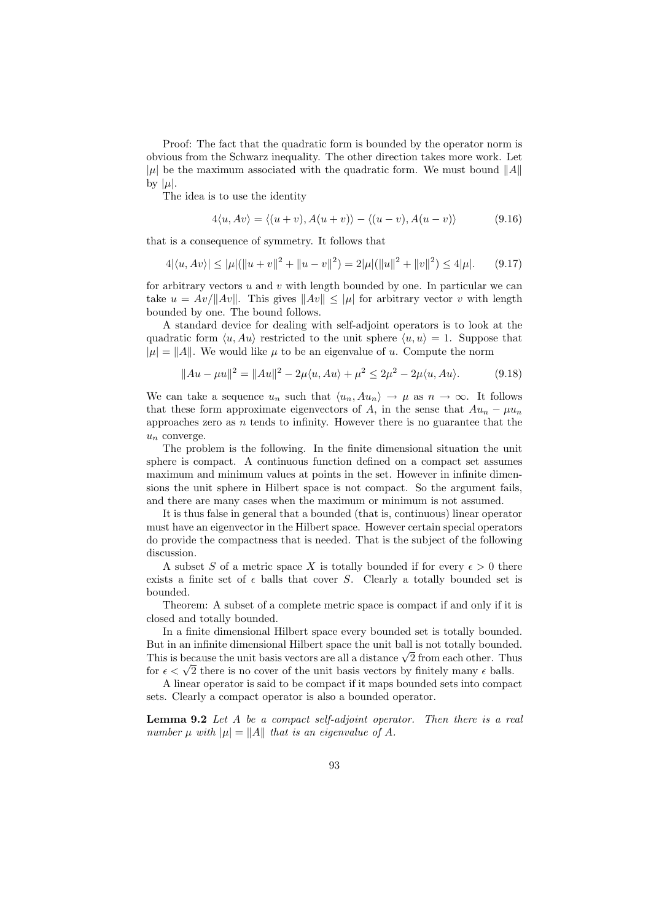Proof: The fact that the quadratic form is bounded by the operator norm is obvious from the Schwarz inequality. The other direction takes more work. Let $|\mu|$ be the maximum associated with the quadratic form. We must bound $\|A\|$ by $|\mu|$.

The idea is to use the identity

$$4\langle u, Av\rangle = \langle (u+v), A(u+v)\rangle - \langle (u-v), A(u-v)\rangle \tag{9.16}$$

that is a consequence of symmetry. It follows that

$$4|\langle u, Av\rangle| \leq |\mu|(\|u+v\|^2 + \|u-v\|^2) = 2|\mu|(\|u\|^2 + \|v\|^2) \leq 4|\mu|. \tag{9.17}$$

for arbitrary vectors $u$ and $v$ with length bounded by one. In particular we can take $u = Av/\|Av\|$. This gives $\|Av\| \leq |\mu|$ for arbitrary vector $v$ with length bounded by one. The bound follows.

A standard device for dealing with self-adjoint operators is to look at the quadratic form $\langle u, Au\rangle$ restricted to the unit sphere $\langle u, u\rangle = 1$. Suppose that $|\mu| = \|A\|$. We would like $\mu$ to be an eigenvalue of $u$. Compute the norm

$$\|Au - \mu u\|^2 = \|Au\|^2 - 2\mu\langle u, Au\rangle + \mu^2 \leq 2\mu^2 - 2\mu\langle u, Au\rangle. \tag{9.18}$$

We can take a sequence $u_n$ such that $\langle u_n, Au_n\rangle \to \mu$ as $n \to \infty$. It follows that these form approximate eigenvectors of $A$, in the sense that $Au_n - \mu u_n$ approaches zero as $n$ tends to infinity. However there is no guarantee that the $u_n$ converge.

The problem is the following. In the finite dimensional situation the unit sphere is compact. A continuous function defined on a compact set assumes maximum and minimum values at points in the set. However in infinite dimensions the unit sphere in Hilbert space is not compact. So the argument fails, and there are many cases when the maximum or minimum is not assumed.

It is thus false in general that a bounded (that is, continuous) linear operator must have an eigenvector in the Hilbert space. However certain special operators do provide the compactness that is needed. That is the subject of the following discussion.

A subset $S$ of a metric space $X$ is totally bounded if for every $\epsilon > 0$ there exists a finite set of $\epsilon$ balls that cover $S$. Clearly a totally bounded set is bounded.

Theorem: A subset of a complete metric space is compact if and only if it is closed and totally bounded.

In a finite dimensional Hilbert space every bounded set is totally bounded. But in an infinite dimensional Hilbert space the unit ball is not totally bounded. This is because the unit basis vectors are all a distance $\sqrt{2}$ from each other. Thus for $\epsilon < \sqrt{2}$ there is no cover of the unit basis vectors by finitely many $\epsilon$ balls.

A linear operator is said to be compact if it maps bounded sets into compact sets. Clearly a compact operator is also a bounded operator.

**Lemma 9.2** *Let $A$ be a compact self-adjoint operator. Then there is a real number $\mu$ with $|\mu| = \|A\|$ that is an eigenvalue of $A$.*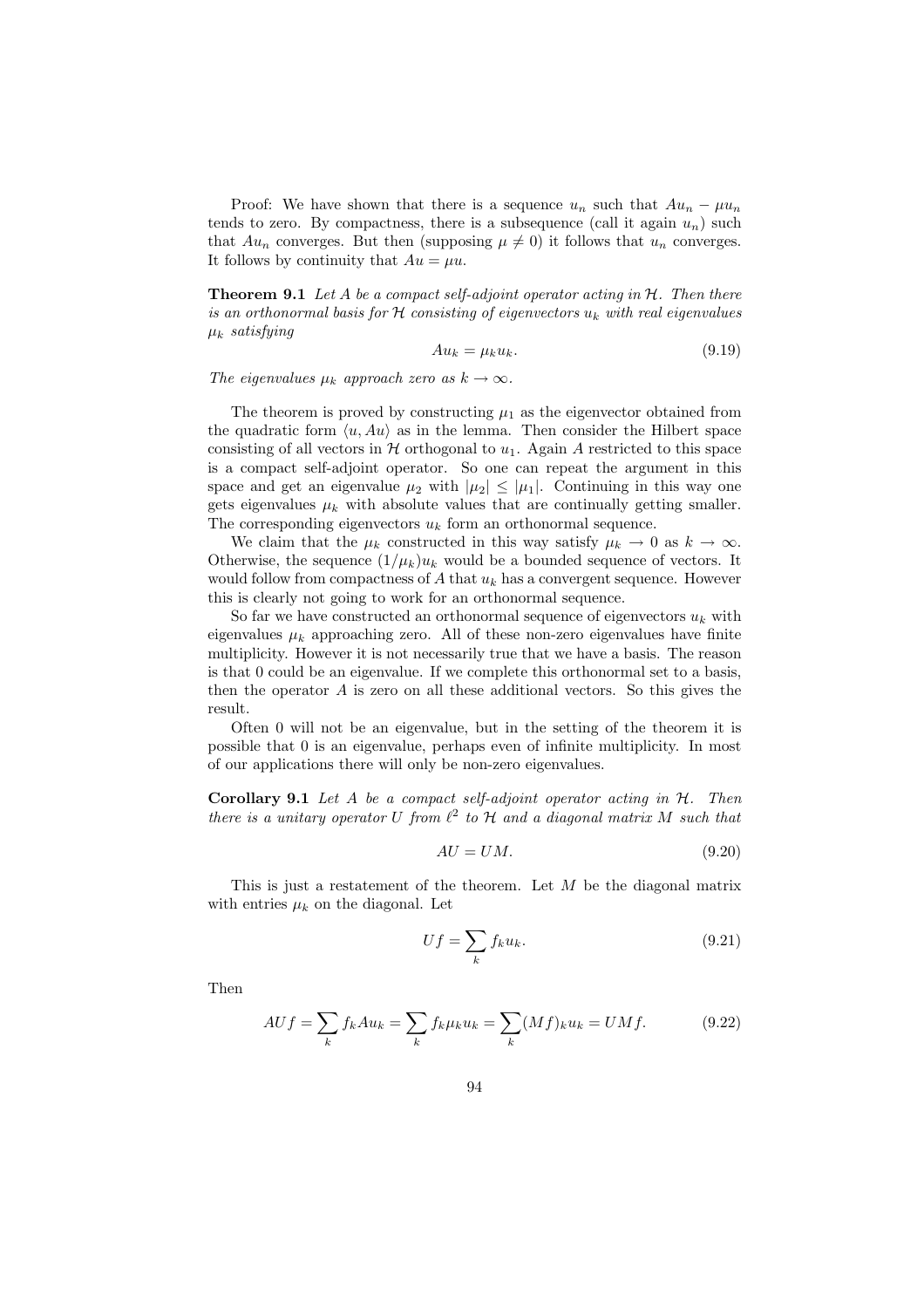Proof: We have shown that there is a sequence $u_n$ such that $Au_n - \mu u_n$ tends to zero. By compactness, there is a subsequence (call it again $u_n$) such that $Au_n$ converges. But then (supposing $\mu \neq 0$) it follows that $u_n$ converges. It follows by continuity that $Au = \mu u$.

**Theorem 9.1** *Let $A$ be a compact self-adjoint operator acting in $\mathcal{H}$. Then there is an orthonormal basis for $\mathcal{H}$ consisting of eigenvectors $u_k$ with real eigenvalues $\mu_k$ satisfying*

$$Au_k = \mu_k u_k. \tag{9.19}$$

*The eigenvalues $\mu_k$ approach zero as $k \to \infty$.*

The theorem is proved by constructing $\mu_1$ as the eigenvector obtained from the quadratic form $\langle u, Au\rangle$ as in the lemma. Then consider the Hilbert space consisting of all vectors in $\mathcal{H}$ orthogonal to $u_1$. Again $A$ restricted to this space is a compact self-adjoint operator. So one can repeat the argument in this space and get an eigenvalue $\mu_2$ with $|\mu_2| \leq |\mu_1|$. Continuing in this way one gets eigenvalues $\mu_k$ with absolute values that are continually getting smaller. The corresponding eigenvectors $u_k$ form an orthonormal sequence.

We claim that the $\mu_k$ constructed in this way satisfy $\mu_k \to 0$ as $k \to \infty$. Otherwise, the sequence $(1/\mu_k)u_k$ would be a bounded sequence of vectors. It would follow from compactness of $A$ that $u_k$ has a convergent sequence. However this is clearly not going to work for an orthonormal sequence.

So far we have constructed an orthonormal sequence of eigenvectors $u_k$ with eigenvalues $\mu_k$ approaching zero. All of these non-zero eigenvalues have finite multiplicity. However it is not necessarily true that we have a basis. The reason is that 0 could be an eigenvalue. If we complete this orthonormal set to a basis, then the operator $A$ is zero on all these additional vectors. So this gives the result.

Often 0 will not be an eigenvalue, but in the setting of the theorem it is possible that 0 is an eigenvalue, perhaps even of infinite multiplicity. In most of our applications there will only be non-zero eigenvalues.

**Corollary 9.1** *Let $A$ be a compact self-adjoint operator acting in $\mathcal{H}$. Then there is a unitary operator $U$ from $\ell^2$ to $\mathcal{H}$ and a diagonal matrix $M$ such that*

$$AU = UM. \tag{9.20}$$

This is just a restatement of the theorem. Let $M$ be the diagonal matrix with entries $\mu_k$ on the diagonal. Let

$$Uf = \sum_k f_k u_k. \tag{9.21}$$

Then

$$AUf = \sum_k f_k A u_k = \sum_k f_k \mu_k u_k = \sum_k (Mf)_k u_k = UMf. \tag{9.22}$$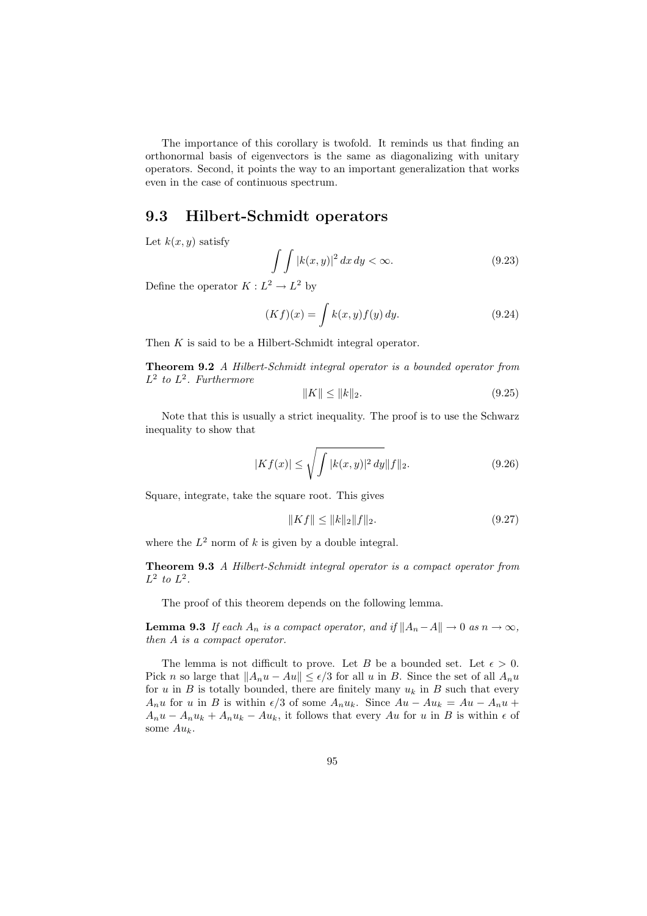The importance of this corollary is twofold. It reminds us that finding an orthonormal basis of eigenvectors is the same as diagonalizing with unitary operators. Second, it points the way to an important generalization that works even in the case of continuous spectrum.

## 9.3 Hilbert-Schmidt operators

Let $k(x, y)$ satisfy

$$\int \int |k(x, y)|^2 \, dx \, dy < \infty. \tag{9.23}$$

Define the operator $K : L^2 \to L^2$ by

$$(Kf)(x) = \int k(x, y) f(y) \, dy. \tag{9.24}$$

Then $K$ is said to be a Hilbert-Schmidt integral operator.

**Theorem 9.2** *A Hilbert-Schmidt integral operator is a bounded operator from $L^2$ to $L^2$. Furthermore*

$$\|K\| \leq \|k\|_2. \tag{9.25}$$

Note that this is usually a strict inequality. The proof is to use the Schwarz inequality to show that

$$|Kf(x)| \leq \sqrt{\int |k(x, y)|^2 \, dy} \|f\|_2. \tag{9.26}$$

Square, integrate, take the square root. This gives

$$\|Kf\| \leq \|k\|_2 \|f\|_2. \tag{9.27}$$

where the $L^2$ norm of $k$ is given by a double integral.

**Theorem 9.3** *A Hilbert-Schmidt integral operator is a compact operator from $L^2$ to $L^2$.*

The proof of this theorem depends on the following lemma.

**Lemma 9.3** *If each $A_n$ is a compact operator, and if $\|A_n - A\| \to 0$ as $n \to \infty$, then $A$ is a compact operator.*

The lemma is not difficult to prove. Let $B$ be a bounded set. Let $\epsilon > 0$. Pick $n$ so large that $\|A_n u - Au\| \leq \epsilon/3$ for all $u$ in $B$. Since the set of all $A_n u$ for $u$ in $B$ is totally bounded, there are finitely many $u_k$ in $B$ such that every $A_n u$ for $u$ in $B$ is within $\epsilon/3$ of some $A_n u_k$. Since $Au - Au_k = Au - A_n u + A_n u - A_n u_k + A_n u_k - Au_k$, it follows that every $Au$ for $u$ in $B$ is within $\epsilon$ of some $Au_k$.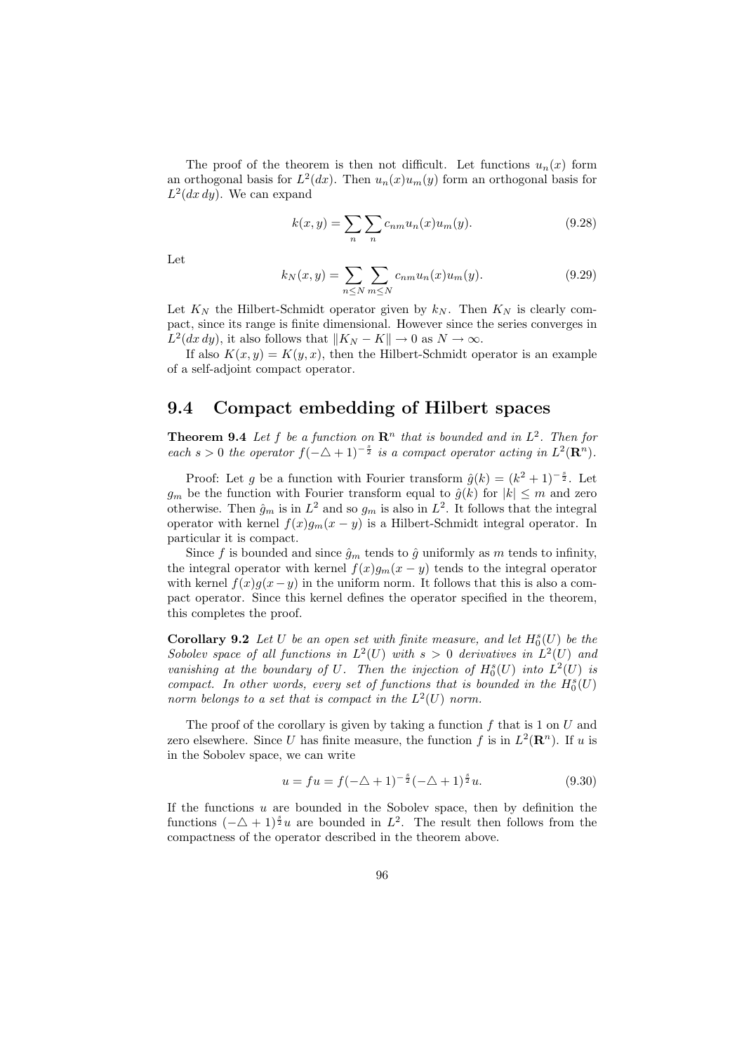The proof of the theorem is then not difficult. Let functions $u_n(x)$ form an orthogonal basis for $L^2(dx)$. Then $u_n(x)u_m(y)$ form an orthogonal basis for $L^2(dx\,dy)$. We can expand

$$k(x, y) = \sum_n \sum_n c_{nm} u_n(x) u_m(y). \tag{9.28}$$

Let

$$k_N(x, y) = \sum_{n \leq N} \sum_{m \leq N} c_{nm} u_n(x) u_m(y). \tag{9.29}$$

Let $K_N$ the Hilbert-Schmidt operator given by $k_N$. Then $K_N$ is clearly compact, since its range is finite dimensional. However since the series converges in $L^2(dx\,dy)$, it also follows that $\|K_N - K\| \to 0$ as $N \to \infty$.

If also $K(x, y) = K(y, x)$, then the Hilbert-Schmidt operator is an example of a self-adjoint compact operator.

## 9.4 Compact embedding of Hilbert spaces

**Theorem 9.4** *Let $f$ be a function on $\mathbf{R}^n$ that is bounded and in $L^2$. Then for each $s > 0$ the operator $f(-\triangle + 1)^{-\frac{s}{2}}$ is a compact operator acting in $L^2(\mathbf{R}^n)$.*

Proof: Let $g$ be a function with Fourier transform $\hat{g}(k) = (k^2 + 1)^{-\frac{s}{2}}$. Let $g_m$ be the function with Fourier transform equal to $\hat{g}(k)$ for $|k| \leq m$ and zero otherwise. Then $\hat{g}_m$ is in $L^2$ and so $g_m$ is also in $L^2$. It follows that the integral operator with kernel $f(x)g_m(x - y)$ is a Hilbert-Schmidt integral operator. In particular it is compact.

Since $f$ is bounded and since $\hat{g}_m$ tends to $\hat{g}$ uniformly as $m$ tends to infinity, the integral operator with kernel $f(x)g_m(x - y)$ tends to the integral operator with kernel $f(x)g(x-y)$ in the uniform norm. It follows that this is also a compact operator. Since this kernel defines the operator specified in the theorem, this completes the proof.

**Corollary 9.2** *Let $U$ be an open set with finite measure, and let $H_0^s(U)$ be the Sobolev space of all functions in $L^2(U)$ with $s > 0$ derivatives in $L^2(U)$ and vanishing at the boundary of $U$. Then the injection of $H_0^s(U)$ into $L^2(U)$ is compact. In other words, every set of functions that is bounded in the $H_0^s(U)$ norm belongs to a set that is compact in the $L^2(U)$ norm.*

The proof of the corollary is given by taking a function $f$ that is 1 on $U$ and zero elsewhere. Since $U$ has finite measure, the function $f$ is in $L^2(\mathbf{R}^n)$. If $u$ is in the Sobolev space, we can write

$$u = fu = f(-\triangle + 1)^{-\frac{s}{2}}(-\triangle + 1)^{\frac{s}{2}} u. \tag{9.30}$$

If the functions $u$ are bounded in the Sobolev space, then by definition the functions $(-\triangle + 1)^{\frac{s}{2}} u$ are bounded in $L^2$. The result then follows from the compactness of the operator described in the theorem above.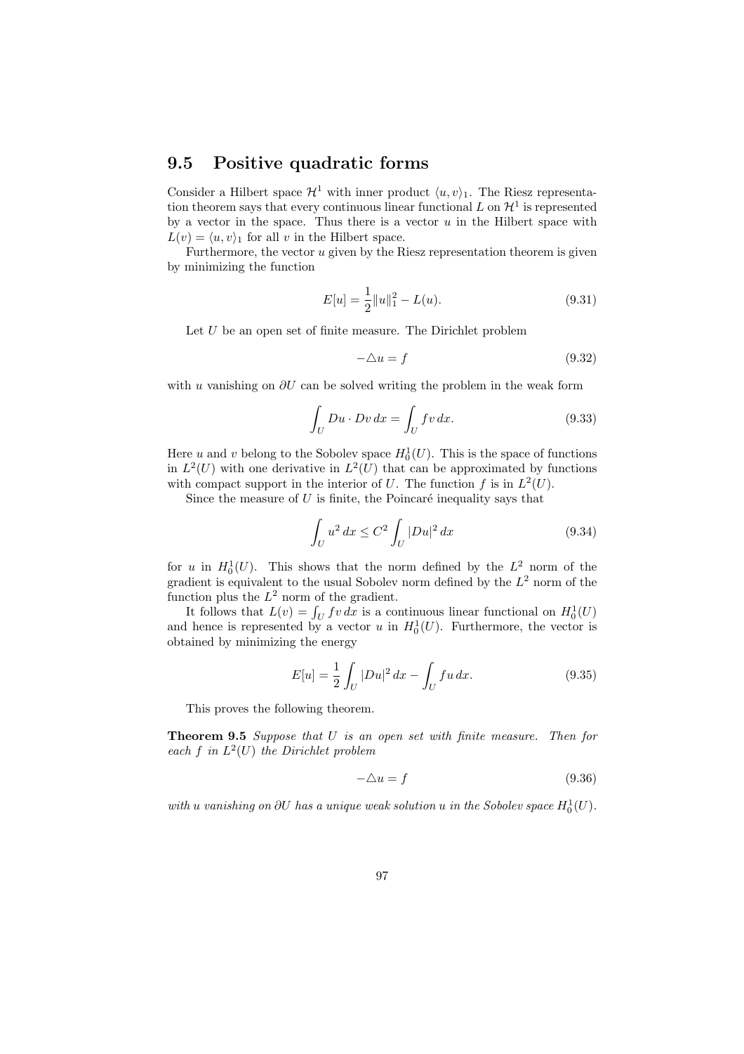## 9.5 Positive quadratic forms

Consider a Hilbert space $\mathcal{H}^1$ with inner product $\langle u, v\rangle_1$. The Riesz representation theorem says that every continuous linear functional $L$ on $\mathcal{H}^1$ is represented by a vector in the space. Thus there is a vector $u$ in the Hilbert space with $L(v) = \langle u, v\rangle_1$ for all $v$ in the Hilbert space.

Furthermore, the vector $u$ given by the Riesz representation theorem is given by minimizing the function

$$E[u] = \frac{1}{2}\|u\|_1^2 - L(u). \tag{9.31}$$

Let $U$ be an open set of finite measure. The Dirichlet problem

$$-\triangle u = f \tag{9.32}$$

with $u$ vanishing on $\partial U$ can be solved writing the problem in the weak form

$$\int_U Du \cdot Dv \, dx = \int_U fv \, dx. \tag{9.33}$$

Here $u$ and $v$ belong to the Sobolev space $H_0^1(U)$. This is the space of functions in $L^2(U)$ with one derivative in $L^2(U)$ that can be approximated by functions with compact support in the interior of $U$. The function $f$ is in $L^2(U)$.

Since the measure of $U$ is finite, the Poincaré inequality says that

$$\int_U u^2 \, dx \leq C^2 \int_U |Du|^2 \, dx \tag{9.34}$$

for $u$ in $H_0^1(U)$. This shows that the norm defined by the $L^2$ norm of the gradient is equivalent to the usual Sobolev norm defined by the $L^2$ norm of the function plus the $L^2$ norm of the gradient.

It follows that $L(v) = \int_U fv \, dx$ is a continuous linear functional on $H_0^1(U)$ and hence is represented by a vector $u$ in $H_0^1(U)$. Furthermore, the vector is obtained by minimizing the energy

$$E[u] = \frac{1}{2}\int_U |Du|^2 \, dx - \int_U fu \, dx. \tag{9.35}$$

This proves the following theorem.

**Theorem 9.5** *Suppose that $U$ is an open set with finite measure. Then for each $f$ in $L^2(U)$ the Dirichlet problem*

$$-\triangle u = f \tag{9.36}$$

*with $u$ vanishing on $\partial U$ has a unique weak solution $u$ in the Sobolev space $H_0^1(U)$.*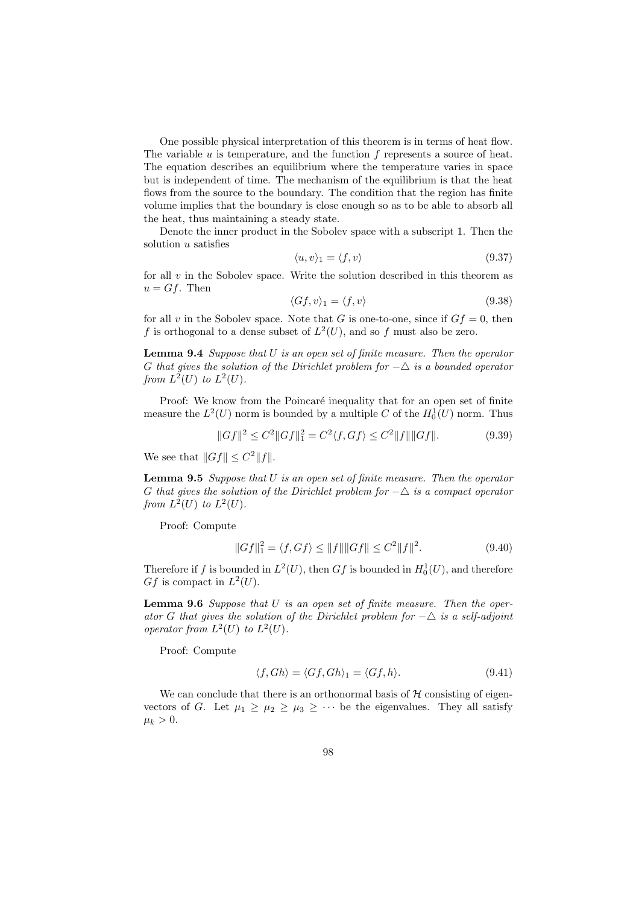One possible physical interpretation of this theorem is in terms of heat flow. The variable $u$ is temperature, and the function $f$ represents a source of heat. The equation describes an equilibrium where the temperature varies in space but is independent of time. The mechanism of the equilibrium is that the heat flows from the source to the boundary. The condition that the region has finite volume implies that the boundary is close enough so as to be able to absorb all the heat, thus maintaining a steady state.

Denote the inner product in the Sobolev space with a subscript 1. Then the solution $u$ satisfies

$$\langle u, v\rangle_1 = \langle f, v\rangle \tag{9.37}$$

for all $v$ in the Sobolev space. Write the solution described in this theorem as $u = Gf$. Then

$$\langle Gf, v\rangle_1 = \langle f, v\rangle \tag{9.38}$$

for all $v$ in the Sobolev space. Note that $G$ is one-to-one, since if $Gf = 0$, then $f$ is orthogonal to a dense subset of $L^2(U)$, and so $f$ must also be zero.

**Lemma 9.4** *Suppose that $U$ is an open set of finite measure. Then the operator $G$ that gives the solution of the Dirichlet problem for $-\triangle$ is a bounded operator from $L^2(U)$ to $L^2(U)$.*

Proof: We know from the Poincaré inequality that for an open set of finite measure the $L^2(U)$ norm is bounded by a multiple $C$ of the $H_0^1(U)$ norm. Thus

$$\|Gf\|^2 \le C^2\|Gf\|_1^2 = C^2\langle f, Gf\rangle \le C^2\|f\|\|Gf\|. \tag{9.39}$$

We see that $\|Gf\| \le C^2\|f\|$.

**Lemma 9.5** *Suppose that $U$ is an open set of finite measure. Then the operator $G$ that gives the solution of the Dirichlet problem for $-\triangle$ is a compact operator from $L^2(U)$ to $L^2(U)$.*

Proof: Compute

$$\|Gf\|_1^2 = \langle f, Gf\rangle \le \|f\|\|Gf\| \le C^2\|f\|^2. \tag{9.40}$$

Therefore if $f$ is bounded in $L^2(U)$, then $Gf$ is bounded in $H_0^1(U)$, and therefore $Gf$ is compact in $L^2(U)$.

**Lemma 9.6** *Suppose that $U$ is an open set of finite measure. Then the operator $G$ that gives the solution of the Dirichlet problem for $-\triangle$ is a self-adjoint operator from $L^2(U)$ to $L^2(U)$.*

Proof: Compute

$$\langle f, Gh\rangle = \langle Gf, Gh\rangle_1 = \langle Gf, h\rangle. \tag{9.41}$$

We can conclude that there is an orthonormal basis of $\mathcal{H}$ consisting of eigenvectors of $G$. Let $\mu_1 \ge \mu_2 \ge \mu_3 \ge \cdots$ be the eigenvalues. They all satisfy $\mu_k > 0$.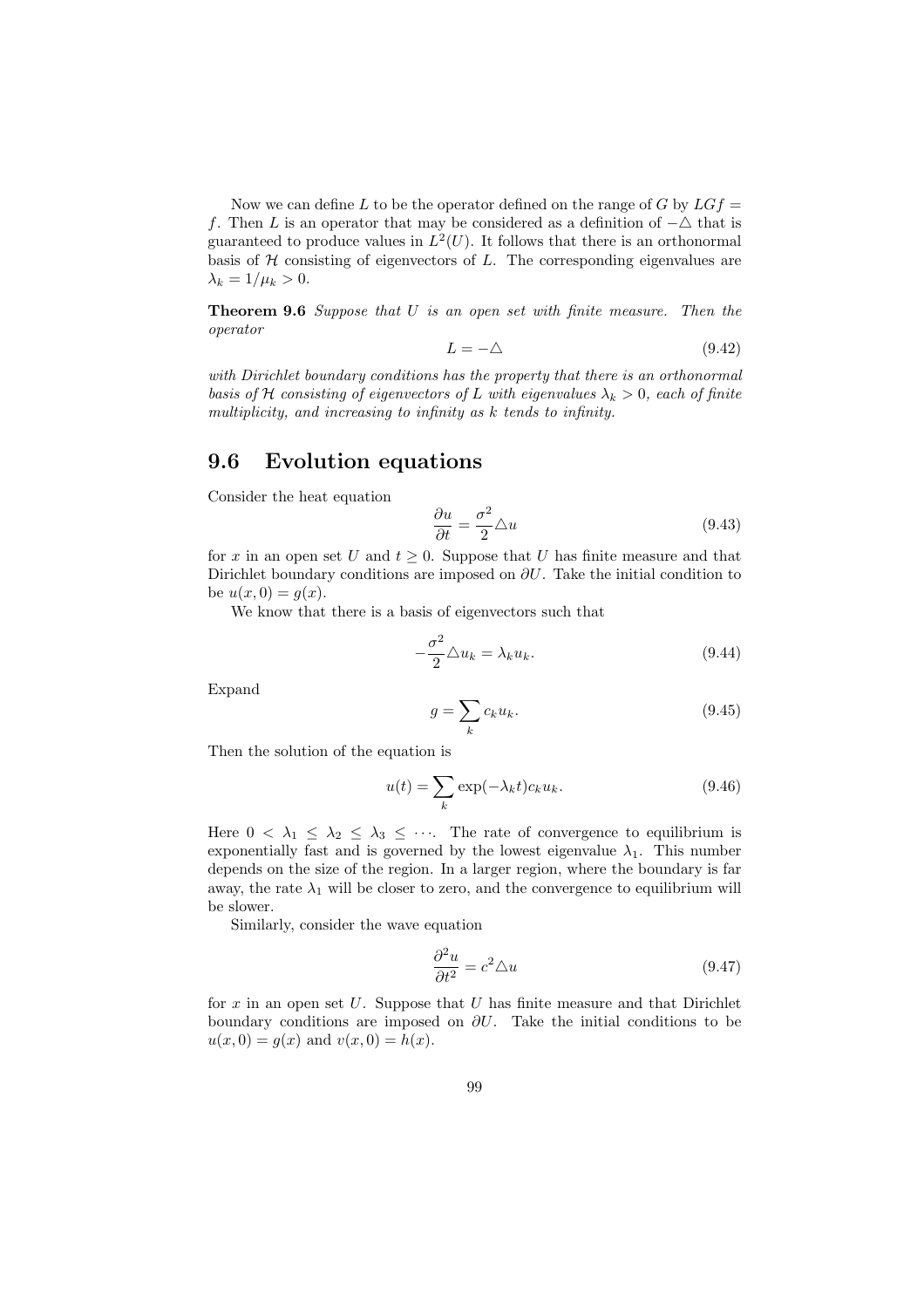Now we can define $L$ to be the operator defined on the range of $G$ by $LGf = f$. Then $L$ is an operator that may be considered as a definition of $-\triangle$ that is guaranteed to produce values in $L^2(U)$. It follows that there is an orthonormal basis of $\mathcal{H}$ consisting of eigenvectors of $L$. The corresponding eigenvalues are $\lambda_k = 1/\mu_k > 0$.

**Theorem 9.6** *Suppose that $U$ is an open set with finite measure. Then the operator*

$$L = -\triangle \tag{9.42}$$

*with Dirichlet boundary conditions has the property that there is an orthonormal basis of $\mathcal{H}$ consisting of eigenvectors of $L$ with eigenvalues $\lambda_k > 0$, each of finite multiplicity, and increasing to infinity as $k$ tends to infinity.*

## 9.6 Evolution equations

Consider the heat equation

$$\frac{\partial u}{\partial t} = \frac{\sigma^2}{2}\triangle u \tag{9.43}$$

for $x$ in an open set $U$ and $t \geq 0$. Suppose that $U$ has finite measure and that Dirichlet boundary conditions are imposed on $\partial U$. Take the initial condition to be $u(x, 0) = g(x)$.

We know that there is a basis of eigenvectors such that

$$-\frac{\sigma^2}{2}\triangle u_k = \lambda_k u_k. \tag{9.44}$$

Expand

$$g = \sum_k c_k u_k. \tag{9.45}$$

Then the solution of the equation is

$$u(t) = \sum_k \exp(-\lambda_k t) c_k u_k. \tag{9.46}$$

Here $0 < \lambda_1 \leq \lambda_2 \leq \lambda_3 \leq \cdots$. The rate of convergence to equilibrium is exponentially fast and is governed by the lowest eigenvalue $\lambda_1$. This number depends on the size of the region. In a larger region, where the boundary is far away, the rate $\lambda_1$ will be closer to zero, and the convergence to equilibrium will be slower.

Similarly, consider the wave equation

$$\frac{\partial^2 u}{\partial t^2} = c^2 \triangle u \tag{9.47}$$

for $x$ in an open set $U$. Suppose that $U$ has finite measure and that Dirichlet boundary conditions are imposed on $\partial U$. Take the initial conditions to be $u(x, 0) = g(x)$ and $v(x, 0) = h(x)$.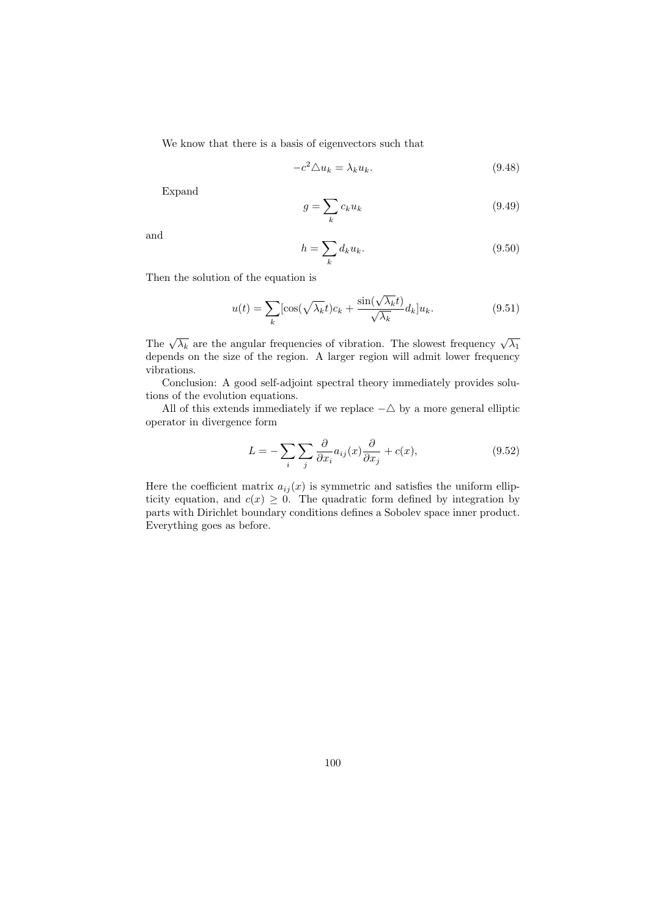We know that there is a basis of eigenvectors such that

$$-c^2 \triangle u_k = \lambda_k u_k. \tag{9.48}$$

Expand

$$g = \sum_k c_k u_k \tag{9.49}$$

and

$$h = \sum_k d_k u_k. \tag{9.50}$$

Then the solution of the equation is

$$u(t) = \sum_k [\cos(\sqrt{\lambda_k} t) c_k + \frac{\sin(\sqrt{\lambda_k} t)}{\sqrt{\lambda_k}} d_k] u_k. \tag{9.51}$$

The $\sqrt{\lambda_k}$ are the angular frequencies of vibration. The slowest frequency $\sqrt{\lambda_1}$ depends on the size of the region. A larger region will admit lower frequency vibrations.

Conclusion: A good self-adjoint spectral theory immediately provides solutions of the evolution equations.

All of this extends immediately if we replace $-\triangle$ by a more general elliptic operator in divergence form

$$L = -\sum_i \sum_j \frac{\partial}{\partial x_i} a_{ij}(x) \frac{\partial}{\partial x_j} + c(x), \tag{9.52}$$

Here the coefficient matrix $a_{ij}(x)$ is symmetric and satisfies the uniform ellipticity equation, and $c(x) \geq 0$. The quadratic form defined by integration by parts with Dirichlet boundary conditions defines a Sobolev space inner product. Everything goes as before.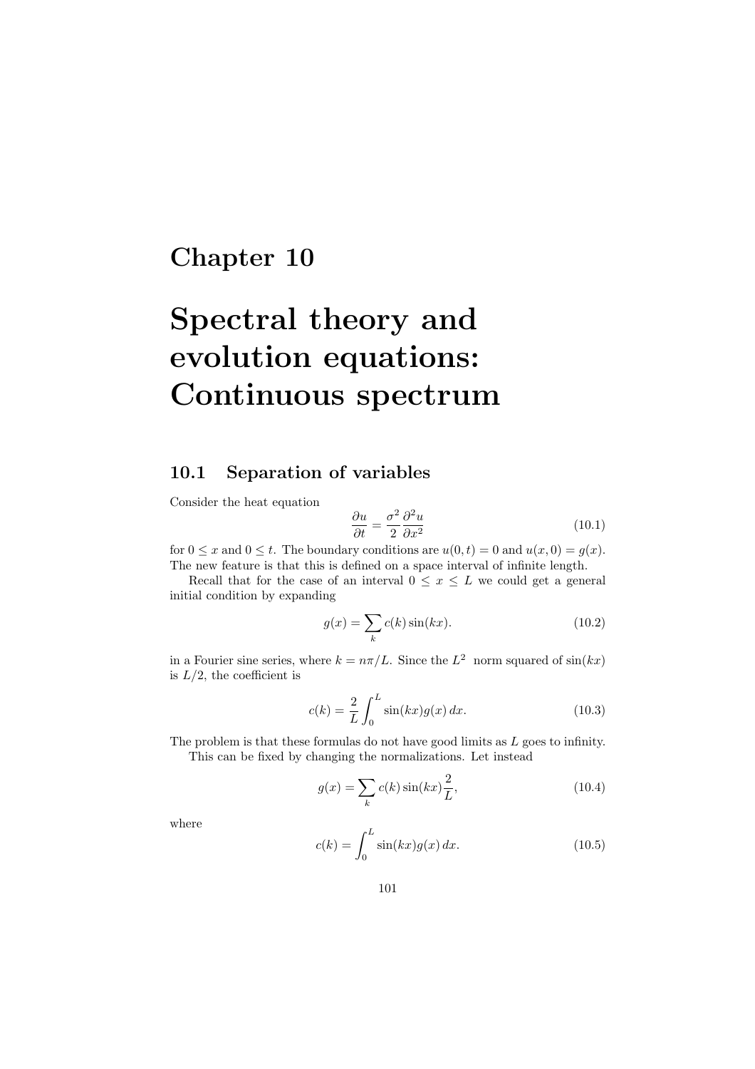# Chapter 10

# Spectral theory and evolution equations: Continuous spectrum

## 10.1 Separation of variables

Consider the heat equation

$$\frac{\partial u}{\partial t} = \frac{\sigma^2}{2}\frac{\partial^2 u}{\partial x^2} \tag{10.1}$$

for $0 \leq x$ and $0 \leq t$. The boundary conditions are $u(0,t) = 0$ and $u(x,0) = g(x)$. The new feature is that this is defined on a space interval of infinite length.

Recall that for the case of an interval $0 \leq x \leq L$ we could get a general initial condition by expanding

$$g(x) = \sum_k c(k)\sin(kx). \tag{10.2}$$

in a Fourier sine series, where $k = n\pi/L$. Since the $L^2$ norm squared of $\sin(kx)$ is $L/2$, the coefficient is

$$c(k) = \frac{2}{L}\int_0^L \sin(kx)g(x)\,dx. \tag{10.3}$$

The problem is that these formulas do not have good limits as $L$ goes to infinity.

This can be fixed by changing the normalizations. Let instead

$$g(x) = \sum_k c(k)\sin(kx)\frac{2}{L}, \tag{10.4}$$

where

$$c(k) = \int_0^L \sin(kx)g(x)\,dx. \tag{10.5}$$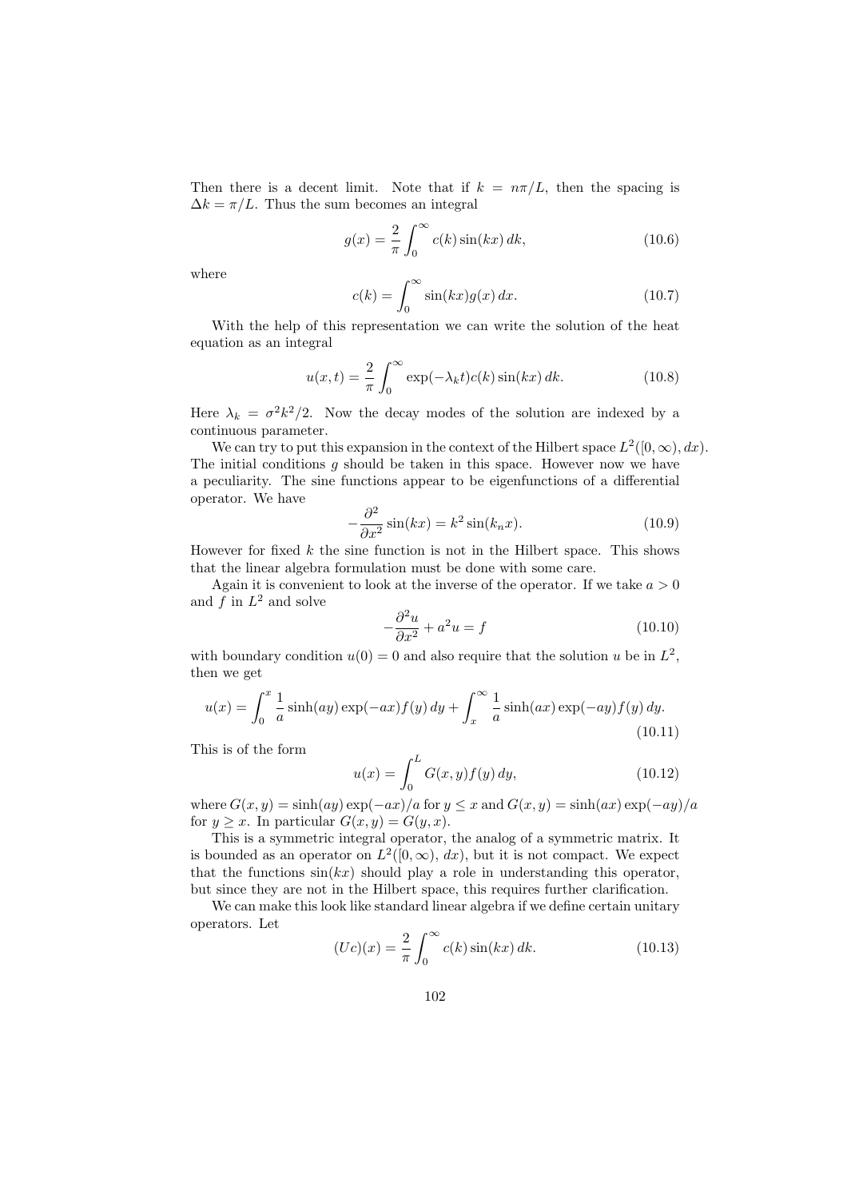Then there is a decent limit. Note that if $k = n\pi/L$, then the spacing is $\Delta k = \pi/L$. Thus the sum becomes an integral

$$g(x) = \frac{2}{\pi} \int_0^\infty c(k) \sin(kx) \, dk, \tag{10.6}$$

where

$$c(k) = \int_0^\infty \sin(kx) g(x) \, dx. \tag{10.7}$$

With the help of this representation we can write the solution of the heat equation as an integral

$$u(x,t) = \frac{2}{\pi} \int_0^\infty \exp(-\lambda_k t) c(k) \sin(kx) \, dk. \tag{10.8}$$

Here $\lambda_k = \sigma^2 k^2/2$. Now the decay modes of the solution are indexed by a continuous parameter.

We can try to put this expansion in the context of the Hilbert space $L^2([0,\infty), dx)$. The initial conditions $g$ should be taken in this space. However now we have a peculiarity. The sine functions appear to be eigenfunctions of a differential operator. We have

$$-\frac{\partial^2}{\partial x^2} \sin(kx) = k^2 \sin(k_n x). \tag{10.9}$$

However for fixed $k$ the sine function is not in the Hilbert space. This shows that the linear algebra formulation must be done with some care.

Again it is convenient to look at the inverse of the operator. If we take $a > 0$ and $f$ in $L^2$ and solve

$$-\frac{\partial^2 u}{\partial x^2} + a^2 u = f \tag{10.10}$$

with boundary condition $u(0) = 0$ and also require that the solution $u$ be in $L^2$, then we get

$$u(x) = \int_0^x \frac{1}{a} \sinh(ay) \exp(-ax) f(y) \, dy + \int_x^\infty \frac{1}{a} \sinh(ax) \exp(-ay) f(y) \, dy. \tag{10.11}$$

This is of the form

$$u(x) = \int_0^L G(x,y) f(y) \, dy, \tag{10.12}$$

where $G(x,y) = \sinh(ay)\exp(-ax)/a$ for $y \leq x$ and $G(x,y) = \sinh(ax)\exp(-ay)/a$ for $y \geq x$. In particular $G(x,y) = G(y,x)$.

This is a symmetric integral operator, the analog of a symmetric matrix. It is bounded as an operator on $L^2([0,\infty), dx)$, but it is not compact. We expect that the functions $\sin(kx)$ should play a role in understanding this operator, but since they are not in the Hilbert space, this requires further clarification.

We can make this look like standard linear algebra if we define certain unitary operators. Let

$$(Uc)(x) = \frac{2}{\pi} \int_0^\infty c(k) \sin(kx) \, dk. \tag{10.13}$$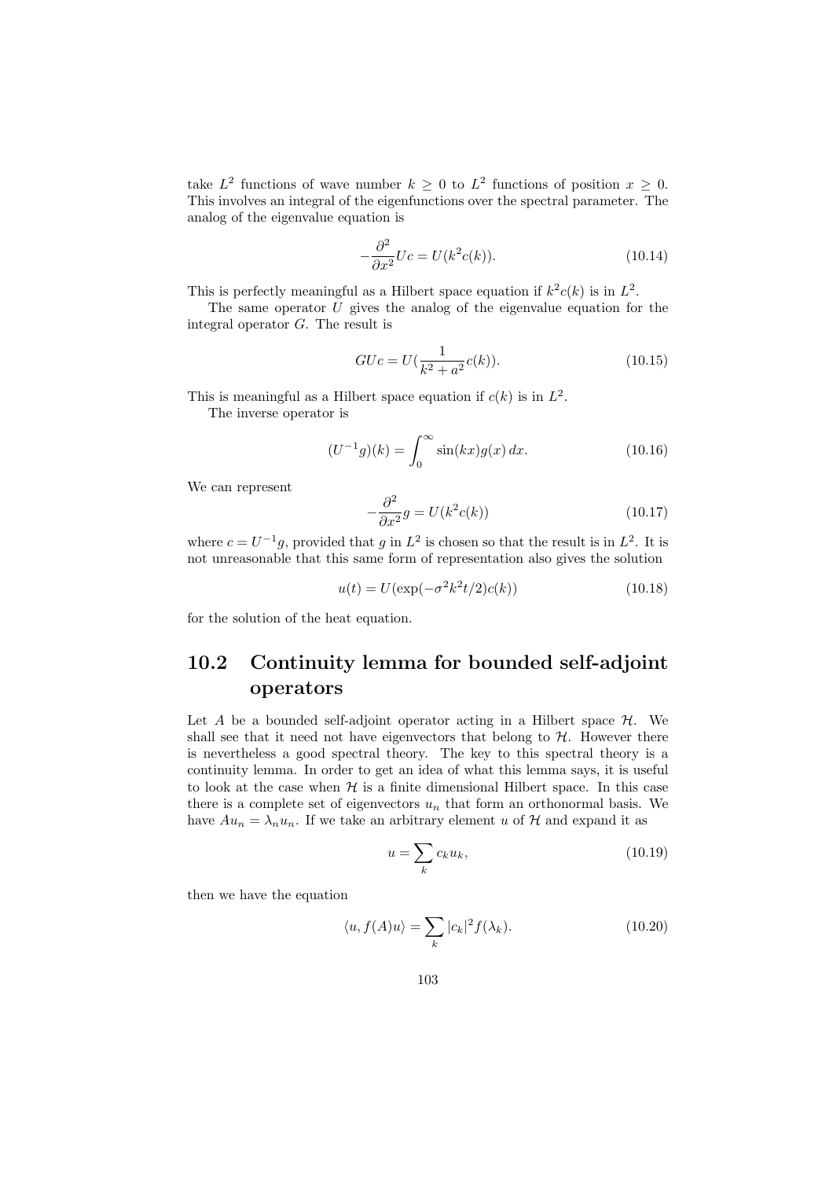take $L^2$ functions of wave number $k \geq 0$ to $L^2$ functions of position $x \geq 0$. This involves an integral of the eigenfunctions over the spectral parameter. The analog of the eigenvalue equation is

$$-\frac{\partial^2}{\partial x^2} Uc = U(k^2 c(k)). \tag{10.14}$$

This is perfectly meaningful as a Hilbert space equation if $k^2 c(k)$ is in $L^2$.

The same operator $U$ gives the analog of the eigenvalue equation for the integral operator $G$. The result is

$$GUc = U(\frac{1}{k^2 + a^2} c(k)). \tag{10.15}$$

This is meaningful as a Hilbert space equation if $c(k)$ is in $L^2$.

The inverse operator is

$$(U^{-1} g)(k) = \int_0^\infty \sin(kx) g(x)\, dx. \tag{10.16}$$

We can represent

$$-\frac{\partial^2}{\partial x^2} g = U(k^2 c(k)) \tag{10.17}$$

where $c = U^{-1} g$, provided that $g$ in $L^2$ is chosen so that the result is in $L^2$. It is not unreasonable that this same form of representation also gives the solution

$$u(t) = U(\exp(-\sigma^2 k^2 t/2) c(k)) \tag{10.18}$$

for the solution of the heat equation.

## 10.2 Continuity lemma for bounded self-adjoint operators

Let $A$ be a bounded self-adjoint operator acting in a Hilbert space $\mathcal{H}$. We shall see that it need not have eigenvectors that belong to $\mathcal{H}$. However there is nevertheless a good spectral theory. The key to this spectral theory is a continuity lemma. In order to get an idea of what this lemma says, it is useful to look at the case when $\mathcal{H}$ is a finite dimensional Hilbert space. In this case there is a complete set of eigenvectors $u_n$ that form an orthonormal basis. We have $Au_n = \lambda_n u_n$. If we take an arbitrary element $u$ of $\mathcal{H}$ and expand it as

$$u = \sum_k c_k u_k, \tag{10.19}$$

then we have the equation

$$\langle u, f(A) u \rangle = \sum_k |c_k|^2 f(\lambda_k). \tag{10.20}$$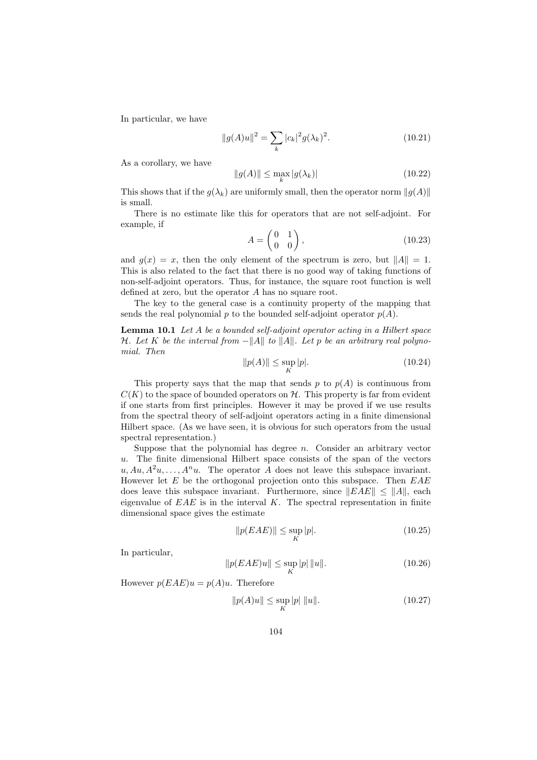In particular, we have

$$\|g(A)u\|^2 = \sum_k |c_k|^2 g(\lambda_k)^2. \tag{10.21}$$

As a corollary, we have

$$\|g(A)\| \leq \max_k |g(\lambda_k)| \tag{10.22}$$

This shows that if the $g(\lambda_k)$ are uniformly small, then the operator norm $\|g(A)\|$ is small.

There is no estimate like this for operators that are not self-adjoint. For example, if

$$A = \begin{pmatrix} 0 & 1 \\ 0 & 0 \end{pmatrix}, \tag{10.23}$$

and $g(x) = x$, then the only element of the spectrum is zero, but $\|A\| = 1$. This is also related to the fact that there is no good way of taking functions of non-self-adjoint operators. Thus, for instance, the square root function is well defined at zero, but the operator $A$ has no square root.

The key to the general case is a continuity property of the mapping that sends the real polynomial $p$ to the bounded self-adjoint operator $p(A)$.

**Lemma 10.1** *Let $A$ be a bounded self-adjoint operator acting in a Hilbert space $\mathcal{H}$. Let $K$ be the interval from $-\|A\|$ to $\|A\|$. Let $p$ be an arbitrary real polynomial. Then*

$$\|p(A)\| \leq \sup_K |p|. \tag{10.24}$$

This property says that the map that sends $p$ to $p(A)$ is continuous from $C(K)$ to the space of bounded operators on $\mathcal{H}$. This property is far from evident if one starts from first principles. However it may be proved if we use results from the spectral theory of self-adjoint operators acting in a finite dimensional Hilbert space. (As we have seen, it is obvious for such operators from the usual spectral representation.)

Suppose that the polynomial has degree $n$. Consider an arbitrary vector $u$. The finite dimensional Hilbert space consists of the span of the vectors $u, Au, A^2u, \ldots, A^n u$. The operator $A$ does not leave this subspace invariant. However let $E$ be the orthogonal projection onto this subspace. Then $EAE$ does leave this subspace invariant. Furthermore, since $\|EAE\| \leq \|A\|$, each eigenvalue of $EAE$ is in the interval $K$. The spectral representation in finite dimensional space gives the estimate

$$\|p(EAE)\| \leq \sup_K |p|. \tag{10.25}$$

In particular,

$$\|p(EAE)u\| \leq \sup_K |p| \, \|u\|. \tag{10.26}$$

However $p(EAE)u = p(A)u$. Therefore

$$\|p(A)u\| \leq \sup_K |p| \; \|u\|. \tag{10.27}$$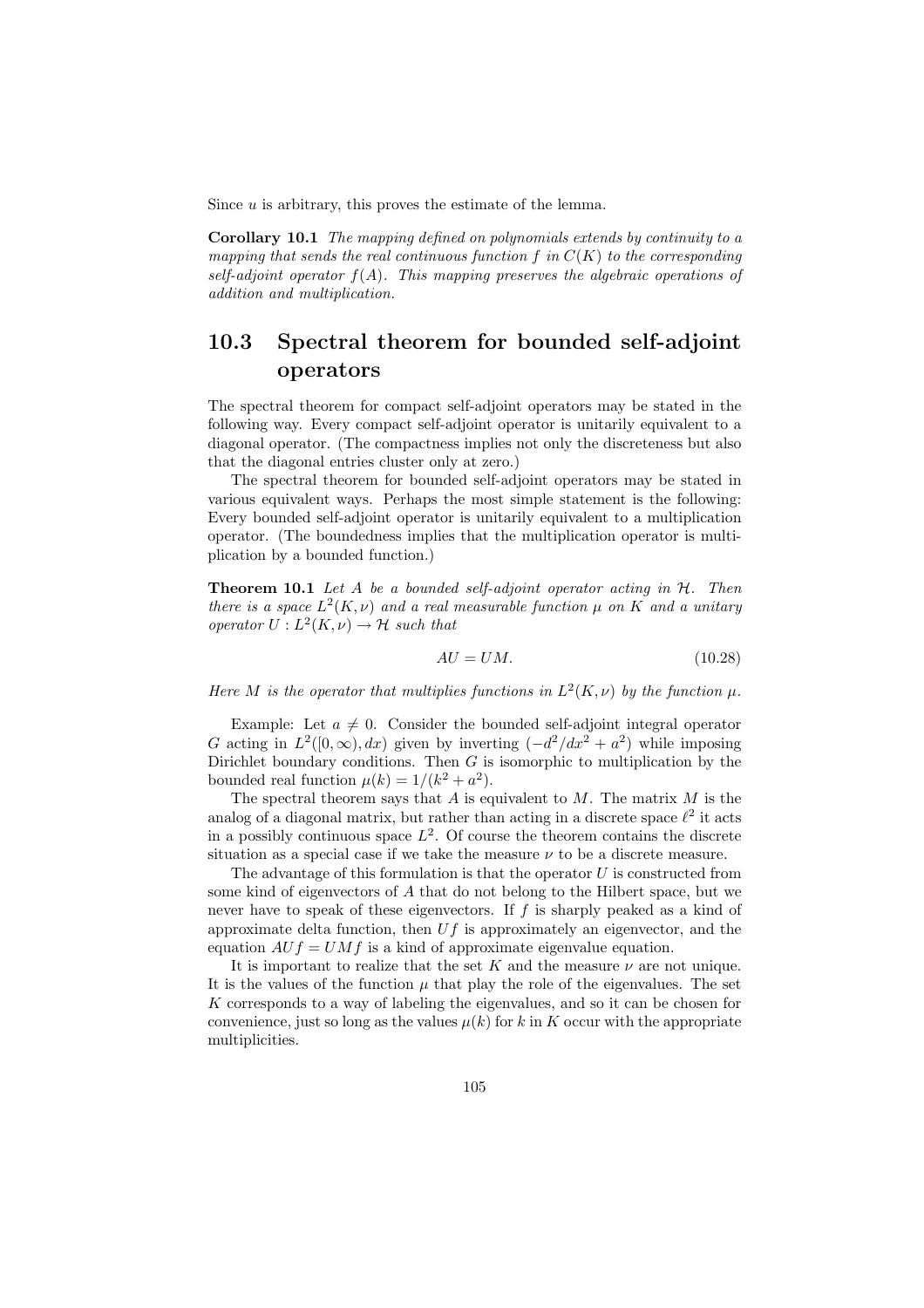Since $u$ is arbitrary, this proves the estimate of the lemma.

**Corollary 10.1** *The mapping defined on polynomials extends by continuity to a mapping that sends the real continuous function $f$ in $C(K)$ to the corresponding self-adjoint operator $f(A)$. This mapping preserves the algebraic operations of addition and multiplication.*

## 10.3 Spectral theorem for bounded self-adjoint operators

The spectral theorem for compact self-adjoint operators may be stated in the following way. Every compact self-adjoint operator is unitarily equivalent to a diagonal operator. (The compactness implies not only the discreteness but also that the diagonal entries cluster only at zero.)

The spectral theorem for bounded self-adjoint operators may be stated in various equivalent ways. Perhaps the most simple statement is the following: Every bounded self-adjoint operator is unitarily equivalent to a multiplication operator. (The boundedness implies that the multiplication operator is multiplication by a bounded function.)

**Theorem 10.1** *Let $A$ be a bounded self-adjoint operator acting in $\mathcal{H}$. Then there is a space $L^2(K, \nu)$ and a real measurable function $\mu$ on $K$ and a unitary operator $U : L^2(K, \nu) \to \mathcal{H}$ such that*

$$AU = UM. \tag{10.28}$$

*Here $M$ is the operator that multiplies functions in $L^2(K, \nu)$ by the function $\mu$.*

Example: Let $a \neq 0$. Consider the bounded self-adjoint integral operator $G$ acting in $L^2([0, \infty), dx)$ given by inverting $(-d^2/dx^2 + a^2)$ while imposing Dirichlet boundary conditions. Then $G$ is isomorphic to multiplication by the bounded real function $\mu(k) = 1/(k^2 + a^2)$.

The spectral theorem says that $A$ is equivalent to $M$. The matrix $M$ is the analog of a diagonal matrix, but rather than acting in a discrete space $\ell^2$ it acts in a possibly continuous space $L^2$. Of course the theorem contains the discrete situation as a special case if we take the measure $\nu$ to be a discrete measure.

The advantage of this formulation is that the operator $U$ is constructed from some kind of eigenvectors of $A$ that do not belong to the Hilbert space, but we never have to speak of these eigenvectors. If $f$ is sharply peaked as a kind of approximate delta function, then $Uf$ is approximately an eigenvector, and the equation $AUf = UMf$ is a kind of approximate eigenvalue equation.

It is important to realize that the set $K$ and the measure $\nu$ are not unique. It is the values of the function $\mu$ that play the role of the eigenvalues. The set $K$ corresponds to a way of labeling the eigenvalues, and so it can be chosen for convenience, just so long as the values $\mu(k)$ for $k$ in $K$ occur with the appropriate multiplicities.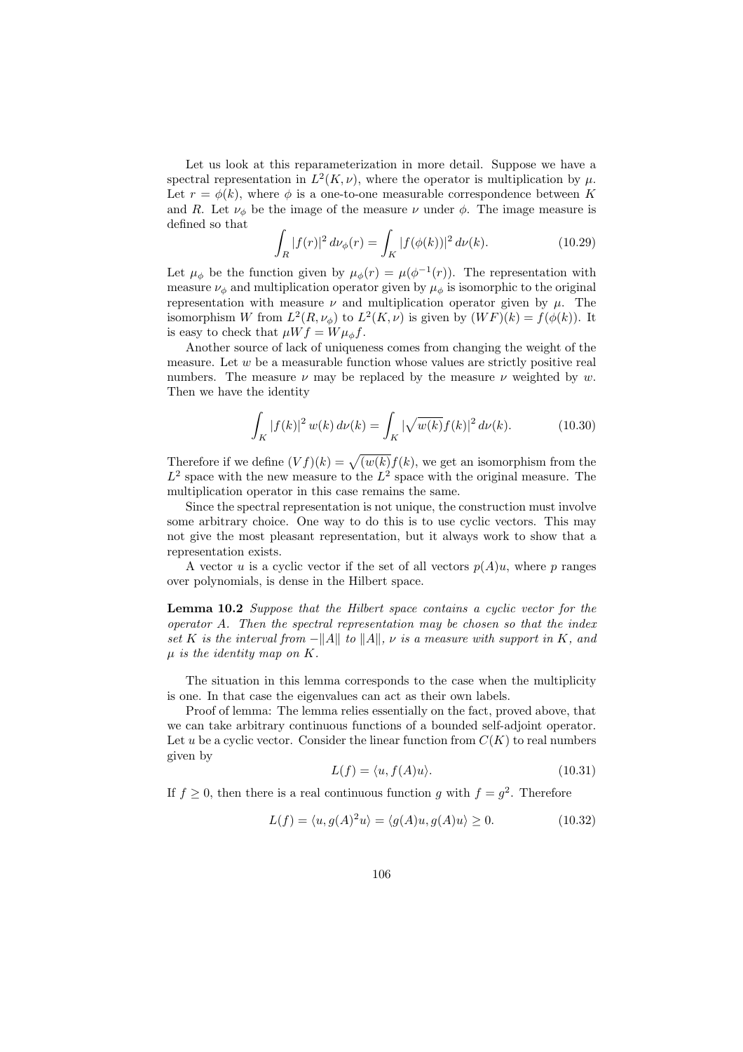Let us look at this reparameterization in more detail. Suppose we have a spectral representation in $L^2(K, \nu)$, where the operator is multiplication by $\mu$. Let $r = \phi(k)$, where $\phi$ is a one-to-one measurable correspondence between $K$ and $R$. Let $\nu_\phi$ be the image of the measure $\nu$ under $\phi$. The image measure is defined so that

$$\int_R |f(r)|^2 \, d\nu_\phi(r) = \int_K |f(\phi(k))|^2 \, d\nu(k). \tag{10.29}$$

Let $\mu_\phi$ be the function given by $\mu_\phi(r) = \mu(\phi^{-1}(r))$. The representation with measure $\nu_\phi$ and multiplication operator given by $\mu_\phi$ is isomorphic to the original representation with measure $\nu$ and multiplication operator given by $\mu$. The isomorphism $W$ from $L^2(R, \nu_\phi)$ to $L^2(K, \nu)$ is given by $(WF)(k) = f(\phi(k))$. It is easy to check that $\mu W f = W \mu_\phi f$.

Another source of lack of uniqueness comes from changing the weight of the measure. Let $w$ be a measurable function whose values are strictly positive real numbers. The measure $\nu$ may be replaced by the measure $\nu$ weighted by $w$. Then we have the identity

$$\int_K |f(k)|^2 \, w(k) \, d\nu(k) = \int_K |\sqrt{w(k)} f(k)|^2 \, d\nu(k). \tag{10.30}$$

Therefore if we define $(Vf)(k) = \sqrt{(w(k)} f(k)$, we get an isomorphism from the $L^2$ space with the new measure to the $L^2$ space with the original measure. The multiplication operator in this case remains the same.

Since the spectral representation is not unique, the construction must involve some arbitrary choice. One way to do this is to use cyclic vectors. This may not give the most pleasant representation, but it always work to show that a representation exists.

A vector $u$ is a cyclic vector if the set of all vectors $p(A)u$, where $p$ ranges over polynomials, is dense in the Hilbert space.

**Lemma 10.2** *Suppose that the Hilbert space contains a cyclic vector for the operator $A$. Then the spectral representation may be chosen so that the index set $K$ is the interval from $-\|A\|$ to $\|A\|$, $\nu$ is a measure with support in $K$, and $\mu$ is the identity map on $K$.*

The situation in this lemma corresponds to the case when the multiplicity is one. In that case the eigenvalues can act as their own labels.

Proof of lemma: The lemma relies essentially on the fact, proved above, that we can take arbitrary continuous functions of a bounded self-adjoint operator. Let $u$ be a cyclic vector. Consider the linear function from $C(K)$ to real numbers given by

$$L(f) = \langle u, f(A)u \rangle. \tag{10.31}$$

If $f \geq 0$, then there is a real continuous function $g$ with $f = g^2$. Therefore

$$L(f) = \langle u, g(A)^2 u \rangle = \langle g(A)u, g(A)u \rangle \geq 0. \tag{10.32}$$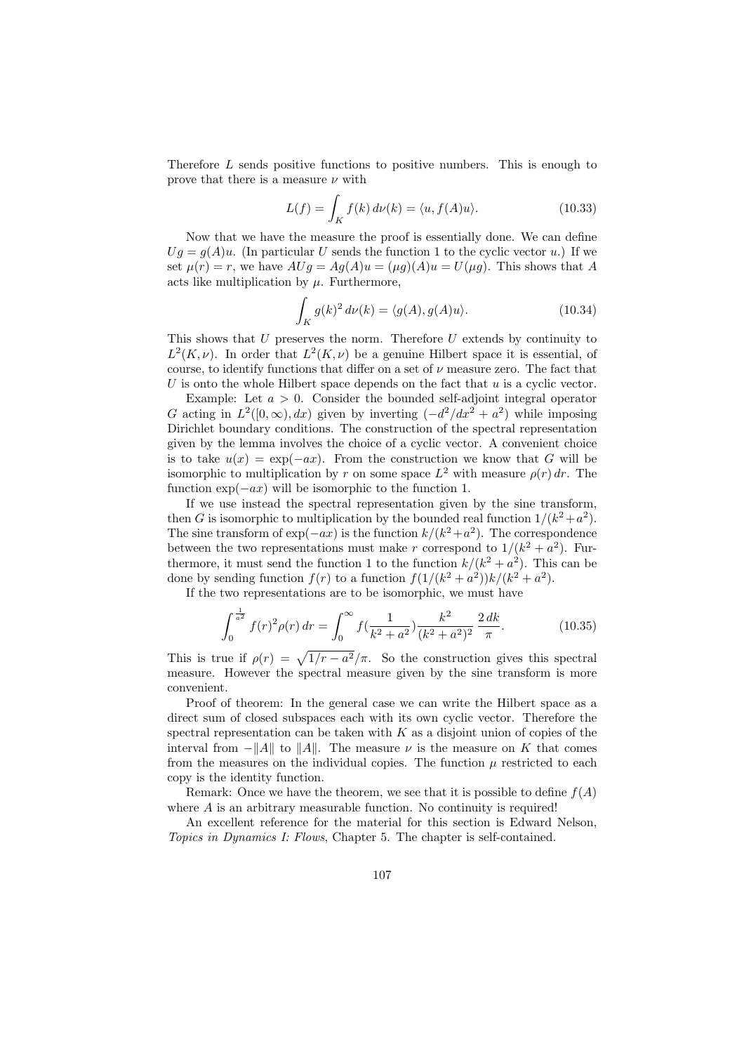Therefore $L$ sends positive functions to positive numbers. This is enough to prove that there is a measure $\nu$ with

$$L(f) = \int_K f(k)\, d\nu(k) = \langle u, f(A)u \rangle. \tag{10.33}$$

Now that we have the measure the proof is essentially done. We can define $Ug = g(A)u$. (In particular $U$ sends the function 1 to the cyclic vector $u$.) If we set $\mu(r) = r$, we have $AUg = Ag(A)u = (\mu g)(A)u = U(\mu g)$. This shows that $A$ acts like multiplication by $\mu$. Furthermore,

$$\int_K g(k)^2\, d\nu(k) = \langle g(A), g(A)u \rangle. \tag{10.34}$$

This shows that $U$ preserves the norm. Therefore $U$ extends by continuity to $L^2(K, \nu)$. In order that $L^2(K, \nu)$ be a genuine Hilbert space it is essential, of course, to identify functions that differ on a set of $\nu$ measure zero. The fact that $U$ is onto the whole Hilbert space depends on the fact that $u$ is a cyclic vector.

Example: Let $a > 0$. Consider the bounded self-adjoint integral operator $G$ acting in $L^2([0, \infty), dx)$ given by inverting $(-d^2/dx^2 + a^2)$ while imposing Dirichlet boundary conditions. The construction of the spectral representation given by the lemma involves the choice of a cyclic vector. A convenient choice is to take $u(x) = \exp(-ax)$. From the construction we know that $G$ will be isomorphic to multiplication by $r$ on some space $L^2$ with measure $\rho(r)\, dr$. The function $\exp(-ax)$ will be isomorphic to the function 1.

If we use instead the spectral representation given by the sine transform, then $G$ is isomorphic to multiplication by the bounded real function $1/(k^2+a^2)$. The sine transform of $\exp(-ax)$ is the function $k/(k^2+a^2)$. The correspondence between the two representations must make $r$ correspond to $1/(k^2 + a^2)$. Furthermore, it must send the function 1 to the function $k/(k^2 + a^2)$. This can be done by sending function $f(r)$ to a function $f(1/(k^2 + a^2))k/(k^2 + a^2)$.

If the two representations are to be isomorphic, we must have

$$\int_0^{\frac{1}{a^2}} f(r)^2 \rho(r)\, dr = \int_0^\infty f\left(\frac{1}{k^2 + a^2}\right) \frac{k^2}{(k^2 + a^2)^2} \, \frac{2\, dk}{\pi}. \tag{10.35}$$

This is true if $\rho(r) = \sqrt{1/r - a^2}/\pi$. So the construction gives this spectral measure. However the spectral measure given by the sine transform is more convenient.

Proof of theorem: In the general case we can write the Hilbert space as a direct sum of closed subspaces each with its own cyclic vector. Therefore the spectral representation can be taken with $K$ as a disjoint union of copies of the interval from $-\|A\|$ to $\|A\|$. The measure $\nu$ is the measure on $K$ that comes from the measures on the individual copies. The function $\mu$ restricted to each copy is the identity function.

Remark: Once we have the theorem, we see that it is possible to define $f(A)$ where $A$ is an arbitrary measurable function. No continuity is required!

An excellent reference for the material for this section is Edward Nelson, *Topics in Dynamics I: Flows*, Chapter 5. The chapter is self-contained.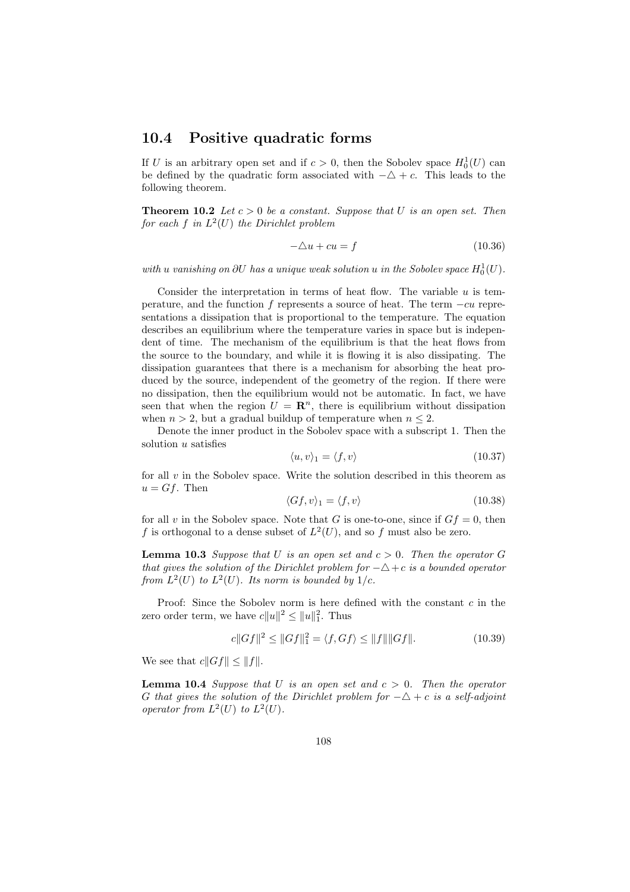## 10.4 Positive quadratic forms

If $U$ is an arbitrary open set and if $c > 0$, then the Sobolev space $H_0^1(U)$ can be defined by the quadratic form associated with $-\triangle + c$. This leads to the following theorem.

**Theorem 10.2** *Let $c > 0$ be a constant. Suppose that $U$ is an open set. Then for each $f$ in $L^2(U)$ the Dirichlet problem*

$$-\triangle u + cu = f \tag{10.36}$$

*with $u$ vanishing on $\partial U$ has a unique weak solution $u$ in the Sobolev space $H_0^1(U)$.*

Consider the interpretation in terms of heat flow. The variable $u$ is temperature, and the function $f$ represents a source of heat. The term $-cu$ represesentations a dissipation that is proportional to the temperature. The equation describes an equilibrium where the temperature varies in space but is independent of time. The mechanism of the equilibrium is that the heat flows from the source to the boundary, and while it is flowing it is also dissipating. The dissipation guarantees that there is a mechanism for absorbing the heat produced by the source, independent of the geometry of the region. If there were no dissipation, then the equilibrium would not be automatic. In fact, we have seen that when the region $U = \mathbf{R}^n$, there is equilibrium without dissipation when $n > 2$, but a gradual buildup of temperature when $n \leq 2$.

Denote the inner product in the Sobolev space with a subscript 1. Then the solution $u$ satisfies

$$\langle u, v \rangle_1 = \langle f, v \rangle \tag{10.37}$$

for all $v$ in the Sobolev space. Write the solution described in this theorem as $u = Gf$. Then

$$\langle Gf, v \rangle_1 = \langle f, v \rangle \tag{10.38}$$

for all $v$ in the Sobolev space. Note that $G$ is one-to-one, since if $Gf = 0$, then $f$ is orthogonal to a dense subset of $L^2(U)$, and so $f$ must also be zero.

**Lemma 10.3** *Suppose that $U$ is an open set and $c > 0$. Then the operator $G$ that gives the solution of the Dirichlet problem for $-\triangle + c$ is a bounded operator from $L^2(U)$ to $L^2(U)$. Its norm is bounded by $1/c$.*

Proof: Since the Sobolev norm is here defined with the constant $c$ in the zero order term, we have $c\|u\|^2 \leq \|u\|_1^2$. Thus

$$c\|Gf\|^2 \leq \|Gf\|_1^2 = \langle f, Gf \rangle \leq \|f\|\|Gf\|. \tag{10.39}$$

We see that $c\|Gf\| \leq \|f\|$.

**Lemma 10.4** *Suppose that $U$ is an open set and $c > 0$. Then the operator $G$ that gives the solution of the Dirichlet problem for $-\triangle + c$ is a self-adjoint operator from $L^2(U)$ to $L^2(U)$.*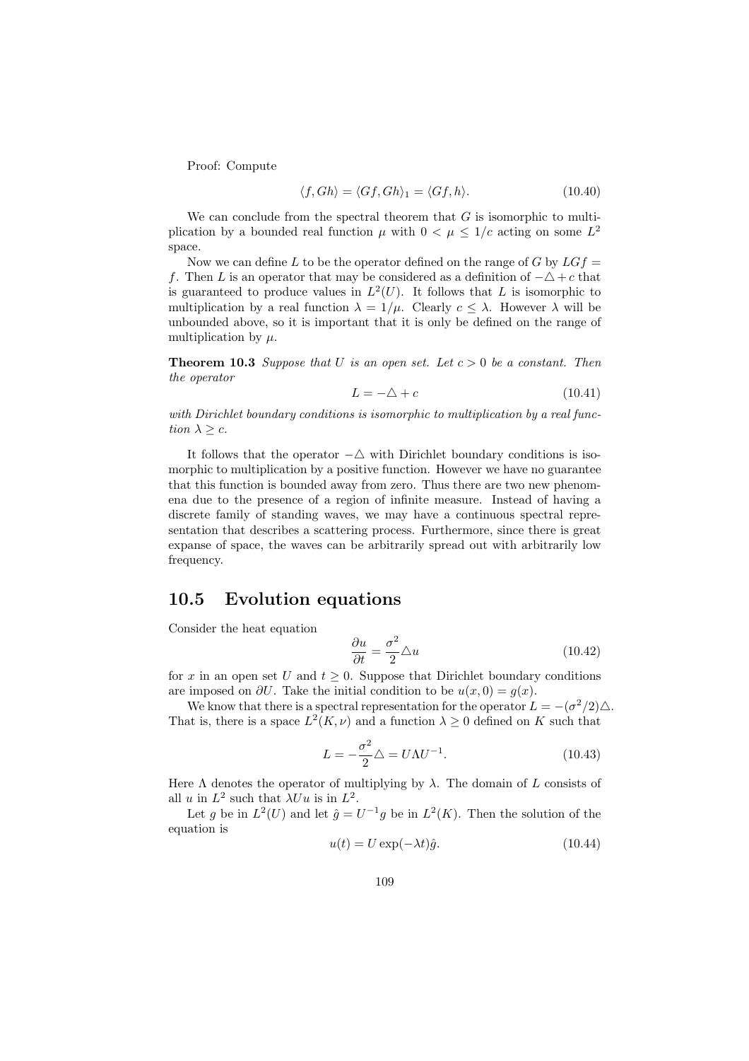Proof: Compute

$$\langle f, Gh \rangle = \langle Gf, Gh \rangle_1 = \langle Gf, h \rangle. \tag{10.40}$$

We can conclude from the spectral theorem that $G$ is isomorphic to multiplication by a bounded real function $\mu$ with $0 < \mu \leq 1/c$ acting on some $L^2$ space.

Now we can define $L$ to be the operator defined on the range of $G$ by $LGf = f$. Then $L$ is an operator that may be considered as a definition of $-\triangle + c$ that is guaranteed to produce values in $L^2(U)$. It follows that $L$ is isomorphic to multiplication by a real function $\lambda = 1/\mu$. Clearly $c \leq \lambda$. However $\lambda$ will be unbounded above, so it is important that it is only be defined on the range of multiplication by $\mu$.

**Theorem 10.3** *Suppose that $U$ is an open set. Let $c > 0$ be a constant. Then the operator*

$$L = -\triangle + c \tag{10.41}$$

*with Dirichlet boundary conditions is isomorphic to multiplication by a real function $\lambda \geq c$.*

It follows that the operator $-\triangle$ with Dirichlet boundary conditions is isomorphic to multiplication by a positive function. However we have no guarantee that this function is bounded away from zero. Thus there are two new phenomena due to the presence of a region of infinite measure. Instead of having a discrete family of standing waves, we may have a continuous spectral representation that describes a scattering process. Furthermore, since there is great expanse of space, the waves can be arbitrarily spread out with arbitrarily low frequency.

## 10.5 Evolution equations

Consider the heat equation

$$\frac{\partial u}{\partial t} = \frac{\sigma^2}{2} \triangle u \tag{10.42}$$

for $x$ in an open set $U$ and $t \geq 0$. Suppose that Dirichlet boundary conditions are imposed on $\partial U$. Take the initial condition to be $u(x, 0) = g(x)$.

We know that there is a spectral representation for the operator $L = -(\sigma^2/2)\triangle$. That is, there is a space $L^2(K, \nu)$ and a function $\lambda \geq 0$ defined on $K$ such that

$$L = -\frac{\sigma^2}{2} \triangle = U \Lambda U^{-1}. \tag{10.43}$$

Here $\Lambda$ denotes the operator of multiplying by $\lambda$. The domain of $L$ consists of all $u$ in $L^2$ such that $\lambda U u$ is in $L^2$.

Let $g$ be in $L^2(U)$ and let $\hat{g} = U^{-1} g$ be in $L^2(K)$. Then the solution of the equation is

$$u(t) = U \exp(-\lambda t) \hat{g}. \tag{10.44}$$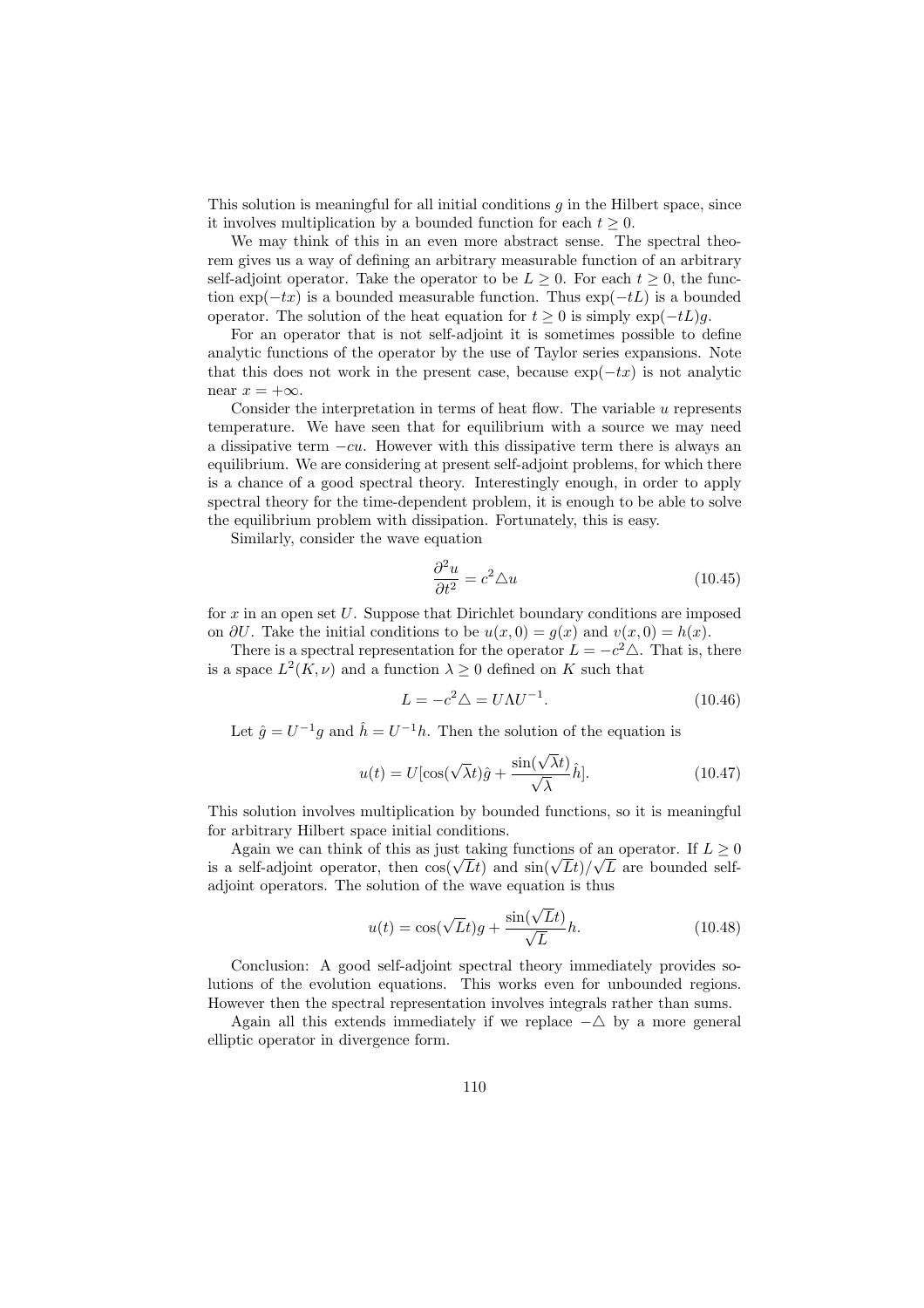This solution is meaningful for all initial conditions $g$ in the Hilbert space, since it involves multiplication by a bounded function for each $t \geq 0$.

We may think of this in an even more abstract sense. The spectral theorem gives us a way of defining an arbitrary measurable function of an arbitrary self-adjoint operator. Take the operator to be $L \geq 0$. For each $t \geq 0$, the function $\exp(-tx)$ is a bounded measurable function. Thus $\exp(-tL)$ is a bounded operator. The solution of the heat equation for $t \geq 0$ is simply $\exp(-tL)g$.

For an operator that is not self-adjoint it is sometimes possible to define analytic functions of the operator by the use of Taylor series expansions. Note that this does not work in the present case, because $\exp(-tx)$ is not analytic near $x = +\infty$.

Consider the interpretation in terms of heat flow. The variable $u$ represents temperature. We have seen that for equilibrium with a source we may need a dissipative term $-cu$. However with this dissipative term there is always an equilibrium. We are considering at present self-adjoint problems, for which there is a chance of a good spectral theory. Interestingly enough, in order to apply spectral theory for the time-dependent problem, it is enough to be able to solve the equilibrium problem with dissipation. Fortunately, this is easy.

Similarly, consider the wave equation

$$\frac{\partial^2 u}{\partial t^2} = c^2 \triangle u \tag{10.45}$$

for $x$ in an open set $U$. Suppose that Dirichlet boundary conditions are imposed on $\partial U$. Take the initial conditions to be $u(x, 0) = g(x)$ and $v(x, 0) = h(x)$.

There is a spectral representation for the operator $L = -c^2 \triangle$. That is, there is a space $L^2(K, \nu)$ and a function $\lambda \geq 0$ defined on $K$ such that

$$L = -c^2 \triangle = U \Lambda U^{-1}. \tag{10.46}$$

Let $\hat{g} = U^{-1} g$ and $\hat{h} = U^{-1} h$. Then the solution of the equation is

$$u(t) = U[\cos(\sqrt{\lambda} t) \hat{g} + \frac{\sin(\sqrt{\lambda} t)}{\sqrt{\lambda}} \hat{h}]. \tag{10.47}$$

This solution involves multiplication by bounded functions, so it is meaningful for arbitrary Hilbert space initial conditions.

Again we can think of this as just taking functions of an operator. If $L \geq 0$ is a self-adjoint operator, then $\cos(\sqrt{L} t)$ and $\sin(\sqrt{L} t)/\sqrt{L}$ are bounded self-adjoint operators. The solution of the wave equation is thus

$$u(t) = \cos(\sqrt{L} t) g + \frac{\sin(\sqrt{L} t)}{\sqrt{L}} h. \tag{10.48}$$

Conclusion: A good self-adjoint spectral theory immediately provides solutions of the evolution equations. This works even for unbounded regions. However then the spectral representation involves integrals rather than sums.

Again all this extends immediately if we replace $-\triangle$ by a more general elliptic operator in divergence form.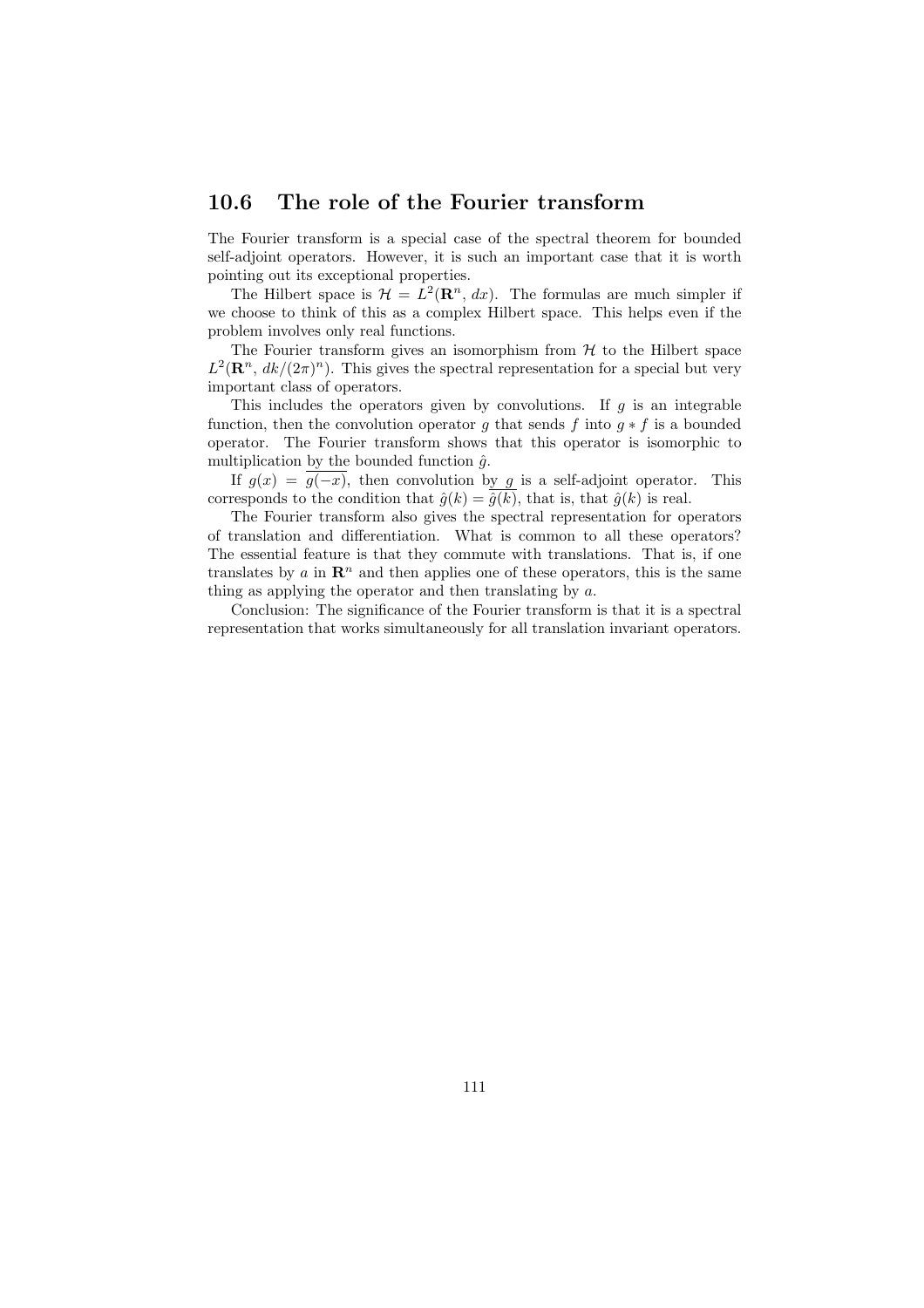## 10.6 The role of the Fourier transform

The Fourier transform is a special case of the spectral theorem for bounded self-adjoint operators. However, it is such an important case that it is worth pointing out its exceptional properties.

The Hilbert space is $\mathcal{H} = L^2(\mathbf{R}^n,\, dx)$. The formulas are much simpler if we choose to think of this as a complex Hilbert space. This helps even if the problem involves only real functions.

The Fourier transform gives an isomorphism from $\mathcal{H}$ to the Hilbert space $L^2(\mathbf{R}^n,\, dk/(2\pi)^n)$. This gives the spectral representation for a special but very important class of operators.

This includes the operators given by convolutions. If $g$ is an integrable function, then the convolution operator $g$ that sends $f$ into $g * f$ is a bounded operator. The Fourier transform shows that this operator is isomorphic to multiplication by the bounded function $\hat{g}$.

If $g(x) = \overline{g(-x)}$, then convolution by $g$ is a self-adjoint operator. This corresponds to the condition that $\hat{g}(k) = \overline{\hat{g}(k)}$, that is, that $\hat{g}(k)$ is real.

The Fourier transform also gives the spectral representation for operators of translation and differentiation. What is common to all these operators? The essential feature is that they commute with translations. That is, if one translates by $a$ in $\mathbf{R}^n$ and then applies one of these operators, this is the same thing as applying the operator and then translating by $a$.

Conclusion: The significance of the Fourier transform is that it is a spectral representation that works simultaneously for all translation invariant operators.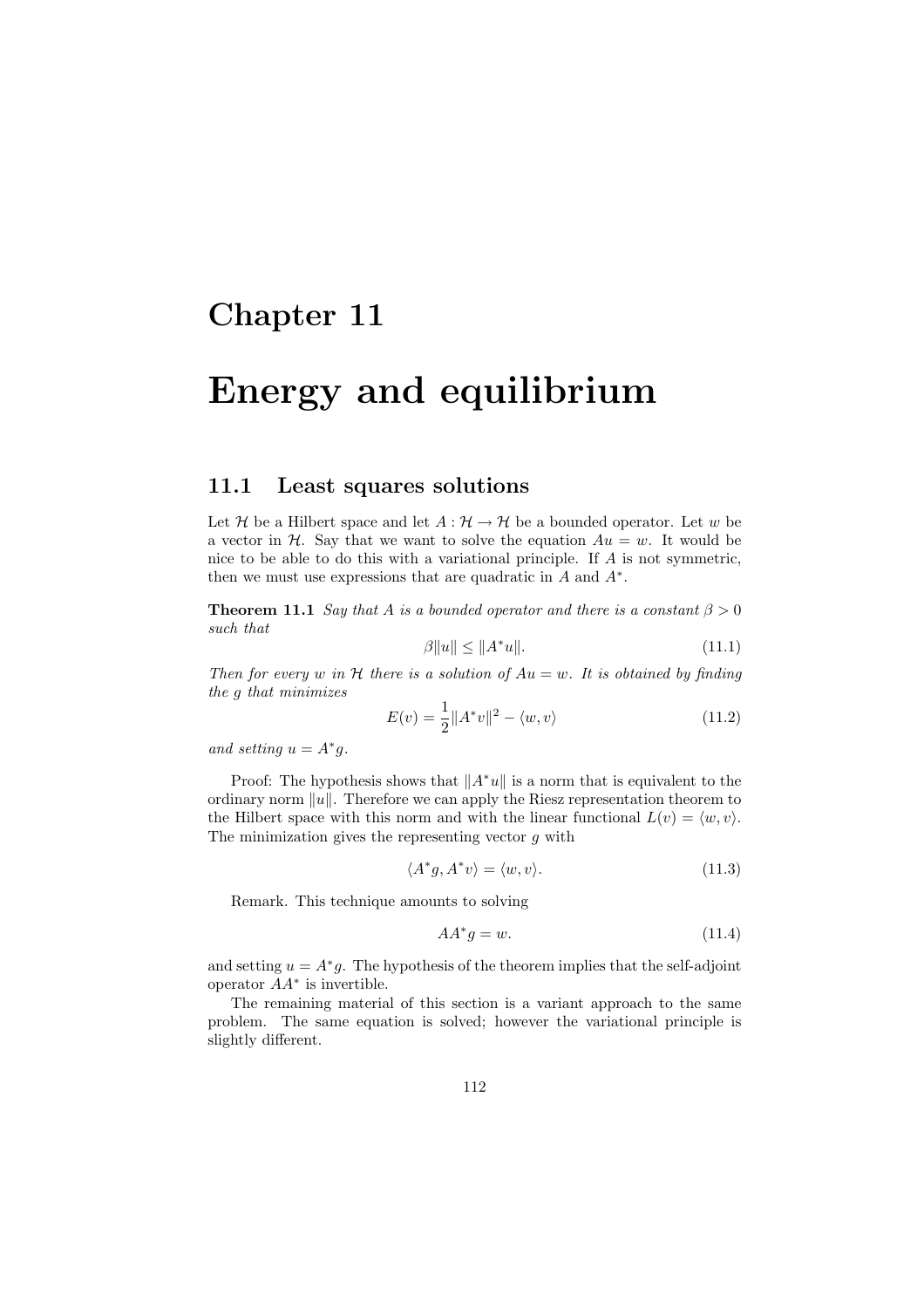# Chapter 11

# Energy and equilibrium

## 11.1 Least squares solutions

Let $\mathcal{H}$ be a Hilbert space and let $A : \mathcal{H} \to \mathcal{H}$ be a bounded operator. Let $w$ be a vector in $\mathcal{H}$. Say that we want to solve the equation $Au = w$. It would be nice to be able to do this with a variational principle. If $A$ is not symmetric, then we must use expressions that are quadratic in $A$ and $A^*$.

**Theorem 11.1** *Say that $A$ is a bounded operator and there is a constant $\beta > 0$ such that*

$$\beta \|u\| \leq \|A^* u\|. \tag{11.1}$$

*Then for every $w$ in $\mathcal{H}$ there is a solution of $Au = w$. It is obtained by finding the $g$ that minimizes*

$$E(v) = \frac{1}{2}\|A^* v\|^2 - \langle w, v\rangle \tag{11.2}$$

*and setting $u = A^* g$.*

Proof: The hypothesis shows that $\|A^* u\|$ is a norm that is equivalent to the ordinary norm $\|u\|$. Therefore we can apply the Riesz representation theorem to the Hilbert space with this norm and with the linear functional $L(v) = \langle w, v\rangle$. The minimization gives the representing vector $g$ with

$$\langle A^* g, A^* v\rangle = \langle w, v\rangle. \tag{11.3}$$

Remark. This technique amounts to solving

$$AA^* g = w. \tag{11.4}$$

and setting $u = A^* g$. The hypothesis of the theorem implies that the self-adjoint operator $AA^*$ is invertible.

The remaining material of this section is a variant approach to the same problem. The same equation is solved; however the variational principle is slightly different.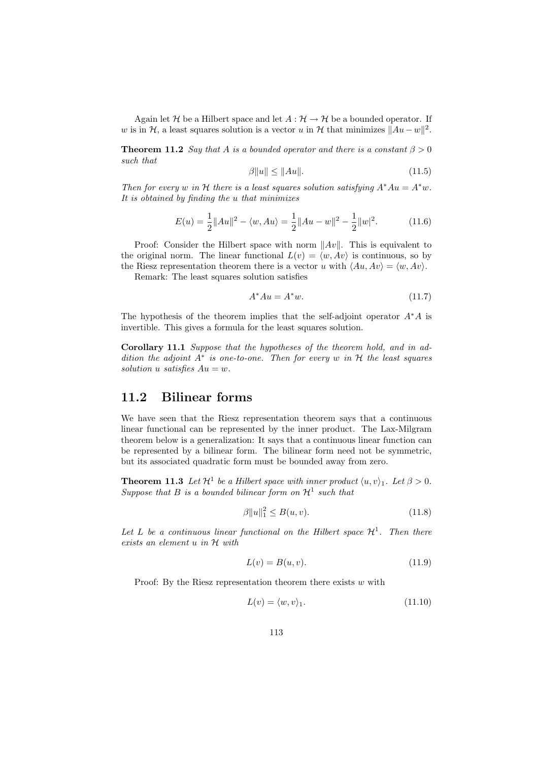Again let $\mathcal{H}$ be a Hilbert space and let $A : \mathcal{H} \to \mathcal{H}$ be a bounded operator. If $w$ is in $\mathcal{H}$, a least squares solution is a vector $u$ in $\mathcal{H}$ that minimizes $\|Au - w\|^2$.

**Theorem 11.2** *Say that $A$ is a bounded operator and there is a constant $\beta > 0$ such that*

$$\beta\|u\| \leq \|Au\|. \tag{11.5}$$

*Then for every $w$ in $\mathcal{H}$ there is a least squares solution satisfying $A^*Au = A^*w$. It is obtained by finding the $u$ that minimizes*

$$E(u) = \frac{1}{2}\|Au\|^2 - \langle w, Au\rangle = \frac{1}{2}\|Au - w\|^2 - \frac{1}{2}\|w|^2. \tag{11.6}$$

Proof: Consider the Hilbert space with norm $\|Av\|$. This is equivalent to the original norm. The linear functional $L(v) = \langle w, Av\rangle$ is continuous, so by the Riesz representation theorem there is a vector $u$ with $\langle Au, Av\rangle = \langle w, Av\rangle$.

Remark: The least squares solution satisfies

$$A^*Au = A^*w. \tag{11.7}$$

The hypothesis of the theorem implies that the self-adjoint operator $A^*A$ is invertible. This gives a formula for the least squares solution.

**Corollary 11.1** *Suppose that the hypotheses of the theorem hold, and in addition the adjoint $A^*$ is one-to-one. Then for every $w$ in $\mathcal{H}$ the least squares solution $u$ satisfies $Au = w$.*

## 11.2 Bilinear forms

We have seen that the Riesz representation theorem says that a continuous linear functional can be represented by the inner product. The Lax-Milgram theorem below is a generalization: It says that a continuous linear function can be represented by a bilinear form. The bilinear form need not be symmetric, but its associated quadratic form must be bounded away from zero.

**Theorem 11.3** *Let $\mathcal{H}^1$ be a Hilbert space with inner product $\langle u, v\rangle_1$. Let $\beta > 0$. Suppose that $B$ is a bounded bilinear form on $\mathcal{H}^1$ such that*

$$\beta\|u\|_1^2 \leq B(u, v). \tag{11.8}$$

*Let $L$ be a continuous linear functional on the Hilbert space $\mathcal{H}^1$. Then there exists an element $u$ in $\mathcal{H}$ with*

$$L(v) = B(u, v). \tag{11.9}$$

Proof: By the Riesz representation theorem there exists $w$ with

$$L(v) = \langle w, v\rangle_1. \tag{11.10}$$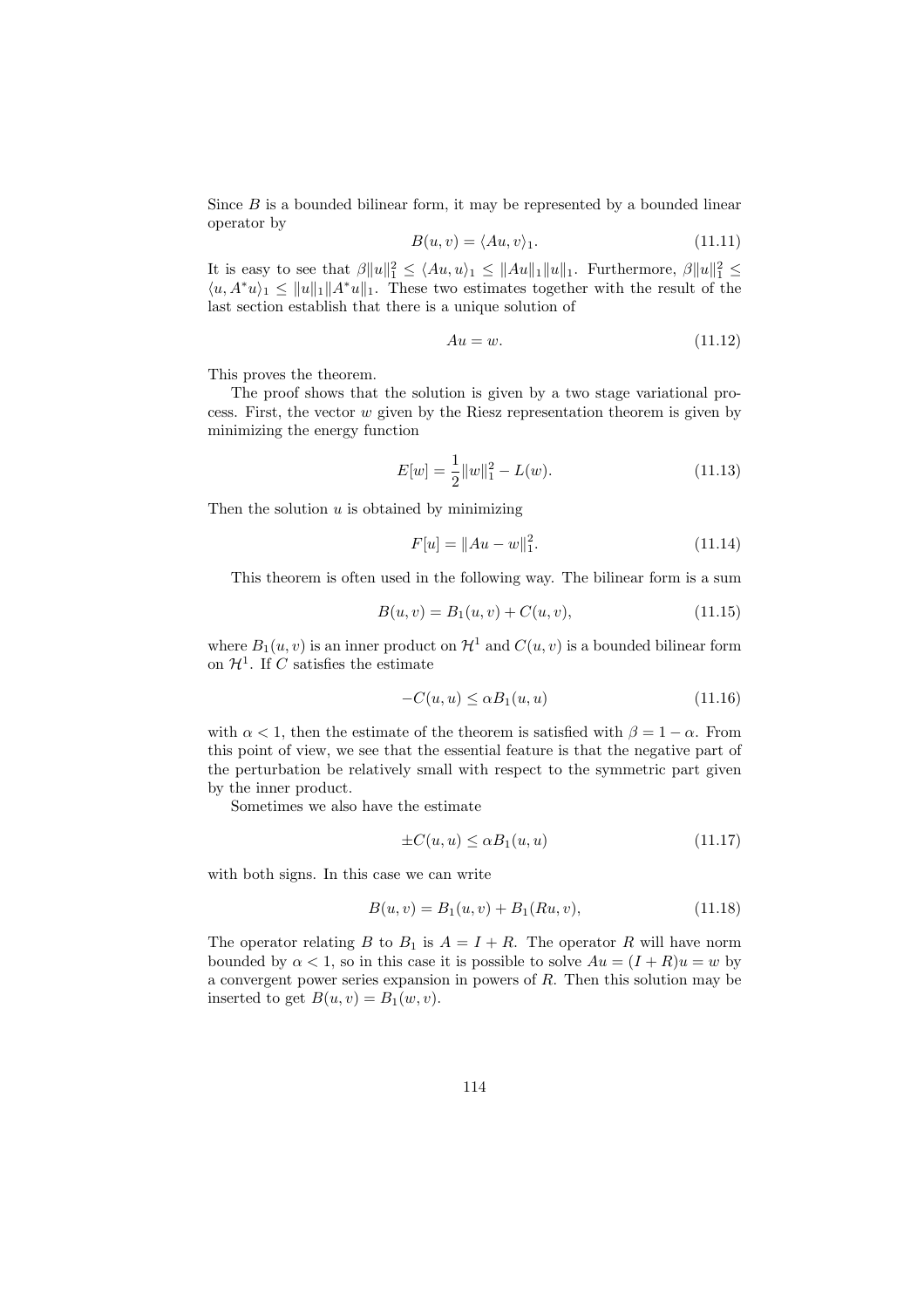Since $B$ is a bounded bilinear form, it may be represented by a bounded linear operator by

$$B(u, v) = \langle Au, v\rangle_1. \tag{11.11}$$

It is easy to see that $\beta\|u\|_1^2 \leq \langle Au, u\rangle_1 \leq \|Au\|_1\|u\|_1$. Furthermore, $\beta\|u\|_1^2 \leq \langle u, A^*u\rangle_1 \leq \|u\|_1\|A^*u\|_1$. These two estimates together with the result of the last section establish that there is a unique solution of

$$Au = w. \tag{11.12}$$

This proves the theorem.

The proof shows that the solution is given by a two stage variational process. First, the vector $w$ given by the Riesz representation theorem is given by minimizing the energy function

$$E[w] = \frac{1}{2}\|w\|_1^2 - L(w). \tag{11.13}$$

Then the solution $u$ is obtained by minimizing

$$F[u] = \|Au - w\|_1^2. \tag{11.14}$$

This theorem is often used in the following way. The bilinear form is a sum

$$B(u, v) = B_1(u, v) + C(u, v), \tag{11.15}$$

where $B_1(u, v)$ is an inner product on $\mathcal{H}^1$ and $C(u, v)$ is a bounded bilinear form on $\mathcal{H}^1$. If $C$ satisfies the estimate

$$-C(u, u) \leq \alpha B_1(u, u) \tag{11.16}$$

with $\alpha < 1$, then the estimate of the theorem is satisfied with $\beta = 1 - \alpha$. From this point of view, we see that the essential feature is that the negative part of the perturbation be relatively small with respect to the symmetric part given by the inner product.

Sometimes we also have the estimate

$$\pm C(u, u) \leq \alpha B_1(u, u) \tag{11.17}$$

with both signs. In this case we can write

$$B(u, v) = B_1(u, v) + B_1(Ru, v), \tag{11.18}$$

The operator relating $B$ to $B_1$ is $A = I + R$. The operator $R$ will have norm bounded by $\alpha < 1$, so in this case it is possible to solve $Au = (I + R)u = w$ by a convergent power series expansion in powers of $R$. Then this solution may be inserted to get $B(u, v) = B_1(w, v)$.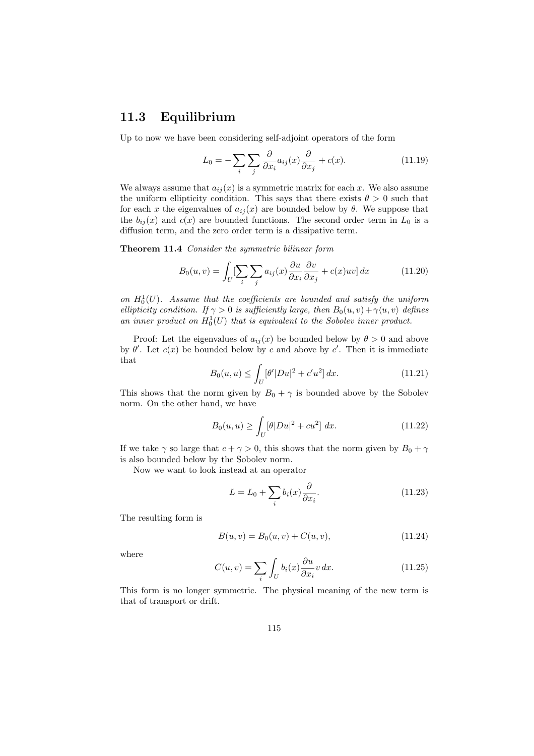## 11.3 Equilibrium

Up to now we have been considering self-adjoint operators of the form

$$L_0 = -\sum_i \sum_j \frac{\partial}{\partial x_i} a_{ij}(x) \frac{\partial}{\partial x_j} + c(x). \tag{11.19}$$

We always assume that $a_{ij}(x)$ is a symmetric matrix for each $x$. We also assume the uniform ellipticity condition. This says that there exists $\theta > 0$ such that for each $x$ the eigenvalues of $a_{ij}(x)$ are bounded below by $\theta$. We suppose that the $b_{ij}(x)$ and $c(x)$ are bounded functions. The second order term in $L_0$ is a diffusion term, and the zero order term is a dissipative term.

**Theorem 11.4** *Consider the symmetric bilinear form*

$$B_0(u, v) = \int_U [\sum_i \sum_j a_{ij}(x) \frac{\partial u}{\partial x_i} \frac{\partial v}{\partial x_j} + c(x)uv] \, dx \tag{11.20}$$

*on $H_0^1(U)$. Assume that the coefficients are bounded and satisfy the uniform ellipticity condition. If $\gamma > 0$ is sufficiently large, then $B_0(u, v) + \gamma \langle u, v \rangle$ defines an inner product on $H_0^1(U)$ that is equivalent to the Sobolev inner product.*

Proof: Let the eigenvalues of $a_{ij}(x)$ be bounded below by $\theta > 0$ and above by $\theta'$. Let $c(x)$ be bounded below by $c$ and above by $c'$. Then it is immediate that

$$B_0(u, u) \leq \int_U [\theta' |Du|^2 + c' u^2] \, dx. \tag{11.21}$$

This shows that the norm given by $B_0 + \gamma$ is bounded above by the Sobolev norm. On the other hand, we have

$$B_0(u, u) \geq \int_U [\theta |Du|^2 + c u^2] \, dx. \tag{11.22}$$

If we take $\gamma$ so large that $c + \gamma > 0$, this shows that the norm given by $B_0 + \gamma$ is also bounded below by the Sobolev norm.

Now we want to look instead at an operator

$$L = L_0 + \sum_i b_i(x) \frac{\partial}{\partial x_i}. \tag{11.23}$$

The resulting form is

$$B(u, v) = B_0(u, v) + C(u, v), \tag{11.24}$$

where

$$C(u, v) = \sum_i \int_U b_i(x) \frac{\partial u}{\partial x_i} v \, dx. \tag{11.25}$$

This form is no longer symmetric. The physical meaning of the new term is that of transport or drift.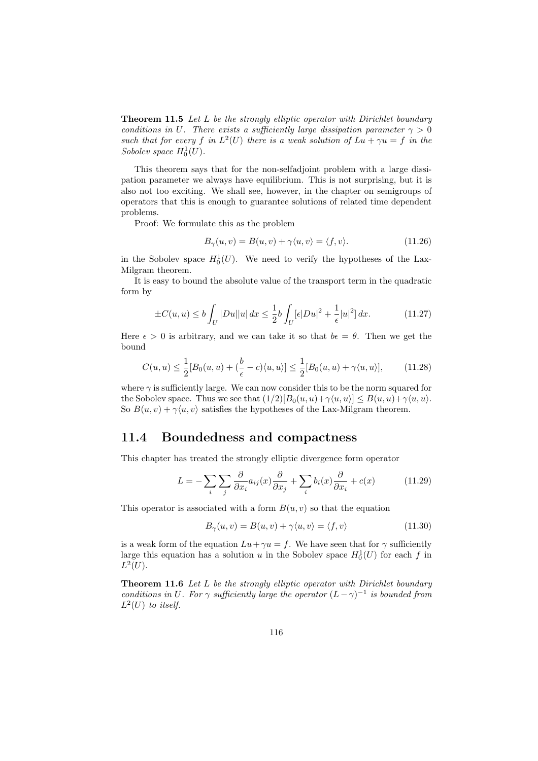**Theorem 11.5** *Let $L$ be the strongly elliptic operator with Dirichlet boundary conditions in $U$. There exists a sufficiently large dissipation parameter $\gamma > 0$ such that for every $f$ in $L^2(U)$ there is a weak solution of $Lu + \gamma u = f$ in the Sobolev space $H_0^1(U)$.*

This theorem says that for the non-selfadjoint problem with a large dissipation parameter we always have equilibrium. This is not surprising, but it is also not too exciting. We shall see, however, in the chapter on semigroups of operators that this is enough to guarantee solutions of related time dependent problems.

Proof: We formulate this as the problem

$$B_\gamma(u,v) = B(u,v) + \gamma\langle u, v\rangle = \langle f, v\rangle. \tag{11.26}$$

in the Sobolev space $H_0^1(U)$. We need to verify the hypotheses of the Lax-Milgram theorem.

It is easy to bound the absolute value of the transport term in the quadratic form by

$$\pm C(u,u) \leq b\int_U |Du||u|\, dx \leq \frac{1}{2} b \int_U [\epsilon |Du|^2 + \frac{1}{\epsilon}|u|^2]\, dx. \tag{11.27}$$

Here $\epsilon > 0$ is arbitrary, and we can take it so that $b\epsilon = \theta$. Then we get the bound

$$C(u,u) \leq \frac{1}{2}[B_0(u,u) + (\frac{b}{\epsilon} - c)\langle u, u\rangle] \leq \frac{1}{2}[B_0(u,u) + \gamma\langle u, u\rangle], \tag{11.28}$$

where $\gamma$ is sufficiently large. We can now consider this to be the norm squared for the Sobolev space. Thus we see that $(1/2)[B_0(u,u) + \gamma\langle u, u\rangle] \leq B(u,u) + \gamma\langle u, u\rangle$. So $B(u,v) + \gamma\langle u, v\rangle$ satisfies the hypotheses of the Lax-Milgram theorem.

## 11.4 Boundedness and compactness

This chapter has treated the strongly elliptic divergence form operator

$$L = -\sum_i \sum_j \frac{\partial}{\partial x_i} a_{ij}(x) \frac{\partial}{\partial x_j} + \sum_i b_i(x)\frac{\partial}{\partial x_i} + c(x) \tag{11.29}$$

This operator is associated with a form $B(u,v)$ so that the equation

$$B_\gamma(u,v) = B(u,v) + \gamma\langle u, v\rangle = \langle f, v\rangle \tag{11.30}$$

is a weak form of the equation $Lu + \gamma u = f$. We have seen that for $\gamma$ sufficiently large this equation has a solution $u$ in the Sobolev space $H_0^1(U)$ for each $f$ in $L^2(U)$.

**Theorem 11.6** *Let $L$ be the strongly elliptic operator with Dirichlet boundary conditions in $U$. For $\gamma$ sufficiently large the operator $(L - \gamma)^{-1}$ is bounded from $L^2(U)$ to itself.*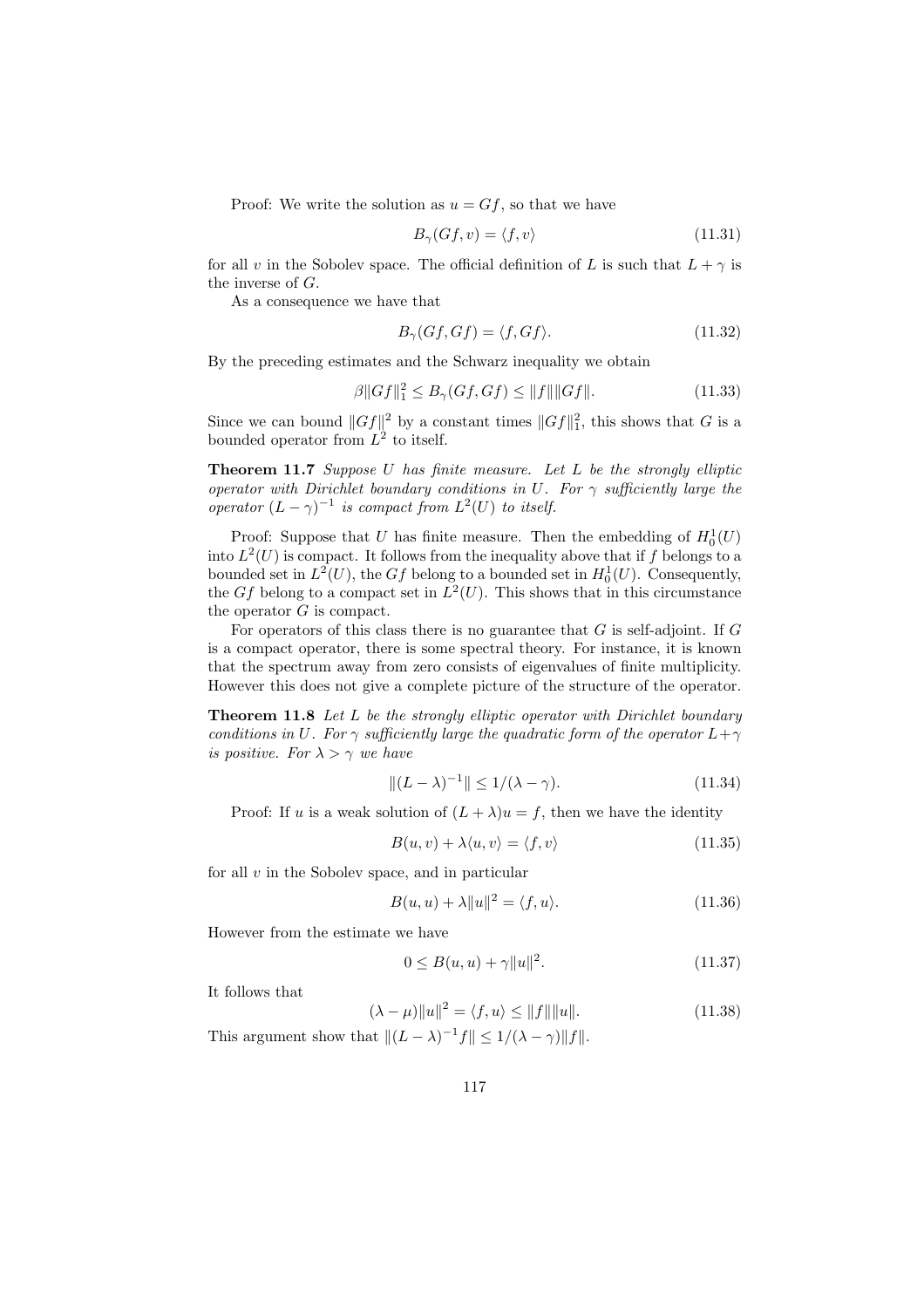Proof: We write the solution as $u = Gf$, so that we have

$$B_\gamma(Gf, v) = \langle f, v \rangle \tag{11.31}$$

for all $v$ in the Sobolev space. The official definition of $L$ is such that $L + \gamma$ is the inverse of $G$.

As a consequence we have that

$$B_\gamma(Gf, Gf) = \langle f, Gf \rangle. \tag{11.32}$$

By the preceding estimates and the Schwarz inequality we obtain

$$\beta \|Gf\|_1^2 \leq B_\gamma(Gf, Gf) \leq \|f\| \|Gf\|. \tag{11.33}$$

Since we can bound $\|Gf\|^2$ by a constant times $\|Gf\|_1^2$, this shows that $G$ is a bounded operator from $L^2$ to itself.

**Theorem 11.7** *Suppose $U$ has finite measure. Let $L$ be the strongly elliptic operator with Dirichlet boundary conditions in $U$. For $\gamma$ sufficiently large the operator $(L - \gamma)^{-1}$ is compact from $L^2(U)$ to itself.*

Proof: Suppose that $U$ has finite measure. Then the embedding of $H_0^1(U)$ into $L^2(U)$ is compact. It follows from the inequality above that if $f$ belongs to a bounded set in $L^2(U)$, the $Gf$ belong to a bounded set in $H_0^1(U)$. Consequently, the $Gf$ belong to a compact set in $L^2(U)$. This shows that in this circumstance the operator $G$ is compact.

For operators of this class there is no guarantee that $G$ is self-adjoint. If $G$ is a compact operator, there is some spectral theory. For instance, it is known that the spectrum away from zero consists of eigenvalues of finite multiplicity. However this does not give a complete picture of the structure of the operator.

**Theorem 11.8** *Let $L$ be the strongly elliptic operator with Dirichlet boundary conditions in $U$. For $\gamma$ sufficiently large the quadratic form of the operator $L + \gamma$ is positive. For $\lambda > \gamma$ we have*

$$\|(L - \lambda)^{-1}\| \leq 1/(\lambda - \gamma). \tag{11.34}$$

Proof: If $u$ is a weak solution of $(L + \lambda)u = f$, then we have the identity

$$B(u, v) + \lambda \langle u, v \rangle = \langle f, v \rangle \tag{11.35}$$

for all $v$ in the Sobolev space, and in particular

$$B(u, u) + \lambda \|u\|^2 = \langle f, u \rangle. \tag{11.36}$$

However from the estimate we have

$$0 \leq B(u, u) + \gamma \|u\|^2. \tag{11.37}$$

It follows that

$$(\lambda - \mu)\|u\|^2 = \langle f, u \rangle \leq \|f\| \|u\|. \tag{11.38}$$

This argument show that $\|(L - \lambda)^{-1} f\| \leq 1/(\lambda - \gamma)\|f\|$.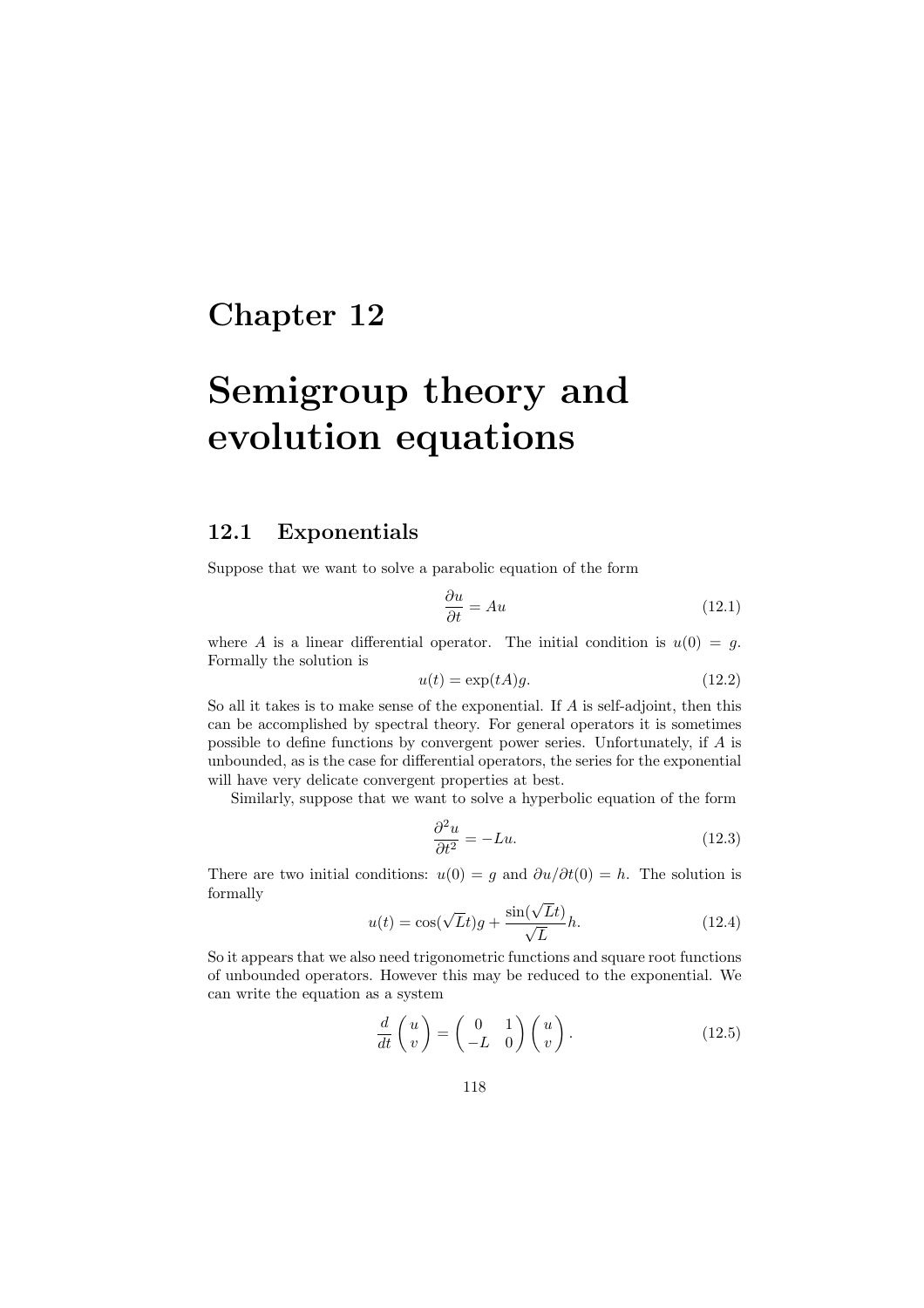# Chapter 12

# Semigroup theory and evolution equations

## 12.1 Exponentials

Suppose that we want to solve a parabolic equation of the form

$$\frac{\partial u}{\partial t} = Au \tag{12.1}$$

where $A$ is a linear differential operator. The initial condition is $u(0) = g$. Formally the solution is

$$u(t) = \exp(tA)g. \tag{12.2}$$

So all it takes is to make sense of the exponential. If $A$ is self-adjoint, then this can be accomplished by spectral theory. For general operators it is sometimes possible to define functions by convergent power series. Unfortunately, if $A$ is unbounded, as is the case for differential operators, the series for the exponential will have very delicate convergent properties at best.

Similarly, suppose that we want to solve a hyperbolic equation of the form

$$\frac{\partial^2 u}{\partial t^2} = -Lu. \tag{12.3}$$

There are two initial conditions: $u(0) = g$ and $\partial u/\partial t(0) = h$. The solution is formally

$$u(t) = \cos(\sqrt{L}t)g + \frac{\sin(\sqrt{L}t)}{\sqrt{L}}h. \tag{12.4}$$

So it appears that we also need trigonometric functions and square root functions of unbounded operators. However this may be reduced to the exponential. We can write the equation as a system

$$\frac{d}{dt}\begin{pmatrix} u \\ v \end{pmatrix} = \begin{pmatrix} 0 & 1 \\ -L & 0 \end{pmatrix}\begin{pmatrix} u \\ v \end{pmatrix}. \tag{12.5}$$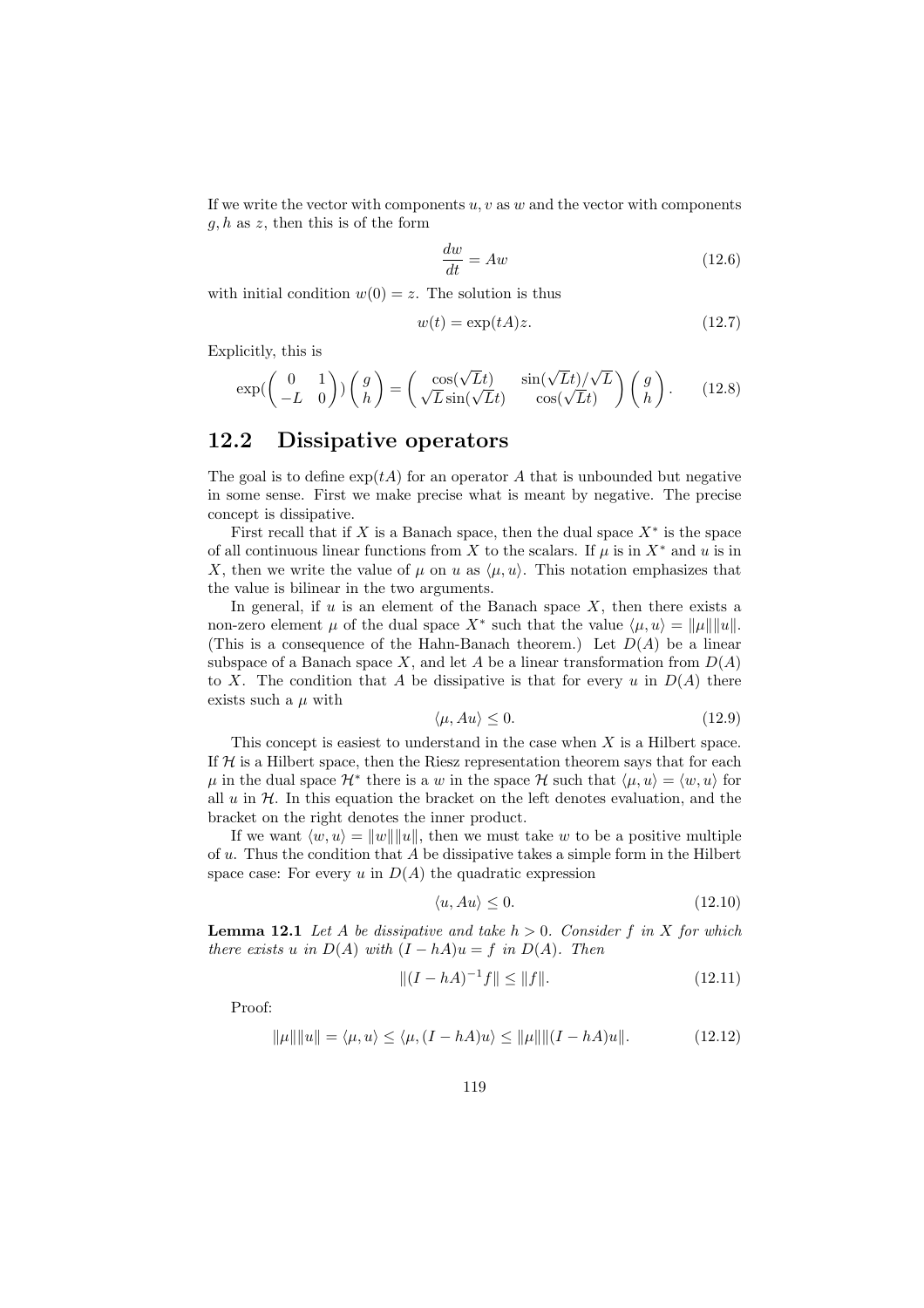If we write the vector with components $u, v$ as $w$ and the vector with components $g, h$ as $z$, then this is of the form

$$\frac{dw}{dt} = Aw \tag{12.6}$$

with initial condition $w(0) = z$. The solution is thus

$$w(t) = \exp(tA)z. \tag{12.7}$$

Explicitly, this is

$$\exp\left(\begin{pmatrix} 0 & 1 \\ -L & 0 \end{pmatrix}\right)\begin{pmatrix} g \\ h \end{pmatrix} = \begin{pmatrix} \cos(\sqrt{L}t) & \sin(\sqrt{L}t)/\sqrt{L} \\ \sqrt{L}\sin(\sqrt{L}t) & \cos(\sqrt{L}t) \end{pmatrix}\begin{pmatrix} g \\ h \end{pmatrix}. \tag{12.8}$$

## 12.2 Dissipative operators

The goal is to define $\exp(tA)$ for an operator $A$ that is unbounded but negative in some sense. First we make precise what is meant by negative. The precise concept is dissipative.

First recall that if $X$ is a Banach space, then the dual space $X^*$ is the space of all continuous linear functions from $X$ to the scalars. If $\mu$ is in $X^*$ and $u$ is in $X$, then we write the value of $\mu$ on $u$ as $\langle \mu, u \rangle$. This notation emphasizes that the value is bilinear in the two arguments.

In general, if $u$ is an element of the Banach space $X$, then there exists a non-zero element $\mu$ of the dual space $X^*$ such that the value $\langle \mu, u \rangle = \|\mu\|\|u\|$. (This is a consequence of the Hahn-Banach theorem.) Let $D(A)$ be a linear subspace of a Banach space $X$, and let $A$ be a linear transformation from $D(A)$ to $X$. The condition that $A$ be dissipative is that for every $u$ in $D(A)$ there exists such a $\mu$ with

$$\langle \mu, Au \rangle \leq 0. \tag{12.9}$$

This concept is easiest to understand in the case when $X$ is a Hilbert space. If $\mathcal{H}$ is a Hilbert space, then the Riesz representation theorem says that for each $\mu$ in the dual space $\mathcal{H}^*$ there is a $w$ in the space $\mathcal{H}$ such that $\langle \mu, u \rangle = \langle w, u \rangle$ for all $u$ in $\mathcal{H}$. In this equation the bracket on the left denotes evaluation, and the bracket on the right denotes the inner product.

If we want $\langle w, u \rangle = \|w\|\|u\|$, then we must take $w$ to be a positive multiple of $u$. Thus the condition that $A$ be dissipative takes a simple form in the Hilbert space case: For every $u$ in $D(A)$ the quadratic expression

$$\langle u, Au \rangle \leq 0. \tag{12.10}$$

**Lemma 12.1** *Let $A$ be dissipative and take $h > 0$. Consider $f$ in $X$ for which there exists $u$ in $D(A)$ with $(I - hA)u = f$ in $D(A)$. Then*

$$\|(I - hA)^{-1}f\| \leq \|f\|. \tag{12.11}$$

Proof:

$$\|\mu\|\|u\| = \langle \mu, u \rangle \leq \langle \mu, (I - hA)u \rangle \leq \|\mu\|\|(I - hA)u\|. \tag{12.12}$$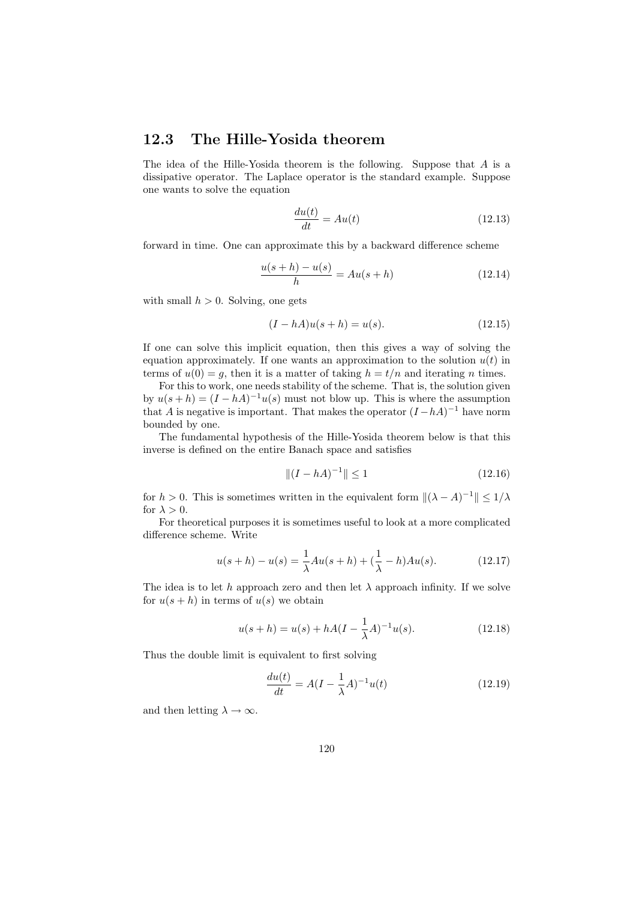## 12.3 The Hille-Yosida theorem

The idea of the Hille-Yosida theorem is the following. Suppose that $A$ is a dissipative operator. The Laplace operator is the standard example. Suppose one wants to solve the equation

$$\frac{du(t)}{dt} = Au(t) \tag{12.13}$$

forward in time. One can approximate this by a backward difference scheme

$$\frac{u(s+h) - u(s)}{h} = Au(s+h) \tag{12.14}$$

with small $h > 0$. Solving, one gets

$$(I - hA)u(s+h) = u(s). \tag{12.15}$$

If one can solve this implicit equation, then this gives a way of solving the equation approximately. If one wants an approximation to the solution $u(t)$ in terms of $u(0) = g$, then it is a matter of taking $h = t/n$ and iterating $n$ times.

For this to work, one needs stability of the scheme. That is, the solution given by $u(s+h) = (I - hA)^{-1}u(s)$ must not blow up. This is where the assumption that $A$ is negative is important. That makes the operator $(I - hA)^{-1}$ have norm bounded by one.

The fundamental hypothesis of the Hille-Yosida theorem below is that this inverse is defined on the entire Banach space and satisfies

$$\|(I - hA)^{-1}\| \leq 1 \tag{12.16}$$

for $h > 0$. This is sometimes written in the equivalent form $\|(\lambda - A)^{-1}\| \leq 1/\lambda$ for $\lambda > 0$.

For theoretical purposes it is sometimes useful to look at a more complicated difference scheme. Write

$$u(s+h) - u(s) = \frac{1}{\lambda}Au(s+h) + (\frac{1}{\lambda} - h)Au(s). \tag{12.17}$$

The idea is to let $h$ approach zero and then let $\lambda$ approach infinity. If we solve for $u(s+h)$ in terms of $u(s)$ we obtain

$$u(s+h) = u(s) + hA(I - \frac{1}{\lambda}A)^{-1}u(s). \tag{12.18}$$

Thus the double limit is equivalent to first solving

$$\frac{du(t)}{dt} = A(I - \frac{1}{\lambda}A)^{-1}u(t) \tag{12.19}$$

and then letting $\lambda \to \infty$.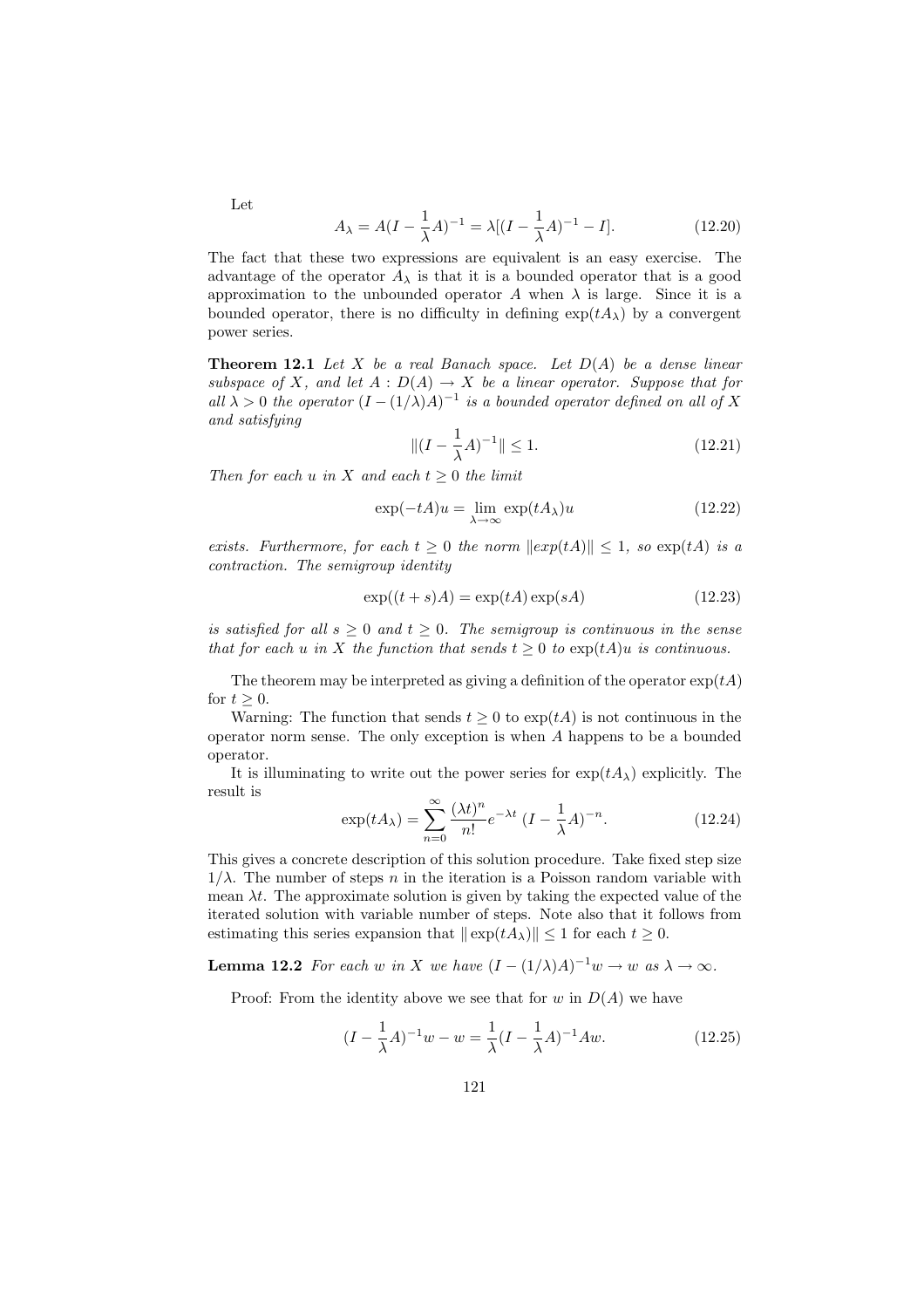Let

$$A_\lambda = A(I - \frac{1}{\lambda}A)^{-1} = \lambda[(I - \frac{1}{\lambda}A)^{-1} - I]. \tag{12.20}$$

The fact that these two expressions are equivalent is an easy exercise. The advantage of the operator $A_\lambda$ is that it is a bounded operator that is a good approximation to the unbounded operator $A$ when $\lambda$ is large. Since it is a bounded operator, there is no difficulty in defining $\exp(tA_\lambda)$ by a convergent power series.

**Theorem 12.1** *Let $X$ be a real Banach space. Let $D(A)$ be a dense linear subspace of $X$, and let $A : D(A) \to X$ be a linear operator. Suppose that for all $\lambda > 0$ the operator $(I - (1/\lambda)A)^{-1}$ is a bounded operator defined on all of $X$ and satisfying*

$$\|(I - \frac{1}{\lambda}A)^{-1}\| \leq 1. \tag{12.21}$$

*Then for each $u$ in $X$ and each $t \geq 0$ the limit*

$$\exp(-tA)u = \lim_{\lambda \to \infty} \exp(tA_\lambda)u \tag{12.22}$$

*exists. Furthermore, for each $t \geq 0$ the norm $\|exp(tA)\| \leq 1$, so $\exp(tA)$ is a contraction. The semigroup identity*

$$\exp((t+s)A) = \exp(tA)\exp(sA) \tag{12.23}$$

*is satisfied for all $s \geq 0$ and $t \geq 0$. The semigroup is continuous in the sense that for each $u$ in $X$ the function that sends $t \geq 0$ to $\exp(tA)u$ is continuous.*

The theorem may be interpreted as giving a definition of the operator $\exp(tA)$ for $t \geq 0$.

Warning: The function that sends $t \geq 0$ to $\exp(tA)$ is not continuous in the operator norm sense. The only exception is when $A$ happens to be a bounded operator.

It is illuminating to write out the power series for $\exp(tA_\lambda)$ explicitly. The result is

$$\exp(tA_\lambda) = \sum_{n=0}^{\infty} \frac{(\lambda t)^n}{n!} e^{-\lambda t} \ (I - \frac{1}{\lambda}A)^{-n}. \tag{12.24}$$

This gives a concrete description of this solution procedure. Take fixed step size $1/\lambda$. The number of steps $n$ in the iteration is a Poisson random variable with mean $\lambda t$. The approximate solution is given by taking the expected value of the iterated solution with variable number of steps. Note also that it follows from estimating this series expansion that $\|\exp(tA_\lambda)\| \leq 1$ for each $t \geq 0$.

**Lemma 12.2** *For each $w$ in $X$ we have $(I - (1/\lambda)A)^{-1}w \to w$ as $\lambda \to \infty$.*

Proof: From the identity above we see that for $w$ in $D(A)$ we have

$$(I - \frac{1}{\lambda}A)^{-1}w - w = \frac{1}{\lambda}(I - \frac{1}{\lambda}A)^{-1}Aw. \tag{12.25}$$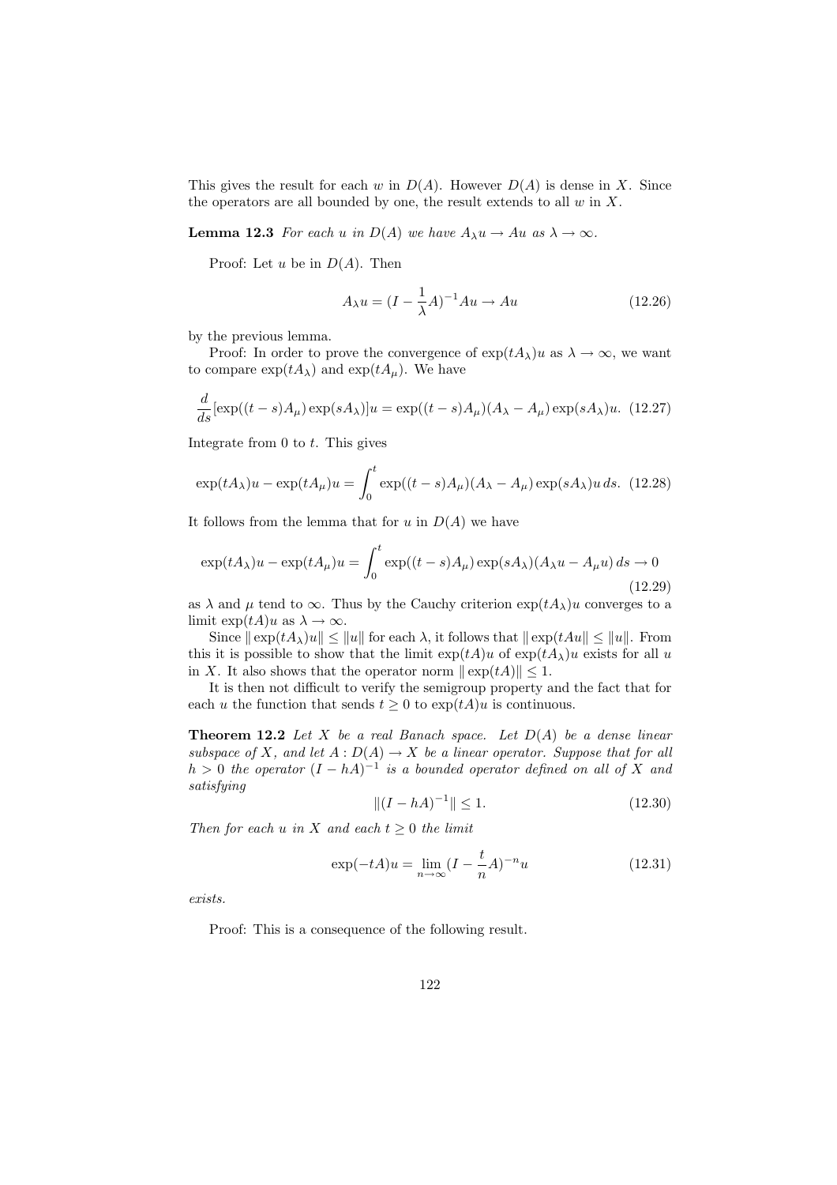This gives the result for each $w$ in $D(A)$. However $D(A)$ is dense in $X$. Since the operators are all bounded by one, the result extends to all $w$ in $X$.

**Lemma 12.3** *For each $u$ in $D(A)$ we have $A_\lambda u \to Au$ as $\lambda \to \infty$.*

Proof: Let $u$ be in $D(A)$. Then

$$A_\lambda u = (I - \frac{1}{\lambda}A)^{-1}Au \to Au \tag{12.26}$$

by the previous lemma.

Proof: In order to prove the convergence of $\exp(tA_\lambda)u$ as $\lambda \to \infty$, we want to compare $\exp(tA_\lambda)$ and $\exp(tA_\mu)$. We have

$$\frac{d}{ds}[\exp((t-s)A_\mu)\exp(sA_\lambda)]u = \exp((t-s)A_\mu)(A_\lambda - A_\mu)\exp(sA_\lambda)u. \tag{12.27}$$

Integrate from 0 to $t$. This gives

$$\exp(tA_\lambda)u - \exp(tA_\mu)u = \int_0^t \exp((t-s)A_\mu)(A_\lambda - A_\mu)\exp(sA_\lambda)u\, ds. \tag{12.28}$$

It follows from the lemma that for $u$ in $D(A)$ we have

$$\exp(tA_\lambda)u - \exp(tA_\mu)u = \int_0^t \exp((t-s)A_\mu)\exp(sA_\lambda)(A_\lambda u - A_\mu u)\, ds \to 0 \tag{12.29}$$

as $\lambda$ and $\mu$ tend to $\infty$. Thus by the Cauchy criterion $\exp(tA_\lambda)u$ converges to a limit $\exp(tA)u$ as $\lambda \to \infty$.

Since $\|\exp(tA_\lambda)u\| \leq \|u\|$ for each $\lambda$, it follows that $\|\exp(tAu\| \leq \|u\|$. From this it is possible to show that the limit $\exp(tA)u$ of $\exp(tA_\lambda)u$ exists for all $u$ in $X$. It also shows that the operator norm $\|\exp(tA)\| \leq 1$.

It is then not difficult to verify the semigroup property and the fact that for each $u$ the function that sends $t \geq 0$ to $\exp(tA)u$ is continuous.

**Theorem 12.2** *Let $X$ be a real Banach space. Let $D(A)$ be a dense linear subspace of $X$, and let $A : D(A) \to X$ be a linear operator. Suppose that for all $h > 0$ the operator $(I - hA)^{-1}$ is a bounded operator defined on all of $X$ and satisfying*

$$\|(I - hA)^{-1}\| \leq 1. \tag{12.30}$$

*Then for each $u$ in $X$ and each $t \geq 0$ the limit*

$$\exp(-tA)u = \lim_{n\to\infty}(I - \frac{t}{n}A)^{-n}u \tag{12.31}$$

*exists.*

Proof: This is a consequence of the following result.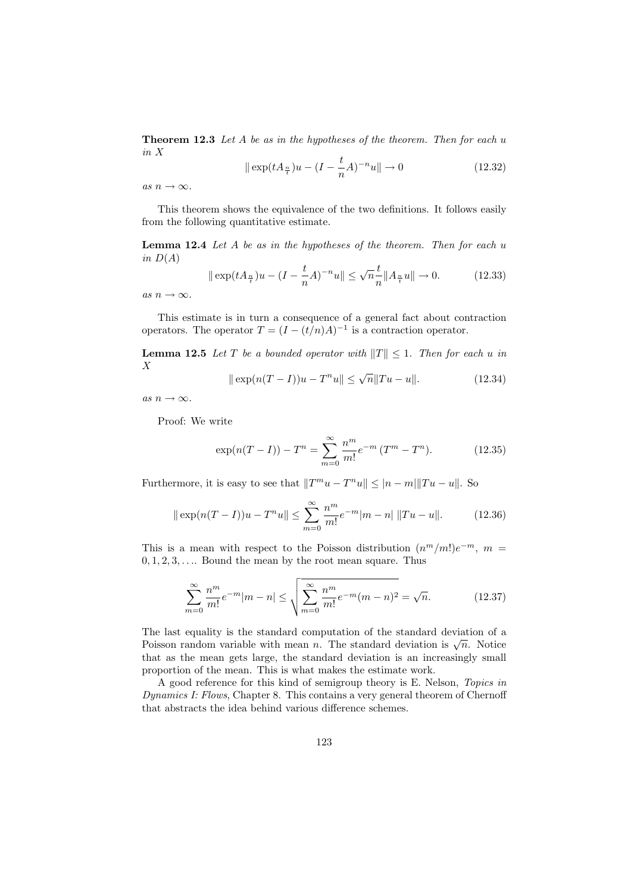**Theorem 12.3** *Let $A$ be as in the hypotheses of the theorem. Then for each $u$ in $X$*

$$\| \exp(tA_{\frac{n}{t}})u - (I - \frac{t}{n}A)^{-n}u\| \to 0 \tag{12.32}$$

*as $n \to \infty$.*

This theorem shows the equivalence of the two definitions. It follows easily from the following quantitative estimate.

**Lemma 12.4** *Let $A$ be as in the hypotheses of the theorem. Then for each $u$ in $D(A)$*

$$\| \exp(tA_{\frac{n}{t}})u - (I - \frac{t}{n}A)^{-n}u\| \leq \sqrt{n}\frac{t}{n}\|A_{\frac{n}{t}}u\| \to 0. \tag{12.33}$$

*as $n \to \infty$.*

This estimate is in turn a consequence of a general fact about contraction operators. The operator $T = (I - (t/n)A)^{-1}$ is a contraction operator.

**Lemma 12.5** *Let $T$ be a bounded operator with $\|T\| \leq 1$. Then for each $u$ in $X$*

$$\| \exp(n(T - I))u - T^n u\| \leq \sqrt{n}\|Tu - u\|. \tag{12.34}$$

*as $n \to \infty$.*

Proof: We write

$$\exp(n(T - I)) - T^n = \sum_{m=0}^{\infty} \frac{n^m}{m!}e^{-m}\,(T^m - T^n). \tag{12.35}$$

Furthermore, it is easy to see that $\|T^m u - T^n u\| \leq |n - m|\|Tu - u\|$. So

$$\| \exp(n(T - I))u - T^n u\| \leq \sum_{m=0}^{\infty} \frac{n^m}{m!}e^{-m}|m - n|\;\|Tu - u\|. \tag{12.36}$$

This is a mean with respect to the Poisson distribution $(n^m/m!)e^{-m}$, $m = 0, 1, 2, 3, \ldots$. Bound the mean by the root mean square. Thus

$$\sum_{m=0}^{\infty} \frac{n^m}{m!}e^{-m}|m - n| \leq \sqrt{\sum_{m=0}^{\infty} \frac{n^m}{m!}e^{-m}(m - n)^2} = \sqrt{n}. \tag{12.37}$$

The last equality is the standard computation of the standard deviation of a Poisson random variable with mean $n$. The standard deviation is $\sqrt{n}$. Notice that as the mean gets large, the standard deviation is an increasingly small proportion of the mean. This is what makes the estimate work.

A good reference for this kind of semigroup theory is E. Nelson, *Topics in Dynamics I: Flows*, Chapter 8. This contains a very general theorem of Chernoff that abstracts the idea behind various difference schemes.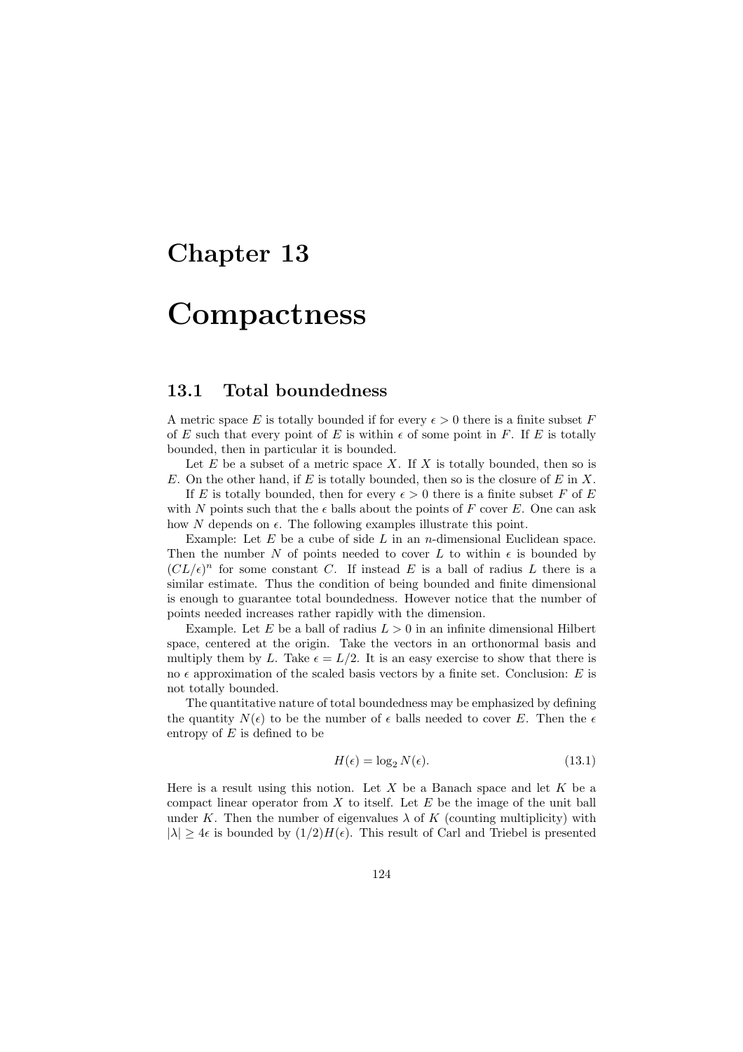# Chapter 13

# Compactness

## 13.1 Total boundedness

A metric space $E$ is totally bounded if for every $\epsilon > 0$ there is a finite subset $F$ of $E$ such that every point of $E$ is within $\epsilon$ of some point in $F$. If $E$ is totally bounded, then in particular it is bounded.

Let $E$ be a subset of a metric space $X$. If $X$ is totally bounded, then so is $E$. On the other hand, if $E$ is totally bounded, then so is the closure of $E$ in $X$.

If $E$ is totally bounded, then for every $\epsilon > 0$ there is a finite subset $F$ of $E$ with $N$ points such that the $\epsilon$ balls about the points of $F$ cover $E$. One can ask how $N$ depends on $\epsilon$. The following examples illustrate this point.

Example: Let $E$ be a cube of side $L$ in an $n$-dimensional Euclidean space. Then the number $N$ of points needed to cover $L$ to within $\epsilon$ is bounded by $(CL/\epsilon)^n$ for some constant $C$. If instead $E$ is a ball of radius $L$ there is a similar estimate. Thus the condition of being bounded and finite dimensional is enough to guarantee total boundedness. However notice that the number of points needed increases rather rapidly with the dimension.

Example. Let $E$ be a ball of radius $L > 0$ in an infinite dimensional Hilbert space, centered at the origin. Take the vectors in an orthonormal basis and multiply them by $L$. Take $\epsilon = L/2$. It is an easy exercise to show that there is no $\epsilon$ approximation of the scaled basis vectors by a finite set. Conclusion: $E$ is not totally bounded.

The quantitative nature of total boundedness may be emphasized by defining the quantity $N(\epsilon)$ to be the number of $\epsilon$ balls needed to cover $E$. Then the $\epsilon$ entropy of $E$ is defined to be

$$H(\epsilon) = \log_2 N(\epsilon). \tag{13.1}$$

Here is a result using this notion. Let $X$ be a Banach space and let $K$ be a compact linear operator from $X$ to itself. Let $E$ be the image of the unit ball under $K$. Then the number of eigenvalues $\lambda$ of $K$ (counting multiplicity) with $|\lambda| \geq 4\epsilon$ is bounded by $(1/2)H(\epsilon)$. This result of Carl and Triebel is presented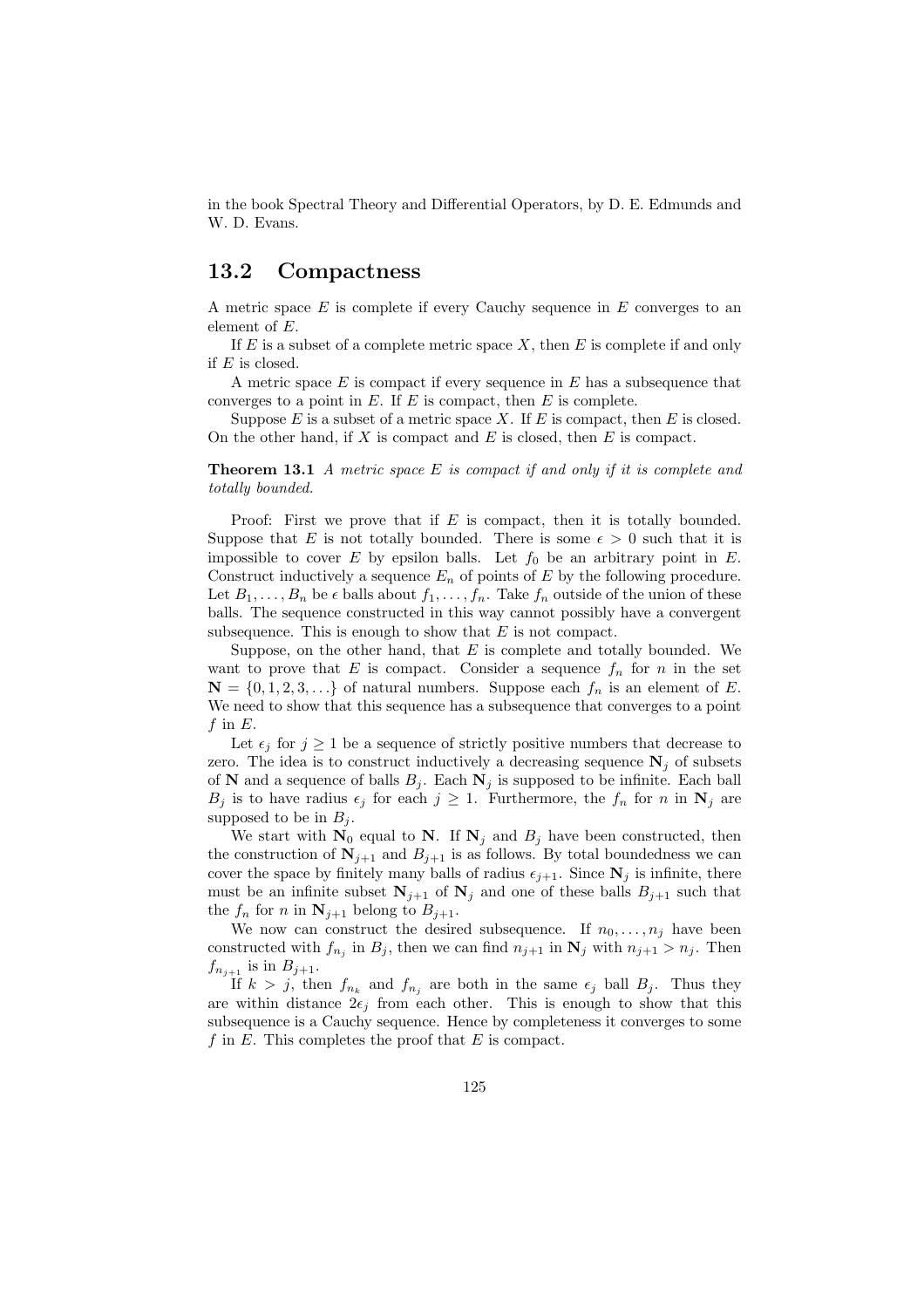in the book Spectral Theory and Differential Operators, by D. E. Edmunds and W. D. Evans.

## 13.2 Compactness

A metric space $E$ is complete if every Cauchy sequence in $E$ converges to an element of $E$.

If $E$ is a subset of a complete metric space $X$, then $E$ is complete if and only if $E$ is closed.

A metric space $E$ is compact if every sequence in $E$ has a subsequence that converges to a point in $E$. If $E$ is compact, then $E$ is complete.

Suppose $E$ is a subset of a metric space $X$. If $E$ is compact, then $E$ is closed. On the other hand, if $X$ is compact and $E$ is closed, then $E$ is compact.

**Theorem 13.1** *A metric space $E$ is compact if and only if it is complete and totally bounded.*

Proof: First we prove that if $E$ is compact, then it is totally bounded. Suppose that $E$ is not totally bounded. There is some $\epsilon > 0$ such that it is impossible to cover $E$ by epsilon balls. Let $f_0$ be an arbitrary point in $E$. Construct inductively a sequence $E_n$ of points of $E$ by the following procedure. Let $B_1, \ldots, B_n$ be $\epsilon$ balls about $f_1, \ldots, f_n$. Take $f_n$ outside of the union of these balls. The sequence constructed in this way cannot possibly have a convergent subsequence. This is enough to show that $E$ is not compact.

Suppose, on the other hand, that $E$ is complete and totally bounded. We want to prove that $E$ is compact. Consider a sequence $f_n$ for $n$ in the set $\mathbf{N} = \{0, 1, 2, 3, \ldots\}$ of natural numbers. Suppose each $f_n$ is an element of $E$. We need to show that this sequence has a subsequence that converges to a point $f$ in $E$.

Let $\epsilon_j$ for $j \geq 1$ be a sequence of strictly positive numbers that decrease to zero. The idea is to construct inductively a decreasing sequence $\mathbf{N}_j$ of subsets of $\mathbf{N}$ and a sequence of balls $B_j$. Each $\mathbf{N}_j$ is supposed to be infinite. Each ball $B_j$ is to have radius $\epsilon_j$ for each $j \geq 1$. Furthermore, the $f_n$ for $n$ in $\mathbf{N}_j$ are supposed to be in $B_j$.

We start with $\mathbf{N}_0$ equal to $\mathbf{N}$. If $\mathbf{N}_j$ and $B_j$ have been constructed, then the construction of $\mathbf{N}_{j+1}$ and $B_{j+1}$ is as follows. By total boundedness we can cover the space by finitely many balls of radius $\epsilon_{j+1}$. Since $\mathbf{N}_j$ is infinite, there must be an infinite subset $\mathbf{N}_{j+1}$ of $\mathbf{N}_j$ and one of these balls $B_{j+1}$ such that the $f_n$ for $n$ in $\mathbf{N}_{j+1}$ belong to $B_{j+1}$.

We now can construct the desired subsequence. If $n_0, \ldots, n_j$ have been constructed with $f_{n_j}$ in $B_j$, then we can find $n_{j+1}$ in $\mathbf{N}_j$ with $n_{j+1} > n_j$. Then $f_{n_{j+1}}$ is in $B_{j+1}$.

If $k > j$, then $f_{n_k}$ and $f_{n_j}$ are both in the same $\epsilon_j$ ball $B_j$. Thus they are within distance $2\epsilon_j$ from each other. This is enough to show that this subsequence is a Cauchy sequence. Hence by completeness it converges to some $f$ in $E$. This completes the proof that $E$ is compact.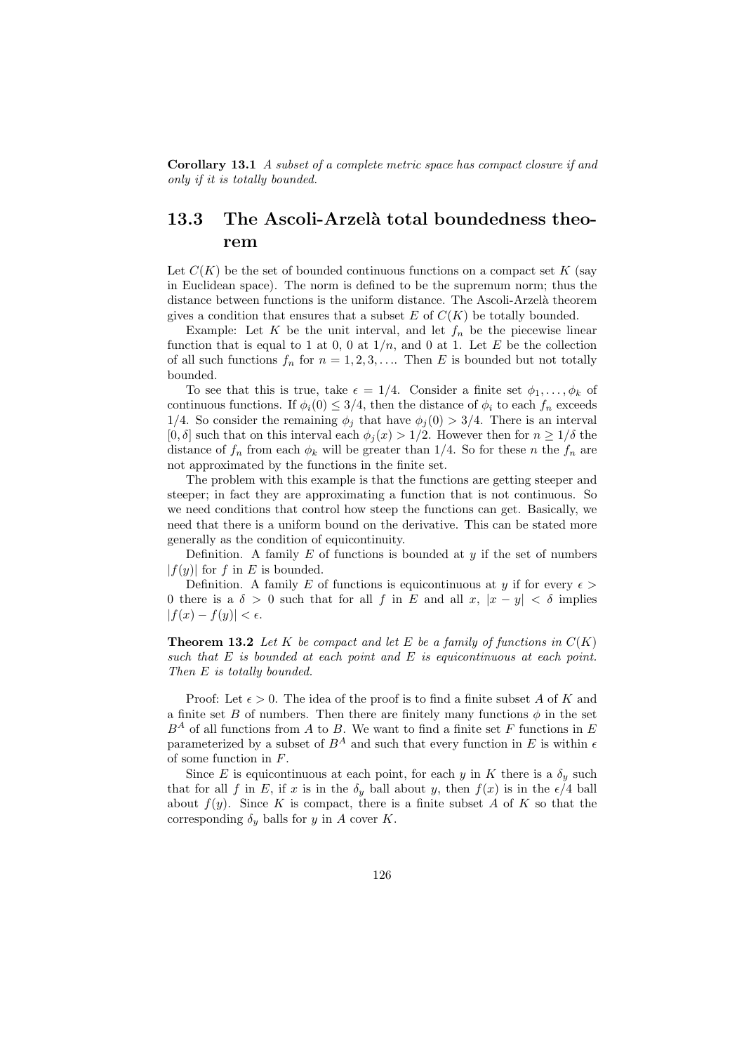**Corollary 13.1** *A subset of a complete metric space has compact closure if and only if it is totally bounded.*

## 13.3 The Ascoli-Arzelà total boundedness theorem

Let $C(K)$ be the set of bounded continuous functions on a compact set $K$ (say in Euclidean space). The norm is defined to be the supremum norm; thus the distance between functions is the uniform distance. The Ascoli-Arzelà theorem gives a condition that ensures that a subset $E$ of $C(K)$ be totally bounded.

Example: Let $K$ be the unit interval, and let $f_n$ be the piecewise linear function that is equal to 1 at 0, 0 at $1/n$, and 0 at 1. Let $E$ be the collection of all such functions $f_n$ for $n = 1, 2, 3, \ldots$. Then $E$ is bounded but not totally bounded.

To see that this is true, take $\epsilon = 1/4$. Consider a finite set $\phi_1, \ldots, \phi_k$ of continuous functions. If $\phi_i(0) \leq 3/4$, then the distance of $\phi_i$ to each $f_n$ exceeds $1/4$. So consider the remaining $\phi_j$ that have $\phi_j(0) > 3/4$. There is an interval $[0, \delta]$ such that on this interval each $\phi_j(x) > 1/2$. However then for $n \geq 1/\delta$ the distance of $f_n$ from each $\phi_k$ will be greater than $1/4$. So for these $n$ the $f_n$ are not approximated by the functions in the finite set.

The problem with this example is that the functions are getting steeper and steeper; in fact they are approximating a function that is not continuous. So we need conditions that control how steep the functions can get. Basically, we need that there is a uniform bound on the derivative. This can be stated more generally as the condition of equicontinuity.

Definition. A family $E$ of functions is bounded at $y$ if the set of numbers $|f(y)|$ for $f$ in $E$ is bounded.

Definition. A family $E$ of functions is equicontinuous at $y$ if for every $\epsilon > 0$ there is a $\delta > 0$ such that for all $f$ in $E$ and all $x$, $|x - y| < \delta$ implies $|f(x) - f(y)| < \epsilon$.

**Theorem 13.2** *Let $K$ be compact and let $E$ be a family of functions in $C(K)$ such that $E$ is bounded at each point and $E$ is equicontinuous at each point. Then $E$ is totally bounded.*

Proof: Let $\epsilon > 0$. The idea of the proof is to find a finite subset $A$ of $K$ and a finite set $B$ of numbers. Then there are finitely many functions $\phi$ in the set $B^A$ of all functions from $A$ to $B$. We want to find a finite set $F$ functions in $E$ parameterized by a subset of $B^A$ and such that every function in $E$ is within $\epsilon$ of some function in $F$.

Since $E$ is equicontinuous at each point, for each $y$ in $K$ there is a $\delta_y$ such that for all $f$ in $E$, if $x$ is in the $\delta_y$ ball about $y$, then $f(x)$ is in the $\epsilon/4$ ball about $f(y)$. Since $K$ is compact, there is a finite subset $A$ of $K$ so that the corresponding $\delta_y$ balls for $y$ in $A$ cover $K$.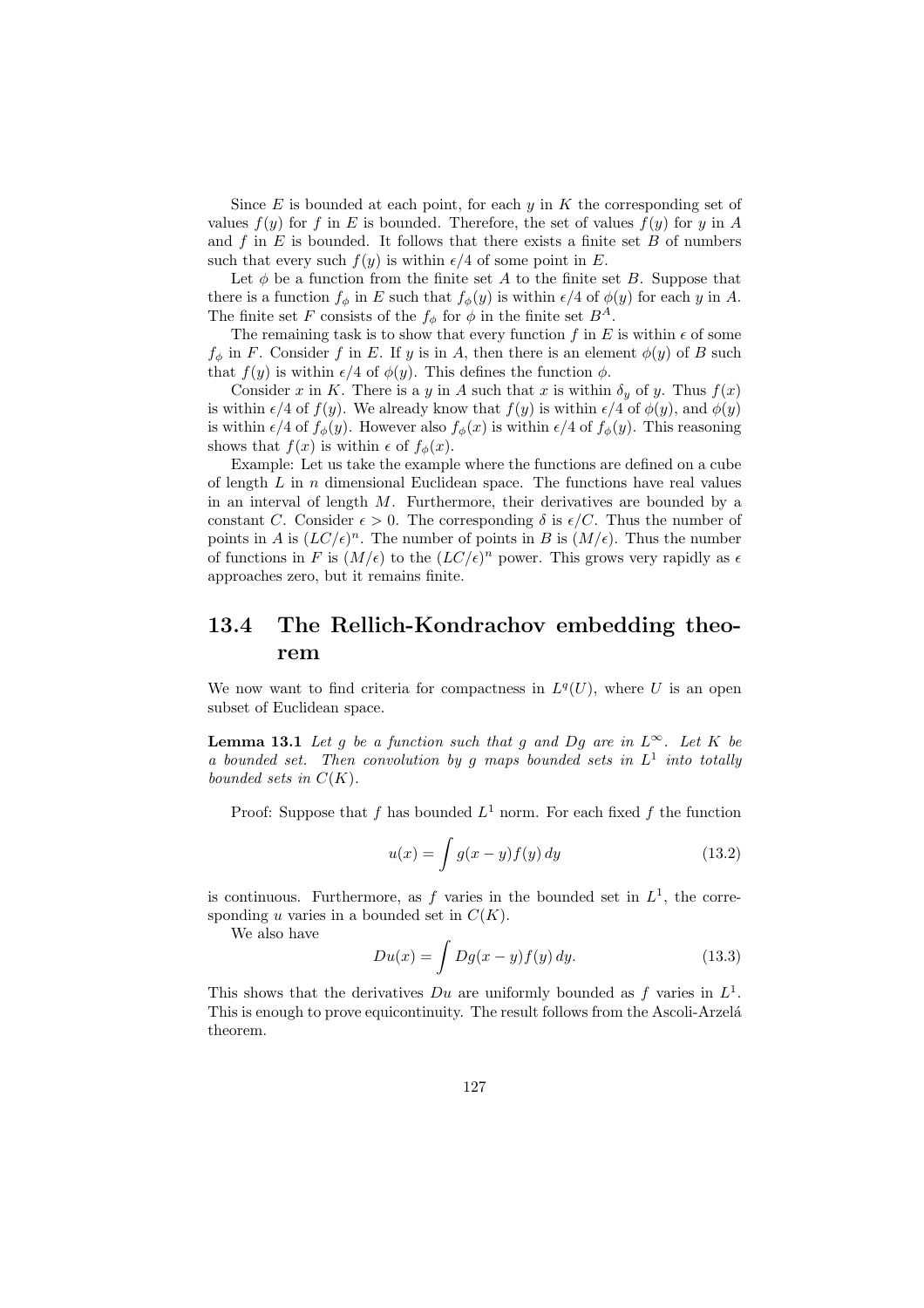Since $E$ is bounded at each point, for each $y$ in $K$ the corresponding set of values $f(y)$ for $f$ in $E$ is bounded. Therefore, the set of values $f(y)$ for $y$ in $A$ and $f$ in $E$ is bounded. It follows that there exists a finite set $B$ of numbers such that every such $f(y)$ is within $\epsilon/4$ of some point in $E$.

Let $\phi$ be a function from the finite set $A$ to the finite set $B$. Suppose that there is a function $f_\phi$ in $E$ such that $f_\phi(y)$ is within $\epsilon/4$ of $\phi(y)$ for each $y$ in $A$. The finite set $F$ consists of the $f_\phi$ for $\phi$ in the finite set $B^A$.

The remaining task is to show that every function $f$ in $E$ is within $\epsilon$ of some $f_\phi$ in $F$. Consider $f$ in $E$. If $y$ is in $A$, then there is an element $\phi(y)$ of $B$ such that $f(y)$ is within $\epsilon/4$ of $\phi(y)$. This defines the function $\phi$.

Consider $x$ in $K$. There is a $y$ in $A$ such that $x$ is within $\delta_y$ of $y$. Thus $f(x)$ is within $\epsilon/4$ of $f(y)$. We already know that $f(y)$ is within $\epsilon/4$ of $\phi(y)$, and $\phi(y)$ is within $\epsilon/4$ of $f_\phi(y)$. However also $f_\phi(x)$ is within $\epsilon/4$ of $f_\phi(y)$. This reasoning shows that $f(x)$ is within $\epsilon$ of $f_\phi(x)$.

Example: Let us take the example where the functions are defined on a cube of length $L$ in $n$ dimensional Euclidean space. The functions have real values in an interval of length $M$. Furthermore, their derivatives are bounded by a constant $C$. Consider $\epsilon > 0$. The corresponding $\delta$ is $\epsilon/C$. Thus the number of points in $A$ is $(LC/\epsilon)^n$. The number of points in $B$ is $(M/\epsilon)$. Thus the number of functions in $F$ is $(M/\epsilon)$ to the $(LC/\epsilon)^n$ power. This grows very rapidly as $\epsilon$ approaches zero, but it remains finite.

## 13.4 The Rellich-Kondrachov embedding theorem

We now want to find criteria for compactness in $L^q(U)$, where $U$ is an open subset of Euclidean space.

**Lemma 13.1** *Let $g$ be a function such that $g$ and $Dg$ are in $L^\infty$. Let $K$ be a bounded set. Then convolution by $g$ maps bounded sets in $L^1$ into totally bounded sets in $C(K)$.*

Proof: Suppose that $f$ has bounded $L^1$ norm. For each fixed $f$ the function

$$u(x) = \int g(x-y)f(y)\,dy \tag{13.2}$$

is continuous. Furthermore, as $f$ varies in the bounded set in $L^1$, the corresponding $u$ varies in a bounded set in $C(K)$.

We also have

$$Du(x) = \int Dg(x-y)f(y)\,dy. \tag{13.3}$$

This shows that the derivatives $Du$ are uniformly bounded as $f$ varies in $L^1$. This is enough to prove equicontinuity. The result follows from the Ascoli-Arzelá theorem.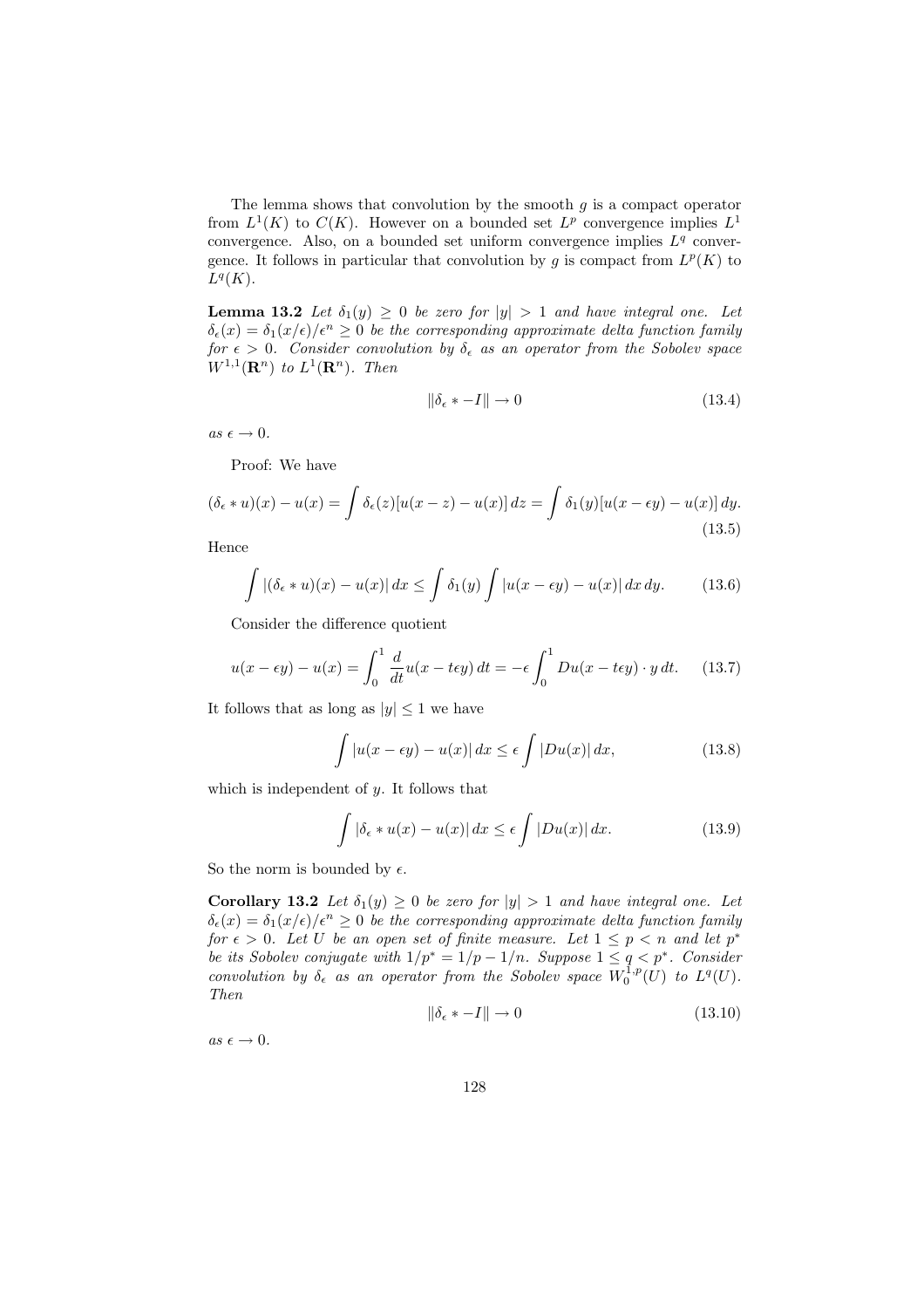The lemma shows that convolution by the smooth $g$ is a compact operator from $L^1(K)$ to $C(K)$. However on a bounded set $L^p$ convergence implies $L^1$ convergence. Also, on a bounded set uniform convergence implies $L^q$ convergence. It follows in particular that convolution by $g$ is compact from $L^p(K)$ to $L^q(K)$.

**Lemma 13.2** *Let $\delta_1(y) \geq 0$ be zero for $|y| > 1$ and have integral one. Let $\delta_\epsilon(x) = \delta_1(x/\epsilon)/\epsilon^n \geq 0$ be the corresponding approximate delta function family for $\epsilon > 0$. Consider convolution by $\delta_\epsilon$ as an operator from the Sobolev space $W^{1,1}(\mathbf{R}^n)$ to $L^1(\mathbf{R}^n)$. Then*

$$\|\delta_\epsilon * -I\| \to 0 \tag{13.4}$$

*as $\epsilon \to 0$.*

Proof: We have

$$(\delta_\epsilon * u)(x) - u(x) = \int \delta_\epsilon(z)[u(x-z) - u(x)]\,dz = \int \delta_1(y)[u(x - \epsilon y) - u(x)]\,dy. \tag{13.5}$$

Hence

$$\int |(\delta_\epsilon * u)(x) - u(x)|\,dx \leq \int \delta_1(y) \int |u(x - \epsilon y) - u(x)|\,dx\,dy. \tag{13.6}$$

Consider the difference quotient

$$u(x - \epsilon y) - u(x) = \int_0^1 \frac{d}{dt} u(x - t\epsilon y)\,dt = -\epsilon \int_0^1 Du(x - t\epsilon y) \cdot y\,dt. \tag{13.7}$$

It follows that as long as $|y| \leq 1$ we have

$$\int |u(x - \epsilon y) - u(x)|\,dx \leq \epsilon \int |Du(x)|\,dx, \tag{13.8}$$

which is independent of $y$. It follows that

$$\int |\delta_\epsilon * u(x) - u(x)|\,dx \leq \epsilon \int |Du(x)|\,dx. \tag{13.9}$$

So the norm is bounded by $\epsilon$.

**Corollary 13.2** *Let $\delta_1(y) \geq 0$ be zero for $|y| > 1$ and have integral one. Let $\delta_\epsilon(x) = \delta_1(x/\epsilon)/\epsilon^n \geq 0$ be the corresponding approximate delta function family for $\epsilon > 0$. Let $U$ be an open set of finite measure. Let $1 \leq p < n$ and let $p^*$ be its Sobolev conjugate with $1/p^* = 1/p - 1/n$. Suppose $1 \leq q < p^*$. Consider convolution by $\delta_\epsilon$ as an operator from the Sobolev space $W_0^{1,p}(U)$ to $L^q(U)$. Then*

$$\|\delta_\epsilon * -I\| \to 0 \tag{13.10}$$

*as $\epsilon \to 0$.*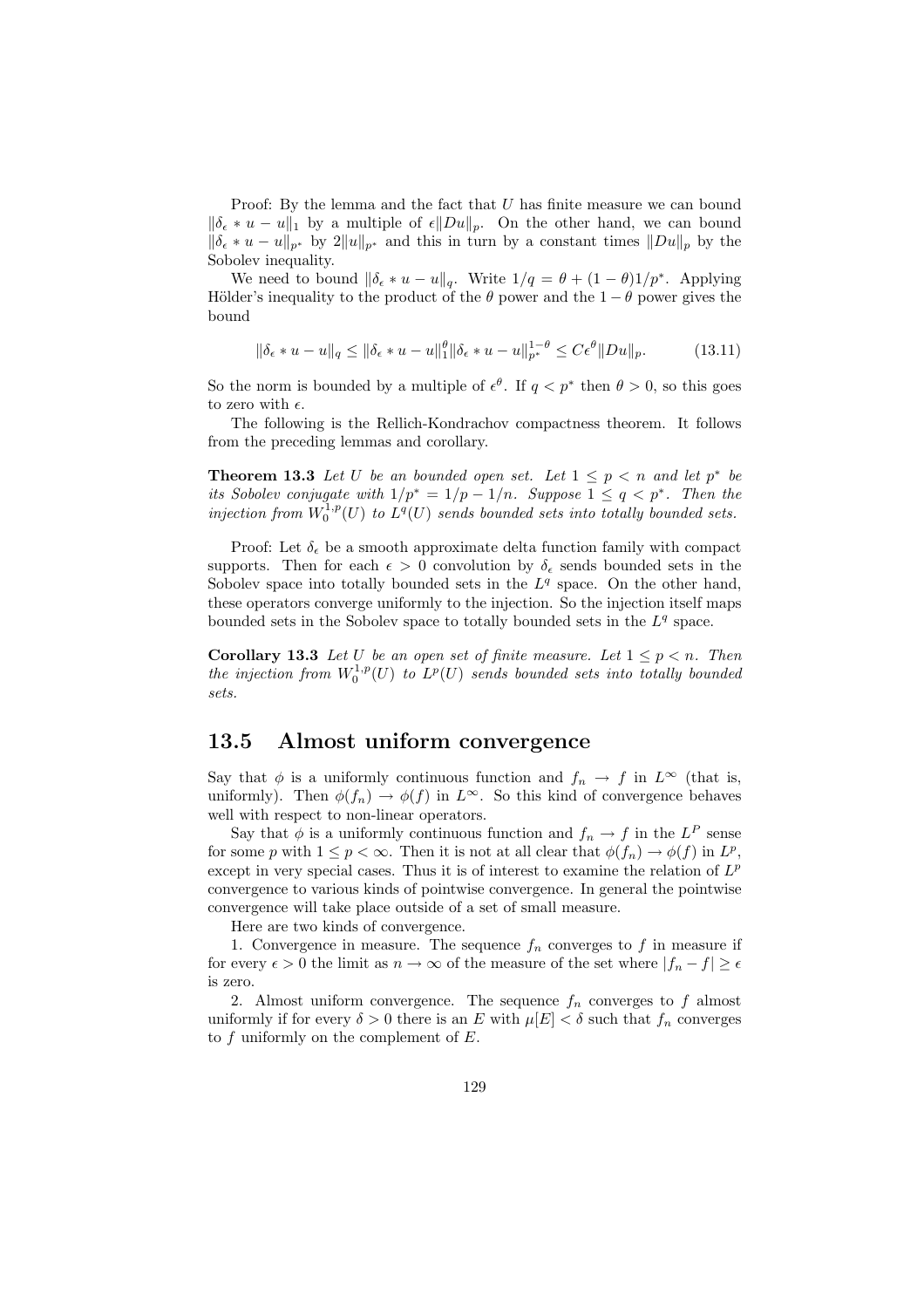Proof: By the lemma and the fact that $U$ has finite measure we can bound $\|\delta_\epsilon * u - u\|_1$ by a multiple of $\epsilon\|Du\|_p$. On the other hand, we can bound $\|\delta_\epsilon * u - u\|_{p^*}$ by $2\|u\|_{p^*}$ and this in turn by a constant times $\|Du\|_p$ by the Sobolev inequality.

We need to bound $\|\delta_\epsilon * u - u\|_q$. Write $1/q = \theta + (1-\theta)1/p^*$. Applying Hölder's inequality to the product of the $\theta$ power and the $1-\theta$ power gives the bound

$$\|\delta_\epsilon * u - u\|_q \leq \|\delta_\epsilon * u - u\|_1^\theta \|\delta_\epsilon * u - u\|_{p^*}^{1-\theta} \leq C\epsilon^\theta \|Du\|_p. \tag{13.11}$$

So the norm is bounded by a multiple of $\epsilon^\theta$. If $q < p^*$ then $\theta > 0$, so this goes to zero with $\epsilon$.

The following is the Rellich-Kondrachov compactness theorem. It follows from the preceding lemmas and corollary.

**Theorem 13.3** *Let $U$ be an bounded open set. Let $1 \leq p < n$ and let $p^*$ be its Sobolev conjugate with $1/p^* = 1/p - 1/n$. Suppose $1 \leq q < p^*$. Then the injection from $W_0^{1,p}(U)$ to $L^q(U)$ sends bounded sets into totally bounded sets.*

Proof: Let $\delta_\epsilon$ be a smooth approximate delta function family with compact supports. Then for each $\epsilon > 0$ convolution by $\delta_\epsilon$ sends bounded sets in the Sobolev space into totally bounded sets in the $L^q$ space. On the other hand, these operators converge uniformly to the injection. So the injection itself maps bounded sets in the Sobolev space to totally bounded sets in the $L^q$ space.

**Corollary 13.3** *Let $U$ be an open set of finite measure. Let $1 \leq p < n$. Then the injection from $W_0^{1,p}(U)$ to $L^p(U)$ sends bounded sets into totally bounded sets.*

## 13.5 Almost uniform convergence

Say that $\phi$ is a uniformly continuous function and $f_n \to f$ in $L^\infty$ (that is, uniformly). Then $\phi(f_n) \to \phi(f)$ in $L^\infty$. So this kind of convergence behaves well with respect to non-linear operators.

Say that $\phi$ is a uniformly continuous function and $f_n \to f$ in the $L^P$ sense for some $p$ with $1 \leq p < \infty$. Then it is not at all clear that $\phi(f_n) \to \phi(f)$ in $L^p$, except in very special cases. Thus it is of interest to examine the relation of $L^p$ convergence to various kinds of pointwise convergence. In general the pointwise convergence will take place outside of a set of small measure.

Here are two kinds of convergence.

1. Convergence in measure. The sequence $f_n$ converges to $f$ in measure if for every $\epsilon > 0$ the limit as $n \to \infty$ of the measure of the set where $|f_n - f| \geq \epsilon$ is zero.

2. Almost uniform convergence. The sequence $f_n$ converges to $f$ almost uniformly if for every $\delta > 0$ there is an $E$ with $\mu[E] < \delta$ such that $f_n$ converges to $f$ uniformly on the complement of $E$.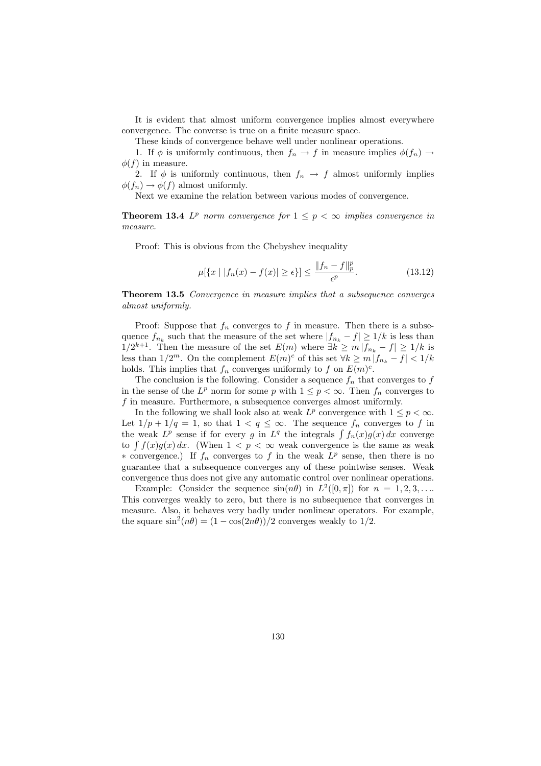It is evident that almost uniform convergence implies almost everywhere convergence. The converse is true on a finite measure space.

These kinds of convergence behave well under nonlinear operations.

1. If $\phi$ is uniformly continuous, then $f_n \to f$ in measure implies $\phi(f_n) \to \phi(f)$ in measure.

2. If $\phi$ is uniformly continuous, then $f_n \to f$ almost uniformly implies $\phi(f_n) \to \phi(f)$ almost uniformly.

Next we examine the relation between various modes of convergence.

**Theorem 13.4** *$L^p$ norm convergence for $1 \leq p < \infty$ implies convergence in measure.*

Proof: This is obvious from the Chebyshev inequality

$$\mu[\{x \mid |f_n(x) - f(x)| \geq \epsilon\}] \leq \frac{\|f_n - f\|_p^p}{\epsilon^p}. \tag{13.12}$$

**Theorem 13.5** *Convergence in measure implies that a subsequence converges almost uniformly.*

Proof: Suppose that $f_n$ converges to $f$ in measure. Then there is a subsequence $f_{n_k}$ such that the measure of the set where $|f_{n_k} - f| \geq 1/k$ is less than $1/2^{k+1}$. Then the measure of the set $E(m)$ where $\exists k \geq m\, |f_{n_k} - f| \geq 1/k$ is less than $1/2^m$. On the complement $E(m)^c$ of this set $\forall k \geq m\, |f_{n_k} - f| < 1/k$ holds. This implies that $f_n$ converges uniformly to $f$ on $E(m)^c$.

The conclusion is the following. Consider a sequence $f_n$ that converges to $f$ in the sense of the $L^p$ norm for some $p$ with $1 \leq p < \infty$. Then $f_n$ converges to $f$ in measure. Furthermore, a subsequence converges almost uniformly.

In the following we shall look also at weak $L^p$ convergence with $1 \leq p < \infty$. Let $1/p + 1/q = 1$, so that $1 < q \leq \infty$. The sequence $f_n$ converges to $f$ in the weak $L^p$ sense if for every $g$ in $L^q$ the integrals $\int f_n(x)g(x)\,dx$ converge to $\int f(x)g(x)\,dx$. (When $1 < p < \infty$ weak convergence is the same as weak $*$ convergence.) If $f_n$ converges to $f$ in the weak $L^p$ sense, then there is no guarantee that a subsequence converges any of these pointwise senses. Weak convergence thus does not give any automatic control over nonlinear operations.

Example: Consider the sequence $\sin(n\theta)$ in $L^2([0, \pi])$ for $n = 1, 2, 3, \ldots$. This converges weakly to zero, but there is no subsequence that converges in measure. Also, it behaves very badly under nonlinear operators. For example, the square $\sin^2(n\theta) = (1 - \cos(2n\theta))/2$ converges weakly to $1/2$.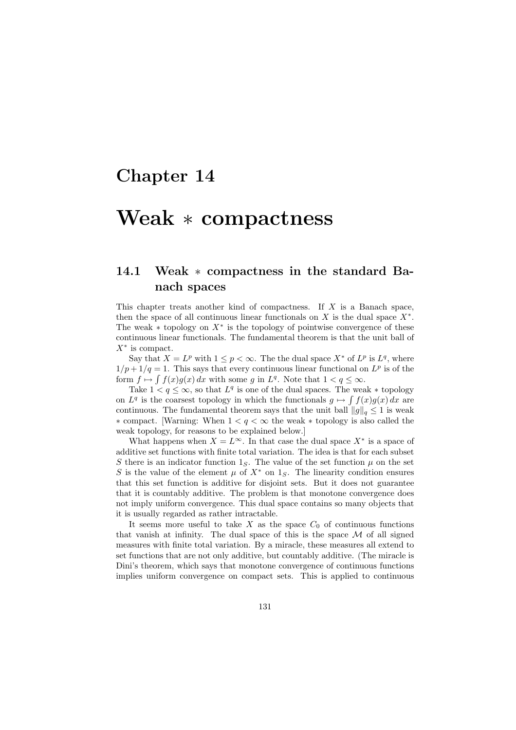# Chapter 14

# Weak $*$ compactness

## 14.1 Weak $*$ compactness in the standard Banach spaces

This chapter treats another kind of compactness. If $X$ is a Banach space, then the space of all continuous linear functionals on $X$ is the dual space $X^*$. The weak $*$ topology on $X^*$ is the topology of pointwise convergence of these continuous linear functionals. The fundamental theorem is that the unit ball of $X^*$ is compact.

Say that $X = L^p$ with $1 \leq p < \infty$. The the dual space $X^*$ of $L^p$ is $L^q$, where $1/p + 1/q = 1$. This says that every continuous linear functional on $L^p$ is of the form $f \mapsto \int f(x)g(x)\,dx$ with some $g$ in $L^q$. Note that $1 < q \leq \infty$.

Take $1 < q \leq \infty$, so that $L^q$ is one of the dual spaces. The weak $*$ topology on $L^q$ is the coarsest topology in which the functionals $g \mapsto \int f(x)g(x)\,dx$ are continuous. The fundamental theorem says that the unit ball $\|g\|_q \leq 1$ is weak $*$ compact. [Warning: When $1 < q < \infty$ the weak $*$ topology is also called the weak topology, for reasons to be explained below.]

What happens when $X = L^\infty$. In that case the dual space $X^*$ is a space of additive set functions with finite total variation. The idea is that for each subset $S$ there is an indicator function $1_S$. The value of the set function $\mu$ on the set $S$ is the value of the element $\mu$ of $X^*$ on $1_S$. The linearity condition ensures that this set function is additive for disjoint sets. But it does not guarantee that it is countably additive. The problem is that monotone convergence does not imply uniform convergence. This dual space contains so many objects that it is usually regarded as rather intractable.

It seems more useful to take $X$ as the space $C_0$ of continuous functions that vanish at infinity. The dual space of this is the space $\mathcal{M}$ of all signed measures with finite total variation. By a miracle, these measures all extend to set functions that are not only additive, but countably additive. (The miracle is Dini's theorem, which says that monotone convergence of continuous functions implies uniform convergence on compact sets. This is applied to continuous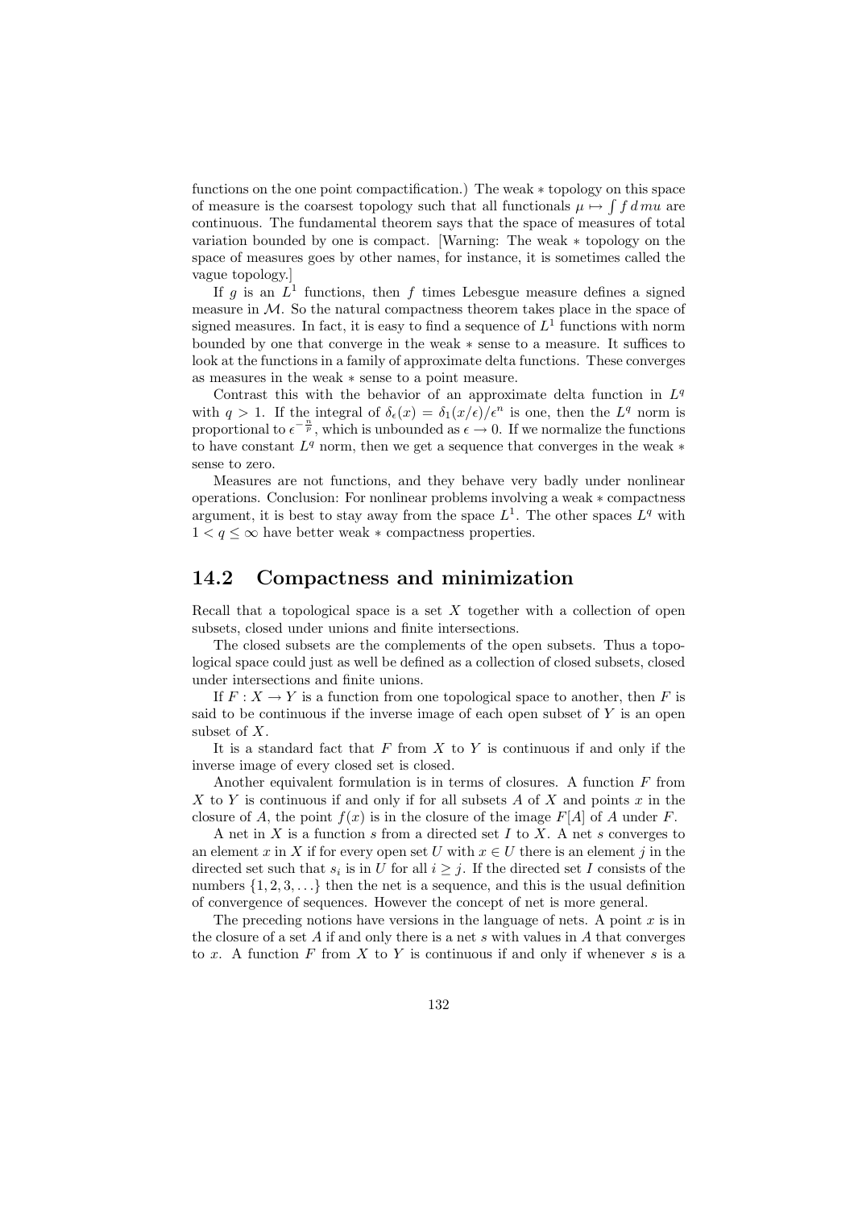functions on the one point compactification.) The weak $*$ topology on this space of measure is the coarsest topology such that all functionals $\mu \mapsto \int f \, d mu$ are continuous. The fundamental theorem says that the space of measures of total variation bounded by one is compact. [Warning: The weak $*$ topology on the space of measures goes by other names, for instance, it is sometimes called the vague topology.]

If $g$ is an $L^1$ functions, then $f$ times Lebesgue measure defines a signed measure in $\mathcal{M}$. So the natural compactness theorem takes place in the space of signed measures. In fact, it is easy to find a sequence of $L^1$ functions with norm bounded by one that converge in the weak $*$ sense to a measure. It suffices to look at the functions in a family of approximate delta functions. These converges as measures in the weak $*$ sense to a point measure.

Contrast this with the behavior of an approximate delta function in $L^q$ with $q > 1$. If the integral of $\delta_\epsilon(x) = \delta_1(x/\epsilon)/\epsilon^n$ is one, then the $L^q$ norm is proportional to $\epsilon^{-\frac{n}{p}}$, which is unbounded as $\epsilon \to 0$. If we normalize the functions to have constant $L^q$ norm, then we get a sequence that converges in the weak $*$ sense to zero.

Measures are not functions, and they behave very badly under nonlinear operations. Conclusion: For nonlinear problems involving a weak $*$ compactness argument, it is best to stay away from the space $L^1$. The other spaces $L^q$ with $1 < q \leq \infty$ have better weak $*$ compactness properties.

## 14.2 Compactness and minimization

Recall that a topological space is a set $X$ together with a collection of open subsets, closed under unions and finite intersections.

The closed subsets are the complements of the open subsets. Thus a topological space could just as well be defined as a collection of closed subsets, closed under intersections and finite unions.

If $F : X \to Y$ is a function from one topological space to another, then $F$ is said to be continuous if the inverse image of each open subset of $Y$ is an open subset of $X$.

It is a standard fact that $F$ from $X$ to $Y$ is continuous if and only if the inverse image of every closed set is closed.

Another equivalent formulation is in terms of closures. A function $F$ from $X$ to $Y$ is continuous if and only if for all subsets $A$ of $X$ and points $x$ in the closure of $A$, the point $f(x)$ is in the closure of the image $F[A]$ of $A$ under $F$.

A net in $X$ is a function $s$ from a directed set $I$ to $X$. A net $s$ converges to an element $x$ in $X$ if for every open set $U$ with $x \in U$ there is an element $j$ in the directed set such that $s_i$ is in $U$ for all $i \geq j$. If the directed set $I$ consists of the numbers $\{1, 2, 3, \ldots\}$ then the net is a sequence, and this is the usual definition of convergence of sequences. However the concept of net is more general.

The preceding notions have versions in the language of nets. A point $x$ is in the closure of a set $A$ if and only there is a net $s$ with values in $A$ that converges to $x$. A function $F$ from $X$ to $Y$ is continuous if and only if whenever $s$ is a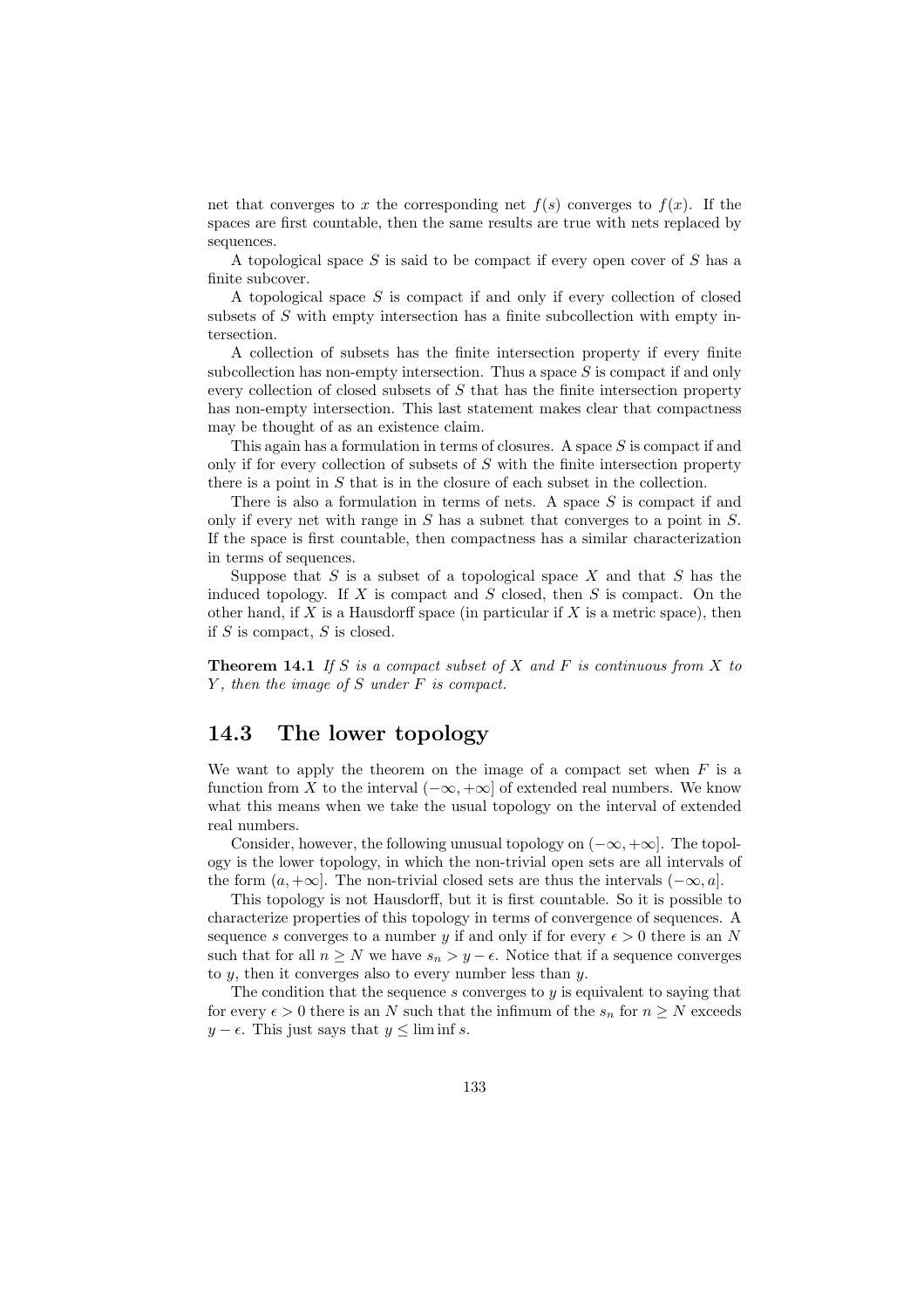net that converges to $x$ the corresponding net $f(s)$ converges to $f(x)$. If the spaces are first countable, then the same results are true with nets replaced by sequences.

A topological space $S$ is said to be compact if every open cover of $S$ has a finite subcover.

A topological space $S$ is compact if and only if every collection of closed subsets of $S$ with empty intersection has a finite subcollection with empty intersection.

A collection of subsets has the finite intersection property if every finite subcollection has non-empty intersection. Thus a space $S$ is compact if and only every collection of closed subsets of $S$ that has the finite intersection property has non-empty intersection. This last statement makes clear that compactness may be thought of as an existence claim.

This again has a formulation in terms of closures. A space $S$ is compact if and only if for every collection of subsets of $S$ with the finite intersection property there is a point in $S$ that is in the closure of each subset in the collection.

There is also a formulation in terms of nets. A space $S$ is compact if and only if every net with range in $S$ has a subnet that converges to a point in $S$. If the space is first countable, then compactness has a similar characterization in terms of sequences.

Suppose that $S$ is a subset of a topological space $X$ and that $S$ has the induced topology. If $X$ is compact and $S$ closed, then $S$ is compact. On the other hand, if $X$ is a Hausdorff space (in particular if $X$ is a metric space), then if $S$ is compact, $S$ is closed.

**Theorem 14.1** *If $S$ is a compact subset of $X$ and $F$ is continuous from $X$ to $Y$, then the image of $S$ under $F$ is compact.*

## 14.3 The lower topology

We want to apply the theorem on the image of a compact set when $F$ is a function from $X$ to the interval $(-\infty, +\infty]$ of extended real numbers. We know what this means when we take the usual topology on the interval of extended real numbers.

Consider, however, the following unusual topology on $(-\infty, +\infty]$. The topology is the lower topology, in which the non-trivial open sets are all intervals of the form $(a, +\infty]$. The non-trivial closed sets are thus the intervals $(-\infty, a]$.

This topology is not Hausdorff, but it is first countable. So it is possible to characterize properties of this topology in terms of convergence of sequences. A sequence $s$ converges to a number $y$ if and only if for every $\epsilon > 0$ there is an $N$ such that for all $n \geq N$ we have $s_n > y - \epsilon$. Notice that if a sequence converges to $y$, then it converges also to every number less than $y$.

The condition that the sequence $s$ converges to $y$ is equivalent to saying that for every $\epsilon > 0$ there is an $N$ such that the infimum of the $s_n$ for $n \geq N$ exceeds $y - \epsilon$. This just says that $y \leq \liminf s$.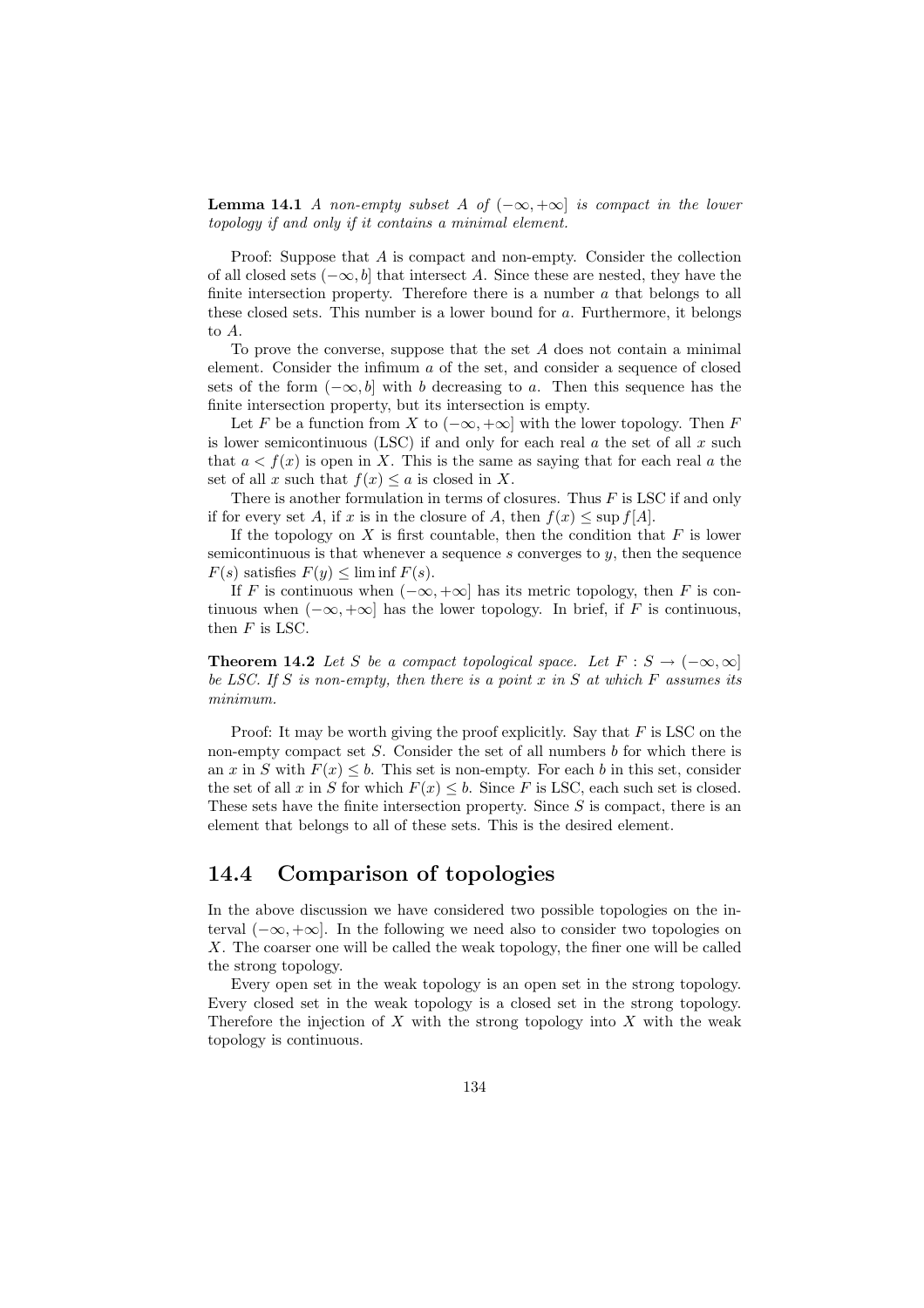**Lemma 14.1** *A non-empty subset $A$ of $(-\infty, +\infty]$ is compact in the lower topology if and only if it contains a minimal element.*

Proof: Suppose that $A$ is compact and non-empty. Consider the collection of all closed sets $(-\infty, b]$ that intersect $A$. Since these are nested, they have the finite intersection property. Therefore there is a number $a$ that belongs to all these closed sets. This number is a lower bound for $a$. Furthermore, it belongs to $A$.

To prove the converse, suppose that the set $A$ does not contain a minimal element. Consider the infimum $a$ of the set, and consider a sequence of closed sets of the form $(-\infty, b]$ with $b$ decreasing to $a$. Then this sequence has the finite intersection property, but its intersection is empty.

Let $F$ be a function from $X$ to $(-\infty, +\infty]$ with the lower topology. Then $F$ is lower semicontinuous (LSC) if and only for each real $a$ the set of all $x$ such that $a < f(x)$ is open in $X$. This is the same as saying that for each real $a$ the set of all $x$ such that $f(x) \leq a$ is closed in $X$.

There is another formulation in terms of closures. Thus $F$ is LSC if and only if for every set $A$, if $x$ is in the closure of $A$, then $f(x) \leq \sup f[A]$.

If the topology on $X$ is first countable, then the condition that $F$ is lower semicontinuous is that whenever a sequence $s$ converges to $y$, then the sequence $F(s)$ satisfies $F(y) \leq \liminf F(s)$.

If $F$ is continuous when $(-\infty, +\infty]$ has its metric topology, then $F$ is continuous when $(-\infty, +\infty]$ has the lower topology. In brief, if $F$ is continuous, then $F$ is LSC.

**Theorem 14.2** *Let $S$ be a compact topological space. Let $F : S \to (-\infty, \infty]$ be LSC. If $S$ is non-empty, then there is a point $x$ in $S$ at which $F$ assumes its minimum.*

Proof: It may be worth giving the proof explicitly. Say that $F$ is LSC on the non-empty compact set $S$. Consider the set of all numbers $b$ for which there is an $x$ in $S$ with $F(x) \leq b$. This set is non-empty. For each $b$ in this set, consider the set of all $x$ in $S$ for which $F(x) \leq b$. Since $F$ is LSC, each such set is closed. These sets have the finite intersection property. Since $S$ is compact, there is an element that belongs to all of these sets. This is the desired element.

## 14.4 Comparison of topologies

In the above discussion we have considered two possible topologies on the interval $(-\infty, +\infty]$. In the following we need also to consider two topologies on $X$. The coarser one will be called the weak topology, the finer one will be called the strong topology.

Every open set in the weak topology is an open set in the strong topology. Every closed set in the weak topology is a closed set in the strong topology. Therefore the injection of $X$ with the strong topology into $X$ with the weak topology is continuous.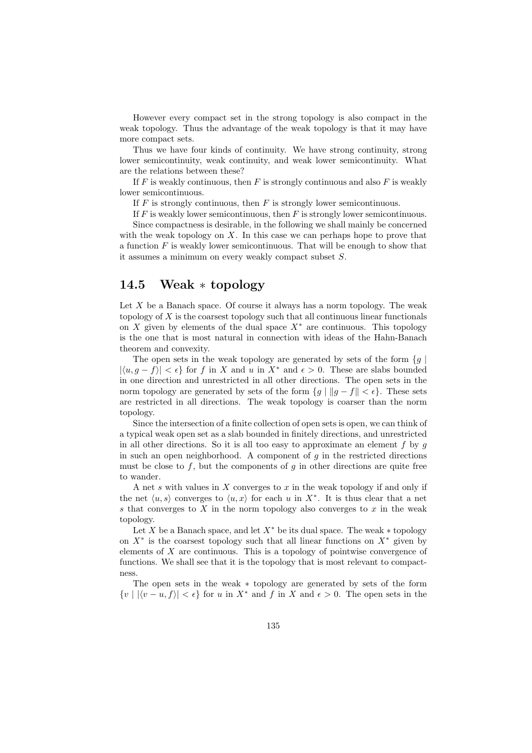However every compact set in the strong topology is also compact in the weak topology. Thus the advantage of the weak topology is that it may have more compact sets.

Thus we have four kinds of continuity. We have strong continuity, strong lower semicontinuity, weak continuity, and weak lower semicontinuity. What are the relations between these?

If $F$ is weakly continuous, then $F$ is strongly continuous and also $F$ is weakly lower semicontinuous.

If $F$ is strongly continuous, then $F$ is strongly lower semicontinuous.

If $F$ is weakly lower semicontinuous, then $F$ is strongly lower semicontinuous.

Since compactness is desirable, in the following we shall mainly be concerned with the weak topology on $X$. In this case we can perhaps hope to prove that a function $F$ is weakly lower semicontinuous. That will be enough to show that it assumes a minimum on every weakly compact subset $S$.

## 14.5 Weak $*$ topology

Let $X$ be a Banach space. Of course it always has a norm topology. The weak topology of $X$ is the coarsest topology such that all continuous linear functionals on $X$ given by elements of the dual space $X^*$ are continuous. This topology is the one that is most natural in connection with ideas of the Hahn-Banach theorem and convexity.

The open sets in the weak topology are generated by sets of the form $\{g \mid |\langle u, g - f\rangle| < \epsilon\}$ for $f$ in $X$ and $u$ in $X^*$ and $\epsilon > 0$. These are slabs bounded in one direction and unrestricted in all other directions. The open sets in the norm topology are generated by sets of the form $\{g \mid \|g - f\| < \epsilon\}$. These sets are restricted in all directions. The weak topology is coarser than the norm topology.

Since the intersection of a finite collection of open sets is open, we can think of a typical weak open set as a slab bounded in finitely directions, and unrestricted in all other directions. So it is all too easy to approximate an element $f$ by $g$ in such an open neighborhood. A component of $g$ in the restricted directions must be close to $f$, but the components of $g$ in other directions are quite free to wander.

A net $s$ with values in $X$ converges to $x$ in the weak topology if and only if the net $\langle u, s\rangle$ converges to $\langle u, x\rangle$ for each $u$ in $X^*$. It is thus clear that a net $s$ that converges to $X$ in the norm topology also converges to $x$ in the weak topology.

Let $X$ be a Banach space, and let $X^*$ be its dual space. The weak $*$ topology on $X^*$ is the coarsest topology such that all linear functions on $X^*$ given by elements of $X$ are continuous. This is a topology of pointwise convergence of functions. We shall see that it is the topology that is most relevant to compactness.

The open sets in the weak $*$ topology are generated by sets of the form $\{v \mid |\langle v - u, f\rangle| < \epsilon\}$ for $u$ in $X^*$ and $f$ in $X$ and $\epsilon > 0$. The open sets in the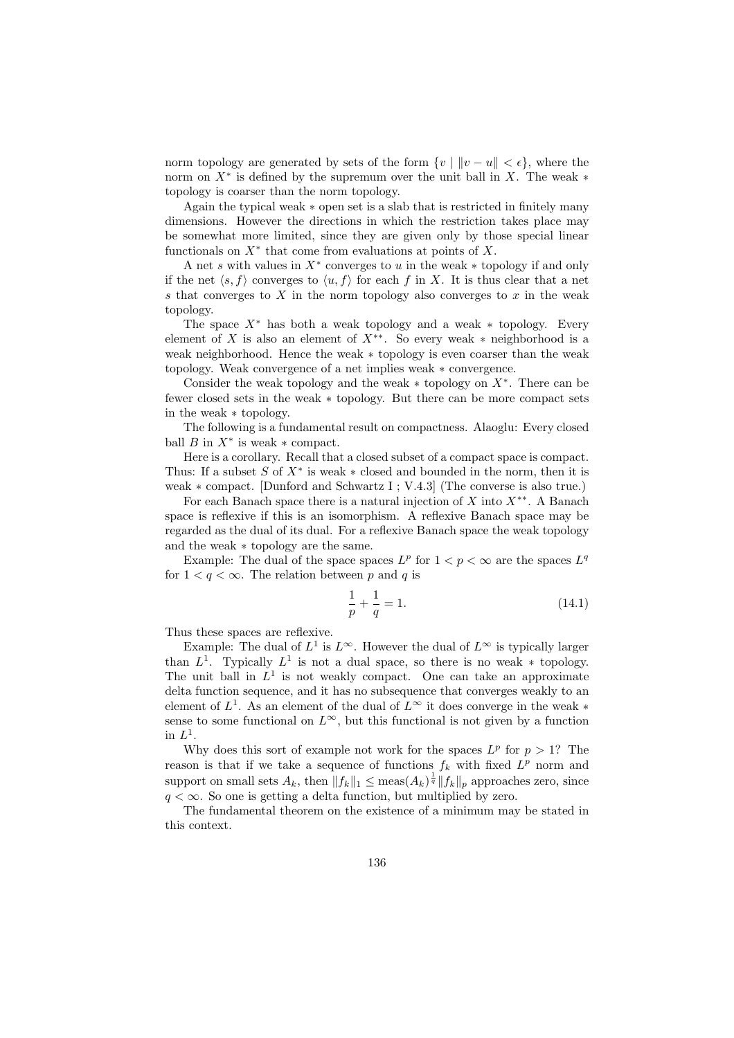norm topology are generated by sets of the form $\{v \mid \|v - u\| < \epsilon\}$, where the norm on $X^*$ is defined by the supremum over the unit ball in $X$. The weak $*$ topology is coarser than the norm topology.

Again the typical weak $*$ open set is a slab that is restricted in finitely many dimensions. However the directions in which the restriction takes place may be somewhat more limited, since they are given only by those special linear functionals on $X^*$ that come from evaluations at points of $X$.

A net $s$ with values in $X^*$ converges to $u$ in the weak $*$ topology if and only if the net $\langle s, f\rangle$ converges to $\langle u, f\rangle$ for each $f$ in $X$. It is thus clear that a net $s$ that converges to $X$ in the norm topology also converges to $x$ in the weak topology.

The space $X^*$ has both a weak topology and a weak $*$ topology. Every element of $X$ is also an element of $X^{**}$. So every weak $*$ neighborhood is a weak neighborhood. Hence the weak $*$ topology is even coarser than the weak topology. Weak convergence of a net implies weak $*$ convergence.

Consider the weak topology and the weak $*$ topology on $X^*$. There can be fewer closed sets in the weak $*$ topology. But there can be more compact sets in the weak $*$ topology.

The following is a fundamental result on compactness. Alaoglu: Every closed ball $B$ in $X^*$ is weak $*$ compact.

Here is a corollary. Recall that a closed subset of a compact space is compact. Thus: If a subset $S$ of $X^*$ is weak $*$ closed and bounded in the norm, then it is weak $*$ compact. [Dunford and Schwartz I ; V.4.3] (The converse is also true.)

For each Banach space there is a natural injection of $X$ into $X^{**}$. A Banach space is reflexive if this is an isomorphism. A reflexive Banach space may be regarded as the dual of its dual. For a reflexive Banach space the weak topology and the weak $*$ topology are the same.

Example: The dual of the space spaces $L^p$ for $1 < p < \infty$ are the spaces $L^q$ for $1 < q < \infty$. The relation between $p$ and $q$ is

$$\frac{1}{p} + \frac{1}{q} = 1. \tag{14.1}$$

Thus these spaces are reflexive.

Example: The dual of $L^1$ is $L^\infty$. However the dual of $L^\infty$ is typically larger than $L^1$. Typically $L^1$ is not a dual space, so there is no weak $*$ topology. The unit ball in $L^1$ is not weakly compact. One can take an approximate delta function sequence, and it has no subsequence that converges weakly to an element of $L^1$. As an element of the dual of $L^\infty$ it does converge in the weak $*$ sense to some functional on $L^\infty$, but this functional is not given by a function in $L^1$.

Why does this sort of example not work for the spaces $L^p$ for $p > 1$? The reason is that if we take a sequence of functions $f_k$ with fixed $L^p$ norm and support on small sets $A_k$, then $\|f_k\|_1 \leq \text{meas}(A_k)^{\frac{1}{q}} \|f_k\|_p$ approaches zero, since $q < \infty$. So one is getting a delta function, but multiplied by zero.

The fundamental theorem on the existence of a minimum may be stated in this context.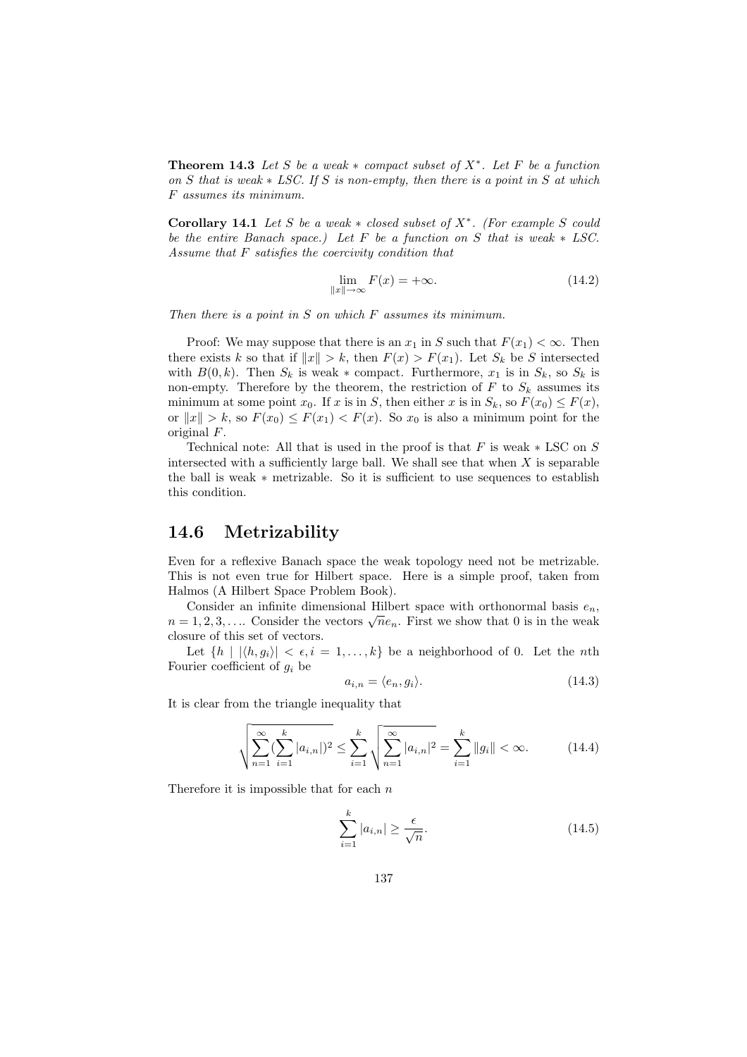**Theorem 14.3** *Let $S$ be a weak $*$ compact subset of $X^*$. Let $F$ be a function on $S$ that is weak $*$ LSC. If $S$ is non-empty, then there is a point in $S$ at which $F$ assumes its minimum.*

**Corollary 14.1** *Let $S$ be a weak $*$ closed subset of $X^*$. (For example $S$ could be the entire Banach space.) Let $F$ be a function on $S$ that is weak $*$ LSC. Assume that $F$ satisfies the coercivity condition that*

$$\lim_{\|x\|\to\infty} F(x) = +\infty. \tag{14.2}$$

*Then there is a point in $S$ on which $F$ assumes its minimum.*

Proof: We may suppose that there is an $x_1$ in $S$ such that $F(x_1) < \infty$. Then there exists $k$ so that if $\|x\| > k$, then $F(x) > F(x_1)$. Let $S_k$ be $S$ intersected with $B(0, k)$. Then $S_k$ is weak $*$ compact. Furthermore, $x_1$ is in $S_k$, so $S_k$ is non-empty. Therefore by the theorem, the restriction of $F$ to $S_k$ assumes its minimum at some point $x_0$. If $x$ is in $S$, then either $x$ is in $S_k$, so $F(x_0) \leq F(x)$, or $\|x\| > k$, so $F(x_0) \leq F(x_1) < F(x)$. So $x_0$ is also a minimum point for the original $F$.

Technical note: All that is used in the proof is that $F$ is weak $*$ LSC on $S$ intersected with a sufficiently large ball. We shall see that when $X$ is separable the ball is weak $*$ metrizable. So it is sufficient to use sequences to establish this condition.

## 14.6 Metrizability

Even for a reflexive Banach space the weak topology need not be metrizable. This is not even true for Hilbert space. Here is a simple proof, taken from Halmos (A Hilbert Space Problem Book).

Consider an infinite dimensional Hilbert space with orthonormal basis $e_n$, $n = 1, 2, 3, \ldots$. Consider the vectors $\sqrt{n}e_n$. First we show that 0 is in the weak closure of this set of vectors.

Let $\{h \mid |\langle h, g_i\rangle| < \epsilon, i = 1, \ldots, k\}$ be a neighborhood of 0. Let the $n$th Fourier coefficient of $g_i$ be

$$a_{i,n} = \langle e_n, g_i\rangle. \tag{14.3}$$

It is clear from the triangle inequality that

$$\sqrt{\sum_{n=1}^{\infty}(\sum_{i=1}^{k}|a_{i,n}|)^2} \leq \sum_{i=1}^{k}\sqrt{\sum_{n=1}^{\infty}|a_{i,n}|^2} = \sum_{i=1}^{k}\|g_i\| < \infty. \tag{14.4}$$

Therefore it is impossible that for each $n$

$$\sum_{i=1}^{k}|a_{i,n}| \geq \frac{\epsilon}{\sqrt{n}}. \tag{14.5}$$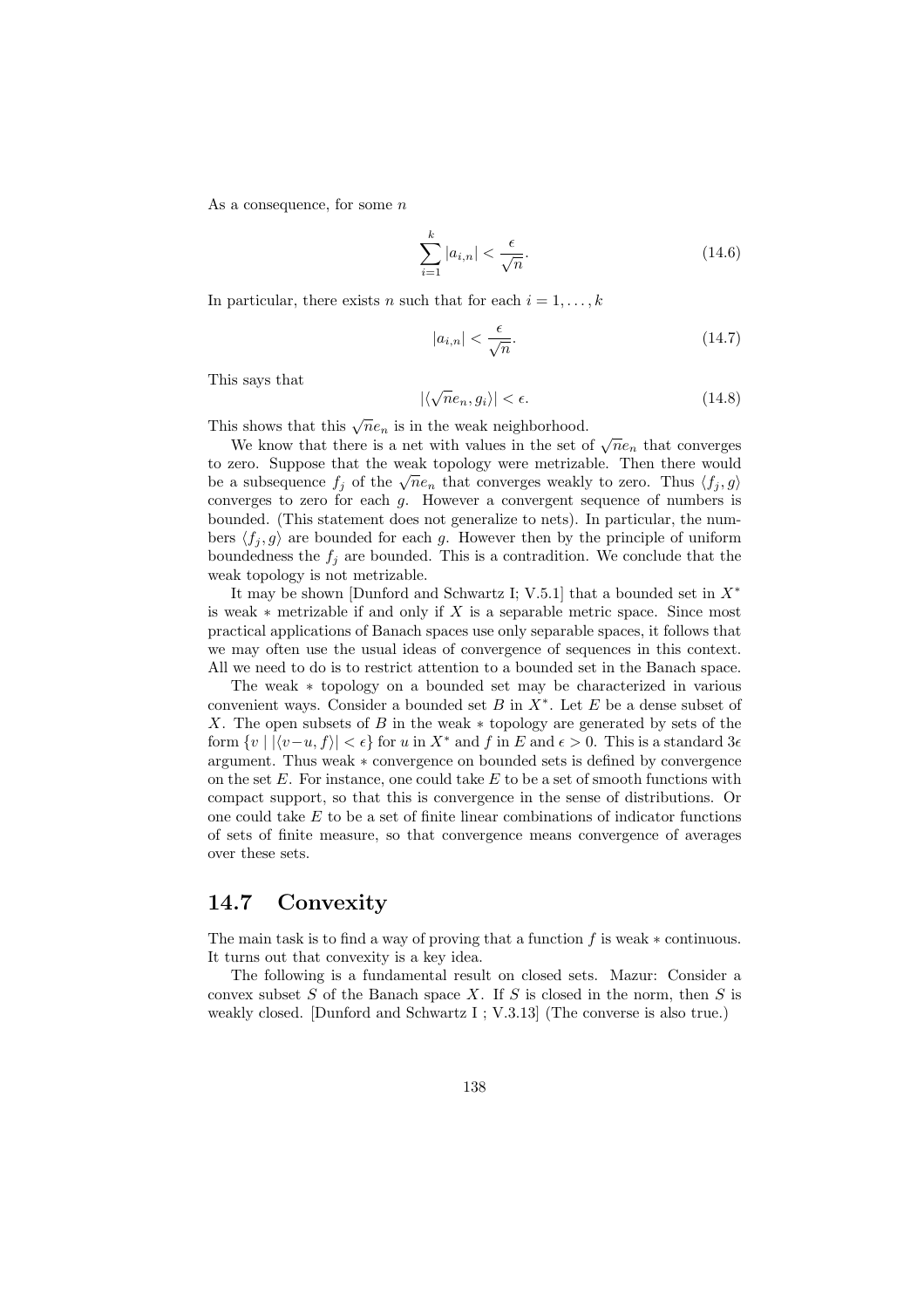As a consequence, for some $n$

$$\sum_{i=1}^{k} |a_{i,n}| < \frac{\epsilon}{\sqrt{n}}. \tag{14.6}$$

In particular, there exists $n$ such that for each $i = 1, \ldots, k$

$$|a_{i,n}| < \frac{\epsilon}{\sqrt{n}}. \tag{14.7}$$

This says that

$$|\langle \sqrt{n} e_n, g_i \rangle| < \epsilon. \tag{14.8}$$

This shows that this $\sqrt{n} e_n$ is in the weak neighborhood.

We know that there is a net with values in the set of $\sqrt{n} e_n$ that converges to zero. Suppose that the weak topology were metrizable. Then there would be a subsequence $f_j$ of the $\sqrt{n} e_n$ that converges weakly to zero. Thus $\langle f_j, g \rangle$ converges to zero for each $g$. However a convergent sequence of numbers is bounded. (This statement does not generalize to nets). In particular, the numbers $\langle f_j, g \rangle$ are bounded for each $g$. However then by the principle of uniform boundedness the $f_j$ are bounded. This is a contradiction. We conclude that the weak topology is not metrizable.

It may be shown [Dunford and Schwartz I; V.5.1] that a bounded set in $X^*$ is weak $*$ metrizable if and only if $X$ is a separable metric space. Since most practical applications of Banach spaces use only separable spaces, it follows that we may often use the usual ideas of convergence of sequences in this context. All we need to do is to restrict attention to a bounded set in the Banach space.

The weak $*$ topology on a bounded set may be characterized in various convenient ways. Consider a bounded set $B$ in $X^*$. Let $E$ be a dense subset of $X$. The open subsets of $B$ in the weak $*$ topology are generated by sets of the form $\{v \mid |\langle v-u, f \rangle| < \epsilon\}$ for $u$ in $X^*$ and $f$ in $E$ and $\epsilon > 0$. This is a standard $3\epsilon$ argument. Thus weak $*$ convergence on bounded sets is defined by convergence on the set $E$. For instance, one could take $E$ to be a set of smooth functions with compact support, so that this is convergence in the sense of distributions. Or one could take $E$ to be a set of finite linear combinations of indicator functions of sets of finite measure, so that convergence means convergence of averages over these sets.

## 14.7 Convexity

The main task is to find a way of proving that a function $f$ is weak $*$ continuous. It turns out that convexity is a key idea.

The following is a fundamental result on closed sets. Mazur: Consider a convex subset $S$ of the Banach space $X$. If $S$ is closed in the norm, then $S$ is weakly closed. [Dunford and Schwartz I ; V.3.13] (The converse is also true.)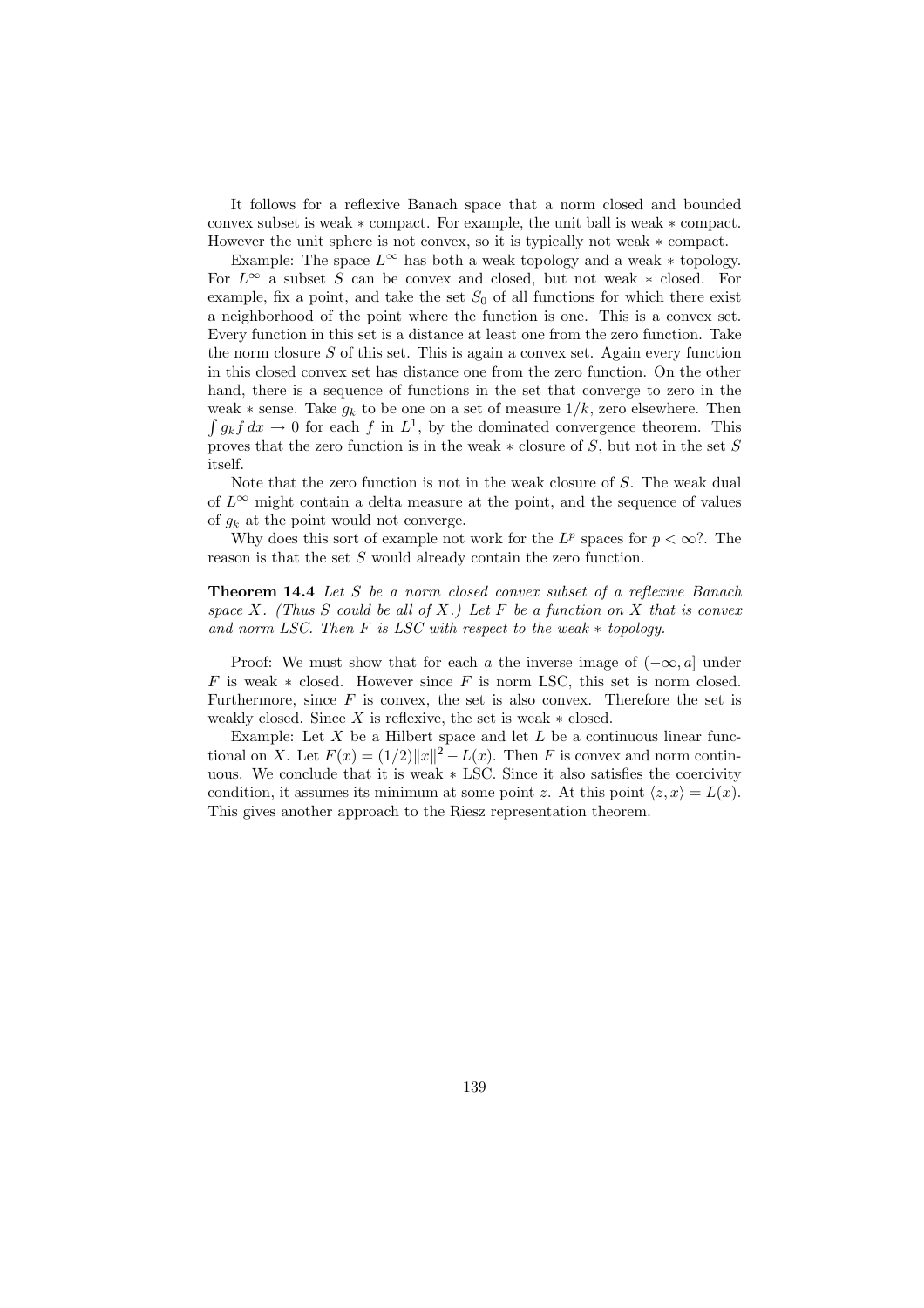It follows for a reflexive Banach space that a norm closed and bounded convex subset is weak $*$ compact. For example, the unit ball is weak $*$ compact. However the unit sphere is not convex, so it is typically not weak $*$ compact.

Example: The space $L^\infty$ has both a weak topology and a weak $*$ topology. For $L^\infty$ a subset $S$ can be convex and closed, but not weak $*$ closed. For example, fix a point, and take the set $S_0$ of all functions for which there exist a neighborhood of the point where the function is one. This is a convex set. Every function in this set is a distance at least one from the zero function. Take the norm closure $S$ of this set. This is again a convex set. Again every function in this closed convex set has distance one from the zero function. On the other hand, there is a sequence of functions in the set that converge to zero in the weak $*$ sense. Take $g_k$ to be one on a set of measure $1/k$, zero elsewhere. Then $\int g_k f \, dx \to 0$ for each $f$ in $L^1$, by the dominated convergence theorem. This proves that the zero function is in the weak $*$ closure of $S$, but not in the set $S$ itself.

Note that the zero function is not in the weak closure of $S$. The weak dual of $L^\infty$ might contain a delta measure at the point, and the sequence of values of $g_k$ at the point would not converge.

Why does this sort of example not work for the $L^p$ spaces for $p < \infty$?. The reason is that the set $S$ would already contain the zero function.

**Theorem 14.4** *Let $S$ be a norm closed convex subset of a reflexive Banach space $X$. (Thus $S$ could be all of $X$.) Let $F$ be a function on $X$ that is convex and norm LSC. Then $F$ is LSC with respect to the weak $*$ topology.*

Proof: We must show that for each $a$ the inverse image of $(-\infty, a]$ under $F$ is weak $*$ closed. However since $F$ is norm LSC, this set is norm closed. Furthermore, since $F$ is convex, the set is also convex. Therefore the set is weakly closed. Since $X$ is reflexive, the set is weak $*$ closed.

Example: Let $X$ be a Hilbert space and let $L$ be a continuous linear functional on $X$. Let $F(x) = (1/2)\|x\|^2 - L(x)$. Then $F$ is convex and norm continuous. We conclude that it is weak $*$ LSC. Since it also satisfies the coercivity condition, it assumes its minimum at some point $z$. At this point $\langle z, x \rangle = L(x)$. This gives another approach to the Riesz representation theorem.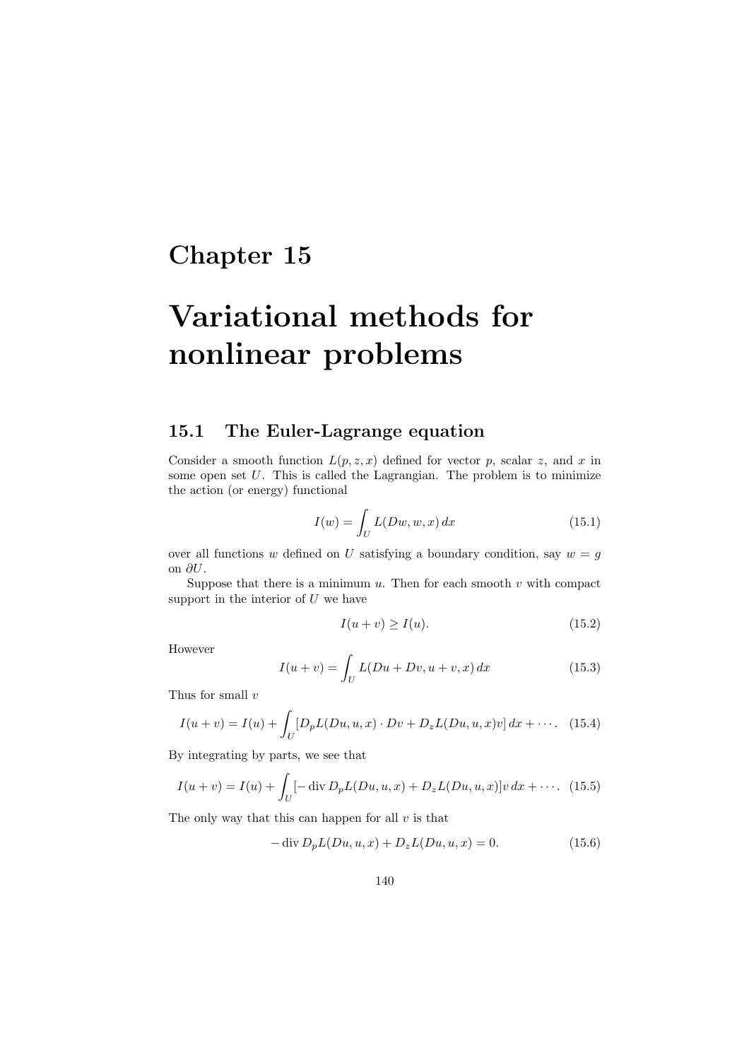# Chapter 15

# Variational methods for nonlinear problems

## 15.1 The Euler-Lagrange equation

Consider a smooth function $L(p, z, x)$ defined for vector $p$, scalar $z$, and $x$ in some open set $U$. This is called the Lagrangian. The problem is to minimize the action (or energy) functional

$$I(w) = \int_U L(Dw, w, x)\, dx \tag{15.1}$$

over all functions $w$ defined on $U$ satisfying a boundary condition, say $w = g$ on $\partial U$.

Suppose that there is a minimum $u$. Then for each smooth $v$ with compact support in the interior of $U$ we have

$$I(u + v) \geq I(u). \tag{15.2}$$

However

$$I(u + v) = \int_U L(Du + Dv, u + v, x)\, dx \tag{15.3}$$

Thus for small $v$

$$I(u + v) = I(u) + \int_U [D_p L(Du, u, x) \cdot Dv + D_z L(Du, u, x) v]\, dx + \cdots. \tag{15.4}$$

By integrating by parts, we see that

$$I(u + v) = I(u) + \int_U [-\operatorname{div} D_p L(Du, u, x) + D_z L(Du, u, x)] v\, dx + \cdots. \tag{15.5}$$

The only way that this can happen for all $v$ is that

$$-\operatorname{div} D_p L(Du, u, x) + D_z L(Du, u, x) = 0. \tag{15.6}$$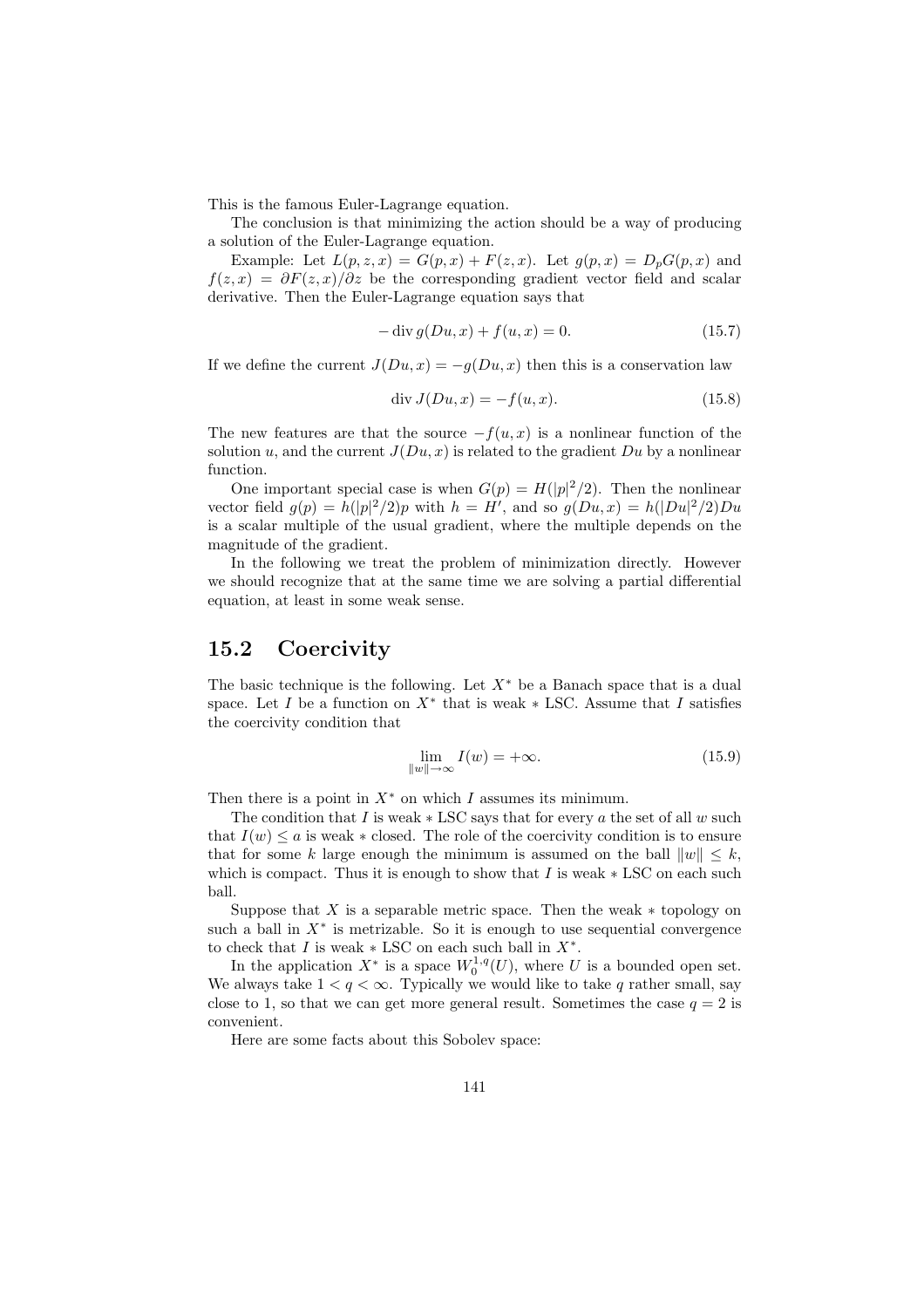This is the famous Euler-Lagrange equation.

The conclusion is that minimizing the action should be a way of producing a solution of the Euler-Lagrange equation.

Example: Let $L(p, z, x) = G(p, x) + F(z, x)$. Let $g(p, x) = D_p G(p, x)$ and $f(z, x) = \partial F(z, x)/\partial z$ be the corresponding gradient vector field and scalar derivative. Then the Euler-Lagrange equation says that

$$- \operatorname{div} g(Du, x) + f(u, x) = 0. \tag{15.7}$$

If we define the current $J(Du, x) = -g(Du, x)$ then this is a conservation law

$$\operatorname{div} J(Du, x) = -f(u, x). \tag{15.8}$$

The new features are that the source $-f(u, x)$ is a nonlinear function of the solution $u$, and the current $J(Du, x)$ is related to the gradient $Du$ by a nonlinear function.

One important special case is when $G(p) = H(|p|^2/2)$. Then the nonlinear vector field $g(p) = h(|p|^2/2)p$ with $h = H'$, and so $g(Du, x) = h(|Du|^2/2)Du$ is a scalar multiple of the usual gradient, where the multiple depends on the magnitude of the gradient.

In the following we treat the problem of minimization directly. However we should recognize that at the same time we are solving a partial differential equation, at least in some weak sense.

## 15.2 Coercivity

The basic technique is the following. Let $X^*$ be a Banach space that is a dual space. Let $I$ be a function on $X^*$ that is weak $*$ LSC. Assume that $I$ satisfies the coercivity condition that

$$\lim_{\|w\| \to \infty} I(w) = +\infty. \tag{15.9}$$

Then there is a point in $X^*$ on which $I$ assumes its minimum.

The condition that $I$ is weak $*$ LSC says that for every $a$ the set of all $w$ such that $I(w) \leq a$ is weak $*$ closed. The role of the coercivity condition is to ensure that for some $k$ large enough the minimum is assumed on the ball $\|w\| \leq k$, which is compact. Thus it is enough to show that $I$ is weak $*$ LSC on each such ball.

Suppose that $X$ is a separable metric space. Then the weak $*$ topology on such a ball in $X^*$ is metrizable. So it is enough to use sequential convergence to check that $I$ is weak $*$ LSC on each such ball in $X^*$.

In the application $X^*$ is a space $W_0^{1,q}(U)$, where $U$ is a bounded open set. We always take $1 < q < \infty$. Typically we would like to take $q$ rather small, say close to 1, so that we can get more general result. Sometimes the case $q = 2$ is convenient.

Here are some facts about this Sobolev space: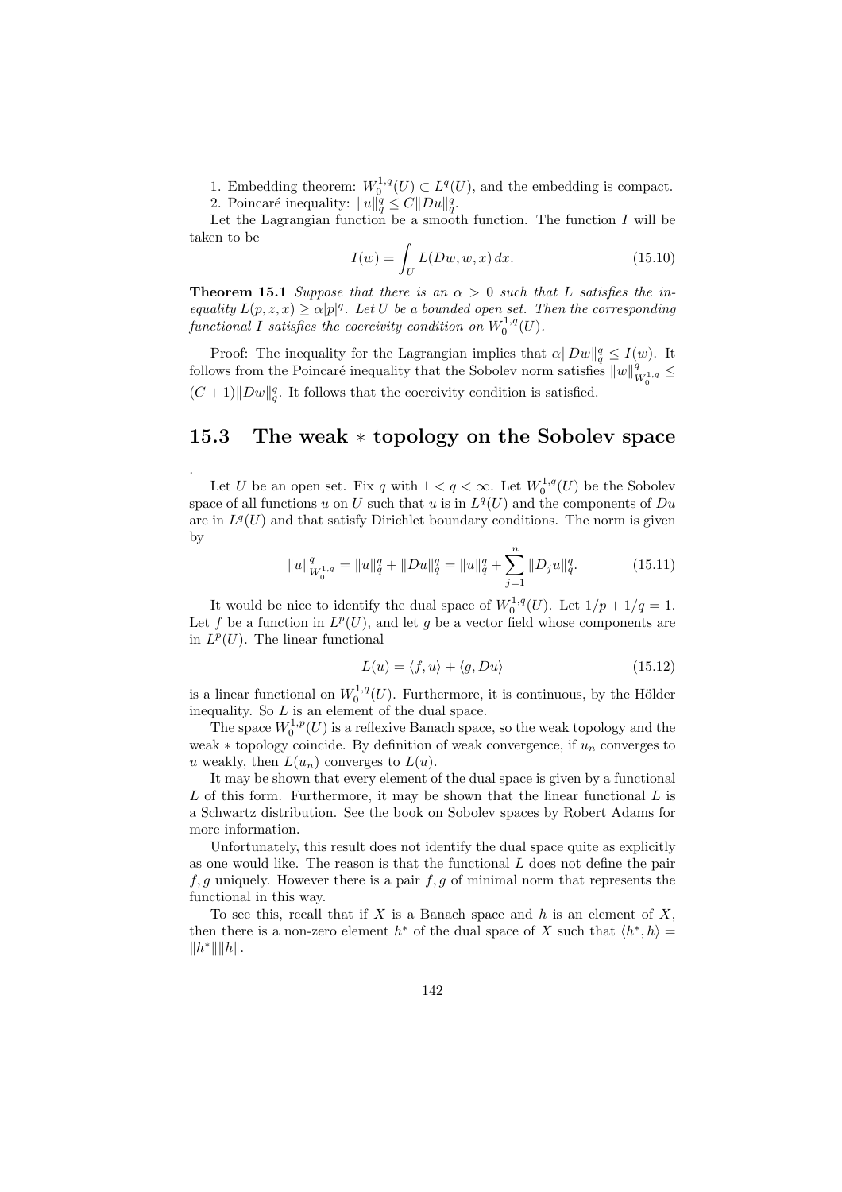1. Embedding theorem: $W_0^{1,q}(U) \subset L^q(U)$, and the embedding is compact.
2. Poincaré inequality: $\|u\|_q^q \le C\|Du\|_q^q$.

Let the Lagrangian function be a smooth function. The function $I$ will be taken to be

$$I(w) = \int_U L(Dw, w, x)\, dx. \tag{15.10}$$

**Theorem 15.1** *Suppose that there is an $\alpha > 0$ such that $L$ satisfies the inequality $L(p, z, x) \ge \alpha |p|^q$. Let $U$ be a bounded open set. Then the corresponding functional $I$ satisfies the coercivity condition on $W_0^{1,q}(U)$.*

Proof: The inequality for the Lagrangian implies that $\alpha\|Dw\|_q^q \le I(w)$. It follows from the Poincaré inequality that the Sobolev norm satisfies $\|w\|_{W_0^{1,q}}^q \le (C+1)\|Dw\|_q^q$. It follows that the coercivity condition is satisfied.

## 15.3 The weak $*$ topology on the Sobolev space

.

Let $U$ be an open set. Fix $q$ with $1 < q < \infty$. Let $W_0^{1,q}(U)$ be the Sobolev space of all functions $u$ on $U$ such that $u$ is in $L^q(U)$ and the components of $Du$ are in $L^q(U)$ and that satisfy Dirichlet boundary conditions. The norm is given by

$$\|u\|_{W_0^{1,q}}^q = \|u\|_q^q + \|Du\|_q^q = \|u\|_q^q + \sum_{j=1}^n \|D_j u\|_q^q. \tag{15.11}$$

It would be nice to identify the dual space of $W_0^{1,q}(U)$. Let $1/p + 1/q = 1$. Let $f$ be a function in $L^p(U)$, and let $g$ be a vector field whose components are in $L^p(U)$. The linear functional

$$L(u) = \langle f, u\rangle + \langle g, Du\rangle \tag{15.12}$$

is a linear functional on $W_0^{1,q}(U)$. Furthermore, it is continuous, by the Hölder inequality. So $L$ is an element of the dual space.

The space $W_0^{1,p}(U)$ is a reflexive Banach space, so the weak topology and the weak $*$ topology coincide. By definition of weak convergence, if $u_n$ converges to $u$ weakly, then $L(u_n)$ converges to $L(u)$.

It may be shown that every element of the dual space is given by a functional $L$ of this form. Furthermore, it may be shown that the linear functional $L$ is a Schwartz distribution. See the book on Sobolev spaces by Robert Adams for more information.

Unfortunately, this result does not identify the dual space quite as explicitly as one would like. The reason is that the functional $L$ does not define the pair $f, g$ uniquely. However there is a pair $f, g$ of minimal norm that represents the functional in this way.

To see this, recall that if $X$ is a Banach space and $h$ is an element of $X$, then there is a non-zero element $h^*$ of the dual space of $X$ such that $\langle h^*, h\rangle = \|h^*\|\|h\|$.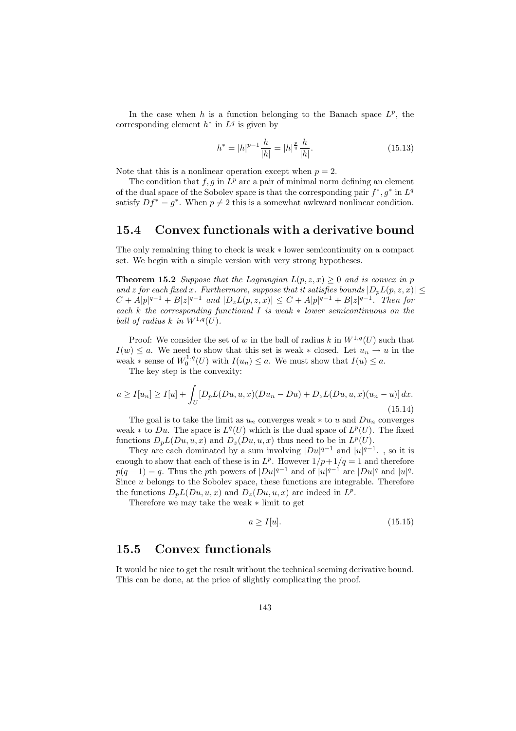In the case when $h$ is a function belonging to the Banach space $L^p$, the corresponding element $h^*$ in $L^q$ is given by

$$h^* = |h|^{p-1}\frac{h}{|h|} = |h|^{\frac{p}{q}}\frac{h}{|h|}. \tag{15.13}$$

Note that this is a nonlinear operation except when $p = 2$.

The condition that $f, g$ in $L^p$ are a pair of minimal norm defining an element of the dual space of the Sobolev space is that the corresponding pair $f^*, g^*$ in $L^q$ satisfy $Df^* = g^*$. When $p \neq 2$ this is a somewhat awkward nonlinear condition.

## 15.4 Convex functionals with a derivative bound

The only remaining thing to check is weak $*$ lower semicontinuity on a compact set. We begin with a simple version with very strong hypotheses.

**Theorem 15.2** *Suppose that the Lagrangian $L(p, z, x) \geq 0$ and is convex in $p$ and $z$ for each fixed $x$. Furthermore, suppose that it satisfies bounds $|D_p L(p, z, x)| \leq C + A|p|^{q-1} + B|z|^{q-1}$ and $|D_z L(p, z, x)| \leq C + A|p|^{q-1} + B|z|^{q-1}$. Then for each $k$ the corresponding functional $I$ is weak $*$ lower semicontinuous on the ball of radius $k$ in $W^{1,q}(U)$.*

Proof: We consider the set of $w$ in the ball of radius $k$ in $W^{1,q}(U)$ such that $I(w) \leq a$. We need to show that this set is weak $*$ closed. Let $u_n \to u$ in the weak $*$ sense of $W_0^{1,q}(U)$ with $I(u_n) \leq a$. We must show that $I(u) \leq a$.

The key step is the convexity:

$$a \geq I[u_n] \geq I[u] + \int_U [D_p L(Du, u, x)(Du_n - Du) + D_z L(Du, u, x)(u_n - u)]\, dx. \tag{15.14}$$

The goal is to take the limit as $u_n$ converges weak $*$ to $u$ and $Du_n$ converges weak $*$ to $Du$. The space is $L^q(U)$ which is the dual space of $L^p(U)$. The fixed functions $D_p L(Du, u, x)$ and $D_z(Du, u, x)$ thus need to be in $L^p(U)$.

They are each dominated by a sum involving $|Du|^{q-1}$ and $|u|^{q-1}$. , so it is enough to show that each of these is in $L^p$. However $1/p + 1/q = 1$ and therefore $p(q-1) = q$. Thus the $p$th powers of $|Du|^{q-1}$ and of $|u|^{q-1}$ are $|Du|^q$ and $|u|^q$. Since $u$ belongs to the Sobolev space, these functions are integrable. Therefore the functions $D_p L(Du, u, x)$ and $D_z(Du, u, x)$ are indeed in $L^p$.

Therefore we may take the weak $*$ limit to get

$$a \geq I[u]. \tag{15.15}$$

## 15.5 Convex functionals

It would be nice to get the result without the technical seeming derivative bound. This can be done, at the price of slightly complicating the proof.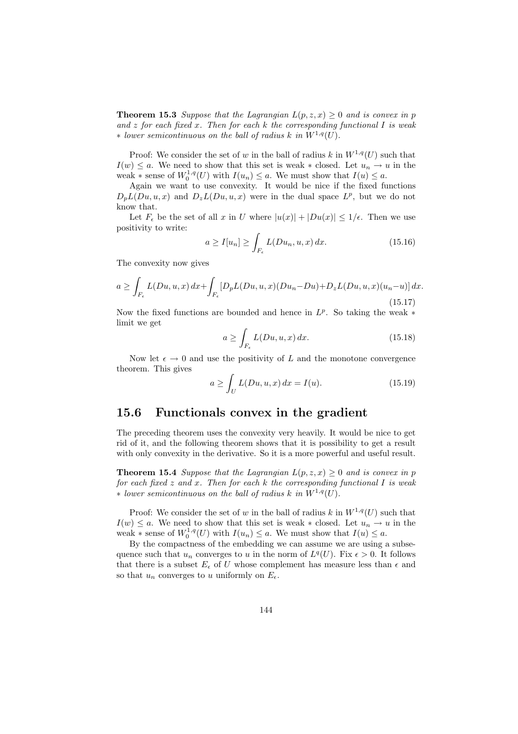**Theorem 15.3** *Suppose that the Lagrangian $L(p, z, x) \geq 0$ and is convex in $p$ and $z$ for each fixed $x$. Then for each $k$ the corresponding functional $I$ is weak $*$ lower semicontinuous on the ball of radius $k$ in $W^{1,q}(U)$.*

Proof: We consider the set of $w$ in the ball of radius $k$ in $W^{1,q}(U)$ such that $I(w) \leq a$. We need to show that this set is weak $*$ closed. Let $u_n \to u$ in the weak $*$ sense of $W_0^{1,q}(U)$ with $I(u_n) \leq a$. We must show that $I(u) \leq a$.

Again we want to use convexity. It would be nice if the fixed functions $D_pL(Du, u, x)$ and $D_zL(Du, u, x)$ were in the dual space $L^p$, but we do not know that.

Let $F_\epsilon$ be the set of all $x$ in $U$ where $|u(x)| + |Du(x)| \leq 1/\epsilon$. Then we use positivity to write:

$$a \geq I[u_n] \geq \int_{F_\epsilon} L(Du_n, u, x)\, dx. \tag{15.16}$$

The convexity now gives

$$a \geq \int_{F_\epsilon} L(Du, u, x)\, dx + \int_{F_\epsilon} [D_pL(Du, u, x)(Du_n - Du) + D_zL(Du, u, x)(u_n - u)]\, dx. \tag{15.17}$$

Now the fixed functions are bounded and hence in $L^p$. So taking the weak $*$ limit we get

$$a \geq \int_{F_\epsilon} L(Du, u, x)\, dx. \tag{15.18}$$

Now let $\epsilon \to 0$ and use the positivity of $L$ and the monotone convergence theorem. This gives

$$a \geq \int_U L(Du, u, x)\, dx = I(u). \tag{15.19}$$

## 15.6 Functionals convex in the gradient

The preceding theorem uses the convexity very heavily. It would be nice to get rid of it, and the following theorem shows that it is possibility to get a result with only convexity in the derivative. So it is a more powerful and useful result.

**Theorem 15.4** *Suppose that the Lagrangian $L(p, z, x) \geq 0$ and is convex in $p$ for each fixed $z$ and $x$. Then for each $k$ the corresponding functional $I$ is weak $*$ lower semicontinuous on the ball of radius $k$ in $W^{1,q}(U)$.*

Proof: We consider the set of $w$ in the ball of radius $k$ in $W^{1,q}(U)$ such that $I(w) \leq a$. We need to show that this set is weak $*$ closed. Let $u_n \to u$ in the weak $*$ sense of $W_0^{1,q}(U)$ with $I(u_n) \leq a$. We must show that $I(u) \leq a$.

By the compactness of the embedding we can assume we are using a subsequence such that $u_n$ converges to $u$ in the norm of $L^q(U)$. Fix $\epsilon > 0$. It follows that there is a subset $E_\epsilon$ of $U$ whose complement has measure less than $\epsilon$ and so that $u_n$ converges to $u$ uniformly on $E_\epsilon$.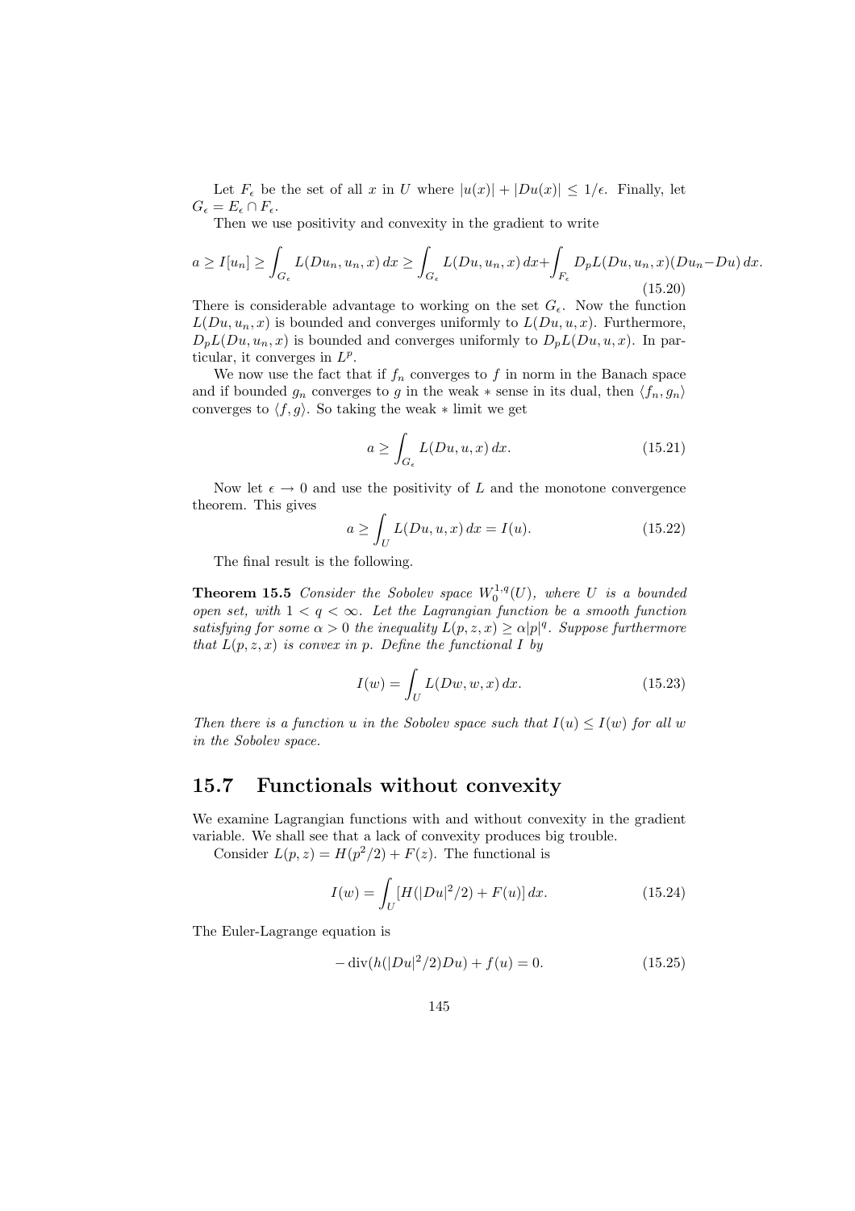Let $F_\epsilon$ be the set of all $x$ in $U$ where $|u(x)| + |Du(x)| \leq 1/\epsilon$. Finally, let $G_\epsilon = E_\epsilon \cap F_\epsilon$.

Then we use positivity and convexity in the gradient to write

$$a \geq I[u_n] \geq \int_{G_\epsilon} L(Du_n, u_n, x)\,dx \geq \int_{G_\epsilon} L(Du, u_n, x)\,dx + \int_{F_\epsilon} D_pL(Du, u_n, x)(Du_n - Du)\,dx. \tag{15.20}$$

There is considerable advantage to working on the set $G_\epsilon$. Now the function $L(Du, u_n, x)$ is bounded and converges uniformly to $L(Du, u, x)$. Furthermore, $D_pL(Du, u_n, x)$ is bounded and converges uniformly to $D_pL(Du, u, x)$. In particular, it converges in $L^p$.

We now use the fact that if $f_n$ converges to $f$ in norm in the Banach space and if bounded $g_n$ converges to $g$ in the weak $*$ sense in its dual, then $\langle f_n, g_n\rangle$ converges to $\langle f, g\rangle$. So taking the weak $*$ limit we get

$$a \geq \int_{G_\epsilon} L(Du, u, x)\,dx. \tag{15.21}$$

Now let $\epsilon \to 0$ and use the positivity of $L$ and the monotone convergence theorem. This gives

$$a \geq \int_U L(Du, u, x)\,dx = I(u). \tag{15.22}$$

The final result is the following.

**Theorem 15.5** *Consider the Sobolev space $W_0^{1,q}(U)$, where $U$ is a bounded open set, with $1 < q < \infty$. Let the Lagrangian function be a smooth function satisfying for some $\alpha > 0$ the inequality $L(p, z, x) \geq \alpha |p|^q$. Suppose furthermore that $L(p, z, x)$ is convex in $p$. Define the functional $I$ by*

$$I(w) = \int_U L(Dw, w, x)\,dx. \tag{15.23}$$

*Then there is a function $u$ in the Sobolev space such that $I(u) \leq I(w)$ for all $w$ in the Sobolev space.*

## 15.7 Functionals without convexity

We examine Lagrangian functions with and without convexity in the gradient variable. We shall see that a lack of convexity produces big trouble.

Consider $L(p, z) = H(p^2/2) + F(z)$. The functional is

$$I(w) = \int_U [H(|Du|^2/2) + F(u)]\,dx. \tag{15.24}$$

The Euler-Lagrange equation is

$$-\operatorname{div}(h(|Du|^2/2)Du) + f(u) = 0. \tag{15.25}$$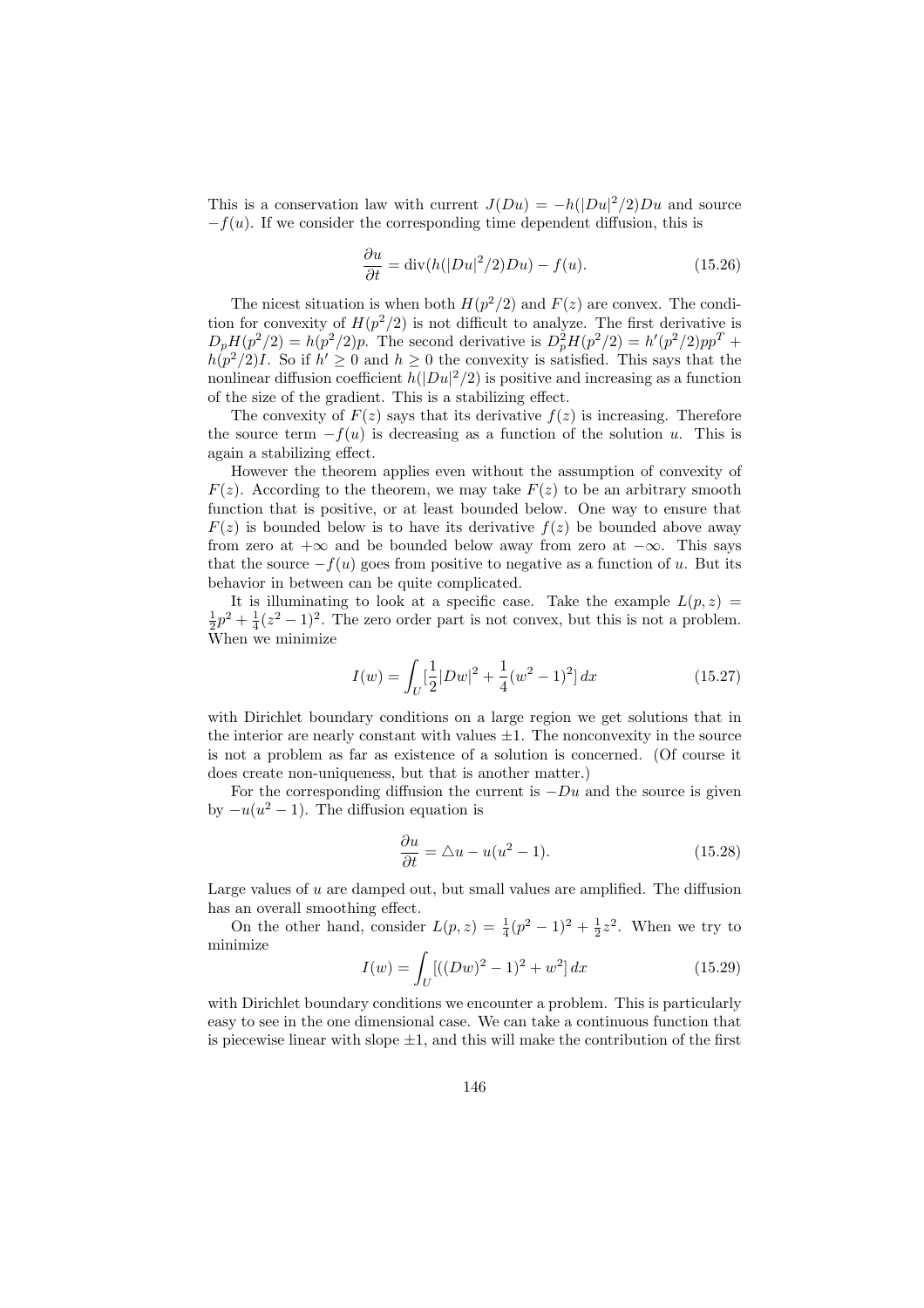This is a conservation law with current $J(Du) = -h(|Du|^2/2)Du$ and source $-f(u)$. If we consider the corresponding time dependent diffusion, this is

$$\frac{\partial u}{\partial t} = \operatorname{div}(h(|Du|^2/2)Du) - f(u). \tag{15.26}$$

The nicest situation is when both $H(p^2/2)$ and $F(z)$ are convex. The condition for convexity of $H(p^2/2)$ is not difficult to analyze. The first derivative is $D_pH(p^2/2) = h(p^2/2)p$. The second derivative is $D_p^2H(p^2/2) = h'(p^2/2)pp^T + h(p^2/2)I$. So if $h' \geq 0$ and $h \geq 0$ the convexity is satisfied. This says that the nonlinear diffusion coefficient $h(|Du|^2/2)$ is positive and increasing as a function of the size of the gradient. This is a stabilizing effect.

The convexity of $F(z)$ says that its derivative $f(z)$ is increasing. Therefore the source term $-f(u)$ is decreasing as a function of the solution $u$. This is again a stabilizing effect.

However the theorem applies even without the assumption of convexity of $F(z)$. According to the theorem, we may take $F(z)$ to be an arbitrary smooth function that is positive, or at least bounded below. One way to ensure that $F(z)$ is bounded below is to have its derivative $f(z)$ be bounded above away from zero at $+\infty$ and be bounded below away from zero at $-\infty$. This says that the source $-f(u)$ goes from positive to negative as a function of $u$. But its behavior in between can be quite complicated.

It is illuminating to look at a specific case. Take the example $L(p, z) = \frac{1}{2}p^2 + \frac{1}{4}(z^2 - 1)^2$. The zero order part is not convex, but this is not a problem. When we minimize

$$I(w) = \int_U [\frac{1}{2}|Dw|^2 + \frac{1}{4}(w^2 - 1)^2]\, dx \tag{15.27}$$

with Dirichlet boundary conditions on a large region we get solutions that in the interior are nearly constant with values $\pm 1$. The nonconvexity in the source is not a problem as far as existence of a solution is concerned. (Of course it does create non-uniqueness, but that is another matter.)

For the corresponding diffusion the current is $-Du$ and the source is given by $-u(u^2 - 1)$. The diffusion equation is

$$\frac{\partial u}{\partial t} = \triangle u - u(u^2 - 1). \tag{15.28}$$

Large values of $u$ are damped out, but small values are amplified. The diffusion has an overall smoothing effect.

On the other hand, consider $L(p, z) = \frac{1}{4}(p^2 - 1)^2 + \frac{1}{2}z^2$. When we try to minimize

$$I(w) = \int_U [((Dw)^2 - 1)^2 + w^2]\, dx \tag{15.29}$$

with Dirichlet boundary conditions we encounter a problem. This is particularly easy to see in the one dimensional case. We can take a continuous function that is piecewise linear with slope $\pm 1$, and this will make the contribution of the first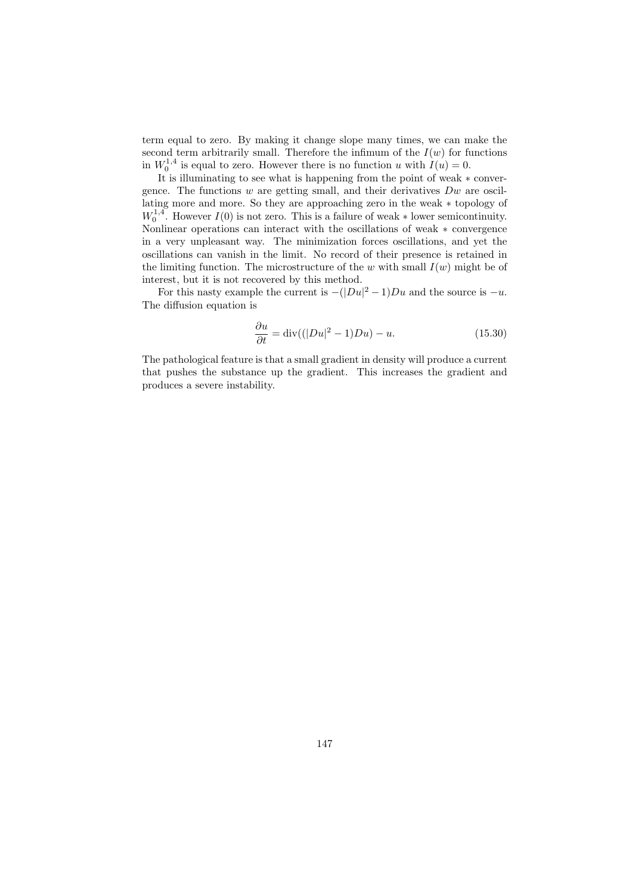term equal to zero. By making it change slope many times, we can make the second term arbitrarily small. Therefore the infimum of the $I(w)$ for functions in $W_0^{1,4}$ is equal to zero. However there is no function $u$ with $I(u) = 0$.

It is illuminating to see what is happening from the point of weak $*$ convergence. The functions $w$ are getting small, and their derivatives $Dw$ are oscillating more and more. So they are approaching zero in the weak $*$ topology of $W_0^{1,4}$. However $I(0)$ is not zero. This is a failure of weak $*$ lower semicontinuity. Nonlinear operations can interact with the oscillations of weak $*$ convergence in a very unpleasant way. The minimization forces oscillations, and yet the oscillations can vanish in the limit. No record of their presence is retained in the limiting function. The microstructure of the $w$ with small $I(w)$ might be of interest, but it is not recovered by this method.

For this nasty example the current is $-(|Du|^2 - 1)Du$ and the source is $-u$. The diffusion equation is

$$\frac{\partial u}{\partial t} = \operatorname{div}((|Du|^2 - 1)Du) - u. \tag{15.30}$$

The pathological feature is that a small gradient in density will produce a current that pushes the substance up the gradient. This increases the gradient and produces a severe instability.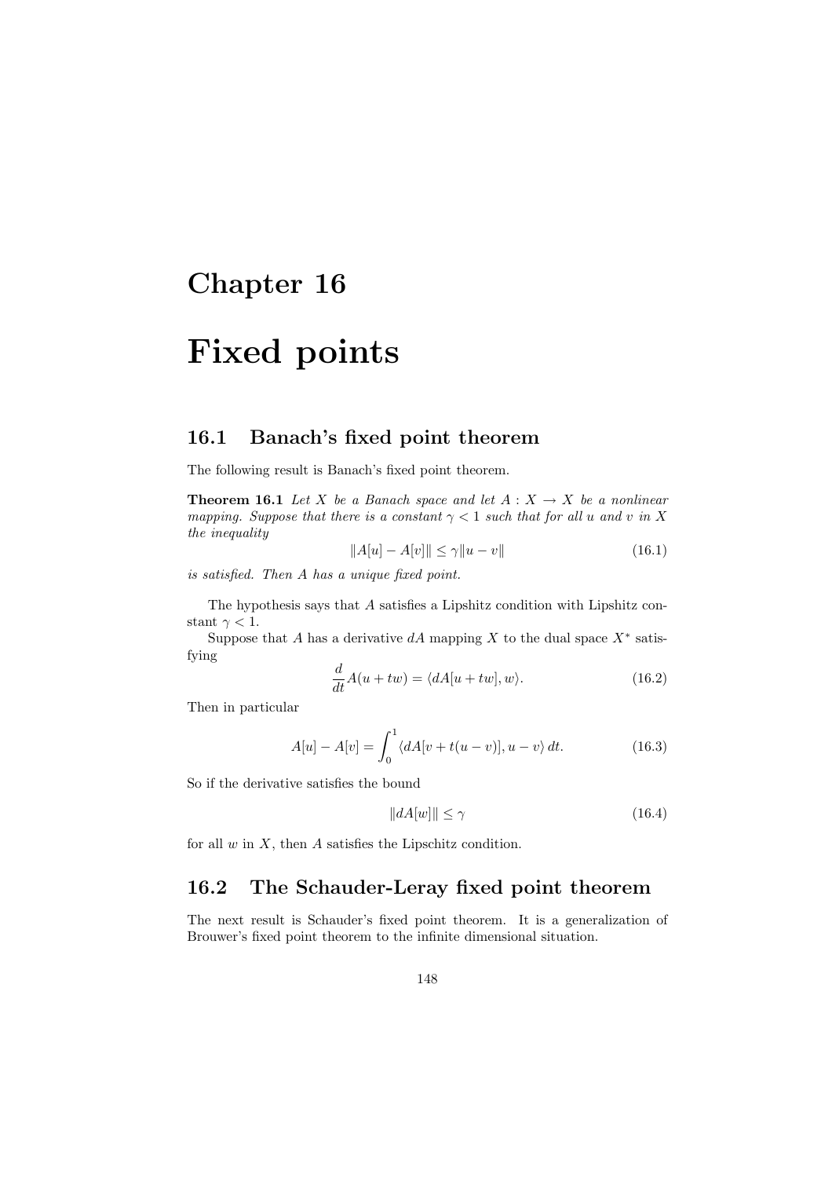# Chapter 16

# Fixed points

## 16.1 Banach's fixed point theorem

The following result is Banach's fixed point theorem.

**Theorem 16.1** *Let $X$ be a Banach space and let $A : X \to X$ be a nonlinear mapping. Suppose that there is a constant $\gamma < 1$ such that for all $u$ and $v$ in $X$ the inequality*

$$\|A[u] - A[v]\| \leq \gamma \|u - v\| \tag{16.1}$$

*is satisfied. Then $A$ has a unique fixed point.*

The hypothesis says that $A$ satisfies a Lipshitz condition with Lipshitz constant $\gamma < 1$.

Suppose that $A$ has a derivative $dA$ mapping $X$ to the dual space $X^*$ satisfying

$$\frac{d}{dt} A(u + tw) = \langle dA[u + tw], w \rangle. \tag{16.2}$$

Then in particular

$$A[u] - A[v] = \int_0^1 \langle dA[v + t(u - v)], u - v \rangle \, dt. \tag{16.3}$$

So if the derivative satisfies the bound

$$\|dA[w]\| \leq \gamma \tag{16.4}$$

for all $w$ in $X$, then $A$ satisfies the Lipschitz condition.

## 16.2 The Schauder-Leray fixed point theorem

The next result is Schauder's fixed point theorem. It is a generalization of Brouwer's fixed point theorem to the infinite dimensional situation.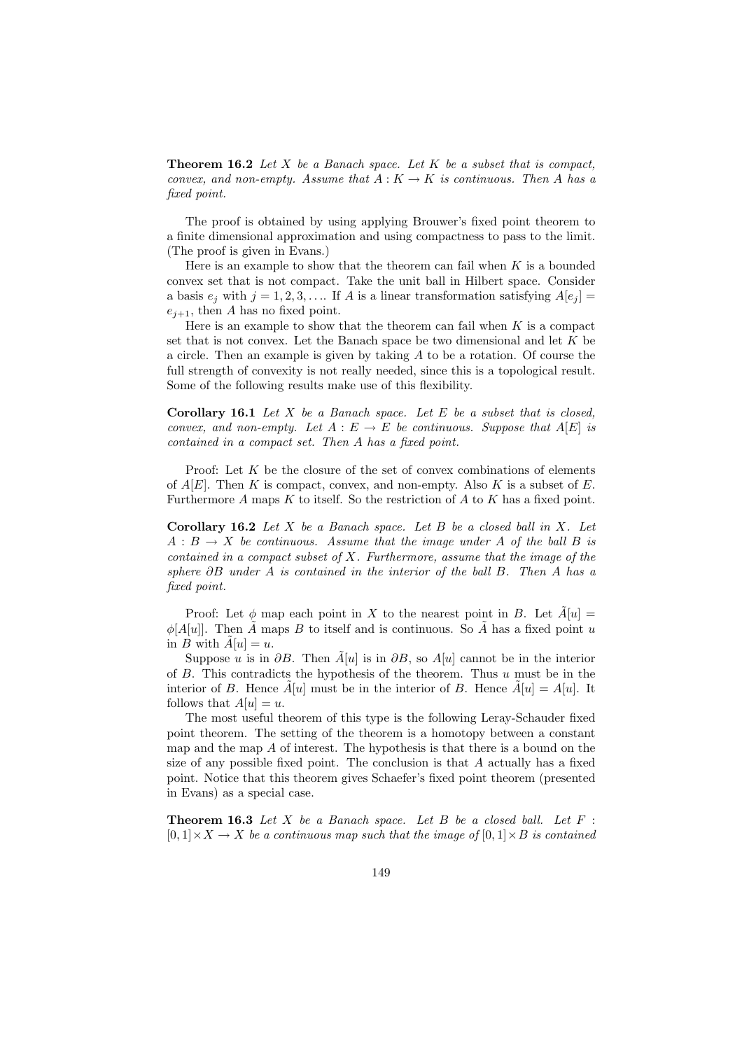**Theorem 16.2** *Let $X$ be a Banach space. Let $K$ be a subset that is compact, convex, and non-empty. Assume that $A : K \to K$ is continuous. Then $A$ has a fixed point.*

The proof is obtained by using applying Brouwer's fixed point theorem to a finite dimensional approximation and using compactness to pass to the limit. (The proof is given in Evans.)

Here is an example to show that the theorem can fail when $K$ is a bounded convex set that is not compact. Take the unit ball in Hilbert space. Consider a basis $e_j$ with $j = 1, 2, 3, \ldots$. If $A$ is a linear transformation satisfying $A[e_j] = e_{j+1}$, then $A$ has no fixed point.

Here is an example to show that the theorem can fail when $K$ is a compact set that is not convex. Let the Banach space be two dimensional and let $K$ be a circle. Then an example is given by taking $A$ to be a rotation. Of course the full strength of convexity is not really needed, since this is a topological result. Some of the following results make use of this flexibility.

**Corollary 16.1** *Let $X$ be a Banach space. Let $E$ be a subset that is closed, convex, and non-empty. Let $A : E \to E$ be continuous. Suppose that $A[E]$ is contained in a compact set. Then $A$ has a fixed point.*

Proof: Let $K$ be the closure of the set of convex combinations of elements of $A[E]$. Then $K$ is compact, convex, and non-empty. Also $K$ is a subset of $E$. Furthermore $A$ maps $K$ to itself. So the restriction of $A$ to $K$ has a fixed point.

**Corollary 16.2** *Let $X$ be a Banach space. Let $B$ be a closed ball in $X$. Let $A : B \to X$ be continuous. Assume that the image under $A$ of the ball $B$ is contained in a compact subset of $X$. Furthermore, assume that the image of the sphere $\partial B$ under $A$ is contained in the interior of the ball $B$. Then $A$ has a fixed point.*

Proof: Let $\phi$ map each point in $X$ to the nearest point in $B$. Let $\tilde{A}[u] = \phi[A[u]]$. Then $\tilde{A}$ maps $B$ to itself and is continuous. So $\tilde{A}$ has a fixed point $u$ in $B$ with $\tilde{A}[u] = u$.

Suppose $u$ is in $\partial B$. Then $\tilde{A}[u]$ is in $\partial B$, so $A[u]$ cannot be in the interior of $B$. This contradicts the hypothesis of the theorem. Thus $u$ must be in the interior of $B$. Hence $\tilde{A}[u]$ must be in the interior of $B$. Hence $\tilde{A}[u] = A[u]$. It follows that $A[u] = u$.

The most useful theorem of this type is the following Leray-Schauder fixed point theorem. The setting of the theorem is a homotopy between a constant map and the map $A$ of interest. The hypothesis is that there is a bound on the size of any possible fixed point. The conclusion is that $A$ actually has a fixed point. Notice that this theorem gives Schaefer's fixed point theorem (presented in Evans) as a special case.

**Theorem 16.3** *Let $X$ be a Banach space. Let $B$ be a closed ball. Let $F : [0, 1] \times X \to X$ be a continuous map such that the image of $[0, 1] \times B$ is contained*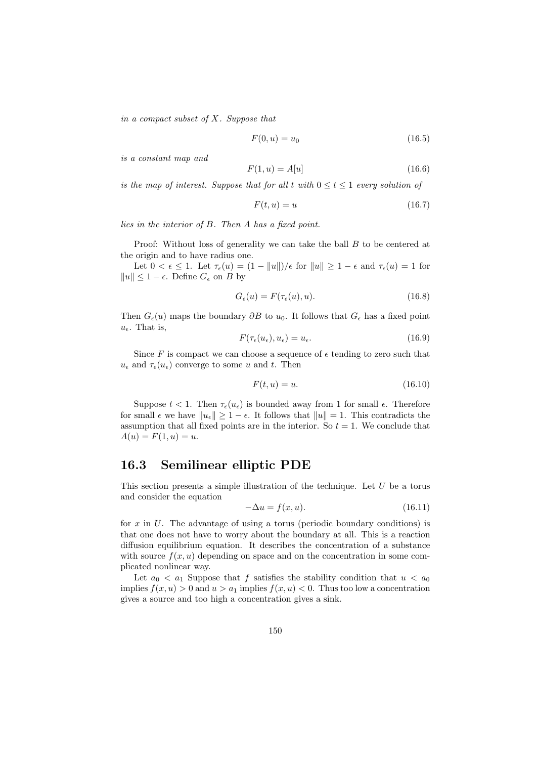*in a compact subset of $X$. Suppose that*

$$F(0, u) = u_0 \tag{16.5}$$

*is a constant map and*

$$F(1, u) = A[u] \tag{16.6}$$

*is the map of interest. Suppose that for all $t$ with $0 \leq t \leq 1$ every solution of*

$$F(t, u) = u \tag{16.7}$$

*lies in the interior of $B$. Then $A$ has a fixed point.*

Proof: Without loss of generality we can take the ball $B$ to be centered at the origin and to have radius one.

Let $0 < \epsilon \leq 1$. Let $\tau_\epsilon(u) = (1 - \|u\|)/\epsilon$ for $\|u\| \geq 1 - \epsilon$ and $\tau_\epsilon(u) = 1$ for $\|u\| \leq 1 - \epsilon$. Define $G_\epsilon$ on $B$ by

$$G_\epsilon(u) = F(\tau_\epsilon(u), u). \tag{16.8}$$

Then $G_\epsilon(u)$ maps the boundary $\partial B$ to $u_0$. It follows that $G_\epsilon$ has a fixed point $u_\epsilon$. That is,

$$F(\tau_\epsilon(u_\epsilon), u_\epsilon) = u_\epsilon. \tag{16.9}$$

Since $F$ is compact we can choose a sequence of $\epsilon$ tending to zero such that $u_\epsilon$ and $\tau_\epsilon(u_\epsilon)$ converge to some $u$ and $t$. Then

$$F(t, u) = u. \tag{16.10}$$

Suppose $t < 1$. Then $\tau_\epsilon(u_\epsilon)$ is bounded away from 1 for small $\epsilon$. Therefore for small $\epsilon$ we have $\|u_\epsilon\| \geq 1 - \epsilon$. It follows that $\|u\| = 1$. This contradicts the assumption that all fixed points are in the interior. So $t = 1$. We conclude that $A(u) = F(1, u) = u$.

## 16.3 Semilinear elliptic PDE

This section presents a simple illustration of the technique. Let $U$ be a torus and consider the equation

$$-\Delta u = f(x, u). \tag{16.11}$$

for $x$ in $U$. The advantage of using a torus (periodic boundary conditions) is that one does not have to worry about the boundary at all. This is a reaction diffusion equilibrium equation. It describes the concentration of a substance with source $f(x, u)$ depending on space and on the concentration in some complicated nonlinear way.

Let $a_0 < a_1$ Suppose that $f$ satisfies the stability condition that $u < a_0$ implies $f(x, u) > 0$ and $u > a_1$ implies $f(x, u) < 0$. Thus too low a concentration gives a source and too high a concentration gives a sink.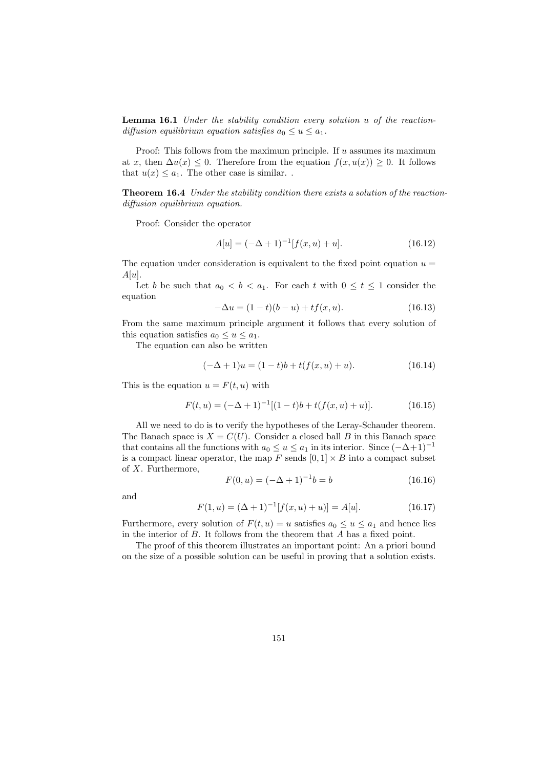**Lemma 16.1** *Under the stability condition every solution $u$ of the reaction-diffusion equilibrium equation satisfies $a_0 \leq u \leq a_1$.*

Proof: This follows from the maximum principle. If $u$ assumes its maximum at $x$, then $\Delta u(x) \leq 0$. Therefore from the equation $f(x, u(x)) \geq 0$. It follows that $u(x) \leq a_1$. The other case is similar. .

**Theorem 16.4** *Under the stability condition there exists a solution of the reaction-diffusion equilibrium equation.*

Proof: Consider the operator

$$A[u] = (-\Delta + 1)^{-1}[f(x, u) + u]. \tag{16.12}$$

The equation under consideration is equivalent to the fixed point equation $u = A[u]$.

Let $b$ be such that $a_0 < b < a_1$. For each $t$ with $0 \leq t \leq 1$ consider the equation

$$-\Delta u = (1 - t)(b - u) + t f(x, u). \tag{16.13}$$

From the same maximum principle argument it follows that every solution of this equation satisfies $a_0 \leq u \leq a_1$.

The equation can also be written

$$(-\Delta + 1)u = (1 - t)b + t(f(x, u) + u). \tag{16.14}$$

This is the equation $u = F(t, u)$ with

$$F(t, u) = (-\Delta + 1)^{-1}[(1 - t)b + t(f(x, u) + u)]. \tag{16.15}$$

All we need to do is to verify the hypotheses of the Leray-Schauder theorem. The Banach space is $X = C(U)$. Consider a closed ball $B$ in this Banach space that contains all the functions with $a_0 \leq u \leq a_1$ in its interior. Since $(-\Delta + 1)^{-1}$ is a compact linear operator, the map $F$ sends $[0, 1] \times B$ into a compact subset of $X$. Furthermore,

$$F(0, u) = (-\Delta + 1)^{-1} b = b \tag{16.16}$$

and

$$F(1, u) = (\Delta + 1)^{-1}[f(x, u) + u)] = A[u]. \tag{16.17}$$

Furthermore, every solution of $F(t, u) = u$ satisfies $a_0 \leq u \leq a_1$ and hence lies in the interior of $B$. It follows from the theorem that $A$ has a fixed point.

The proof of this theorem illustrates an important point: An a priori bound on the size of a possible solution can be useful in proving that a solution exists.